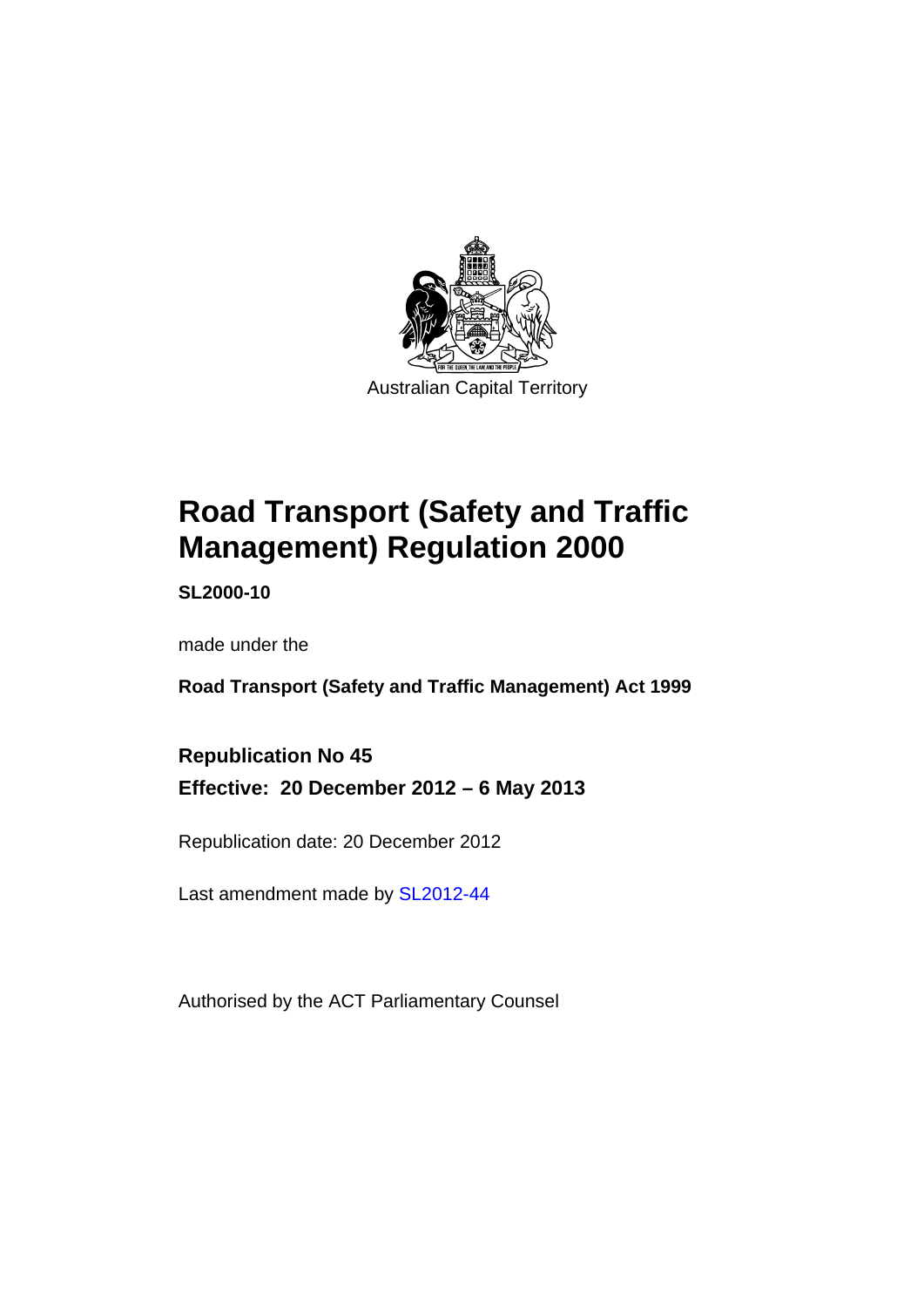Australian Capital Territory

# Road Transport (Safety and Traffic Management) Regulation 2000

**SL2000-10**

made under the

**Road Transport (Safety and Traffic Management) Act 1999**

**Republication No 45**

**Effective: 20 December 2012 – 6 May 2013**

Republication date: 20 December 2012

Last amendment made by SL2012-44

Authorised by the ACT Parliamentary Counsel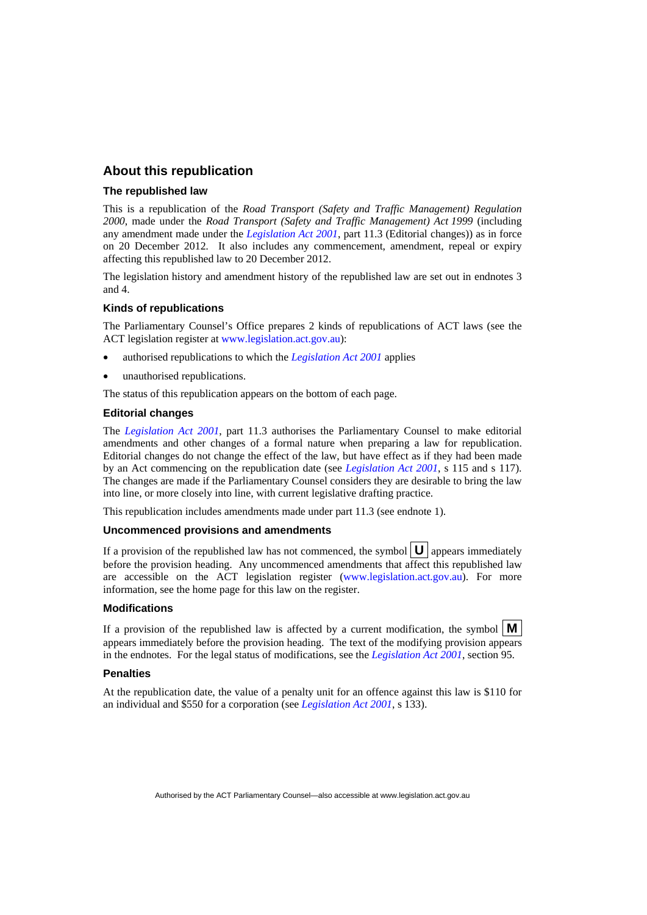## About this republication

### The republished law

This is a republication of the *Road Transport (Safety and Traffic Management) Regulation 2000*, made under the *Road Transport (Safety and Traffic Management) Act 1999* (including any amendment made under the *Legislation Act 2001*, part 11.3 (Editorial changes)) as in force on 20 December 2012. It also includes any commencement, amendment, repeal or expiry affecting this republished law to 20 December 2012.

The legislation history and amendment history of the republished law are set out in endnotes 3 and 4.

### Kinds of republications

The Parliamentary Counsel's Office prepares 2 kinds of republications of ACT laws (see the ACT legislation register at www.legislation.act.gov.au):

- authorised republications to which the *Legislation Act 2001* applies
- unauthorised republications.

The status of this republication appears on the bottom of each page.

### Editorial changes

The *Legislation Act 2001*, part 11.3 authorises the Parliamentary Counsel to make editorial amendments and other changes of a formal nature when preparing a law for republication. Editorial changes do not change the effect of the law, but have effect as if they had been made by an Act commencing on the republication date (see *Legislation Act 2001*, s 115 and s 117). The changes are made if the Parliamentary Counsel considers they are desirable to bring the law into line, or more closely into line, with current legislative drafting practice.

This republication includes amendments made under part 11.3 (see endnote 1).

### Uncommenced provisions and amendments

If a provision of the republished law has not commenced, the symbol **U** appears immediately before the provision heading. Any uncommenced amendments that affect this republished law are accessible on the ACT legislation register (www.legislation.act.gov.au). For more information, see the home page for this law on the register.

### Modifications

If a provision of the republished law is affected by a current modification, the symbol **M** appears immediately before the provision heading. The text of the modifying provision appears in the endnotes. For the legal status of modifications, see the *Legislation Act 2001*, section 95.

### Penalties

At the republication date, the value of a penalty unit for an offence against this law is $110 for an individual and $550 for a corporation (see *Legislation Act 2001*, s 133).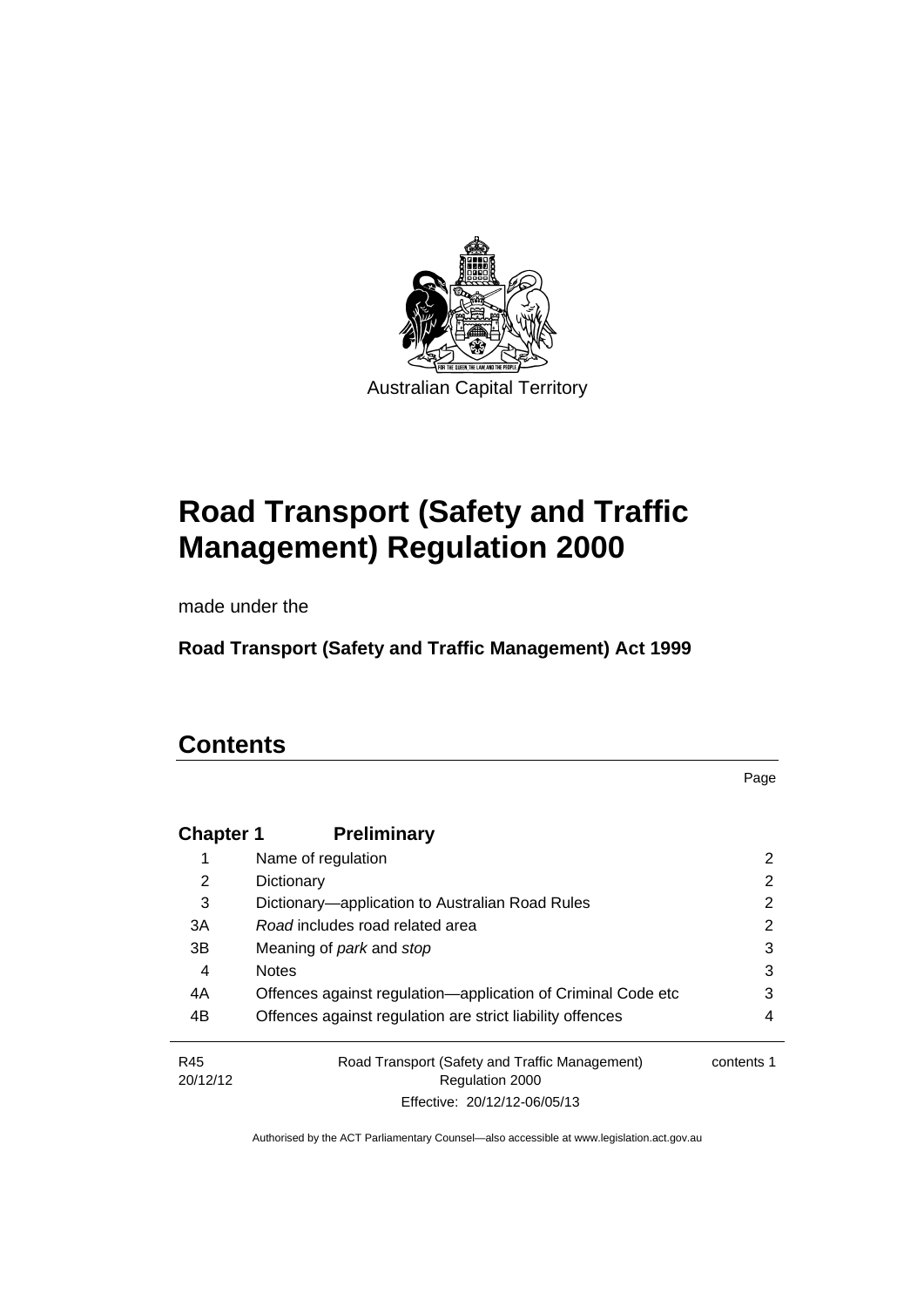Australian Capital Territory

# Road Transport (Safety and Traffic Management) Regulation 2000

made under the

**Road Transport (Safety and Traffic Management) Act 1999**

## Contents

| | | Page |
|---|---|---|
| **Chapter 1** | **Preliminary** | |
| 1 | Name of regulation | 2 |
| 2 | Dictionary | 2 |
| 3 | Dictionary—application to Australian Road Rules | 2 |
| 3A | *Road* includes road related area | 2 |
| 3B | Meaning of *park* and *stop* | 3 |
| 4 | Notes | 3 |
| 4A | Offences against regulation—application of Criminal Code etc | 3 |
| 4B | Offences against regulation are strict liability offences | 4 |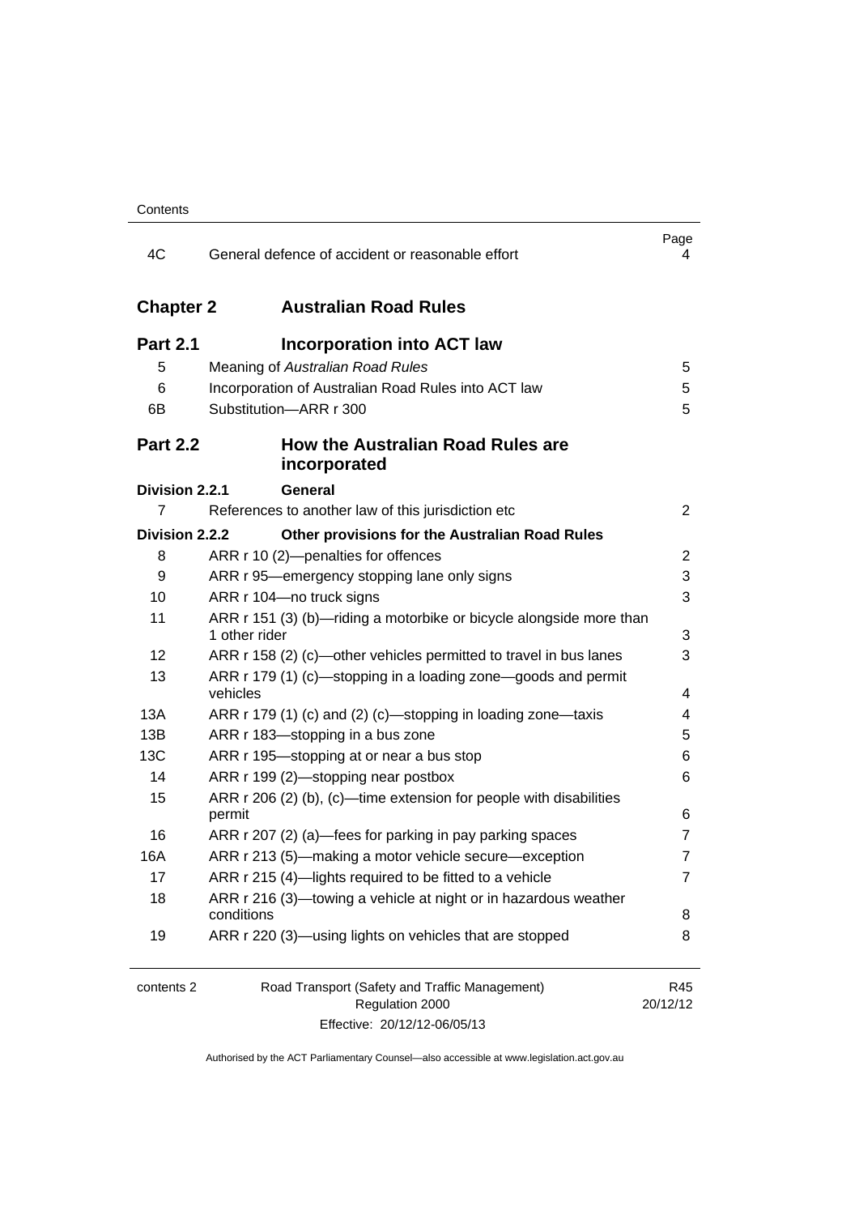| | | Page |
|---|---|---|
| 4C | General defence of accident or reasonable effort | 4 |

**Chapter 2 Australian Road Rules**

**Part 2.1 Incorporation into ACT law**

| | | |
|---|---|---|
| 5 | Meaning of *Australian Road Rules* | 5 |
| 6 | Incorporation of Australian Road Rules into ACT law | 5 |
| 6B | Substitution—ARR r 300 | 5 |

**Part 2.2 How the Australian Road Rules are incorporated**

**Division 2.2.1 General**

| | | |
|---|---|---|
| 7 | References to another law of this jurisdiction etc | 2 |

**Division 2.2.2 Other provisions for the Australian Road Rules**

| | | |
|---|---|---|
| 8 | ARR r 10 (2)—penalties for offences | 2 |
| 9 | ARR r 95—emergency stopping lane only signs | 3 |
| 10 | ARR r 104—no truck signs | 3 |
| 11 | ARR r 151 (3) (b)—riding a motorbike or bicycle alongside more than 1 other rider | 3 |
| 12 | ARR r 158 (2) (c)—other vehicles permitted to travel in bus lanes | 3 |
| 13 | ARR r 179 (1) (c)—stopping in a loading zone—goods and permit vehicles | 4 |
| 13A | ARR r 179 (1) (c) and (2) (c)—stopping in loading zone—taxis | 4 |
| 13B | ARR r 183—stopping in a bus zone | 5 |
| 13C | ARR r 195—stopping at or near a bus stop | 6 |
| 14 | ARR r 199 (2)—stopping near postbox | 6 |
| 15 | ARR r 206 (2) (b), (c)—time extension for people with disabilities permit | 6 |
| 16 | ARR r 207 (2) (a)—fees for parking in pay parking spaces | 7 |
| 16A | ARR r 213 (5)—making a motor vehicle secure—exception | 7 |
| 17 | ARR r 215 (4)—lights required to be fitted to a vehicle | 7 |
| 18 | ARR r 216 (3)—towing a vehicle at night or in hazardous weather conditions | 8 |
| 19 | ARR r 220 (3)—using lights on vehicles that are stopped | 8 |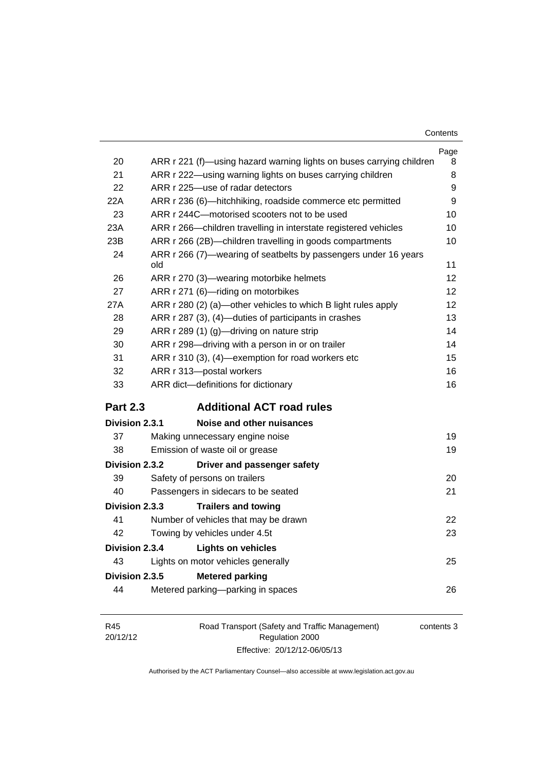| | | Page |
|---|---|---|
| 20 | ARR r 221 (f)—using hazard warning lights on buses carrying children | 8 |
| 21 | ARR r 222—using warning lights on buses carrying children | 8 |
| 22 | ARR r 225—use of radar detectors | 9 |
| 22A | ARR r 236 (6)—hitchhiking, roadside commerce etc permitted | 9 |
| 23 | ARR r 244C—motorised scooters not to be used | 10 |
| 23A | ARR r 266—children travelling in interstate registered vehicles | 10 |
| 23B | ARR r 266 (2B)—children travelling in goods compartments | 10 |
| 24 | ARR r 266 (7)—wearing of seatbelts by passengers under 16 years old | 11 |
| 26 | ARR r 270 (3)—wearing motorbike helmets | 12 |
| 27 | ARR r 271 (6)—riding on motorbikes | 12 |
| 27A | ARR r 280 (2) (a)—other vehicles to which B light rules apply | 12 |
| 28 | ARR r 287 (3), (4)—duties of participants in crashes | 13 |
| 29 | ARR r 289 (1) (g)—driving on nature strip | 14 |
| 30 | ARR r 298—driving with a person in or on trailer | 14 |
| 31 | ARR r 310 (3), (4)—exemption for road workers etc | 15 |
| 32 | ARR r 313—postal workers | 16 |
| 33 | ARR dict—definitions for dictionary | 16 |

## Part 2.3 Additional ACT road rules

**Division 2.3.1 Noise and other nuisances**

| | | |
|---|---|---|
| 37 | Making unnecessary engine noise | 19 |
| 38 | Emission of waste oil or grease | 19 |

**Division 2.3.2 Driver and passenger safety**

| | | |
|---|---|---|
| 39 | Safety of persons on trailers | 20 |
| 40 | Passengers in sidecars to be seated | 21 |

**Division 2.3.3 Trailers and towing**

| | | |
|---|---|---|
| 41 | Number of vehicles that may be drawn | 22 |
| 42 | Towing by vehicles under 4.5t | 23 |

**Division 2.3.4 Lights on vehicles**

| | | |
|---|---|---|
| 43 | Lights on motor vehicles generally | 25 |

**Division 2.3.5 Metered parking**

| | | |
|---|---|---|
| 44 | Metered parking—parking in spaces | 26 |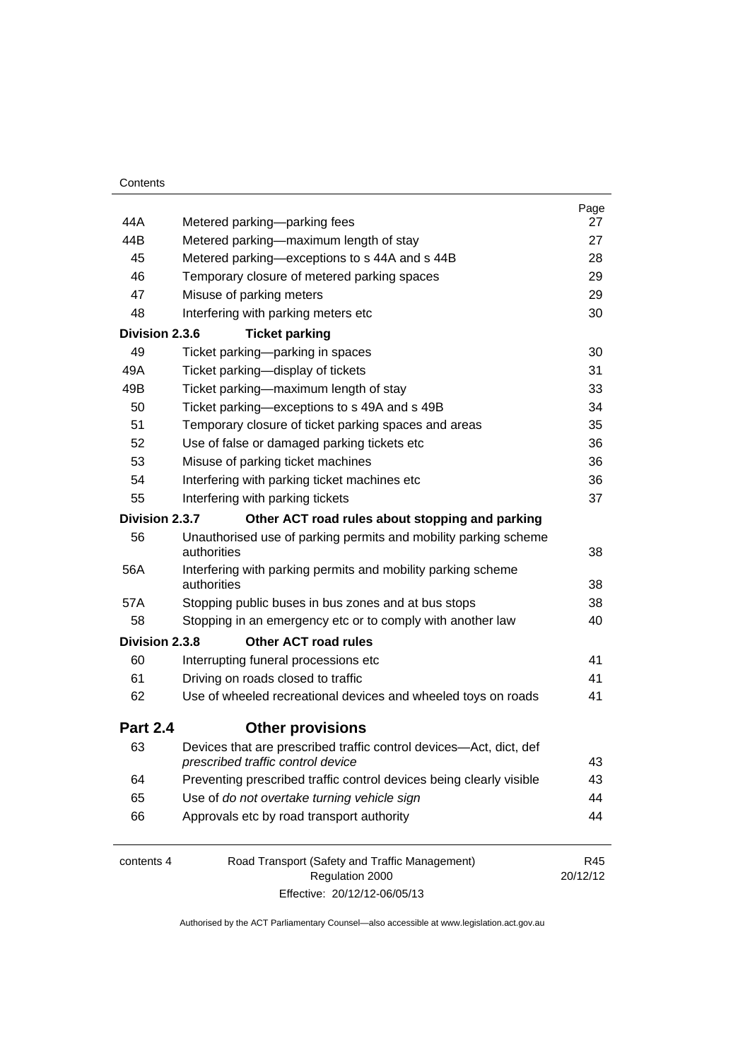| | | Page |
|---|---|---|
| 44A | Metered parking—parking fees | 27 |
| 44B | Metered parking—maximum length of stay | 27 |
| 45 | Metered parking—exceptions to s 44A and s 44B | 28 |
| 46 | Temporary closure of metered parking spaces | 29 |
| 47 | Misuse of parking meters | 29 |
| 48 | Interfering with parking meters etc | 30 |
| **Division 2.3.6** | **Ticket parking** | |
| 49 | Ticket parking—parking in spaces | 30 |
| 49A | Ticket parking—display of tickets | 31 |
| 49B | Ticket parking—maximum length of stay | 33 |
| 50 | Ticket parking—exceptions to s 49A and s 49B | 34 |
| 51 | Temporary closure of ticket parking spaces and areas | 35 |
| 52 | Use of false or damaged parking tickets etc | 36 |
| 53 | Misuse of parking ticket machines | 36 |
| 54 | Interfering with parking ticket machines etc | 36 |
| 55 | Interfering with parking tickets | 37 |
| **Division 2.3.7** | **Other ACT road rules about stopping and parking** | |
| 56 | Unauthorised use of parking permits and mobility parking scheme authorities | 38 |
| 56A | Interfering with parking permits and mobility parking scheme authorities | 38 |
| 57A | Stopping public buses in bus zones and at bus stops | 38 |
| 58 | Stopping in an emergency etc or to comply with another law | 40 |
| **Division 2.3.8** | **Other ACT road rules** | |
| 60 | Interrupting funeral processions etc | 41 |
| 61 | Driving on roads closed to traffic | 41 |
| 62 | Use of wheeled recreational devices and wheeled toys on roads | 41 |

## Part 2.4 Other provisions

| | | |
|---|---|---|
| 63 | Devices that are prescribed traffic control devices—Act, dict, def *prescribed traffic control device* | 43 |
| 64 | Preventing prescribed traffic control devices being clearly visible | 43 |
| 65 | Use of *do not overtake turning vehicle sign* | 44 |
| 66 | Approvals etc by road transport authority | 44 |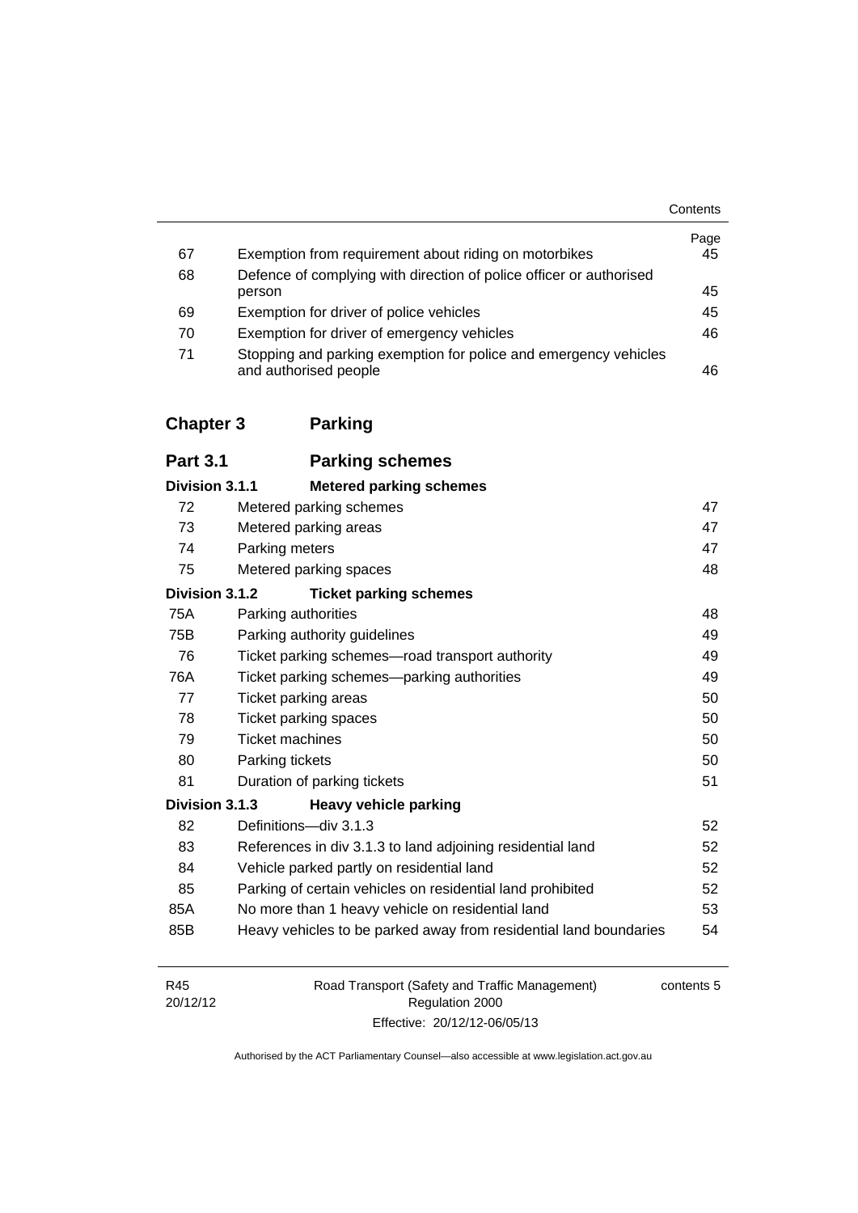| | | Page |
|---|---|---|
| 67 | Exemption from requirement about riding on motorbikes | 45 |
| 68 | Defence of complying with direction of police officer or authorised person | 45 |
| 69 | Exemption for driver of police vehicles | 45 |
| 70 | Exemption for driver of emergency vehicles | 46 |
| 71 | Stopping and parking exemption for police and emergency vehicles and authorised people | 46 |

## Chapter 3 Parking

### Part 3.1 Parking schemes

#### Division 3.1.1 Metered parking schemes

| | | |
|---|---|---|
| 72 | Metered parking schemes | 47 |
| 73 | Metered parking areas | 47 |
| 74 | Parking meters | 47 |
| 75 | Metered parking spaces | 48 |

#### Division 3.1.2 Ticket parking schemes

| | | |
|---|---|---|
| 75A | Parking authorities | 48 |
| 75B | Parking authority guidelines | 49 |
| 76 | Ticket parking schemes—road transport authority | 49 |
| 76A | Ticket parking schemes—parking authorities | 49 |
| 77 | Ticket parking areas | 50 |
| 78 | Ticket parking spaces | 50 |
| 79 | Ticket machines | 50 |
| 80 | Parking tickets | 50 |
| 81 | Duration of parking tickets | 51 |

#### Division 3.1.3 Heavy vehicle parking

| | | |
|---|---|---|
| 82 | Definitions—div 3.1.3 | 52 |
| 83 | References in div 3.1.3 to land adjoining residential land | 52 |
| 84 | Vehicle parked partly on residential land | 52 |
| 85 | Parking of certain vehicles on residential land prohibited | 52 |
| 85A | No more than 1 heavy vehicle on residential land | 53 |
| 85B | Heavy vehicles to be parked away from residential land boundaries | 54 |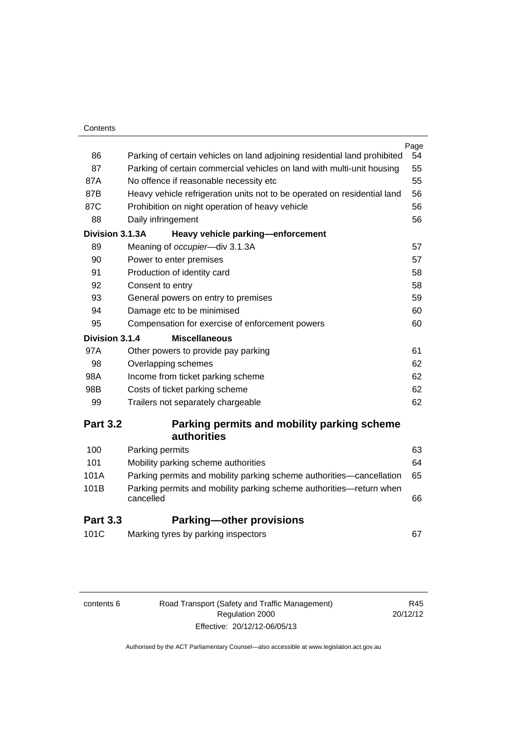| | | Page |
|---|---|---|
| 86 | Parking of certain vehicles on land adjoining residential land prohibited | 54 |
| 87 | Parking of certain commercial vehicles on land with multi-unit housing | 55 |
| 87A | No offence if reasonable necessity etc | 55 |
| 87B | Heavy vehicle refrigeration units not to be operated on residential land | 56 |
| 87C | Prohibition on night operation of heavy vehicle | 56 |
| 88 | Daily infringement | 56 |
| **Division 3.1.3A** | **Heavy vehicle parking—enforcement** | |
| 89 | Meaning of *occupier*—div 3.1.3A | 57 |
| 90 | Power to enter premises | 57 |
| 91 | Production of identity card | 58 |
| 92 | Consent to entry | 58 |
| 93 | General powers on entry to premises | 59 |
| 94 | Damage etc to be minimised | 60 |
| 95 | Compensation for exercise of enforcement powers | 60 |
| **Division 3.1.4** | **Miscellaneous** | |
| 97A | Other powers to provide pay parking | 61 |
| 98 | Overlapping schemes | 62 |
| 98A | Income from ticket parking scheme | 62 |
| 98B | Costs of ticket parking scheme | 62 |
| 99 | Trailers not separately chargeable | 62 |

## Part 3.2 Parking permits and mobility parking scheme authorities

| | | |
|---|---|---|
| 100 | Parking permits | 63 |
| 101 | Mobility parking scheme authorities | 64 |
| 101A | Parking permits and mobility parking scheme authorities—cancellation | 65 |
| 101B | Parking permits and mobility parking scheme authorities—return when cancelled | 66 |

## Part 3.3 Parking—other provisions

| | | |
|---|---|---|
| 101C | Marking tyres by parking inspectors | 67 |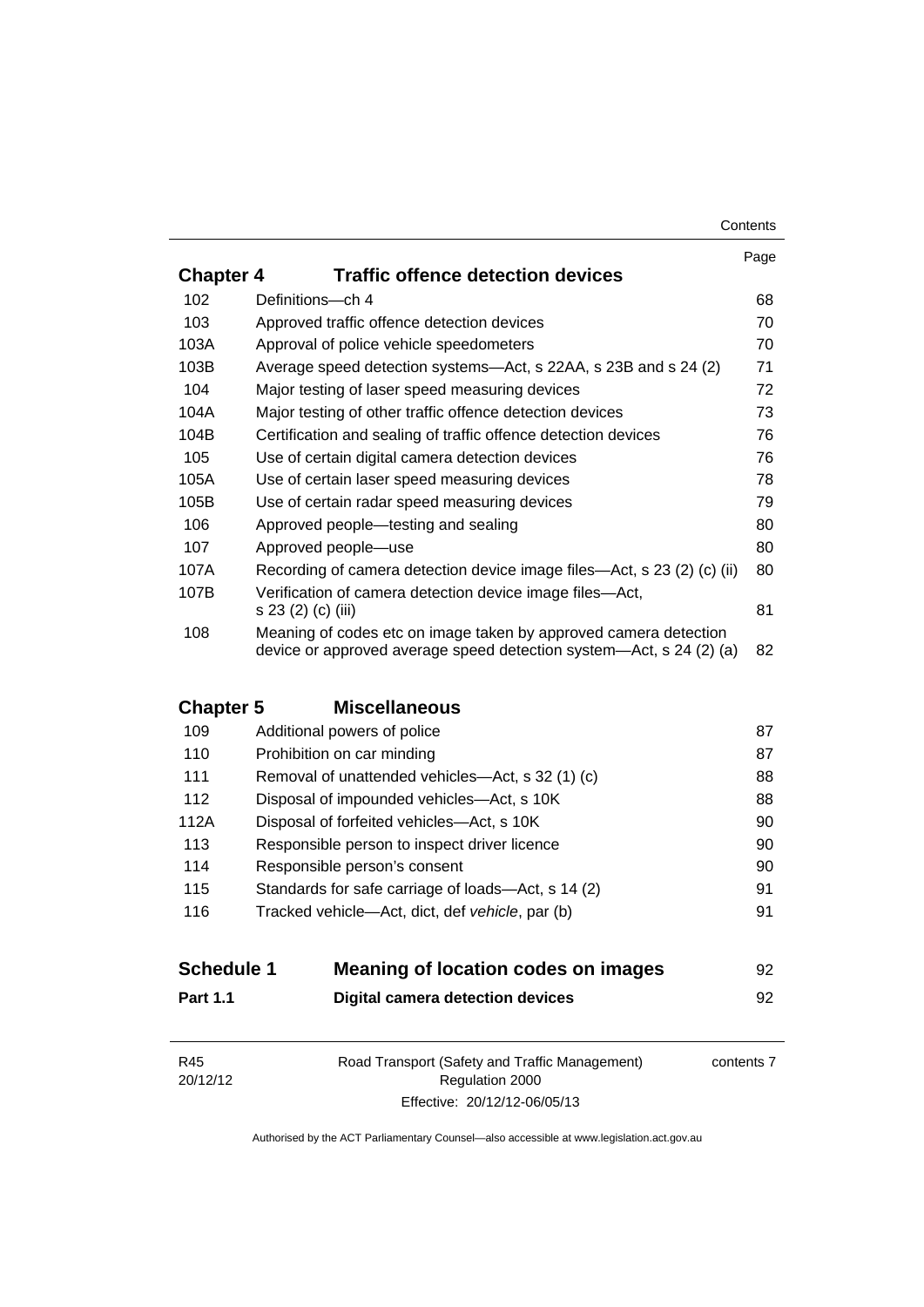| | | Page |
|---|---|---|
| **Chapter 4** | **Traffic offence detection devices** | |
| 102 | Definitions—ch 4 | 68 |
| 103 | Approved traffic offence detection devices | 70 |
| 103A | Approval of police vehicle speedometers | 70 |
| 103B | Average speed detection systems—Act, s 22AA, s 23B and s 24 (2) | 71 |
| 104 | Major testing of laser speed measuring devices | 72 |
| 104A | Major testing of other traffic offence detection devices | 73 |
| 104B | Certification and sealing of traffic offence detection devices | 76 |
| 105 | Use of certain digital camera detection devices | 76 |
| 105A | Use of certain laser speed measuring devices | 78 |
| 105B | Use of certain radar speed measuring devices | 79 |
| 106 | Approved people—testing and sealing | 80 |
| 107 | Approved people—use | 80 |
| 107A | Recording of camera detection device image files—Act, s 23 (2) (c) (ii) | 80 |
| 107B | Verification of camera detection device image files—Act, s 23 (2) (c) (iii) | 81 |
| 108 | Meaning of codes etc on image taken by approved camera detection device or approved average speed detection system—Act, s 24 (2) (a) | 82 |
| **Chapter 5** | **Miscellaneous** | |
| 109 | Additional powers of police | 87 |
| 110 | Prohibition on car minding | 87 |
| 111 | Removal of unattended vehicles—Act, s 32 (1) (c) | 88 |
| 112 | Disposal of impounded vehicles—Act, s 10K | 88 |
| 112A | Disposal of forfeited vehicles—Act, s 10K | 90 |
| 113 | Responsible person to inspect driver licence | 90 |
| 114 | Responsible person's consent | 90 |
| 115 | Standards for safe carriage of loads—Act, s 14 (2) | 91 |
| 116 | Tracked vehicle—Act, dict, def *vehicle*, par (b) | 91 |
| **Schedule 1** | **Meaning of location codes on images** | 92 |
| **Part 1.1** | **Digital camera detection devices** | 92 |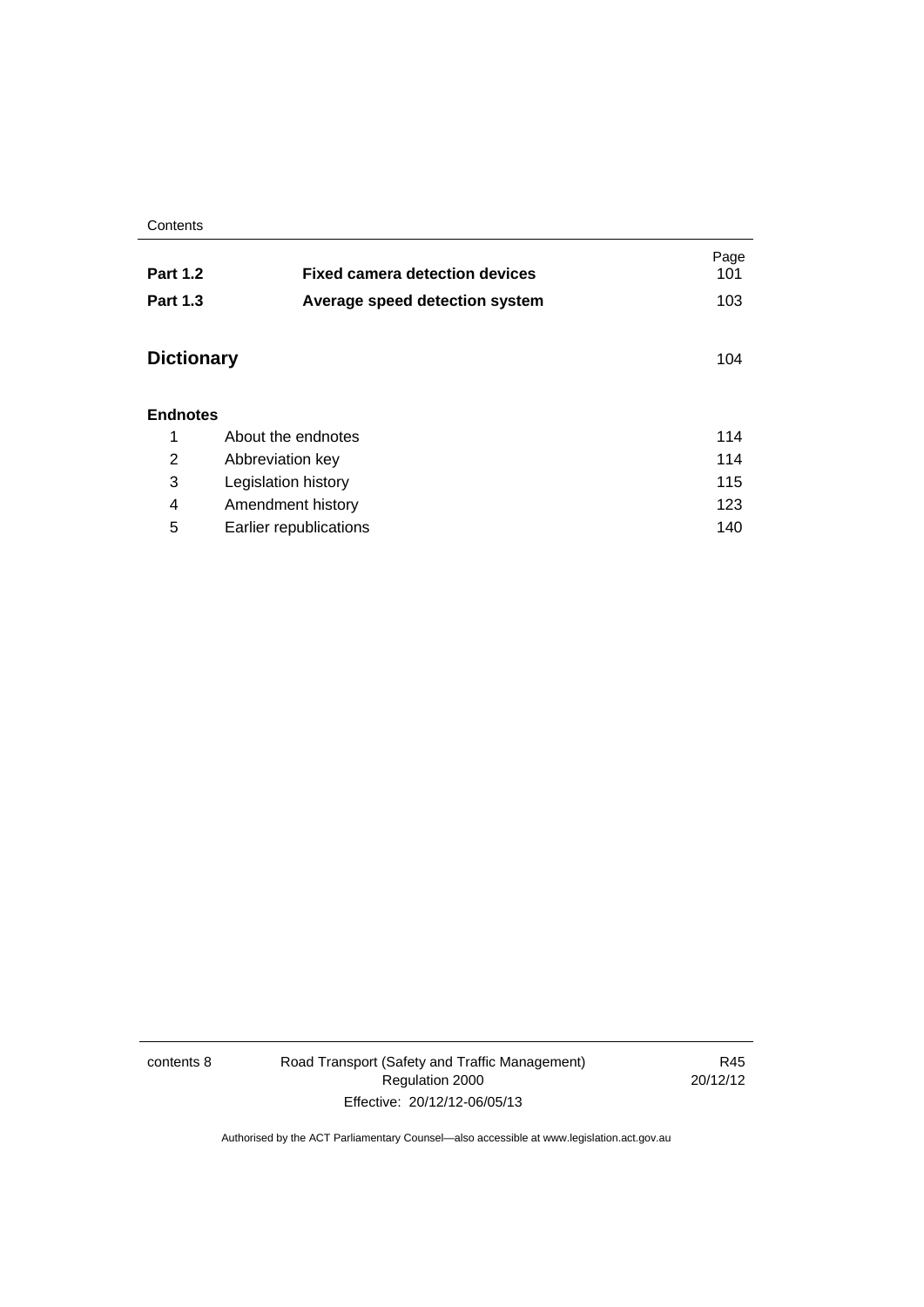| | | Page |
|---|---|---|
| **Part 1.2** | **Fixed camera detection devices** | 101 |
| **Part 1.3** | **Average speed detection system** | 103 |

| | Page |
|---|---|
| **Dictionary** | 104 |

**Endnotes**

| | | |
|---|---|---|
| 1 | About the endnotes | 114 |
| 2 | Abbreviation key | 114 |
| 3 | Legislation history | 115 |
| 4 | Amendment history | 123 |
| 5 | Earlier republications | 140 |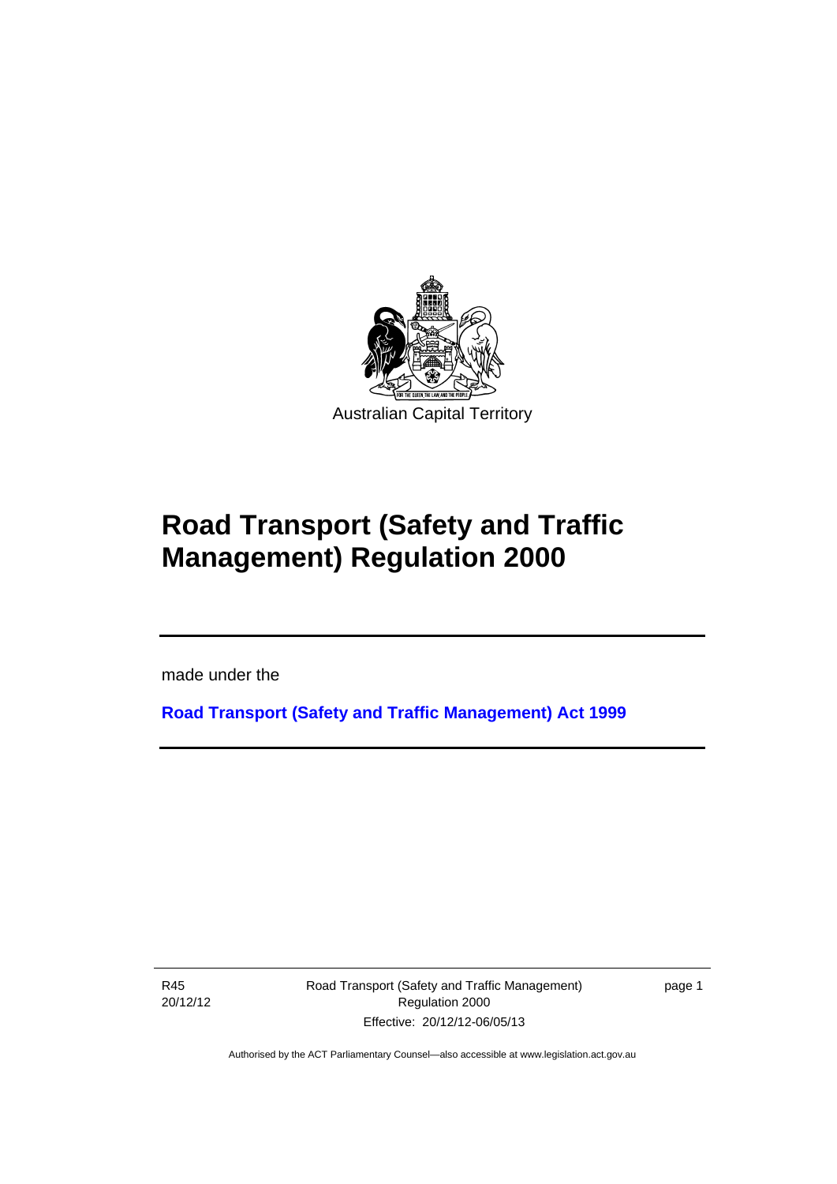Australian Capital Territory

# Road Transport (Safety and Traffic Management) Regulation 2000

made under the

**Road Transport (Safety and Traffic Management) Act 1999**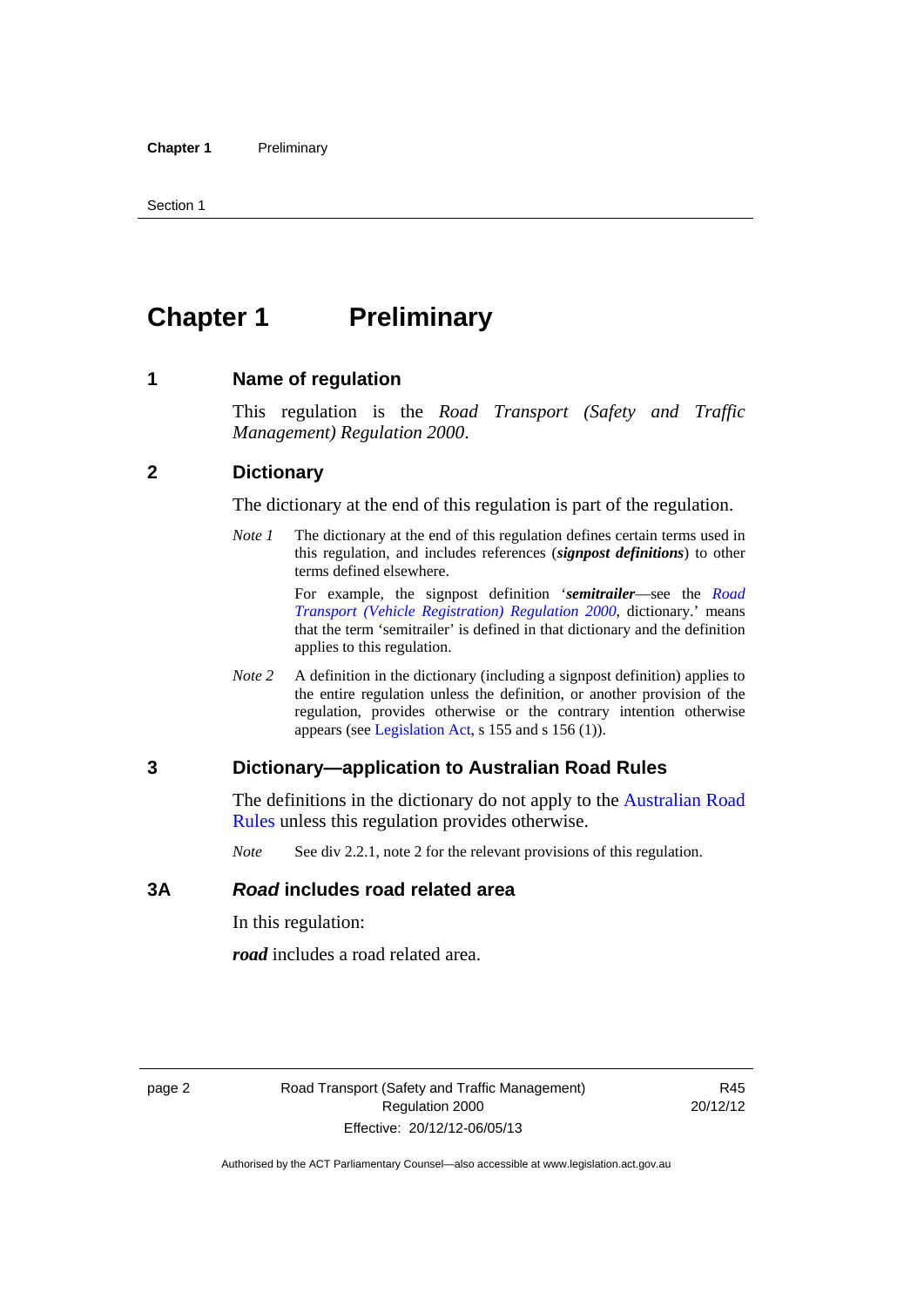# Chapter 1 Preliminary

## 1 Name of regulation

This regulation is the *Road Transport (Safety and Traffic Management) Regulation 2000*.

## 2 Dictionary

The dictionary at the end of this regulation is part of the regulation.

*Note 1* The dictionary at the end of this regulation defines certain terms used in this regulation, and includes references (***signpost definitions***) to other terms defined elsewhere.

For example, the signpost definition '***semitrailer***—see the *Road Transport (Vehicle Registration) Regulation 2000*, dictionary.' means that the term 'semitrailer' is defined in that dictionary and the definition applies to this regulation.

*Note 2* A definition in the dictionary (including a signpost definition) applies to the entire regulation unless the definition, or another provision of the regulation, provides otherwise or the contrary intention otherwise appears (see Legislation Act, s 155 and s 156 (1)).

## 3 Dictionary—application to Australian Road Rules

The definitions in the dictionary do not apply to the Australian Road Rules unless this regulation provides otherwise.

*Note* See div 2.2.1, note 2 for the relevant provisions of this regulation.

## 3A *Road* includes road related area

In this regulation:

***road*** includes a road related area.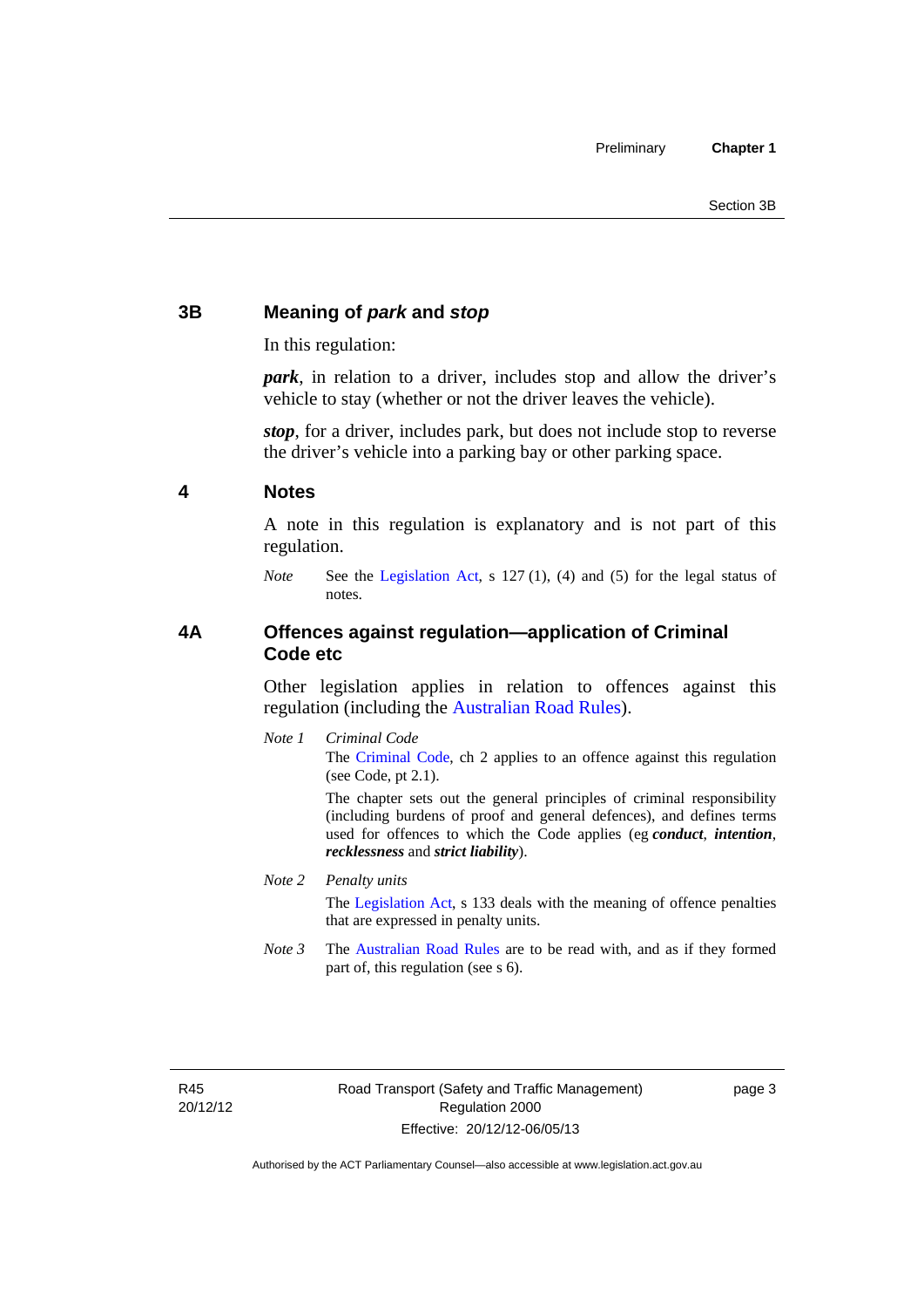## 3B Meaning of *park* and *stop*

In this regulation:

***park***, in relation to a driver, includes stop and allow the driver's vehicle to stay (whether or not the driver leaves the vehicle).

***stop***, for a driver, includes park, but does not include stop to reverse the driver's vehicle into a parking bay or other parking space.

## 4 Notes

A note in this regulation is explanatory and is not part of this regulation.

*Note* See the Legislation Act, s 127 (1), (4) and (5) for the legal status of notes.

## 4A Offences against regulation—application of Criminal Code etc

Other legislation applies in relation to offences against this regulation (including the Australian Road Rules).

*Note 1* *Criminal Code*

The Criminal Code, ch 2 applies to an offence against this regulation (see Code, pt 2.1).

The chapter sets out the general principles of criminal responsibility (including burdens of proof and general defences), and defines terms used for offences to which the Code applies (eg ***conduct***, ***intention***, ***recklessness*** and ***strict liability***).

*Note 2* *Penalty units*

The Legislation Act, s 133 deals with the meaning of offence penalties that are expressed in penalty units.

*Note 3* The Australian Road Rules are to be read with, and as if they formed part of, this regulation (see s 6).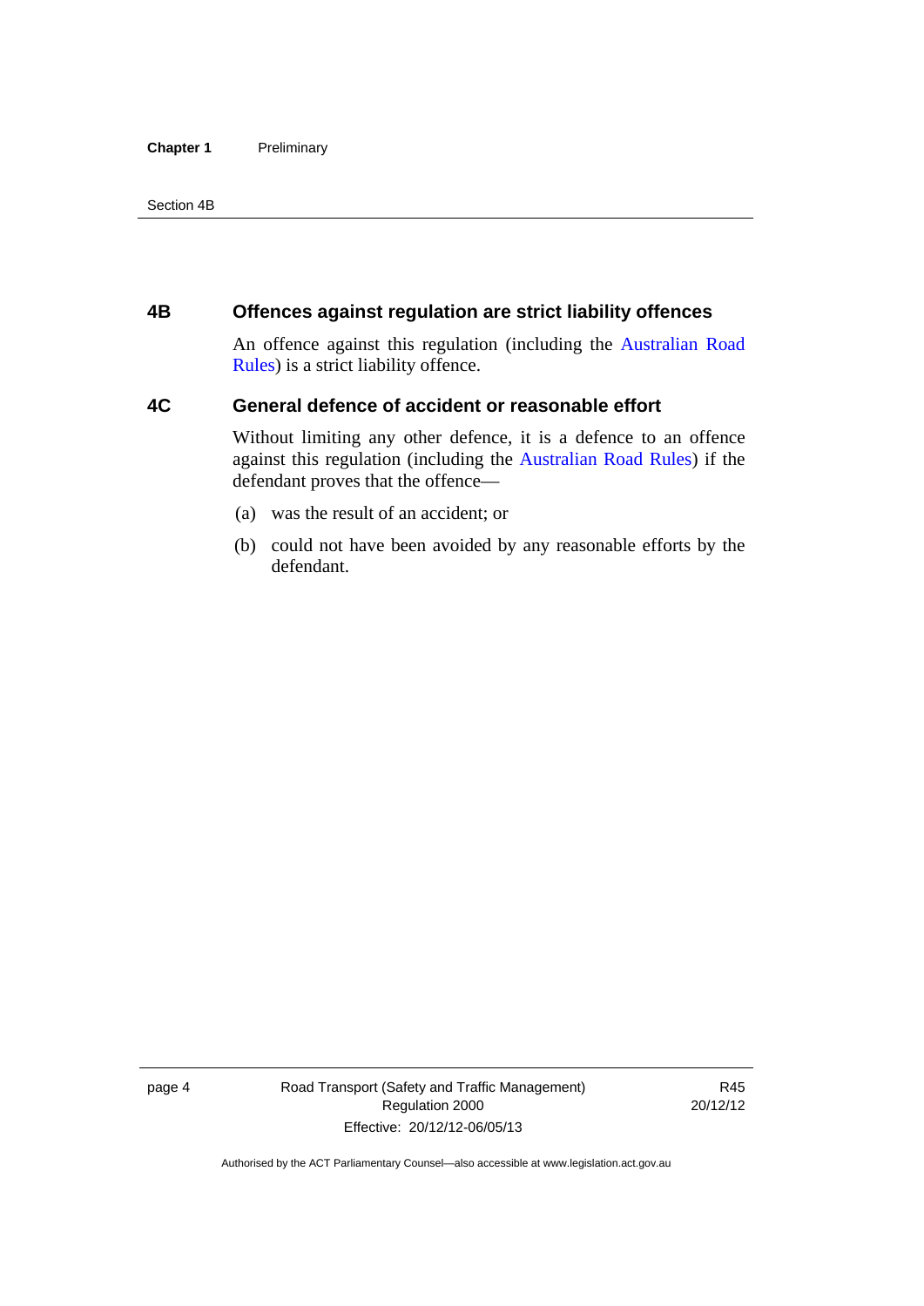## 4B Offences against regulation are strict liability offences

An offence against this regulation (including the Australian Road Rules) is a strict liability offence.

## 4C General defence of accident or reasonable effort

Without limiting any other defence, it is a defence to an offence against this regulation (including the Australian Road Rules) if the defendant proves that the offence—

(a) was the result of an accident; or

(b) could not have been avoided by any reasonable efforts by the defendant.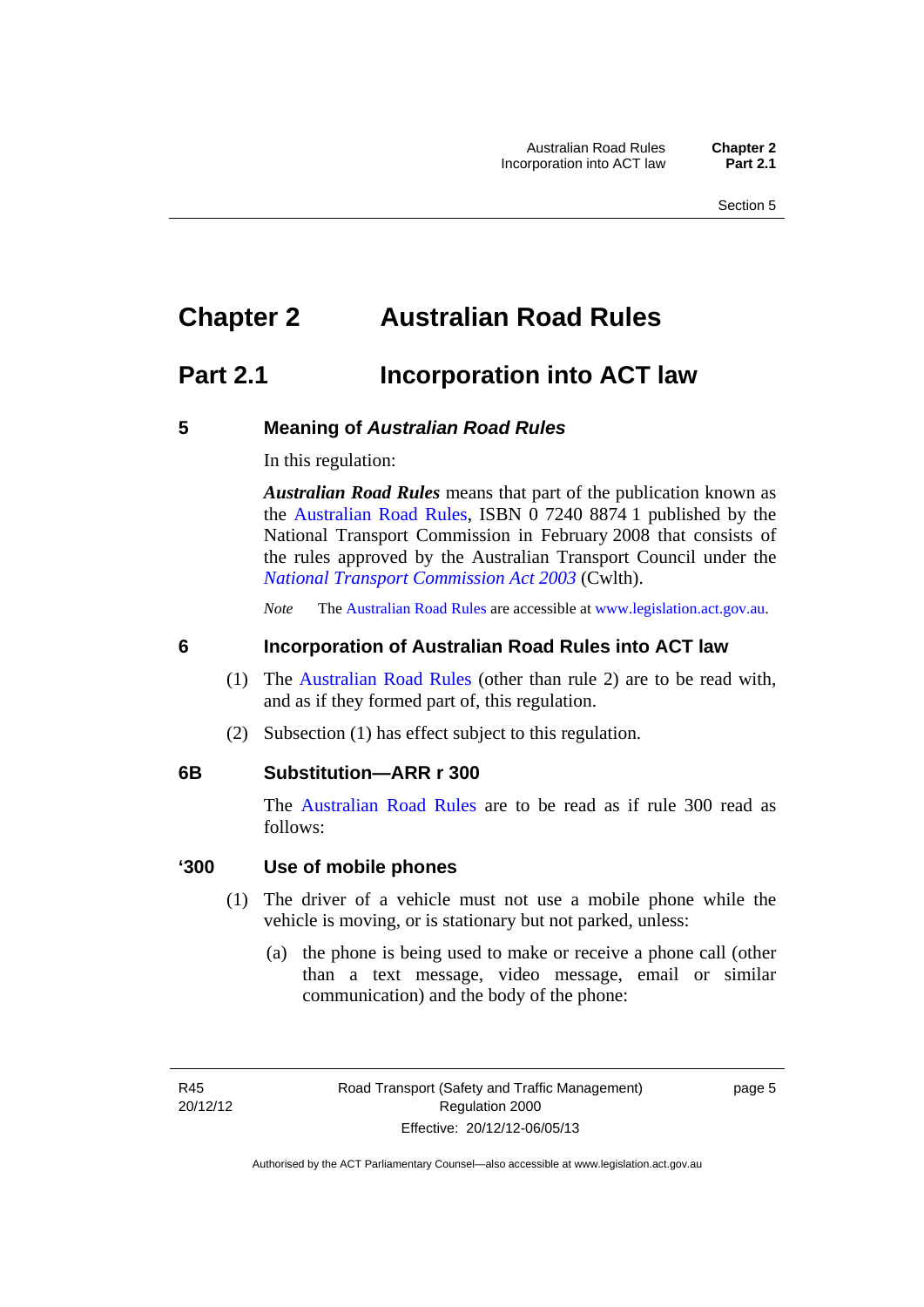# Chapter 2 Australian Road Rules

## Part 2.1 Incorporation into ACT law

### 5 Meaning of *Australian Road Rules*

In this regulation:

***Australian Road Rules*** means that part of the publication known as the Australian Road Rules, ISBN 0 7240 8874 1 published by the National Transport Commission in February 2008 that consists of the rules approved by the Australian Transport Council under the *National Transport Commission Act 2003* (Cwlth).

*Note* The Australian Road Rules are accessible at www.legislation.act.gov.au.

### 6 Incorporation of Australian Road Rules into ACT law

(1) The Australian Road Rules (other than rule 2) are to be read with, and as if they formed part of, this regulation.

(2) Subsection (1) has effect subject to this regulation.

### 6B Substitution—ARR r 300

The Australian Road Rules are to be read as if rule 300 read as follows:

### '300 Use of mobile phones

(1) The driver of a vehicle must not use a mobile phone while the vehicle is moving, or is stationary but not parked, unless:

(a) the phone is being used to make or receive a phone call (other than a text message, video message, email or similar communication) and the body of the phone: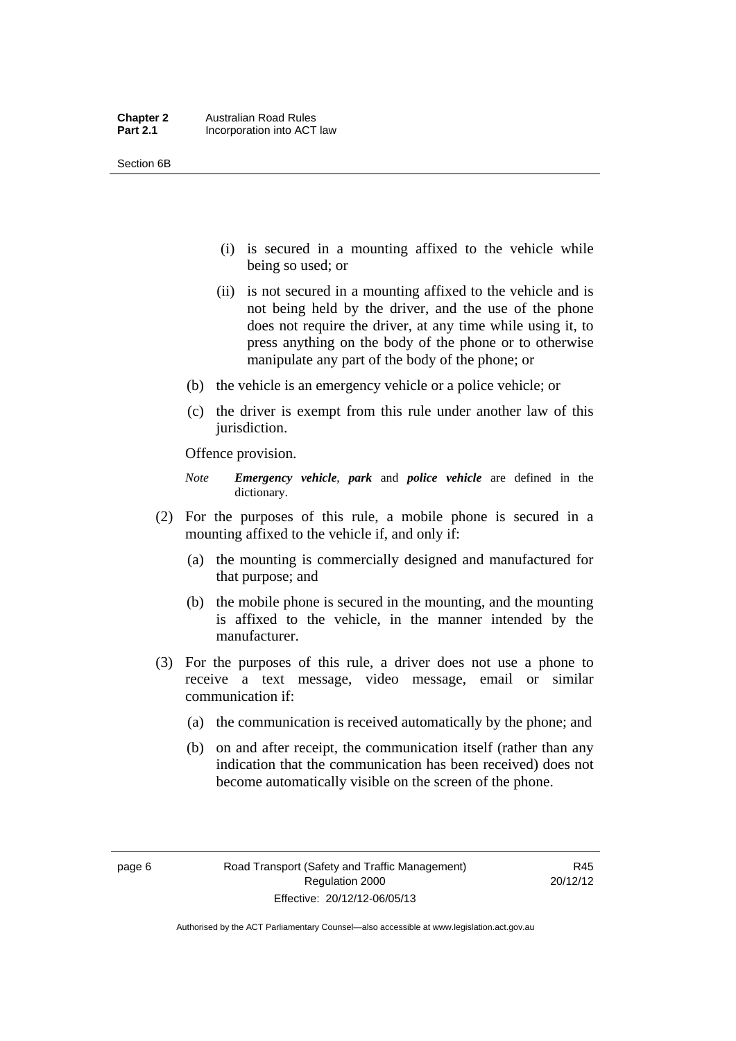(i) is secured in a mounting affixed to the vehicle while being so used; or

(ii) is not secured in a mounting affixed to the vehicle and is not being held by the driver, and the use of the phone does not require the driver, at any time while using it, to press anything on the body of the phone or to otherwise manipulate any part of the body of the phone; or

(b) the vehicle is an emergency vehicle or a police vehicle; or

(c) the driver is exempt from this rule under another law of this jurisdiction.

Offence provision.

*Note* ***Emergency vehicle***, ***park*** and ***police vehicle*** are defined in the dictionary.

(2) For the purposes of this rule, a mobile phone is secured in a mounting affixed to the vehicle if, and only if:

(a) the mounting is commercially designed and manufactured for that purpose; and

(b) the mobile phone is secured in the mounting, and the mounting is affixed to the vehicle, in the manner intended by the manufacturer.

(3) For the purposes of this rule, a driver does not use a phone to receive a text message, video message, email or similar communication if:

(a) the communication is received automatically by the phone; and

(b) on and after receipt, the communication itself (rather than any indication that the communication has been received) does not become automatically visible on the screen of the phone.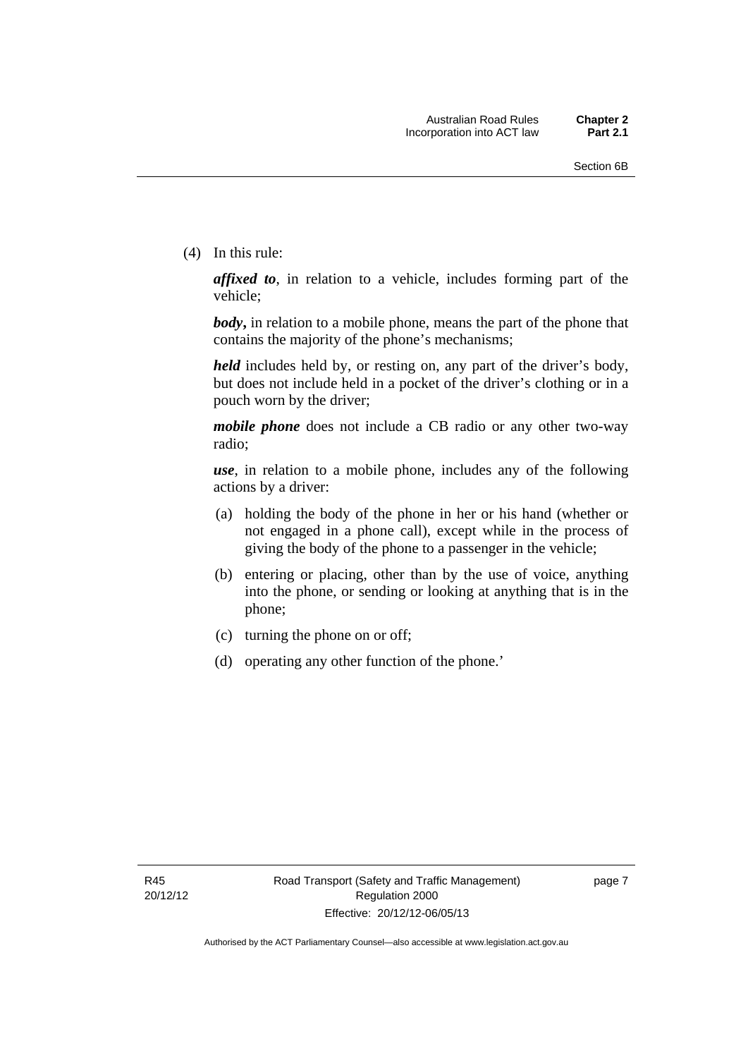(4) In this rule:

***affixed to***, in relation to a vehicle, includes forming part of the vehicle;

***body***, in relation to a mobile phone, means the part of the phone that contains the majority of the phone's mechanisms;

***held*** includes held by, or resting on, any part of the driver's body, but does not include held in a pocket of the driver's clothing or in a pouch worn by the driver;

***mobile phone*** does not include a CB radio or any other two-way radio;

***use***, in relation to a mobile phone, includes any of the following actions by a driver:

(a) holding the body of the phone in her or his hand (whether or not engaged in a phone call), except while in the process of giving the body of the phone to a passenger in the vehicle;

(b) entering or placing, other than by the use of voice, anything into the phone, or sending or looking at anything that is in the phone;

(c) turning the phone on or off;

(d) operating any other function of the phone.'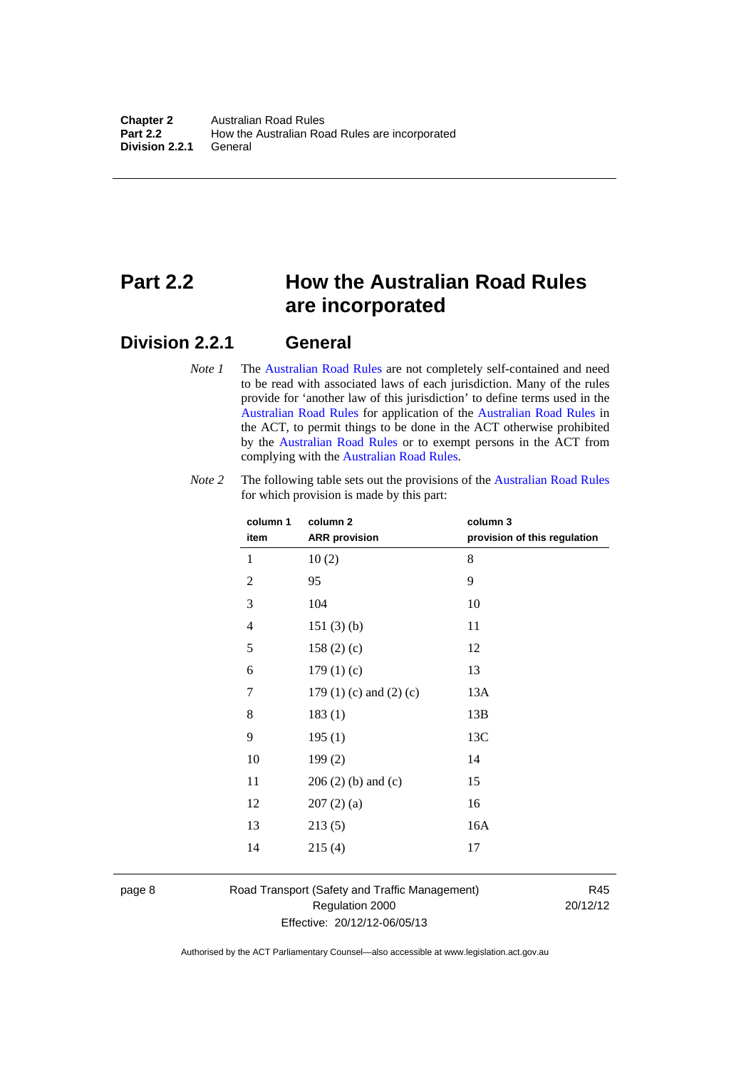# Part 2.2 How the Australian Road Rules are incorporated

## Division 2.2.1 General

*Note 1* The Australian Road Rules are not completely self-contained and need to be read with associated laws of each jurisdiction. Many of the rules provide for 'another law of this jurisdiction' to define terms used in the Australian Road Rules for application of the Australian Road Rules in the ACT, to permit things to be done in the ACT otherwise prohibited by the Australian Road Rules or to exempt persons in the ACT from complying with the Australian Road Rules.

*Note 2* The following table sets out the provisions of the Australian Road Rules for which provision is made by this part:

| column 1 item | column 2 ARR provision | column 3 provision of this regulation |
|---|---|---|
| 1 | 10 (2) | 8 |
| 2 | 95 | 9 |
| 3 | 104 | 10 |
| 4 | 151 (3) (b) | 11 |
| 5 | 158 (2) (c) | 12 |
| 6 | 179 (1) (c) | 13 |
| 7 | 179 (1) (c) and (2) (c) | 13A |
| 8 | 183 (1) | 13B |
| 9 | 195 (1) | 13C |
| 10 | 199 (2) | 14 |
| 11 | 206 (2) (b) and (c) | 15 |
| 12 | 207 (2) (a) | 16 |
| 13 | 213 (5) | 16A |
| 14 | 215 (4) | 17 |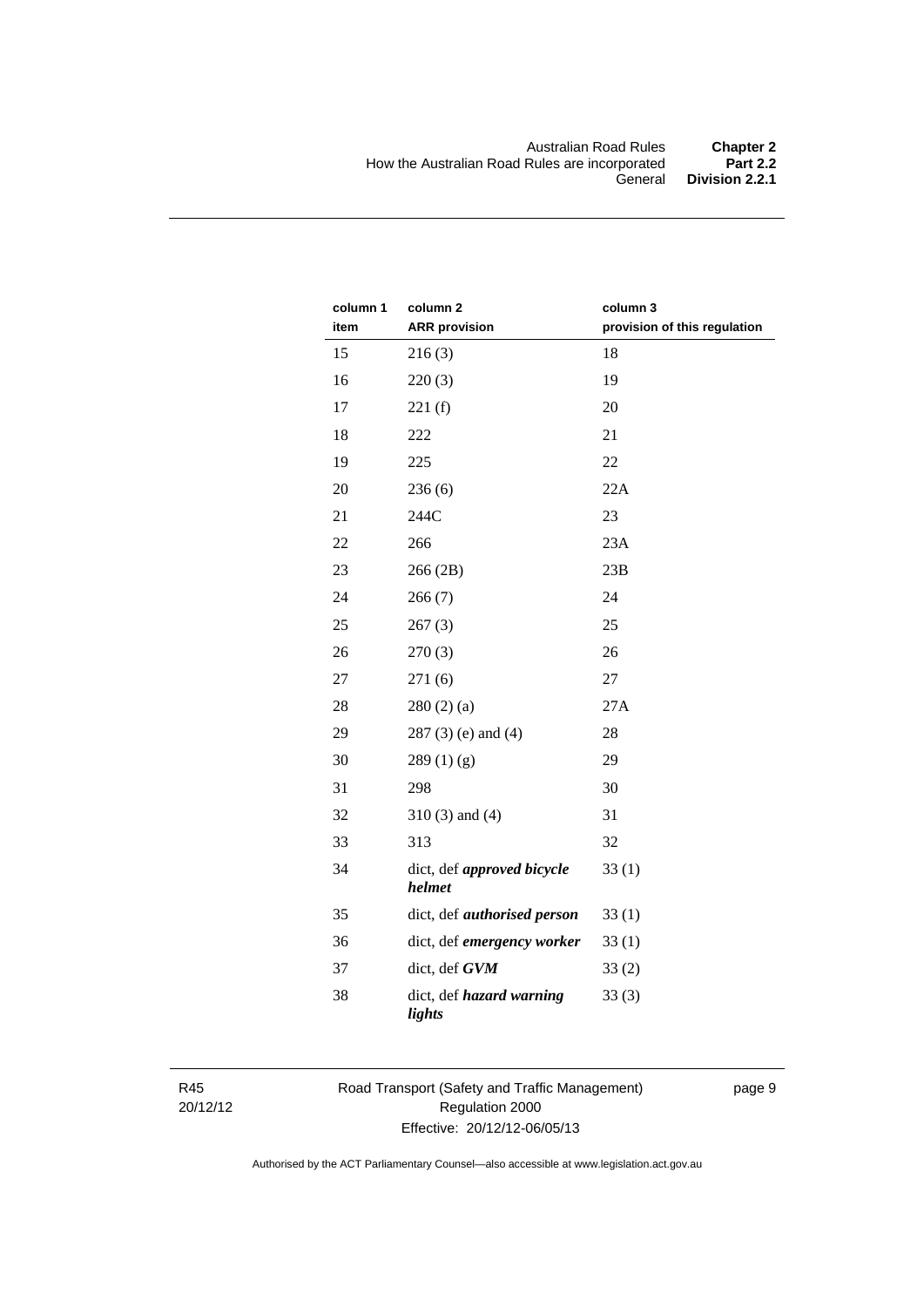| column 1 item | column 2 ARR provision | column 3 provision of this regulation |
|---|---|---|
| 15 | 216 (3) | 18 |
| 16 | 220 (3) | 19 |
| 17 | 221 (f) | 20 |
| 18 | 222 | 21 |
| 19 | 225 | 22 |
| 20 | 236 (6) | 22A |
| 21 | 244C | 23 |
| 22 | 266 | 23A |
| 23 | 266 (2B) | 23B |
| 24 | 266 (7) | 24 |
| 25 | 267 (3) | 25 |
| 26 | 270 (3) | 26 |
| 27 | 271 (6) | 27 |
| 28 | 280 (2) (a) | 27A |
| 29 | 287 (3) (e) and (4) | 28 |
| 30 | 289 (1) (g) | 29 |
| 31 | 298 | 30 |
| 32 | 310 (3) and (4) | 31 |
| 33 | 313 | 32 |
| 34 | dict, def ***approved bicycle helmet*** | 33 (1) |
| 35 | dict, def ***authorised person*** | 33 (1) |
| 36 | dict, def ***emergency worker*** | 33 (1) |
| 37 | dict, def ***GVM*** | 33 (2) |
| 38 | dict, def ***hazard warning lights*** | 33 (3) |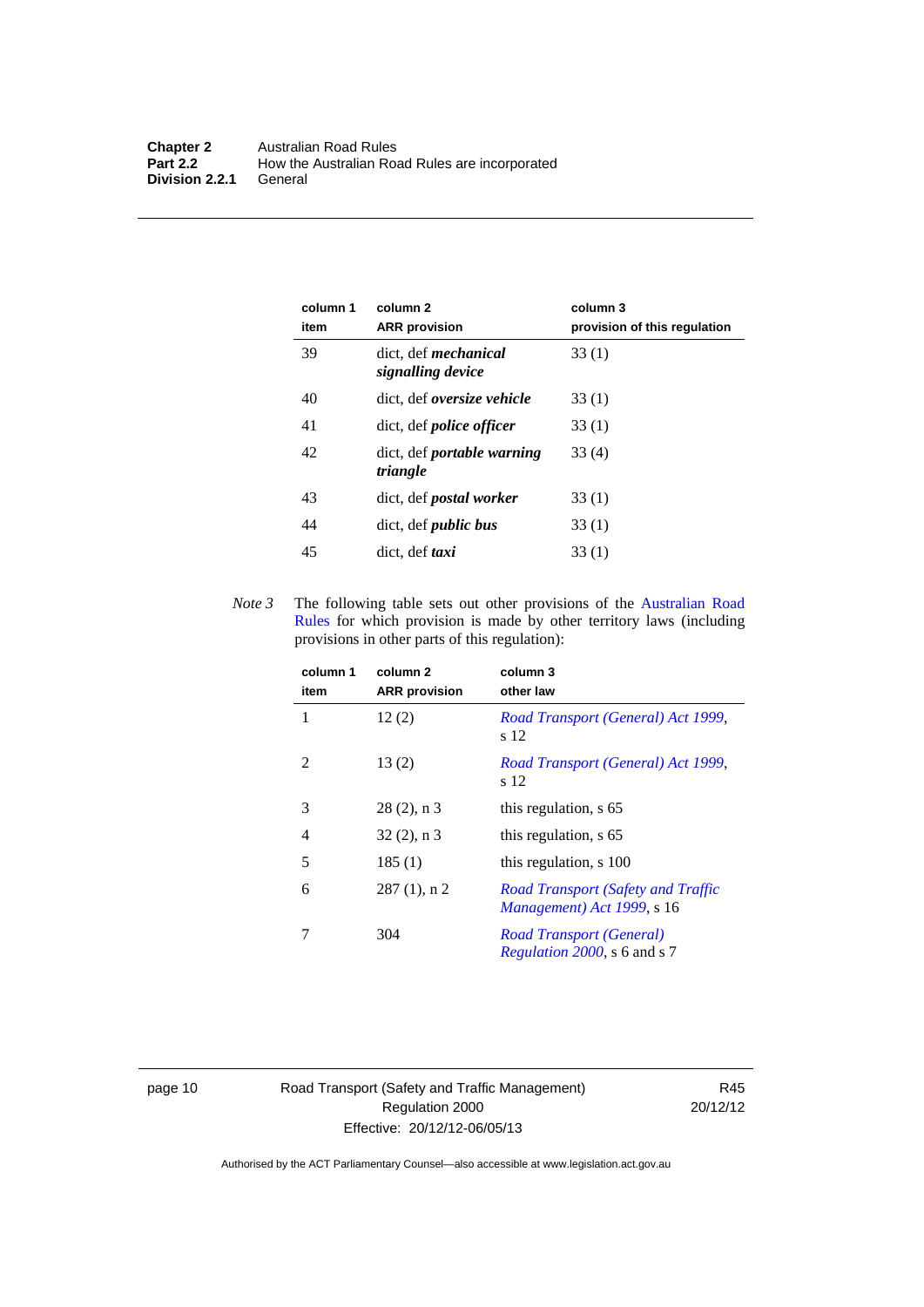| column 1 item | column 2 ARR provision | column 3 provision of this regulation |
|---|---|---|
| 39 | dict, def ***mechanical signalling device*** | 33 (1) |
| 40 | dict, def ***oversize vehicle*** | 33 (1) |
| 41 | dict, def ***police officer*** | 33 (1) |
| 42 | dict, def ***portable warning triangle*** | 33 (4) |
| 43 | dict, def ***postal worker*** | 33 (1) |
| 44 | dict, def ***public bus*** | 33 (1) |
| 45 | dict, def ***taxi*** | 33 (1) |

*Note 3* The following table sets out other provisions of the Australian Road Rules for which provision is made by other territory laws (including provisions in other parts of this regulation):

| column 1 item | column 2 ARR provision | column 3 other law |
|---|---|---|
| 1 | 12 (2) | *Road Transport (General) Act 1999*, s 12 |
| 2 | 13 (2) | *Road Transport (General) Act 1999*, s 12 |
| 3 | 28 (2), n 3 | this regulation, s 65 |
| 4 | 32 (2), n 3 | this regulation, s 65 |
| 5 | 185 (1) | this regulation, s 100 |
| 6 | 287 (1), n 2 | *Road Transport (Safety and Traffic Management) Act 1999*, s 16 |
| 7 | 304 | *Road Transport (General) Regulation 2000*, s 6 and s 7 |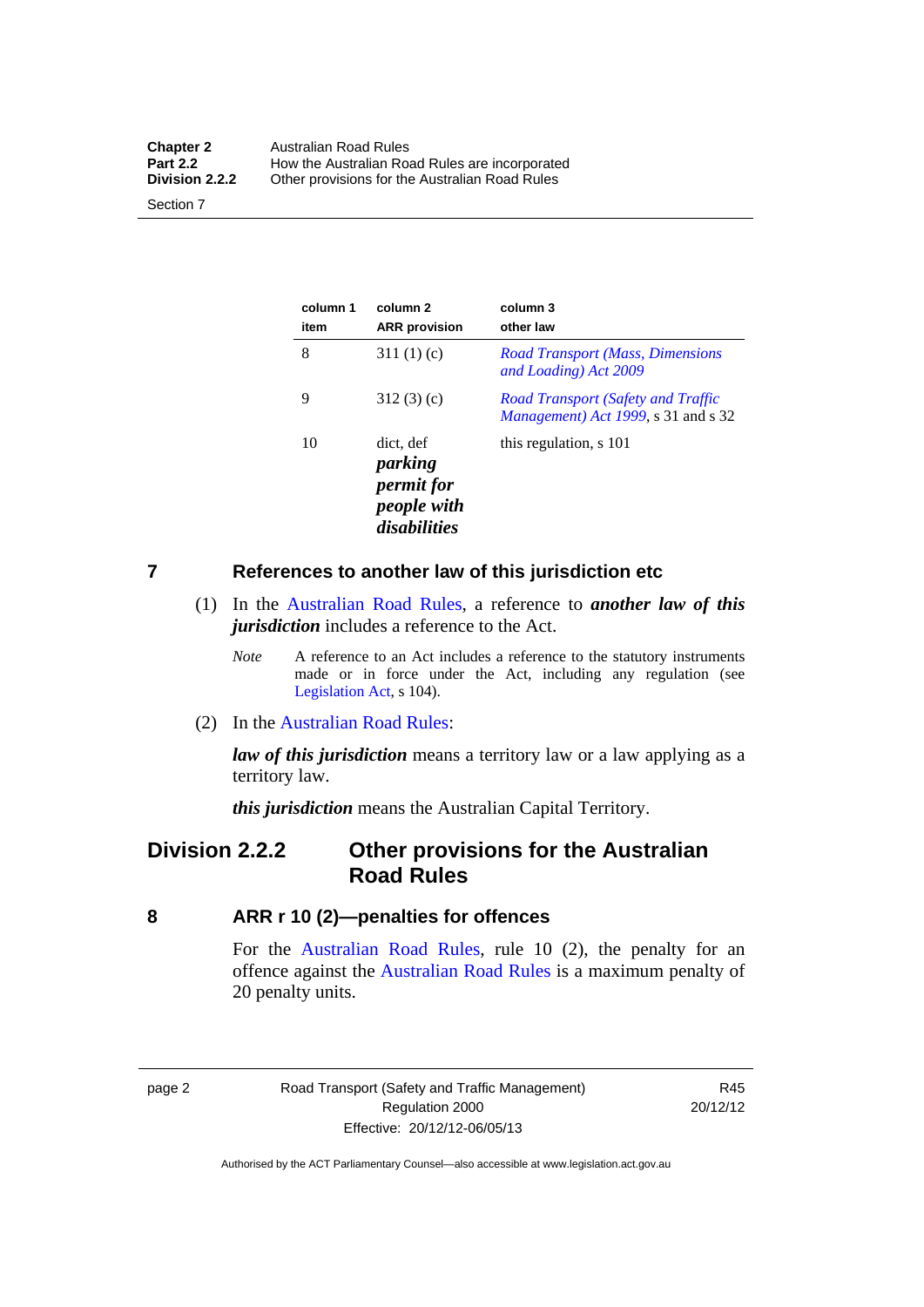| column 1 item | column 2 ARR provision | column 3 other law |
|---|---|---|
| 8 | 311 (1) (c) | *Road Transport (Mass, Dimensions and Loading) Act 2009* |
| 9 | 312 (3) (c) | *Road Transport (Safety and Traffic Management) Act 1999*, s 31 and s 32 |
| 10 | dict, def ***parking permit for people with disabilities*** | this regulation, s 101 |

### 7 References to another law of this jurisdiction etc

(1) In the Australian Road Rules, a reference to ***another law of this jurisdiction*** includes a reference to the Act.

*Note* A reference to an Act includes a reference to the statutory instruments made or in force under the Act, including any regulation (see Legislation Act, s 104).

(2) In the Australian Road Rules:

***law of this jurisdiction*** means a territory law or a law applying as a territory law.

***this jurisdiction*** means the Australian Capital Territory.

## Division 2.2.2 Other provisions for the Australian Road Rules

### 8 ARR r 10 (2)—penalties for offences

For the Australian Road Rules, rule 10 (2), the penalty for an offence against the Australian Road Rules is a maximum penalty of 20 penalty units.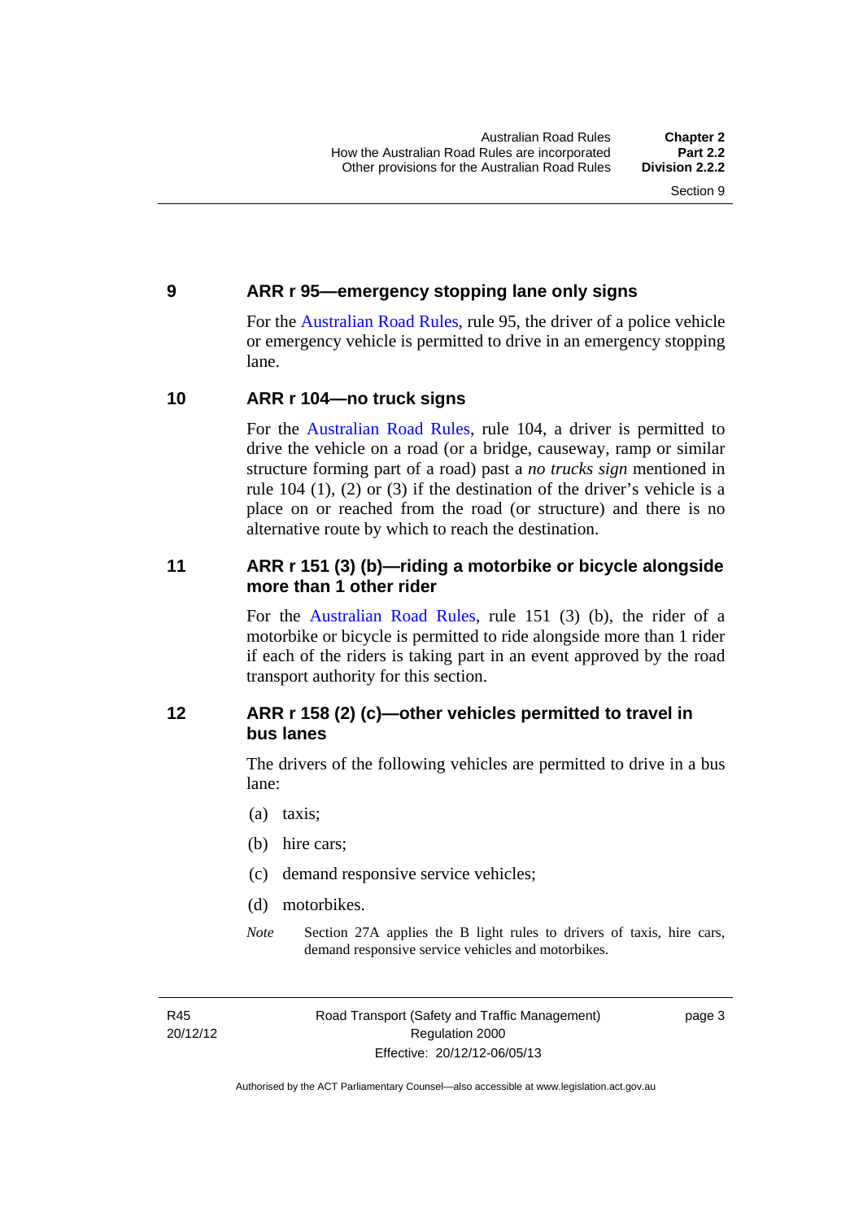### 9 ARR r 95—emergency stopping lane only signs

For the Australian Road Rules, rule 95, the driver of a police vehicle or emergency vehicle is permitted to drive in an emergency stopping lane.

### 10 ARR r 104—no truck signs

For the Australian Road Rules, rule 104, a driver is permitted to drive the vehicle on a road (or a bridge, causeway, ramp or similar structure forming part of a road) past a *no trucks sign* mentioned in rule 104 (1), (2) or (3) if the destination of the driver's vehicle is a place on or reached from the road (or structure) and there is no alternative route by which to reach the destination.

### 11 ARR r 151 (3) (b)—riding a motorbike or bicycle alongside more than 1 other rider

For the Australian Road Rules, rule 151 (3) (b), the rider of a motorbike or bicycle is permitted to ride alongside more than 1 rider if each of the riders is taking part in an event approved by the road transport authority for this section.

### 12 ARR r 158 (2) (c)—other vehicles permitted to travel in bus lanes

The drivers of the following vehicles are permitted to drive in a bus lane:

(a) taxis;

(b) hire cars;

(c) demand responsive service vehicles;

(d) motorbikes.

*Note* Section 27A applies the B light rules to drivers of taxis, hire cars, demand responsive service vehicles and motorbikes.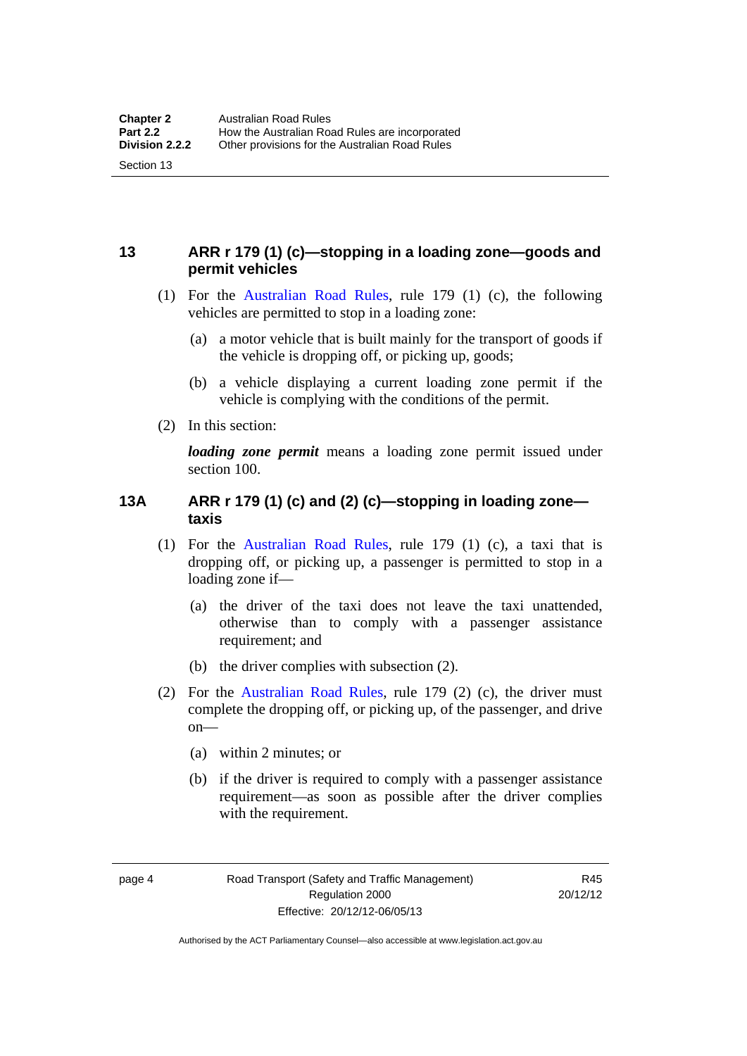## 13 ARR r 179 (1) (c)—stopping in a loading zone—goods and permit vehicles

(1) For the Australian Road Rules, rule 179 (1) (c), the following vehicles are permitted to stop in a loading zone:

(a) a motor vehicle that is built mainly for the transport of goods if the vehicle is dropping off, or picking up, goods;

(b) a vehicle displaying a current loading zone permit if the vehicle is complying with the conditions of the permit.

(2) In this section:

***loading zone permit*** means a loading zone permit issued under section 100.

## 13A ARR r 179 (1) (c) and (2) (c)—stopping in loading zone—taxis

(1) For the Australian Road Rules, rule 179 (1) (c), a taxi that is dropping off, or picking up, a passenger is permitted to stop in a loading zone if—

(a) the driver of the taxi does not leave the taxi unattended, otherwise than to comply with a passenger assistance requirement; and

(b) the driver complies with subsection (2).

(2) For the Australian Road Rules, rule 179 (2) (c), the driver must complete the dropping off, or picking up, of the passenger, and drive on—

(a) within 2 minutes; or

(b) if the driver is required to comply with a passenger assistance requirement—as soon as possible after the driver complies with the requirement.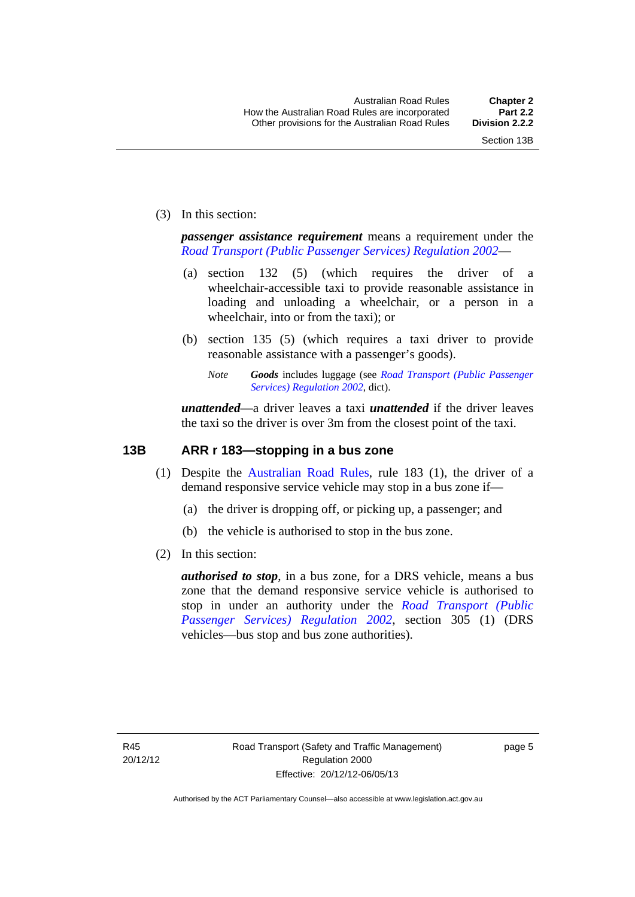(3) In this section:

***passenger assistance requirement*** means a requirement under the *Road Transport (Public Passenger Services) Regulation 2002*—

(a) section 132 (5) (which requires the driver of a wheelchair-accessible taxi to provide reasonable assistance in loading and unloading a wheelchair, or a person in a wheelchair, into or from the taxi); or

(b) section 135 (5) (which requires a taxi driver to provide reasonable assistance with a passenger's goods).

*Note* ***Goods*** includes luggage (see *Road Transport (Public Passenger Services) Regulation 2002*, dict).

***unattended***—a driver leaves a taxi ***unattended*** if the driver leaves the taxi so the driver is over 3m from the closest point of the taxi.

## 13B ARR r 183—stopping in a bus zone

(1) Despite the Australian Road Rules, rule 183 (1), the driver of a demand responsive service vehicle may stop in a bus zone if—

(a) the driver is dropping off, or picking up, a passenger; and

(b) the vehicle is authorised to stop in the bus zone.

(2) In this section:

***authorised to stop***, in a bus zone, for a DRS vehicle, means a bus zone that the demand responsive service vehicle is authorised to stop in under an authority under the *Road Transport (Public Passenger Services) Regulation 2002*, section 305 (1) (DRS vehicles—bus stop and bus zone authorities).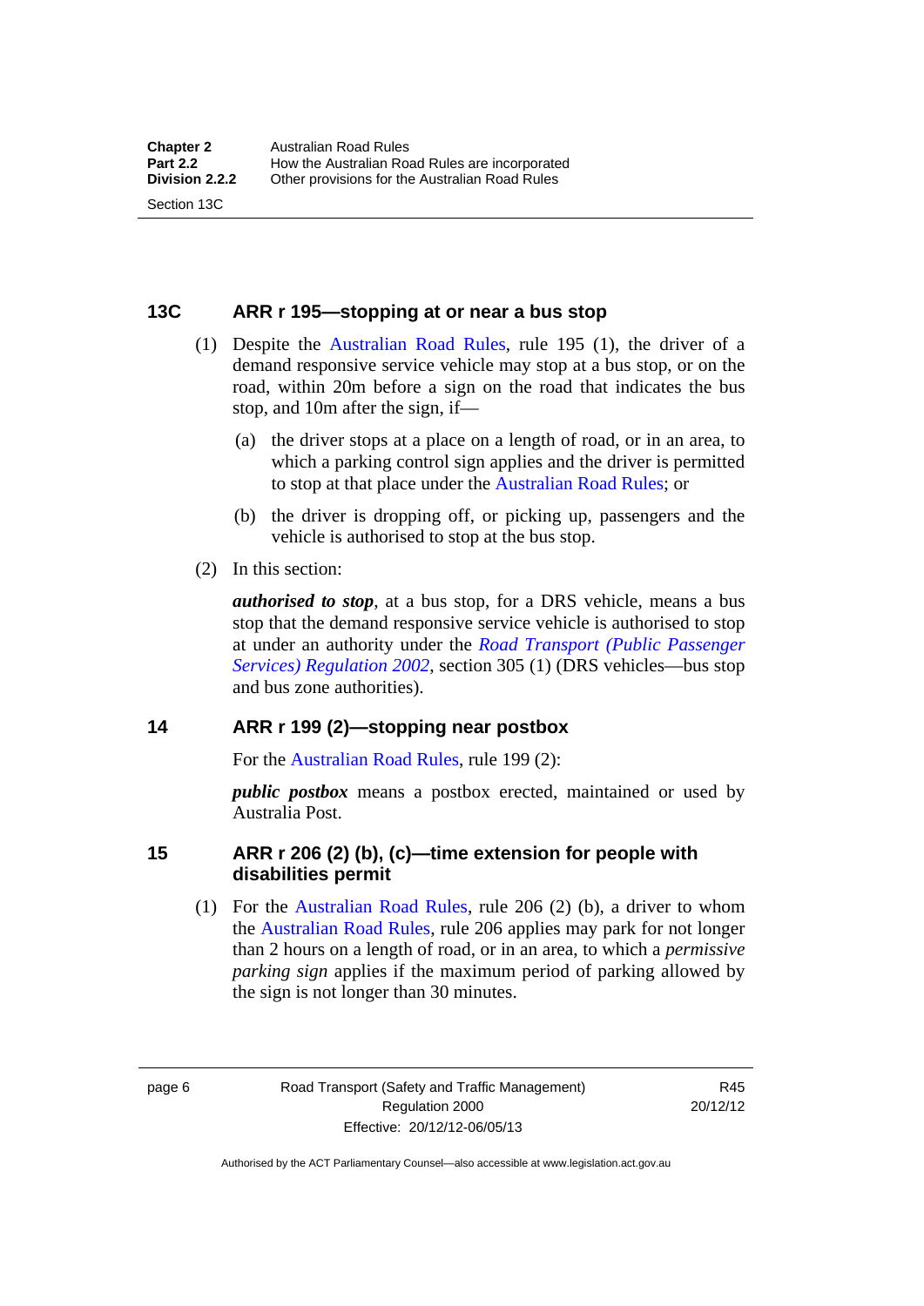## 13C ARR r 195—stopping at or near a bus stop

(1) Despite the Australian Road Rules, rule 195 (1), the driver of a demand responsive service vehicle may stop at a bus stop, or on the road, within 20m before a sign on the road that indicates the bus stop, and 10m after the sign, if—

(a) the driver stops at a place on a length of road, or in an area, to which a parking control sign applies and the driver is permitted to stop at that place under the Australian Road Rules; or

(b) the driver is dropping off, or picking up, passengers and the vehicle is authorised to stop at the bus stop.

(2) In this section:

***authorised to stop***, at a bus stop, for a DRS vehicle, means a bus stop that the demand responsive service vehicle is authorised to stop at under an authority under the *Road Transport (Public Passenger Services) Regulation 2002*, section 305 (1) (DRS vehicles—bus stop and bus zone authorities).

## 14 ARR r 199 (2)—stopping near postbox

For the Australian Road Rules, rule 199 (2):

***public postbox*** means a postbox erected, maintained or used by Australia Post.

## 15 ARR r 206 (2) (b), (c)—time extension for people with disabilities permit

(1) For the Australian Road Rules, rule 206 (2) (b), a driver to whom the Australian Road Rules, rule 206 applies may park for not longer than 2 hours on a length of road, or in an area, to which a *permissive parking sign* applies if the maximum period of parking allowed by the sign is not longer than 30 minutes.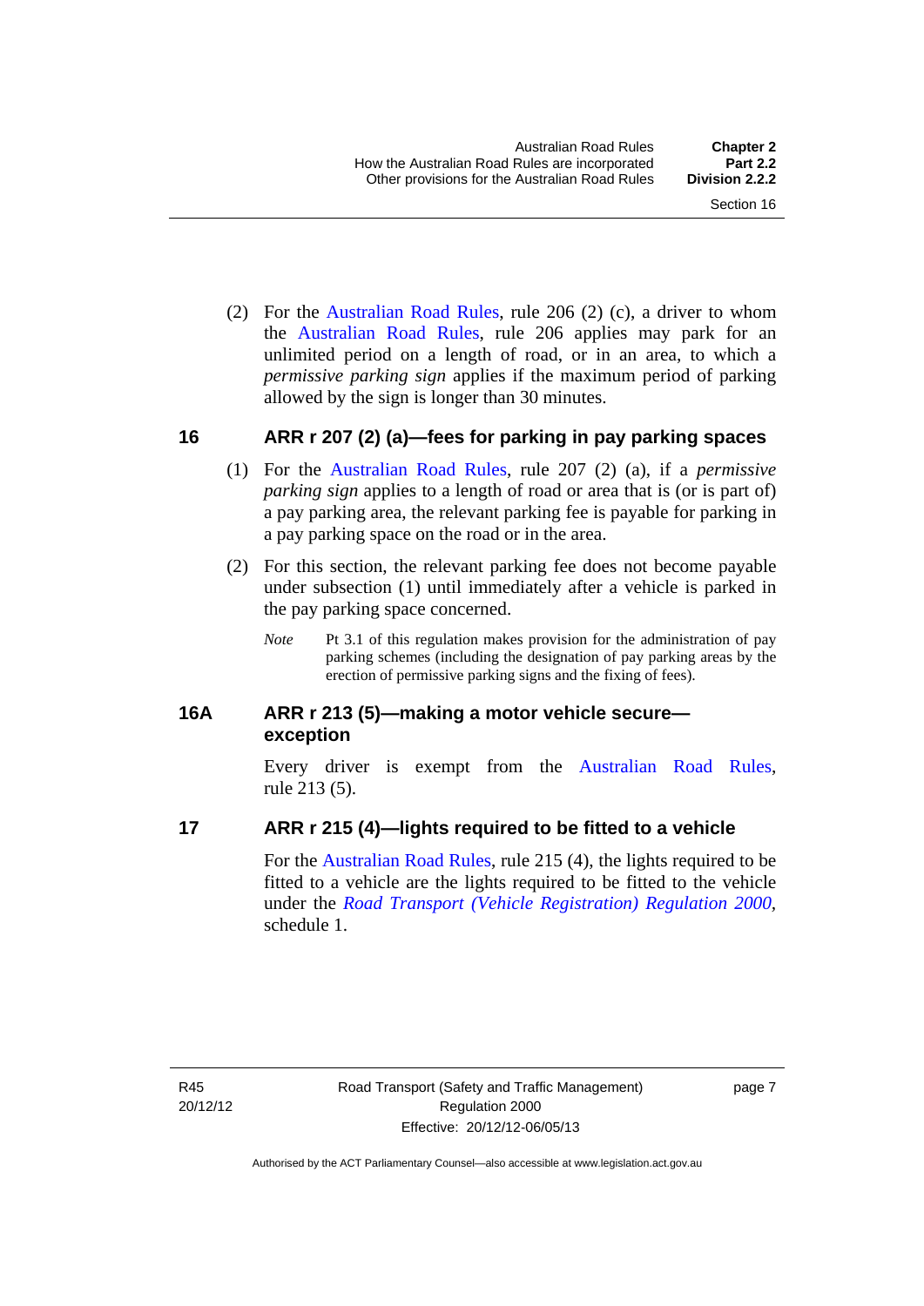(2) For the Australian Road Rules, rule 206 (2) (c), a driver to whom the Australian Road Rules, rule 206 applies may park for an unlimited period on a length of road, or in an area, to which a *permissive parking sign* applies if the maximum period of parking allowed by the sign is longer than 30 minutes.

## 16 ARR r 207 (2) (a)—fees for parking in pay parking spaces

(1) For the Australian Road Rules, rule 207 (2) (a), if a *permissive parking sign* applies to a length of road or area that is (or is part of) a pay parking area, the relevant parking fee is payable for parking in a pay parking space on the road or in the area.

(2) For this section, the relevant parking fee does not become payable under subsection (1) until immediately after a vehicle is parked in the pay parking space concerned.

*Note* Pt 3.1 of this regulation makes provision for the administration of pay parking schemes (including the designation of pay parking areas by the erection of permissive parking signs and the fixing of fees).

## 16A ARR r 213 (5)—making a motor vehicle secure—exception

Every driver is exempt from the Australian Road Rules, rule 213 (5).

## 17 ARR r 215 (4)—lights required to be fitted to a vehicle

For the Australian Road Rules, rule 215 (4), the lights required to be fitted to a vehicle are the lights required to be fitted to the vehicle under the *Road Transport (Vehicle Registration) Regulation 2000*, schedule 1.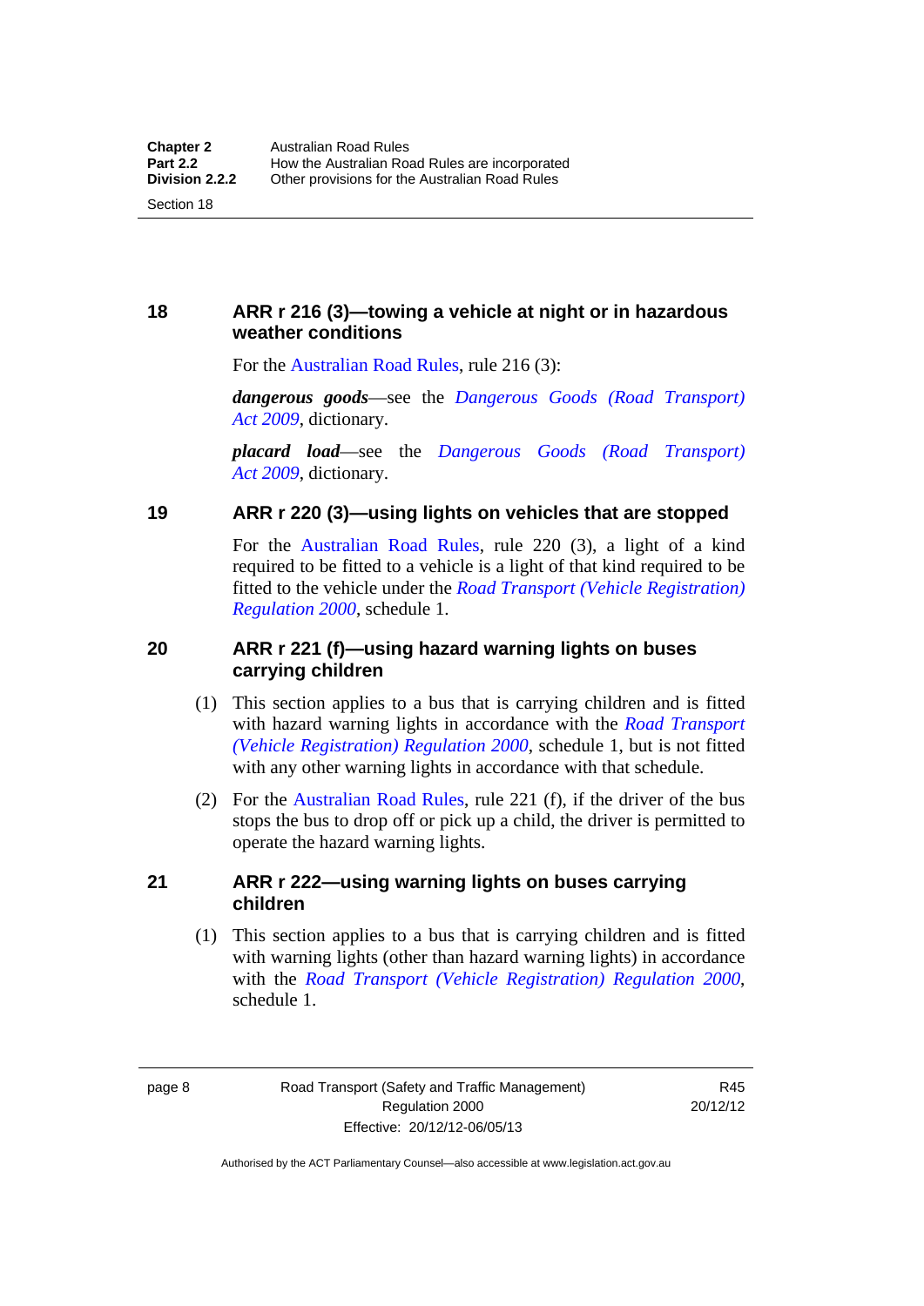### 18 ARR r 216 (3)—towing a vehicle at night or in hazardous weather conditions

For the Australian Road Rules, rule 216 (3):

***dangerous goods***—see the *Dangerous Goods (Road Transport) Act 2009*, dictionary.

***placard load***—see the *Dangerous Goods (Road Transport) Act 2009*, dictionary.

### 19 ARR r 220 (3)—using lights on vehicles that are stopped

For the Australian Road Rules, rule 220 (3), a light of a kind required to be fitted to a vehicle is a light of that kind required to be fitted to the vehicle under the *Road Transport (Vehicle Registration) Regulation 2000*, schedule 1.

### 20 ARR r 221 (f)—using hazard warning lights on buses carrying children

(1) This section applies to a bus that is carrying children and is fitted with hazard warning lights in accordance with the *Road Transport (Vehicle Registration) Regulation 2000*, schedule 1, but is not fitted with any other warning lights in accordance with that schedule.

(2) For the Australian Road Rules, rule 221 (f), if the driver of the bus stops the bus to drop off or pick up a child, the driver is permitted to operate the hazard warning lights.

### 21 ARR r 222—using warning lights on buses carrying children

(1) This section applies to a bus that is carrying children and is fitted with warning lights (other than hazard warning lights) in accordance with the *Road Transport (Vehicle Registration) Regulation 2000*, schedule 1.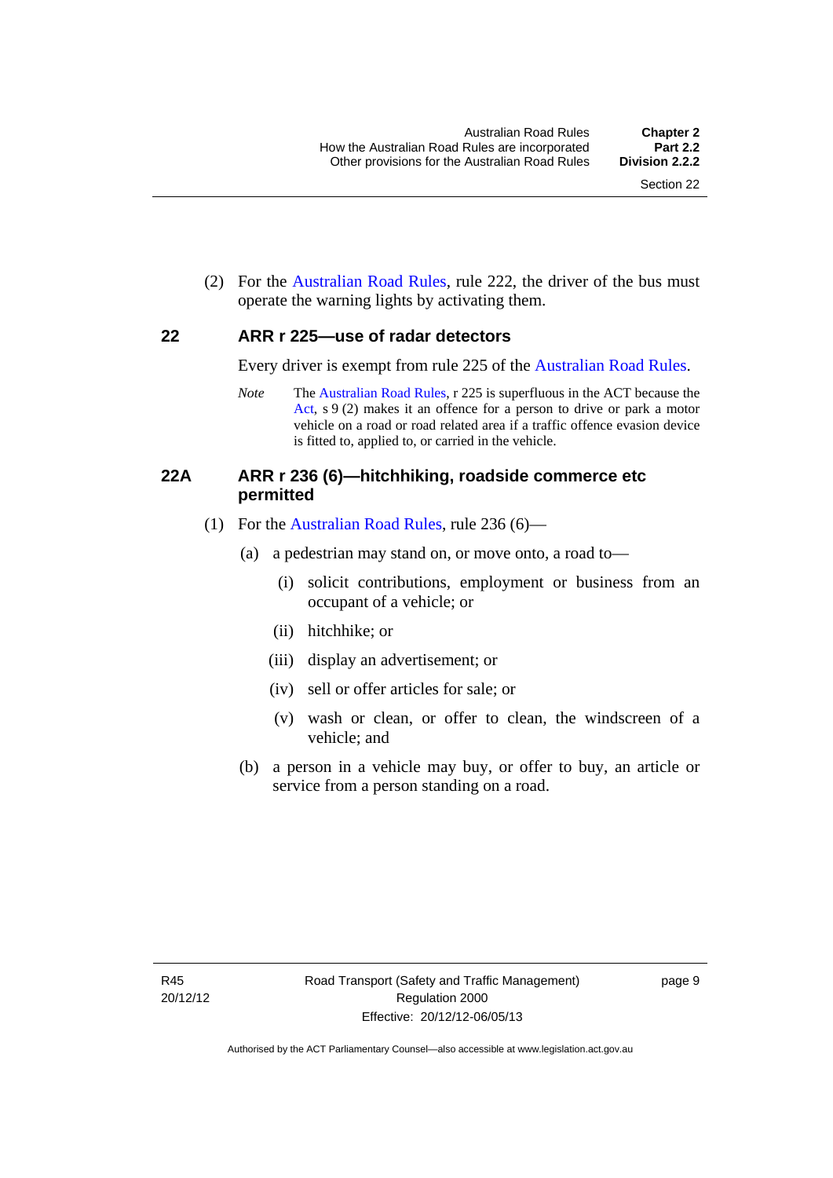(2) For the Australian Road Rules, rule 222, the driver of the bus must operate the warning lights by activating them.

## 22 ARR r 225—use of radar detectors

Every driver is exempt from rule 225 of the Australian Road Rules.

*Note* The Australian Road Rules, r 225 is superfluous in the ACT because the Act, s 9 (2) makes it an offence for a person to drive or park a motor vehicle on a road or road related area if a traffic offence evasion device is fitted to, applied to, or carried in the vehicle.

## 22A ARR r 236 (6)—hitchhiking, roadside commerce etc permitted

(1) For the Australian Road Rules, rule 236 (6)—

(a) a pedestrian may stand on, or move onto, a road to—

(i) solicit contributions, employment or business from an occupant of a vehicle; or

(ii) hitchhike; or

(iii) display an advertisement; or

(iv) sell or offer articles for sale; or

(v) wash or clean, or offer to clean, the windscreen of a vehicle; and

(b) a person in a vehicle may buy, or offer to buy, an article or service from a person standing on a road.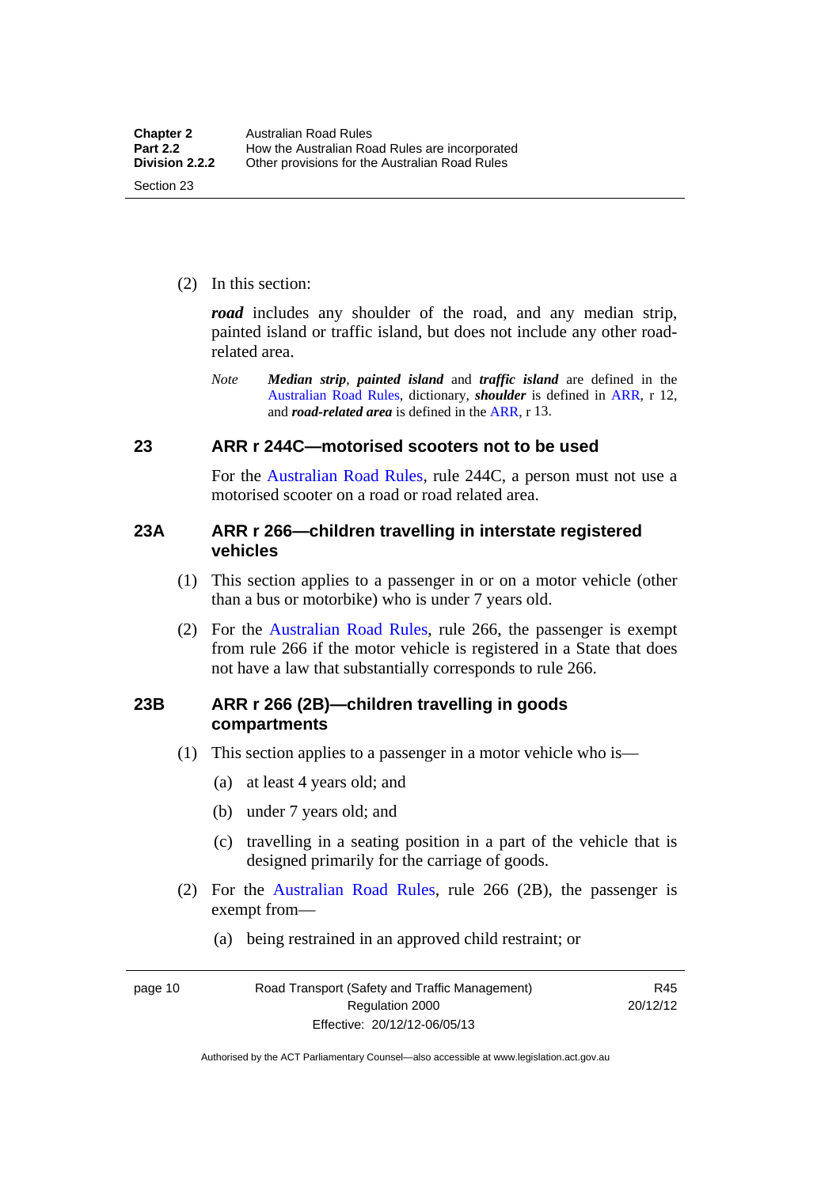(2) In this section:

***road*** includes any shoulder of the road, and any median strip, painted island or traffic island, but does not include any other road-related area.

*Note* ***Median strip***, ***painted island*** and ***traffic island*** are defined in the Australian Road Rules, dictionary, ***shoulder*** is defined in ARR, r 12, and ***road-related area*** is defined in the ARR, r 13.

## 23 ARR r 244C—motorised scooters not to be used

For the Australian Road Rules, rule 244C, a person must not use a motorised scooter on a road or road related area.

## 23A ARR r 266—children travelling in interstate registered vehicles

(1) This section applies to a passenger in or on a motor vehicle (other than a bus or motorbike) who is under 7 years old.

(2) For the Australian Road Rules, rule 266, the passenger is exempt from rule 266 if the motor vehicle is registered in a State that does not have a law that substantially corresponds to rule 266.

## 23B ARR r 266 (2B)—children travelling in goods compartments

(1) This section applies to a passenger in a motor vehicle who is—

(a) at least 4 years old; and

(b) under 7 years old; and

(c) travelling in a seating position in a part of the vehicle that is designed primarily for the carriage of goods.

(2) For the Australian Road Rules, rule 266 (2B), the passenger is exempt from—

(a) being restrained in an approved child restraint; or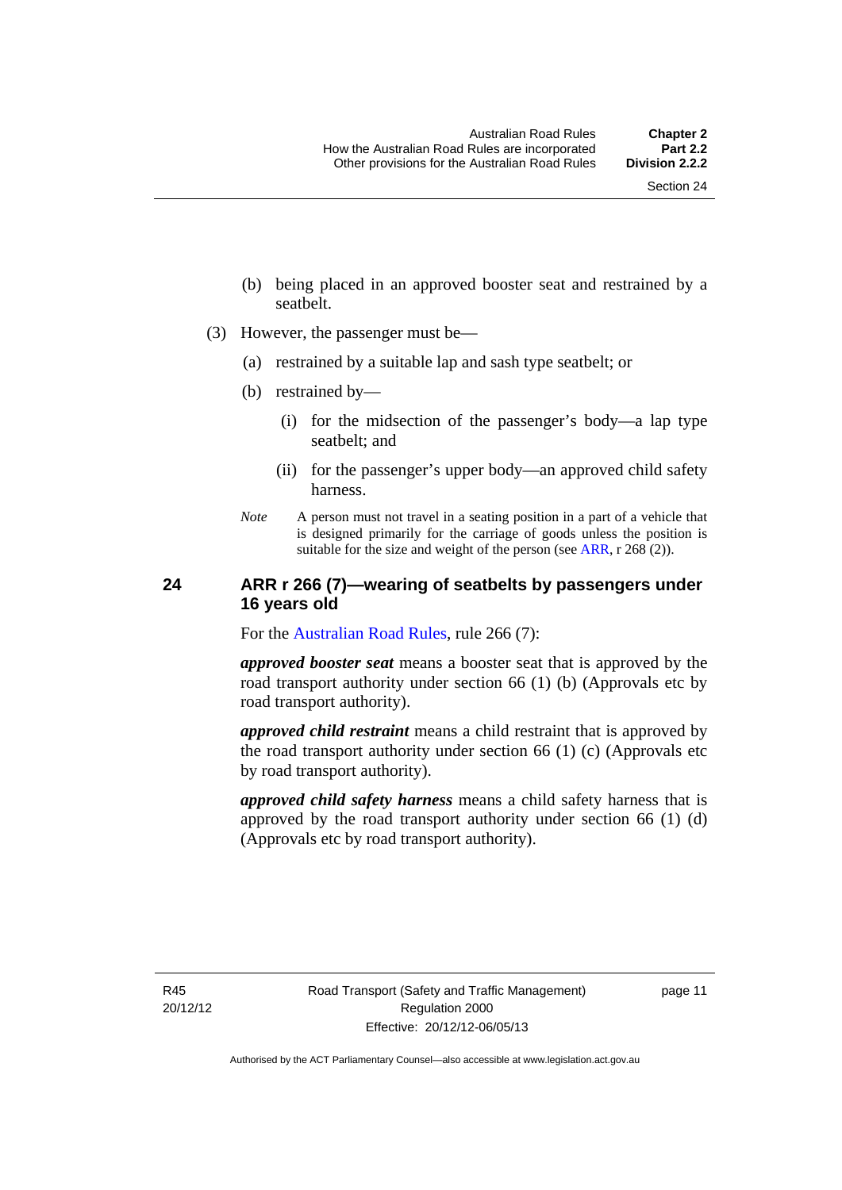(b) being placed in an approved booster seat and restrained by a seatbelt.

(3) However, the passenger must be—

(a) restrained by a suitable lap and sash type seatbelt; or

(b) restrained by—

(i) for the midsection of the passenger's body—a lap type seatbelt; and

(ii) for the passenger's upper body—an approved child safety harness.

*Note* A person must not travel in a seating position in a part of a vehicle that is designed primarily for the carriage of goods unless the position is suitable for the size and weight of the person (see ARR, r 268 (2)).

## 24 ARR r 266 (7)—wearing of seatbelts by passengers under 16 years old

For the Australian Road Rules, rule 266 (7):

***approved booster seat*** means a booster seat that is approved by the road transport authority under section 66 (1) (b) (Approvals etc by road transport authority).

***approved child restraint*** means a child restraint that is approved by the road transport authority under section 66 (1) (c) (Approvals etc by road transport authority).

***approved child safety harness*** means a child safety harness that is approved by the road transport authority under section 66 (1) (d) (Approvals etc by road transport authority).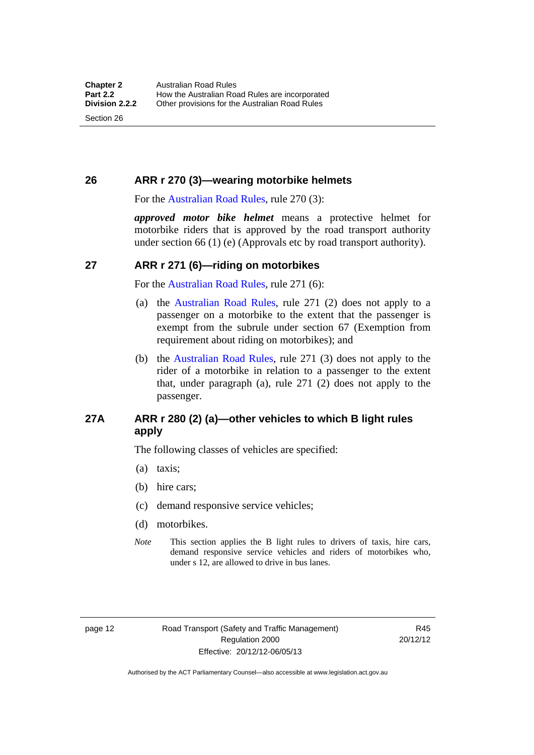## 26 ARR r 270 (3)—wearing motorbike helmets

For the Australian Road Rules, rule 270 (3):

***approved motor bike helmet*** means a protective helmet for motorbike riders that is approved by the road transport authority under section 66 (1) (e) (Approvals etc by road transport authority).

## 27 ARR r 271 (6)—riding on motorbikes

For the Australian Road Rules, rule 271 (6):

(a) the Australian Road Rules, rule 271 (2) does not apply to a passenger on a motorbike to the extent that the passenger is exempt from the subrule under section 67 (Exemption from requirement about riding on motorbikes); and

(b) the Australian Road Rules, rule 271 (3) does not apply to the rider of a motorbike in relation to a passenger to the extent that, under paragraph (a), rule 271 (2) does not apply to the passenger.

## 27A ARR r 280 (2) (a)—other vehicles to which B light rules apply

The following classes of vehicles are specified:

(a) taxis;

(b) hire cars;

(c) demand responsive service vehicles;

(d) motorbikes.

*Note* This section applies the B light rules to drivers of taxis, hire cars, demand responsive service vehicles and riders of motorbikes who, under s 12, are allowed to drive in bus lanes.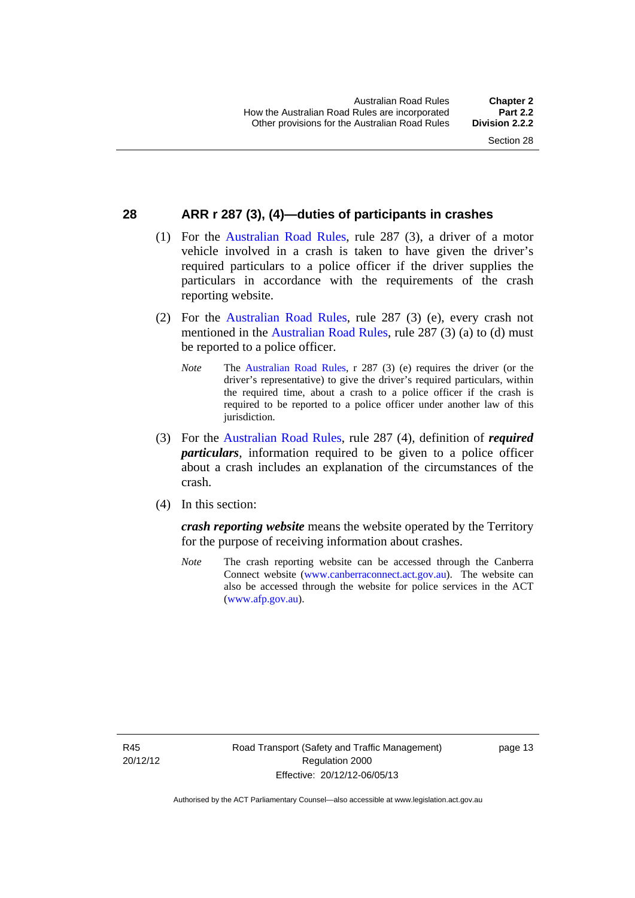## 28 ARR r 287 (3), (4)—duties of participants in crashes

(1) For the Australian Road Rules, rule 287 (3), a driver of a motor vehicle involved in a crash is taken to have given the driver's required particulars to a police officer if the driver supplies the particulars in accordance with the requirements of the crash reporting website.

(2) For the Australian Road Rules, rule 287 (3) (e), every crash not mentioned in the Australian Road Rules, rule 287 (3) (a) to (d) must be reported to a police officer.

*Note* The Australian Road Rules, r 287 (3) (e) requires the driver (or the driver's representative) to give the driver's required particulars, within the required time, about a crash to a police officer if the crash is required to be reported to a police officer under another law of this jurisdiction.

(3) For the Australian Road Rules, rule 287 (4), definition of ***required particulars***, information required to be given to a police officer about a crash includes an explanation of the circumstances of the crash.

(4) In this section:

***crash reporting website*** means the website operated by the Territory for the purpose of receiving information about crashes.

*Note* The crash reporting website can be accessed through the Canberra Connect website (www.canberraconnect.act.gov.au). The website can also be accessed through the website for police services in the ACT (www.afp.gov.au).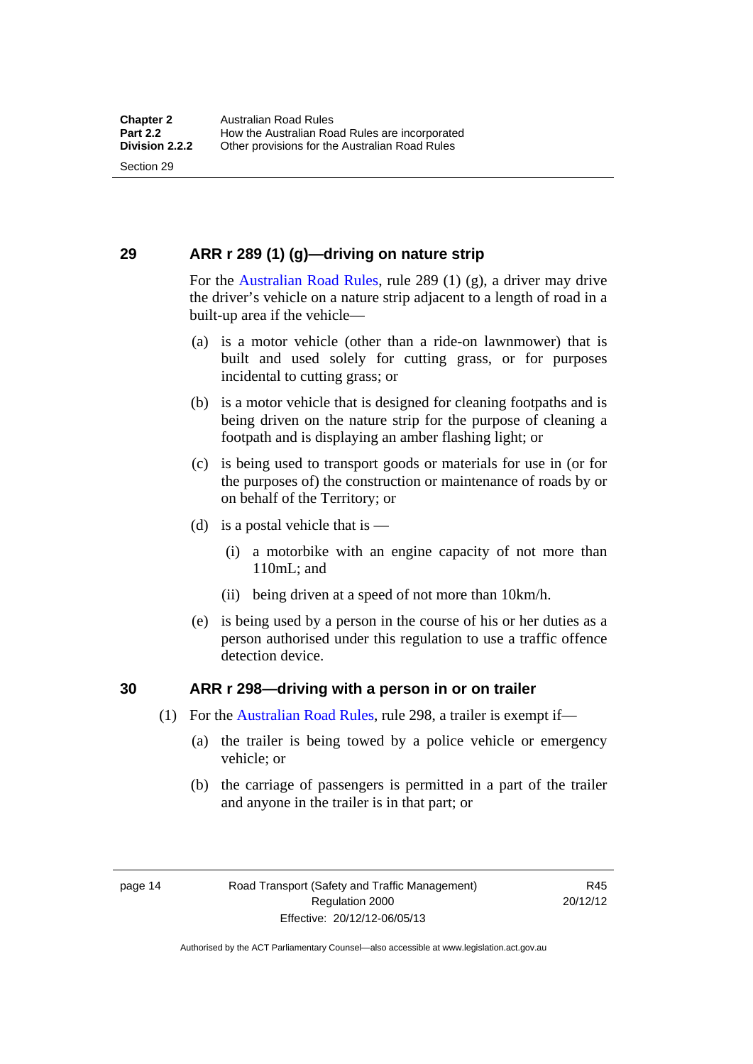## 29 ARR r 289 (1) (g)—driving on nature strip

For the Australian Road Rules, rule 289 (1) (g), a driver may drive the driver's vehicle on a nature strip adjacent to a length of road in a built-up area if the vehicle—

(a) is a motor vehicle (other than a ride-on lawnmower) that is built and used solely for cutting grass, or for purposes incidental to cutting grass; or

(b) is a motor vehicle that is designed for cleaning footpaths and is being driven on the nature strip for the purpose of cleaning a footpath and is displaying an amber flashing light; or

(c) is being used to transport goods or materials for use in (or for the purposes of) the construction or maintenance of roads by or on behalf of the Territory; or

(d) is a postal vehicle that is —

(i) a motorbike with an engine capacity of not more than 110mL; and

(ii) being driven at a speed of not more than 10km/h.

(e) is being used by a person in the course of his or her duties as a person authorised under this regulation to use a traffic offence detection device.

## 30 ARR r 298—driving with a person in or on trailer

(1) For the Australian Road Rules, rule 298, a trailer is exempt if—

(a) the trailer is being towed by a police vehicle or emergency vehicle; or

(b) the carriage of passengers is permitted in a part of the trailer and anyone in the trailer is in that part; or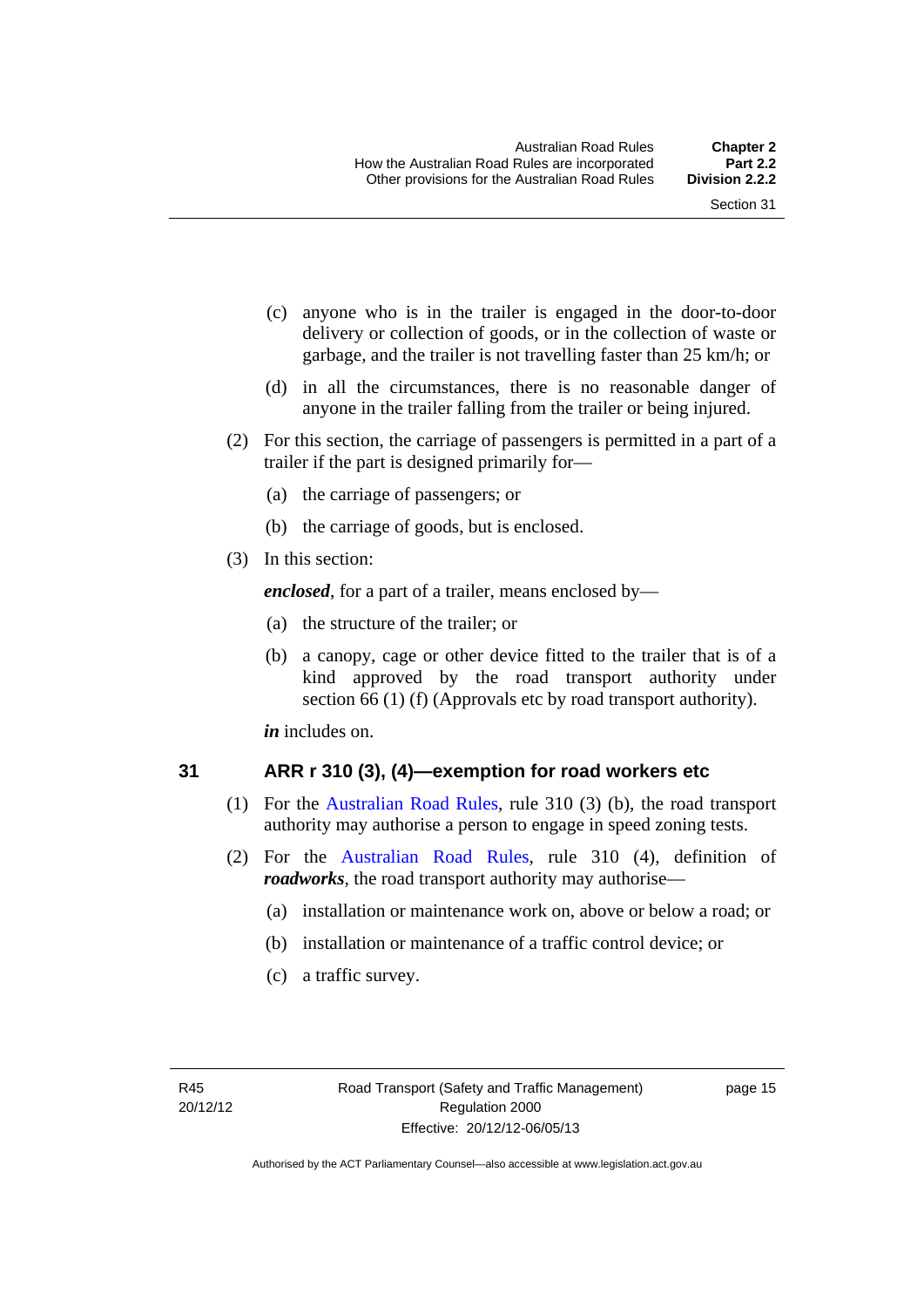(c) anyone who is in the trailer is engaged in the door-to-door delivery or collection of goods, or in the collection of waste or garbage, and the trailer is not travelling faster than 25 km/h; or

(d) in all the circumstances, there is no reasonable danger of anyone in the trailer falling from the trailer or being injured.

(2) For this section, the carriage of passengers is permitted in a part of a trailer if the part is designed primarily for—

(a) the carriage of passengers; or

(b) the carriage of goods, but is enclosed.

(3) In this section:

***enclosed***, for a part of a trailer, means enclosed by—

(a) the structure of the trailer; or

(b) a canopy, cage or other device fitted to the trailer that is of a kind approved by the road transport authority under section 66 (1) (f) (Approvals etc by road transport authority).

***in*** includes on.

## 31 ARR r 310 (3), (4)—exemption for road workers etc

(1) For the Australian Road Rules, rule 310 (3) (b), the road transport authority may authorise a person to engage in speed zoning tests.

(2) For the Australian Road Rules, rule 310 (4), definition of ***roadworks***, the road transport authority may authorise—

(a) installation or maintenance work on, above or below a road; or

(b) installation or maintenance of a traffic control device; or

(c) a traffic survey.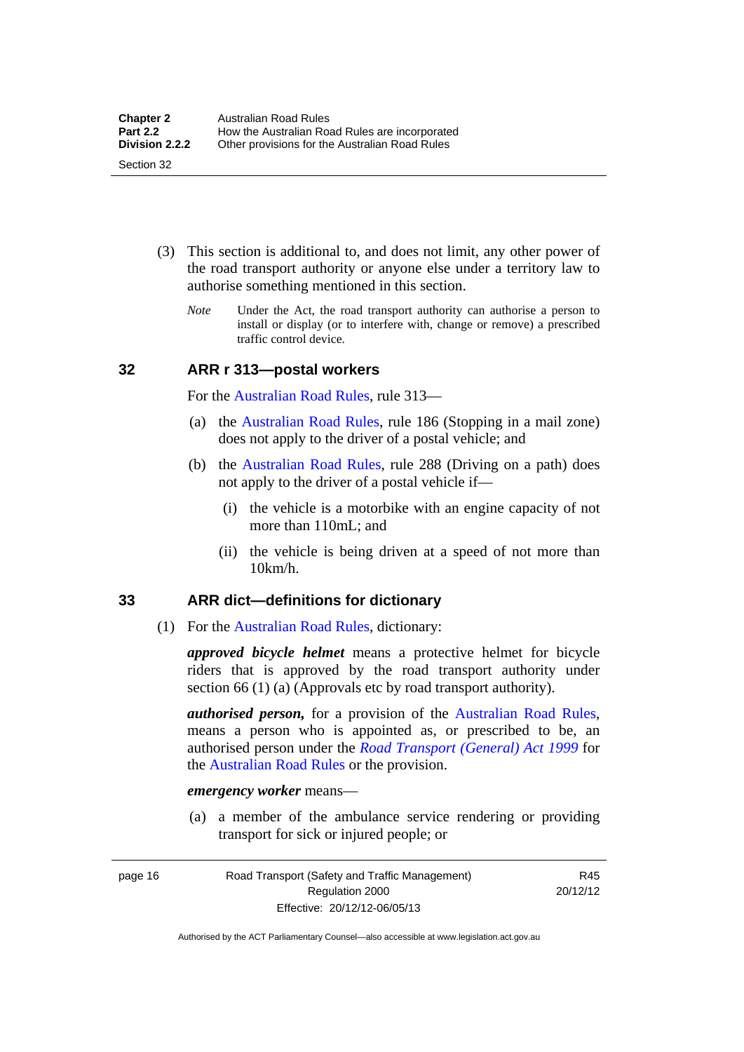(3) This section is additional to, and does not limit, any other power of the road transport authority or anyone else under a territory law to authorise something mentioned in this section.

*Note* Under the Act, the road transport authority can authorise a person to install or display (or to interfere with, change or remove) a prescribed traffic control device.

## 32 ARR r 313—postal workers

For the Australian Road Rules, rule 313—

(a) the Australian Road Rules, rule 186 (Stopping in a mail zone) does not apply to the driver of a postal vehicle; and

(b) the Australian Road Rules, rule 288 (Driving on a path) does not apply to the driver of a postal vehicle if—

(i) the vehicle is a motorbike with an engine capacity of not more than 110mL; and

(ii) the vehicle is being driven at a speed of not more than 10km/h.

## 33 ARR dict—definitions for dictionary

(1) For the Australian Road Rules, dictionary:

***approved bicycle helmet*** means a protective helmet for bicycle riders that is approved by the road transport authority under section 66 (1) (a) (Approvals etc by road transport authority).

***authorised person,*** for a provision of the Australian Road Rules, means a person who is appointed as, or prescribed to be, an authorised person under the *Road Transport (General) Act 1999* for the Australian Road Rules or the provision.

***emergency worker*** means—

(a) a member of the ambulance service rendering or providing transport for sick or injured people; or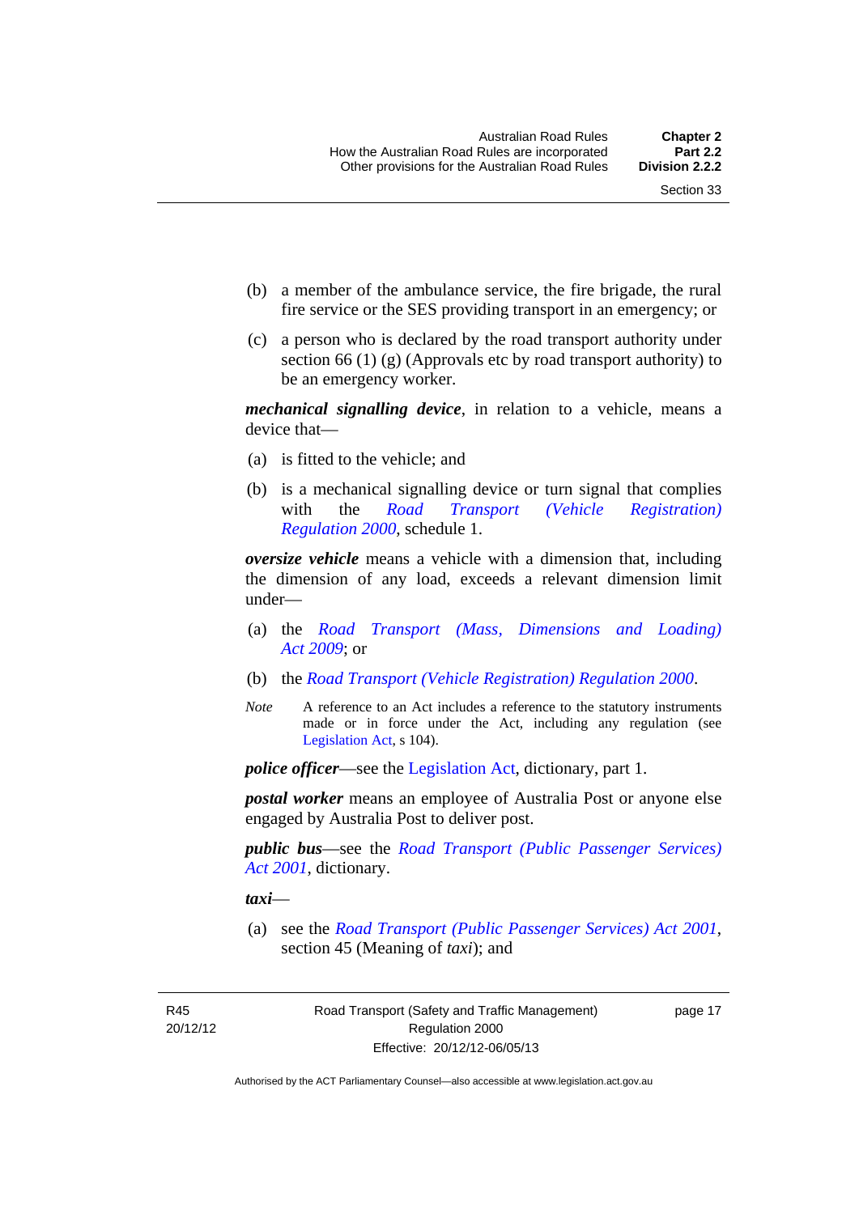(b) a member of the ambulance service, the fire brigade, the rural fire service or the SES providing transport in an emergency; or

(c) a person who is declared by the road transport authority under section 66 (1) (g) (Approvals etc by road transport authority) to be an emergency worker.

***mechanical signalling device***, in relation to a vehicle, means a device that—

(a) is fitted to the vehicle; and

(b) is a mechanical signalling device or turn signal that complies with the *Road Transport (Vehicle Registration) Regulation 2000*, schedule 1.

***oversize vehicle*** means a vehicle with a dimension that, including the dimension of any load, exceeds a relevant dimension limit under—

(a) the *Road Transport (Mass, Dimensions and Loading) Act 2009*; or

(b) the *Road Transport (Vehicle Registration) Regulation 2000*.

*Note* A reference to an Act includes a reference to the statutory instruments made or in force under the Act, including any regulation (see Legislation Act, s 104).

***police officer***—see the Legislation Act, dictionary, part 1.

***postal worker*** means an employee of Australia Post or anyone else engaged by Australia Post to deliver post.

***public bus***—see the *Road Transport (Public Passenger Services) Act 2001*, dictionary.

***taxi***—

(a) see the *Road Transport (Public Passenger Services) Act 2001*, section 45 (Meaning of *taxi*); and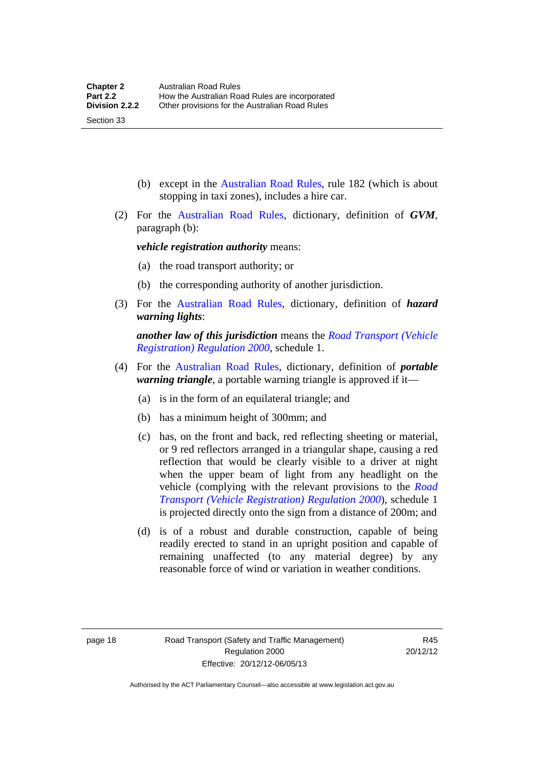(b) except in the Australian Road Rules, rule 182 (which is about stopping in taxi zones), includes a hire car.

(2) For the Australian Road Rules, dictionary, definition of ***GVM***, paragraph (b):

***vehicle registration authority*** means:

(a) the road transport authority; or

(b) the corresponding authority of another jurisdiction.

(3) For the Australian Road Rules, dictionary, definition of ***hazard warning lights***:

***another law of this jurisdiction*** means the *Road Transport (Vehicle Registration) Regulation 2000*, schedule 1.

(4) For the Australian Road Rules, dictionary, definition of ***portable warning triangle***, a portable warning triangle is approved if it—

(a) is in the form of an equilateral triangle; and

(b) has a minimum height of 300mm; and

(c) has, on the front and back, red reflecting sheeting or material, or 9 red reflectors arranged in a triangular shape, causing a red reflection that would be clearly visible to a driver at night when the upper beam of light from any headlight on the vehicle (complying with the relevant provisions to the *Road Transport (Vehicle Registration) Regulation 2000*), schedule 1 is projected directly onto the sign from a distance of 200m; and

(d) is of a robust and durable construction, capable of being readily erected to stand in an upright position and capable of remaining unaffected (to any material degree) by any reasonable force of wind or variation in weather conditions.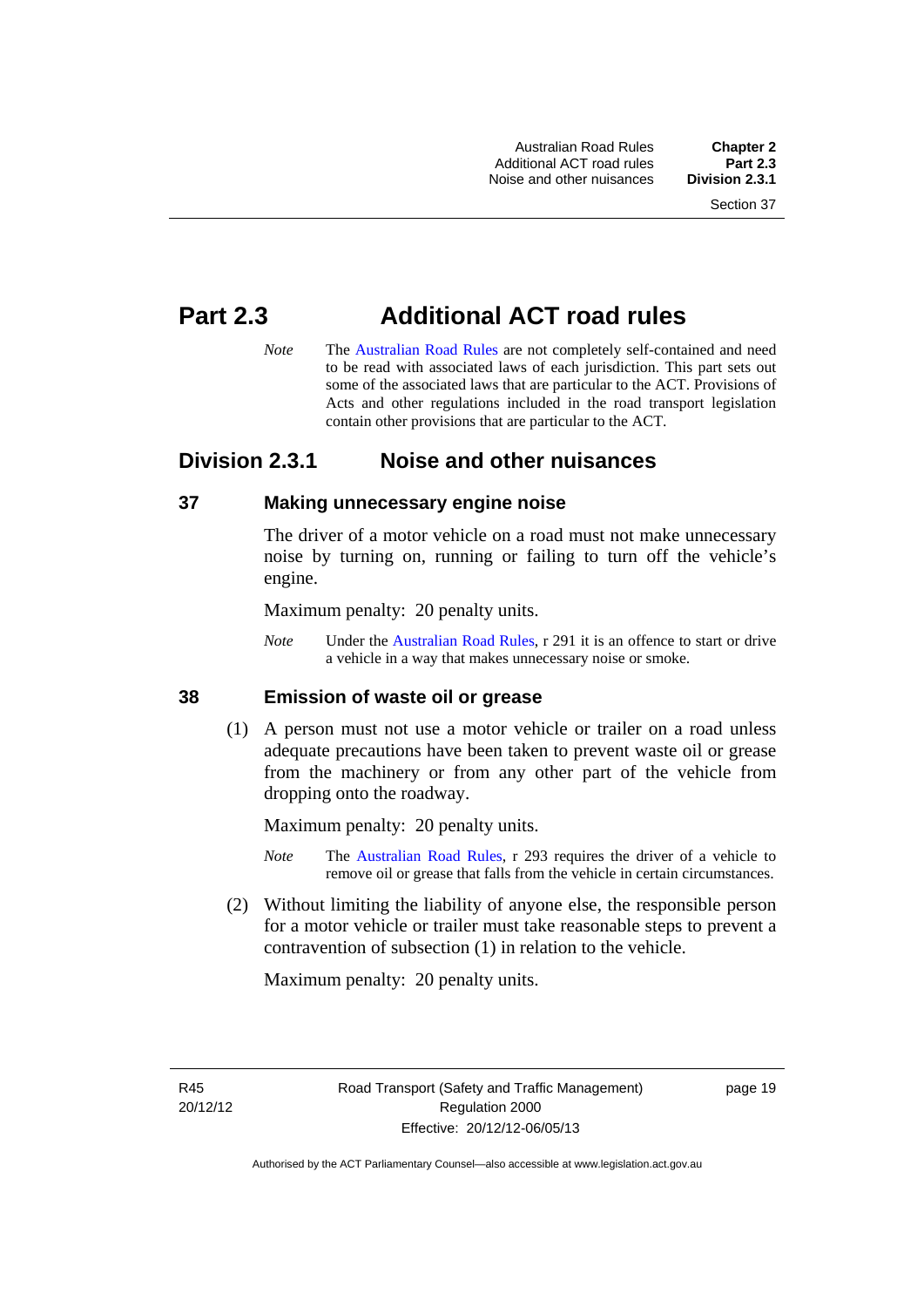# Part 2.3 Additional ACT road rules

*Note* The Australian Road Rules are not completely self-contained and need to be read with associated laws of each jurisdiction. This part sets out some of the associated laws that are particular to the ACT. Provisions of Acts and other regulations included in the road transport legislation contain other provisions that are particular to the ACT.

## Division 2.3.1 Noise and other nuisances

### 37 Making unnecessary engine noise

The driver of a motor vehicle on a road must not make unnecessary noise by turning on, running or failing to turn off the vehicle's engine.

Maximum penalty: 20 penalty units.

*Note* Under the Australian Road Rules, r 291 it is an offence to start or drive a vehicle in a way that makes unnecessary noise or smoke.

### 38 Emission of waste oil or grease

(1) A person must not use a motor vehicle or trailer on a road unless adequate precautions have been taken to prevent waste oil or grease from the machinery or from any other part of the vehicle from dropping onto the roadway.

Maximum penalty: 20 penalty units.

*Note* The Australian Road Rules, r 293 requires the driver of a vehicle to remove oil or grease that falls from the vehicle in certain circumstances.

(2) Without limiting the liability of anyone else, the responsible person for a motor vehicle or trailer must take reasonable steps to prevent a contravention of subsection (1) in relation to the vehicle.

Maximum penalty: 20 penalty units.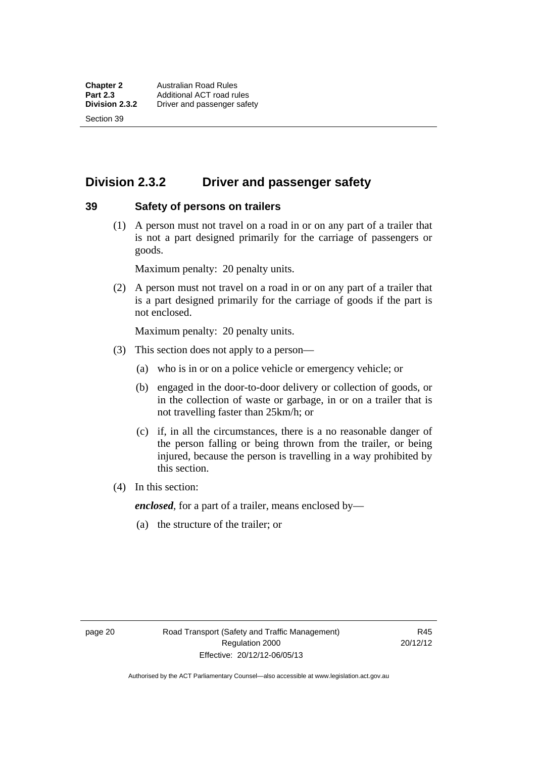## Division 2.3.2 Driver and passenger safety

### 39 Safety of persons on trailers

(1) A person must not travel on a road in or on any part of a trailer that is not a part designed primarily for the carriage of passengers or goods.

Maximum penalty: 20 penalty units.

(2) A person must not travel on a road in or on any part of a trailer that is a part designed primarily for the carriage of goods if the part is not enclosed.

Maximum penalty: 20 penalty units.

(3) This section does not apply to a person—

(a) who is in or on a police vehicle or emergency vehicle; or

(b) engaged in the door-to-door delivery or collection of goods, or in the collection of waste or garbage, in or on a trailer that is not travelling faster than 25km/h; or

(c) if, in all the circumstances, there is a no reasonable danger of the person falling or being thrown from the trailer, or being injured, because the person is travelling in a way prohibited by this section.

(4) In this section:

***enclosed***, for a part of a trailer, means enclosed by—

(a) the structure of the trailer; or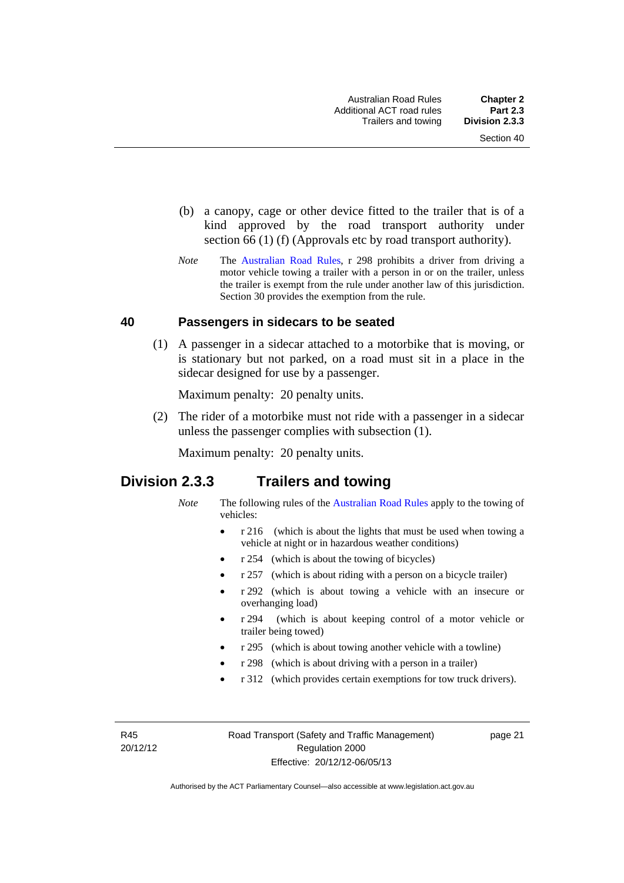(b) a canopy, cage or other device fitted to the trailer that is of a kind approved by the road transport authority under section 66 (1) (f) (Approvals etc by road transport authority).

*Note* The Australian Road Rules, r 298 prohibits a driver from driving a motor vehicle towing a trailer with a person in or on the trailer, unless the trailer is exempt from the rule under another law of this jurisdiction. Section 30 provides the exemption from the rule.

### 40 Passengers in sidecars to be seated

(1) A passenger in a sidecar attached to a motorbike that is moving, or is stationary but not parked, on a road must sit in a place in the sidecar designed for use by a passenger.

Maximum penalty: 20 penalty units.

(2) The rider of a motorbike must not ride with a passenger in a sidecar unless the passenger complies with subsection (1).

Maximum penalty: 20 penalty units.

## Division 2.3.3 Trailers and towing

*Note* The following rules of the Australian Road Rules apply to the towing of vehicles:

- r 216 (which is about the lights that must be used when towing a vehicle at night or in hazardous weather conditions)
- r 254 (which is about the towing of bicycles)
- r 257 (which is about riding with a person on a bicycle trailer)
- r 292 (which is about towing a vehicle with an insecure or overhanging load)
- r 294 (which is about keeping control of a motor vehicle or trailer being towed)
- r 295 (which is about towing another vehicle with a towline)
- r 298 (which is about driving with a person in a trailer)
- r 312 (which provides certain exemptions for tow truck drivers).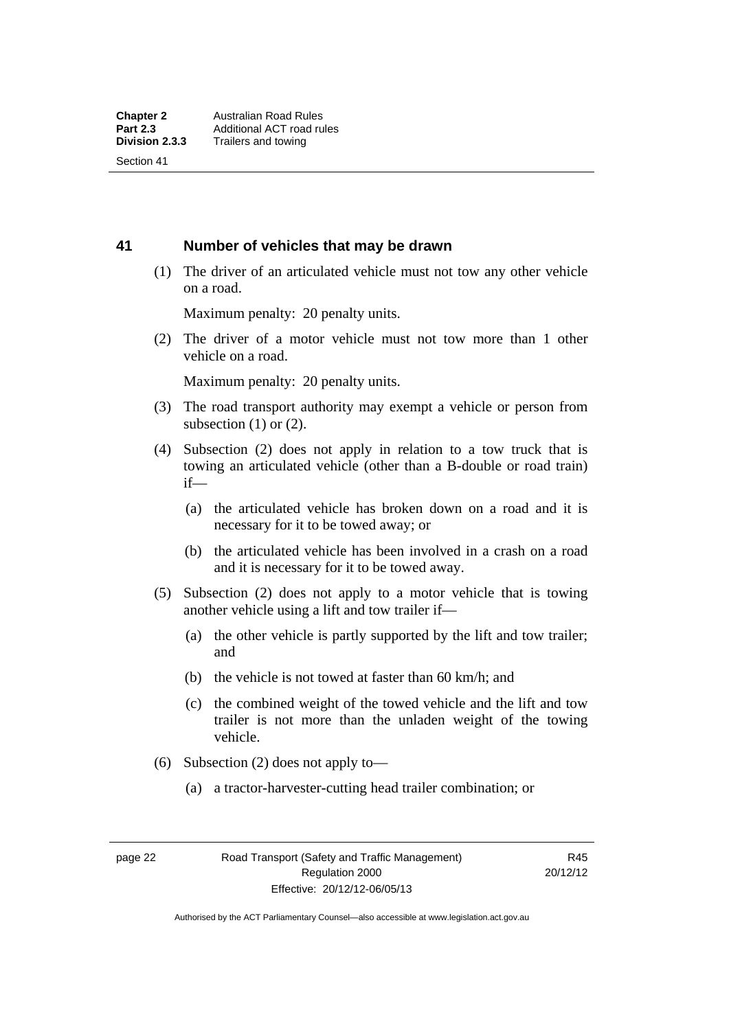## 41 Number of vehicles that may be drawn

(1) The driver of an articulated vehicle must not tow any other vehicle on a road.

Maximum penalty: 20 penalty units.

(2) The driver of a motor vehicle must not tow more than 1 other vehicle on a road.

Maximum penalty: 20 penalty units.

(3) The road transport authority may exempt a vehicle or person from subsection (1) or (2).

(4) Subsection (2) does not apply in relation to a tow truck that is towing an articulated vehicle (other than a B-double or road train) if—

(a) the articulated vehicle has broken down on a road and it is necessary for it to be towed away; or

(b) the articulated vehicle has been involved in a crash on a road and it is necessary for it to be towed away.

(5) Subsection (2) does not apply to a motor vehicle that is towing another vehicle using a lift and tow trailer if—

(a) the other vehicle is partly supported by the lift and tow trailer; and

(b) the vehicle is not towed at faster than 60 km/h; and

(c) the combined weight of the towed vehicle and the lift and tow trailer is not more than the unladen weight of the towing vehicle.

(6) Subsection (2) does not apply to—

(a) a tractor-harvester-cutting head trailer combination; or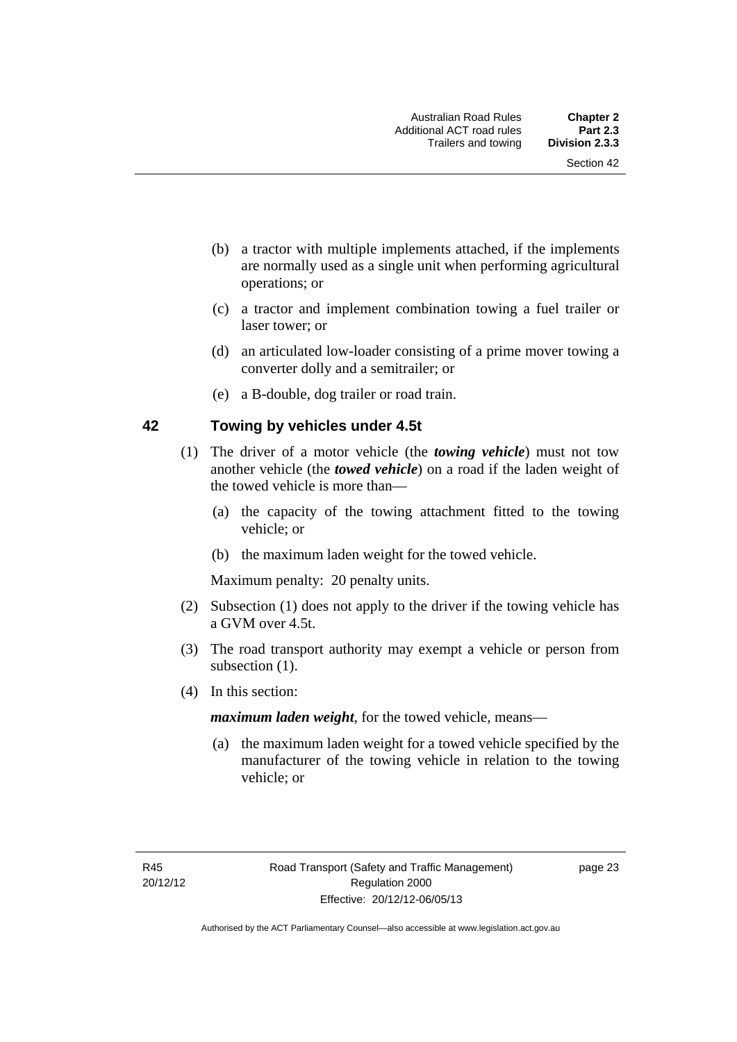(b) a tractor with multiple implements attached, if the implements are normally used as a single unit when performing agricultural operations; or

(c) a tractor and implement combination towing a fuel trailer or laser tower; or

(d) an articulated low-loader consisting of a prime mover towing a converter dolly and a semitrailer; or

(e) a B-double, dog trailer or road train.

## 42 Towing by vehicles under 4.5t

(1) The driver of a motor vehicle (the ***towing vehicle***) must not tow another vehicle (the ***towed vehicle***) on a road if the laden weight of the towed vehicle is more than—

(a) the capacity of the towing attachment fitted to the towing vehicle; or

(b) the maximum laden weight for the towed vehicle.

Maximum penalty: 20 penalty units.

(2) Subsection (1) does not apply to the driver if the towing vehicle has a GVM over 4.5t.

(3) The road transport authority may exempt a vehicle or person from subsection (1).

(4) In this section:

***maximum laden weight***, for the towed vehicle, means—

(a) the maximum laden weight for a towed vehicle specified by the manufacturer of the towing vehicle in relation to the towing vehicle; or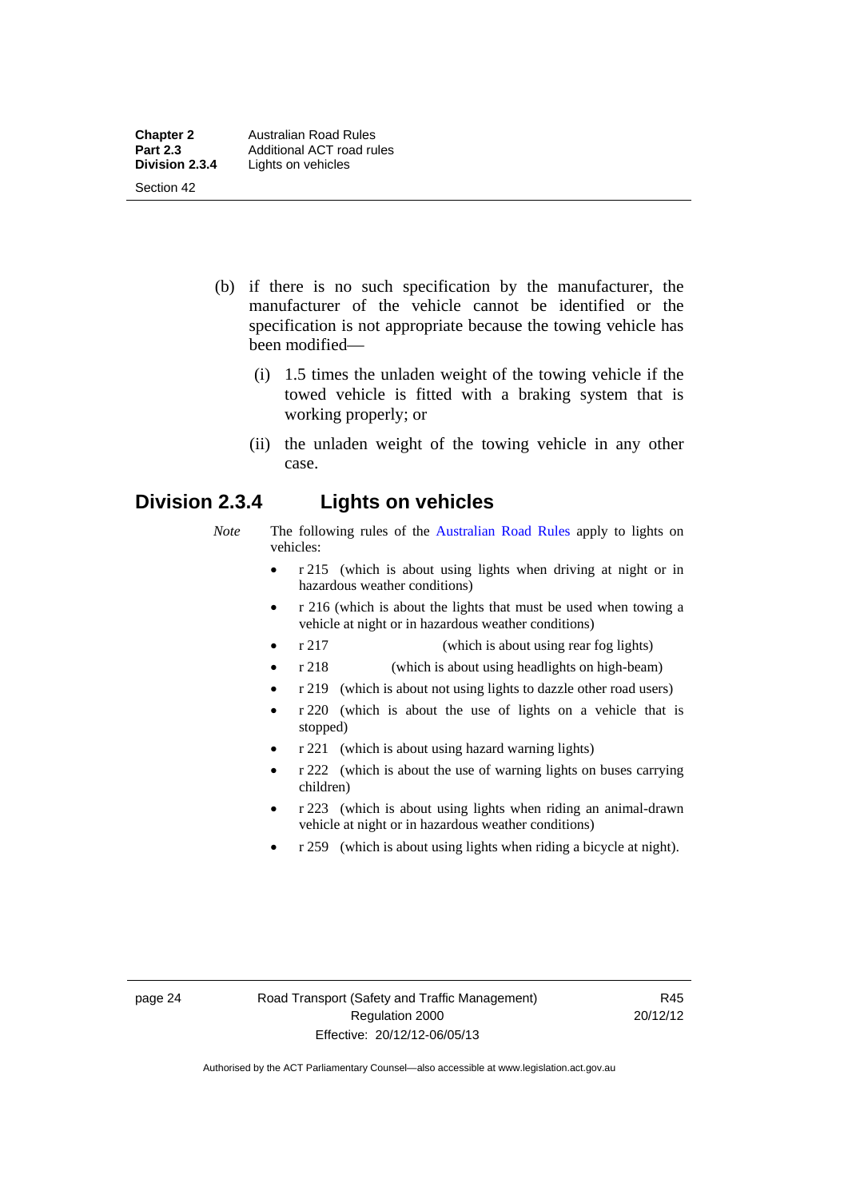(b) if there is no such specification by the manufacturer, the manufacturer of the vehicle cannot be identified or the specification is not appropriate because the towing vehicle has been modified—

(i) 1.5 times the unladen weight of the towing vehicle if the towed vehicle is fitted with a braking system that is working properly; or

(ii) the unladen weight of the towing vehicle in any other case.

## Division 2.3.4 Lights on vehicles

*Note* The following rules of the Australian Road Rules apply to lights on vehicles:

- r 215 (which is about using lights when driving at night or in hazardous weather conditions)
- r 216 (which is about the lights that must be used when towing a vehicle at night or in hazardous weather conditions)
- r 217 (which is about using rear fog lights)
- r 218 (which is about using headlights on high-beam)
- r 219 (which is about not using lights to dazzle other road users)
- r 220 (which is about the use of lights on a vehicle that is stopped)
- r 221 (which is about using hazard warning lights)
- r 222 (which is about the use of warning lights on buses carrying children)
- r 223 (which is about using lights when riding an animal-drawn vehicle at night or in hazardous weather conditions)
- r 259 (which is about using lights when riding a bicycle at night).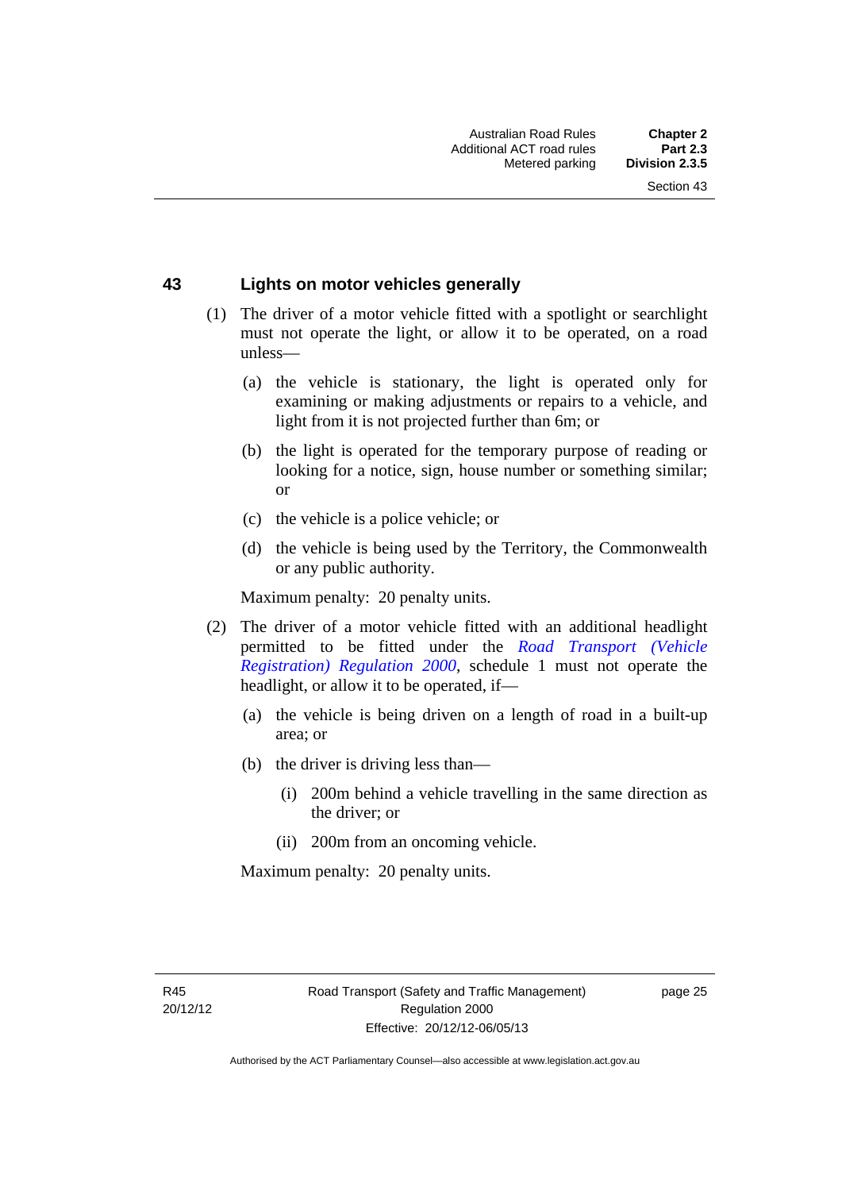### 43 Lights on motor vehicles generally

(1) The driver of a motor vehicle fitted with a spotlight or searchlight must not operate the light, or allow it to be operated, on a road unless—

(a) the vehicle is stationary, the light is operated only for examining or making adjustments or repairs to a vehicle, and light from it is not projected further than 6m; or

(b) the light is operated for the temporary purpose of reading or looking for a notice, sign, house number or something similar; or

(c) the vehicle is a police vehicle; or

(d) the vehicle is being used by the Territory, the Commonwealth or any public authority.

Maximum penalty: 20 penalty units.

(2) The driver of a motor vehicle fitted with an additional headlight permitted to be fitted under the *Road Transport (Vehicle Registration) Regulation 2000*, schedule 1 must not operate the headlight, or allow it to be operated, if—

(a) the vehicle is being driven on a length of road in a built-up area; or

(b) the driver is driving less than—

(i) 200m behind a vehicle travelling in the same direction as the driver; or

(ii) 200m from an oncoming vehicle.

Maximum penalty: 20 penalty units.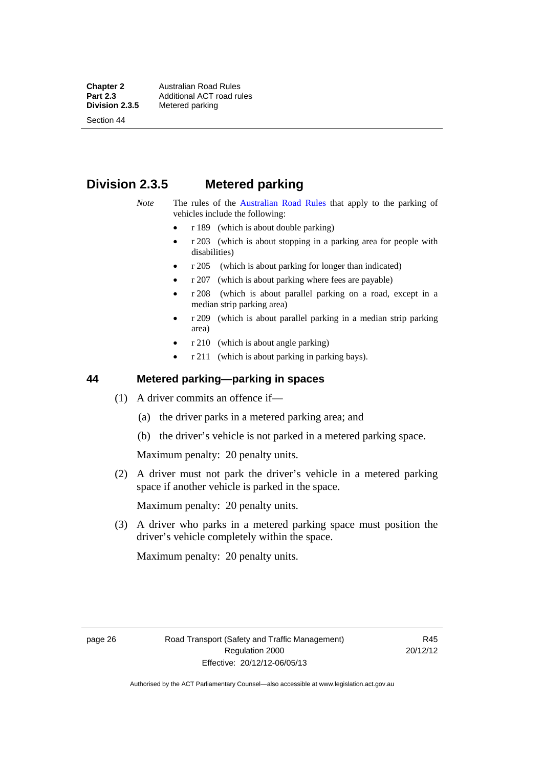## Division 2.3.5 Metered parking

*Note* The rules of the Australian Road Rules that apply to the parking of vehicles include the following:

- r 189 (which is about double parking)
- r 203 (which is about stopping in a parking area for people with disabilities)
- r 205 (which is about parking for longer than indicated)
- r 207 (which is about parking where fees are payable)
- r 208 (which is about parallel parking on a road, except in a median strip parking area)
- r 209 (which is about parallel parking in a median strip parking area)
- r 210 (which is about angle parking)
- r 211 (which is about parking in parking bays).

### 44 Metered parking—parking in spaces

(1) A driver commits an offence if—

(a) the driver parks in a metered parking area; and

(b) the driver's vehicle is not parked in a metered parking space.

Maximum penalty: 20 penalty units.

(2) A driver must not park the driver's vehicle in a metered parking space if another vehicle is parked in the space.

Maximum penalty: 20 penalty units.

(3) A driver who parks in a metered parking space must position the driver's vehicle completely within the space.

Maximum penalty: 20 penalty units.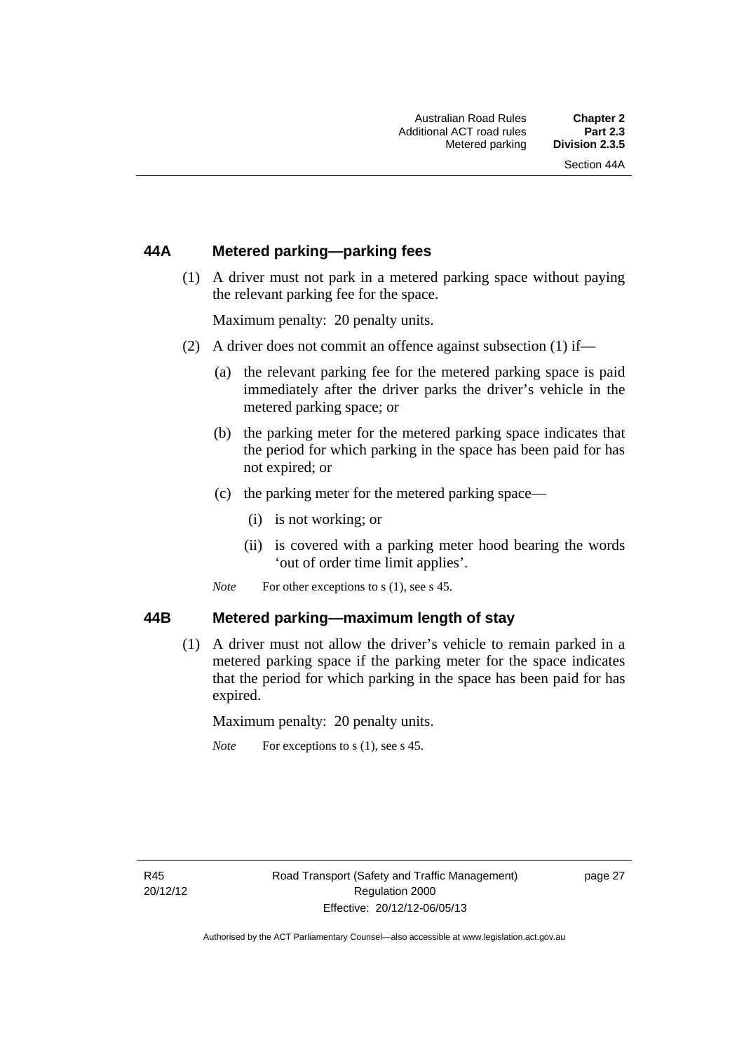## 44A Metered parking—parking fees

(1) A driver must not park in a metered parking space without paying the relevant parking fee for the space.

Maximum penalty: 20 penalty units.

(2) A driver does not commit an offence against subsection (1) if—

(a) the relevant parking fee for the metered parking space is paid immediately after the driver parks the driver's vehicle in the metered parking space; or

(b) the parking meter for the metered parking space indicates that the period for which parking in the space has been paid for has not expired; or

(c) the parking meter for the metered parking space—

(i) is not working; or

(ii) is covered with a parking meter hood bearing the words 'out of order time limit applies'.

*Note* For other exceptions to s (1), see s 45.

## 44B Metered parking—maximum length of stay

(1) A driver must not allow the driver's vehicle to remain parked in a metered parking space if the parking meter for the space indicates that the period for which parking in the space has been paid for has expired.

Maximum penalty: 20 penalty units.

*Note* For exceptions to s (1), see s 45.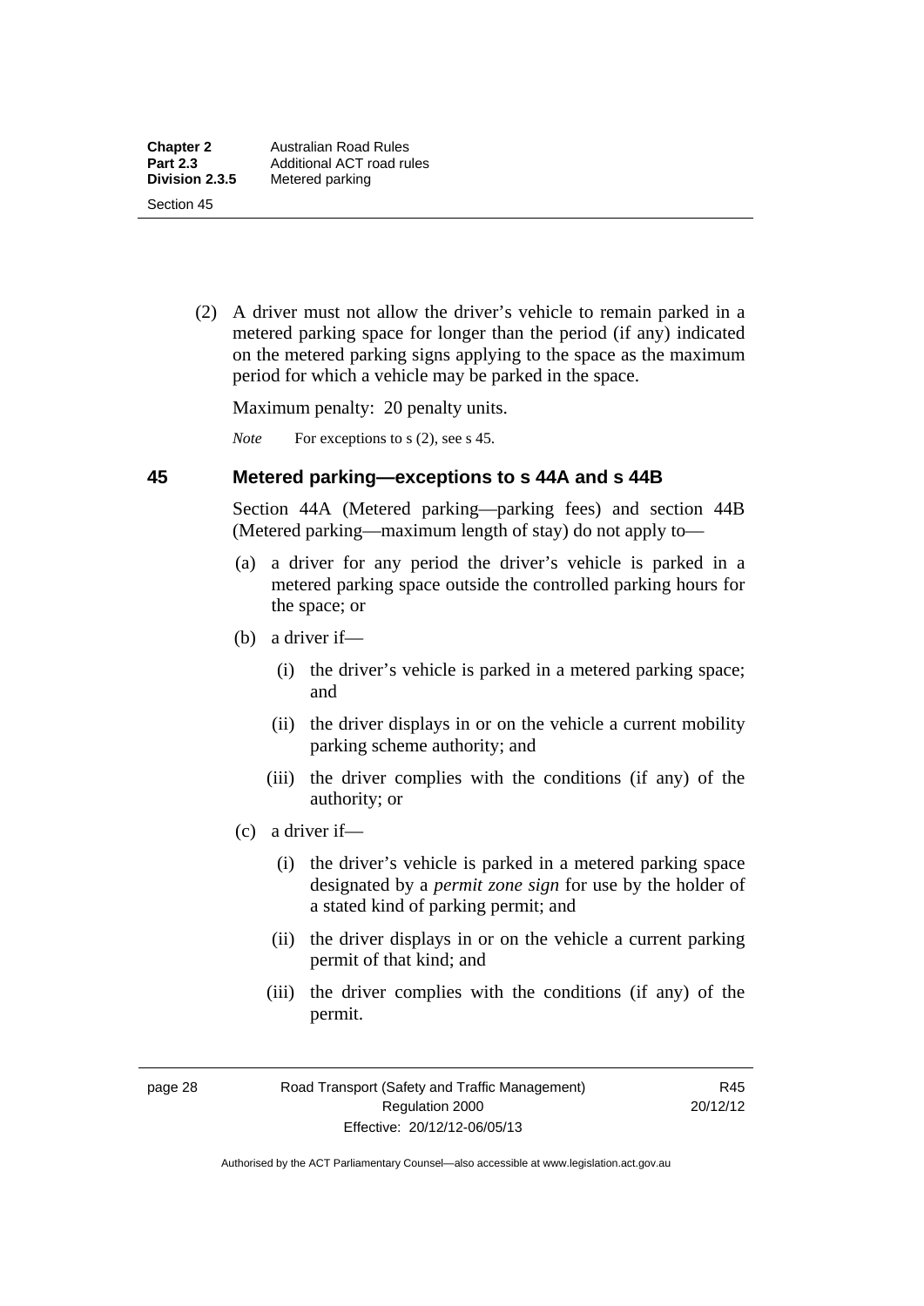(2) A driver must not allow the driver's vehicle to remain parked in a metered parking space for longer than the period (if any) indicated on the metered parking signs applying to the space as the maximum period for which a vehicle may be parked in the space.

Maximum penalty: 20 penalty units.

*Note* For exceptions to s (2), see s 45.

### 45 Metered parking—exceptions to s 44A and s 44B

Section 44A (Metered parking—parking fees) and section 44B (Metered parking—maximum length of stay) do not apply to—

(a) a driver for any period the driver's vehicle is parked in a metered parking space outside the controlled parking hours for the space; or

(b) a driver if—

(i) the driver's vehicle is parked in a metered parking space; and

(ii) the driver displays in or on the vehicle a current mobility parking scheme authority; and

(iii) the driver complies with the conditions (if any) of the authority; or

(c) a driver if—

(i) the driver's vehicle is parked in a metered parking space designated by a *permit zone sign* for use by the holder of a stated kind of parking permit; and

(ii) the driver displays in or on the vehicle a current parking permit of that kind; and

(iii) the driver complies with the conditions (if any) of the permit.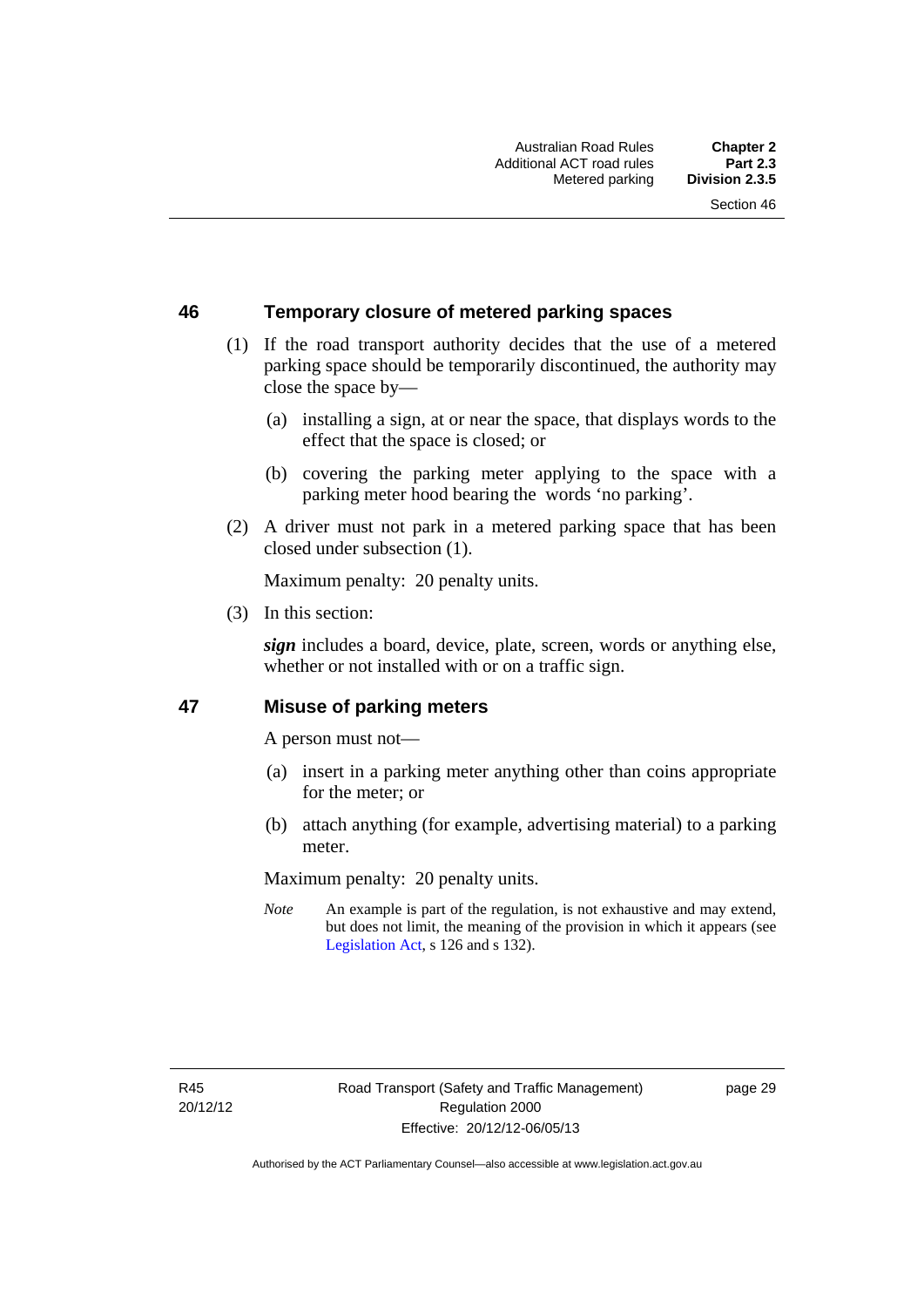## 46 Temporary closure of metered parking spaces

(1) If the road transport authority decides that the use of a metered parking space should be temporarily discontinued, the authority may close the space by—

(a) installing a sign, at or near the space, that displays words to the effect that the space is closed; or

(b) covering the parking meter applying to the space with a parking meter hood bearing the words 'no parking'.

(2) A driver must not park in a metered parking space that has been closed under subsection (1).

Maximum penalty: 20 penalty units.

(3) In this section:

***sign*** includes a board, device, plate, screen, words or anything else, whether or not installed with or on a traffic sign.

## 47 Misuse of parking meters

A person must not—

(a) insert in a parking meter anything other than coins appropriate for the meter; or

(b) attach anything (for example, advertising material) to a parking meter.

Maximum penalty: 20 penalty units.

*Note* An example is part of the regulation, is not exhaustive and may extend, but does not limit, the meaning of the provision in which it appears (see Legislation Act, s 126 and s 132).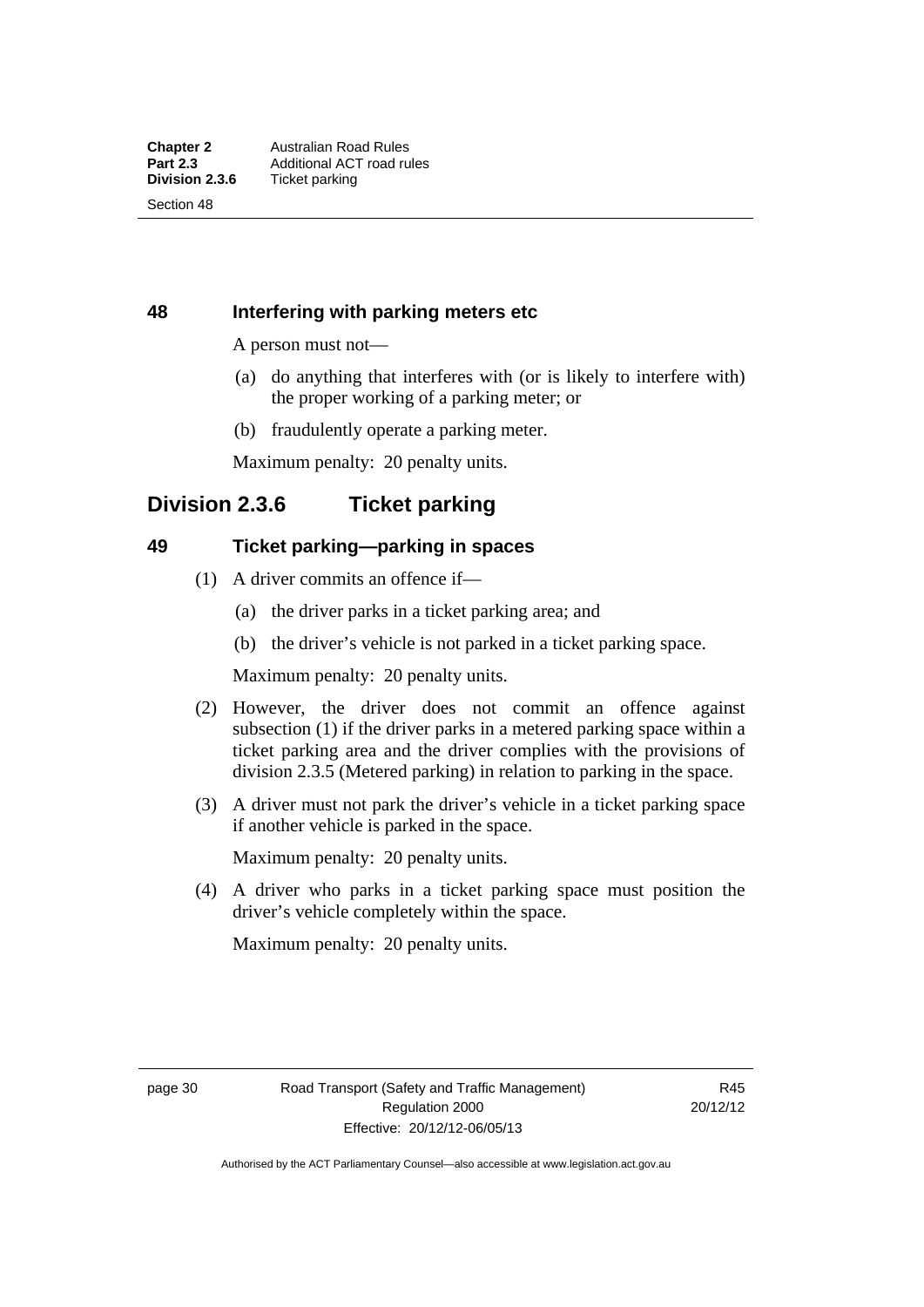### 48 Interfering with parking meters etc

A person must not—

(a) do anything that interferes with (or is likely to interfere with) the proper working of a parking meter; or

(b) fraudulently operate a parking meter.

Maximum penalty: 20 penalty units.

## Division 2.3.6 Ticket parking

### 49 Ticket parking—parking in spaces

(1) A driver commits an offence if—

(a) the driver parks in a ticket parking area; and

(b) the driver's vehicle is not parked in a ticket parking space.

Maximum penalty: 20 penalty units.

(2) However, the driver does not commit an offence against subsection (1) if the driver parks in a metered parking space within a ticket parking area and the driver complies with the provisions of division 2.3.5 (Metered parking) in relation to parking in the space.

(3) A driver must not park the driver's vehicle in a ticket parking space if another vehicle is parked in the space.

Maximum penalty: 20 penalty units.

(4) A driver who parks in a ticket parking space must position the driver's vehicle completely within the space.

Maximum penalty: 20 penalty units.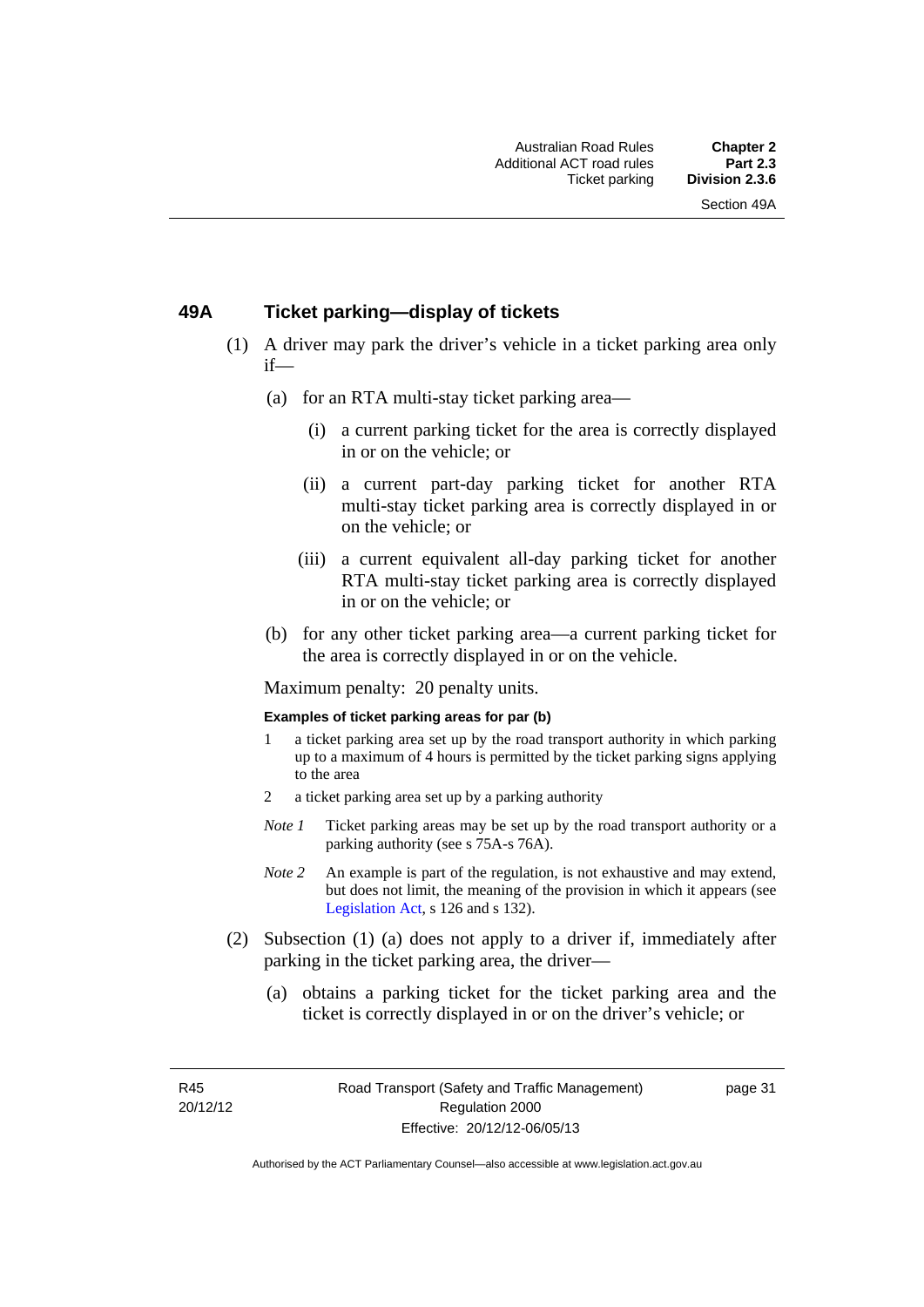## 49A Ticket parking—display of tickets

(1) A driver may park the driver's vehicle in a ticket parking area only if—

(a) for an RTA multi-stay ticket parking area—

(i) a current parking ticket for the area is correctly displayed in or on the vehicle; or

(ii) a current part-day parking ticket for another RTA multi-stay ticket parking area is correctly displayed in or on the vehicle; or

(iii) a current equivalent all-day parking ticket for another RTA multi-stay ticket parking area is correctly displayed in or on the vehicle; or

(b) for any other ticket parking area—a current parking ticket for the area is correctly displayed in or on the vehicle.

Maximum penalty: 20 penalty units.

**Examples of ticket parking areas for par (b)**

1 a ticket parking area set up by the road transport authority in which parking up to a maximum of 4 hours is permitted by the ticket parking signs applying to the area

2 a ticket parking area set up by a parking authority

*Note 1* Ticket parking areas may be set up by the road transport authority or a parking authority (see s 75A-s 76A).

*Note 2* An example is part of the regulation, is not exhaustive and may extend, but does not limit, the meaning of the provision in which it appears (see Legislation Act, s 126 and s 132).

(2) Subsection (1) (a) does not apply to a driver if, immediately after parking in the ticket parking area, the driver—

(a) obtains a parking ticket for the ticket parking area and the ticket is correctly displayed in or on the driver's vehicle; or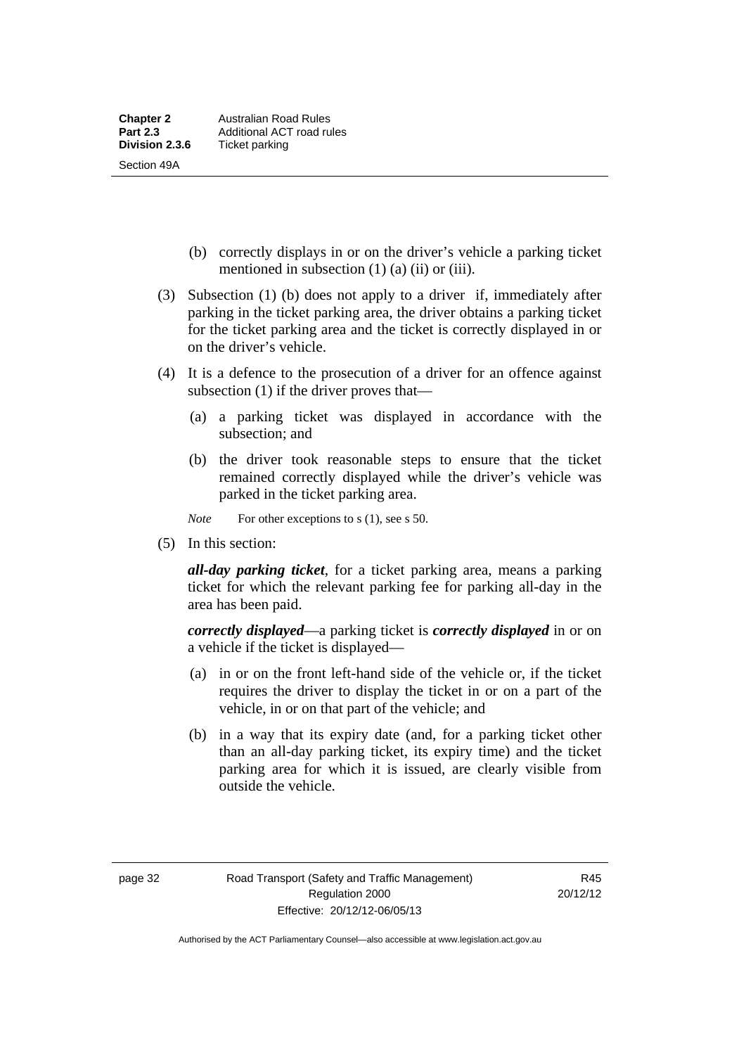(b) correctly displays in or on the driver's vehicle a parking ticket mentioned in subsection (1) (a) (ii) or (iii).

(3) Subsection (1) (b) does not apply to a driver if, immediately after parking in the ticket parking area, the driver obtains a parking ticket for the ticket parking area and the ticket is correctly displayed in or on the driver's vehicle.

(4) It is a defence to the prosecution of a driver for an offence against subsection (1) if the driver proves that—

(a) a parking ticket was displayed in accordance with the subsection; and

(b) the driver took reasonable steps to ensure that the ticket remained correctly displayed while the driver's vehicle was parked in the ticket parking area.

*Note* For other exceptions to s (1), see s 50.

(5) In this section:

***all-day parking ticket***, for a ticket parking area, means a parking ticket for which the relevant parking fee for parking all-day in the area has been paid.

***correctly displayed***—a parking ticket is ***correctly displayed*** in or on a vehicle if the ticket is displayed—

(a) in or on the front left-hand side of the vehicle or, if the ticket requires the driver to display the ticket in or on a part of the vehicle, in or on that part of the vehicle; and

(b) in a way that its expiry date (and, for a parking ticket other than an all-day parking ticket, its expiry time) and the ticket parking area for which it is issued, are clearly visible from outside the vehicle.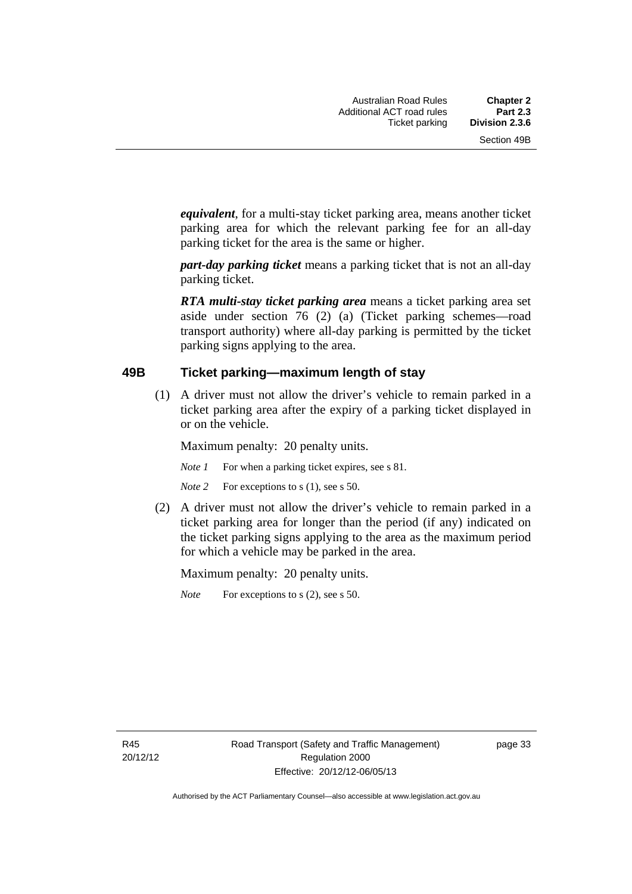***equivalent***, for a multi-stay ticket parking area, means another ticket parking area for which the relevant parking fee for an all-day parking ticket for the area is the same or higher.

***part-day parking ticket*** means a parking ticket that is not an all-day parking ticket.

***RTA multi-stay ticket parking area*** means a ticket parking area set aside under section 76 (2) (a) (Ticket parking schemes—road transport authority) where all-day parking is permitted by the ticket parking signs applying to the area.

## 49B Ticket parking—maximum length of stay

(1) A driver must not allow the driver's vehicle to remain parked in a ticket parking area after the expiry of a parking ticket displayed in or on the vehicle.

Maximum penalty: 20 penalty units.

*Note 1* For when a parking ticket expires, see s 81.

*Note 2* For exceptions to s (1), see s 50.

(2) A driver must not allow the driver's vehicle to remain parked in a ticket parking area for longer than the period (if any) indicated on the ticket parking signs applying to the area as the maximum period for which a vehicle may be parked in the area.

Maximum penalty: 20 penalty units.

*Note* For exceptions to s (2), see s 50.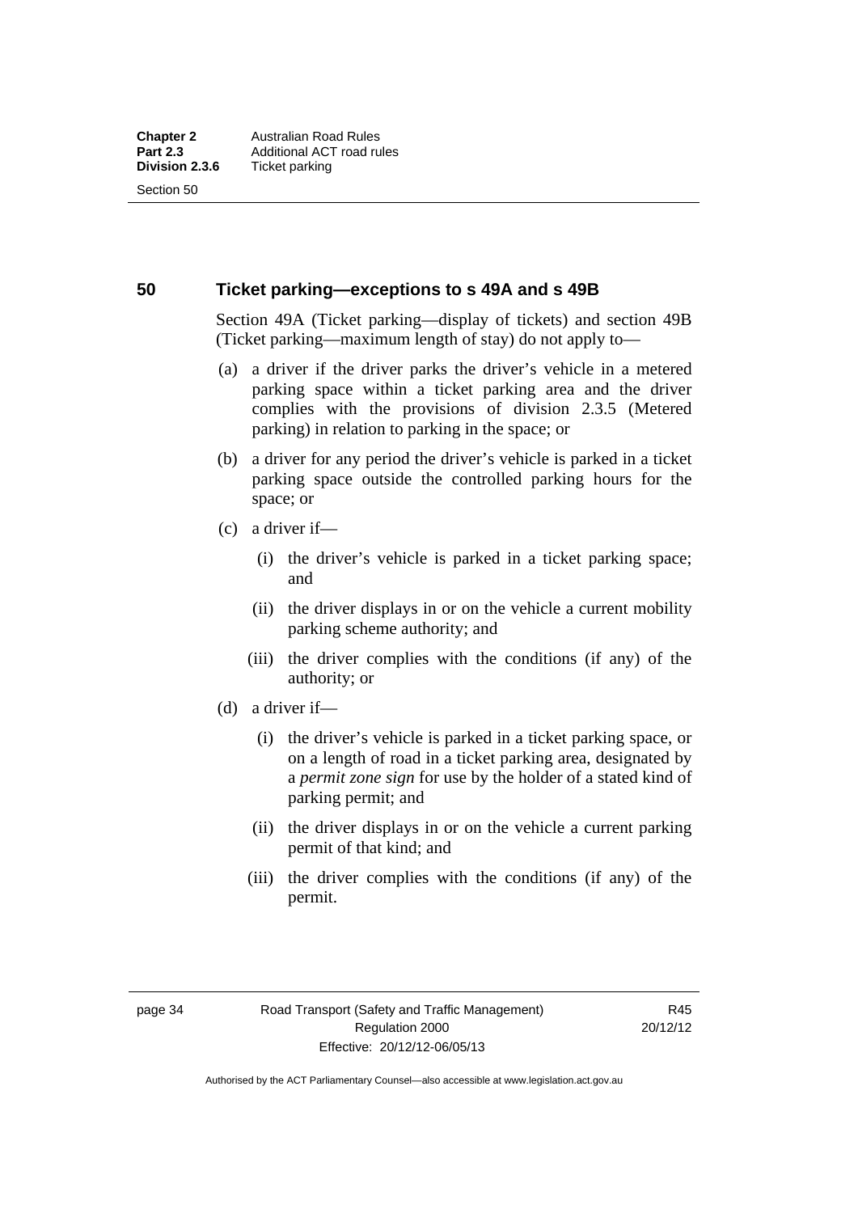## 50 Ticket parking—exceptions to s 49A and s 49B

Section 49A (Ticket parking—display of tickets) and section 49B (Ticket parking—maximum length of stay) do not apply to—

(a) a driver if the driver parks the driver's vehicle in a metered parking space within a ticket parking area and the driver complies with the provisions of division 2.3.5 (Metered parking) in relation to parking in the space; or

(b) a driver for any period the driver's vehicle is parked in a ticket parking space outside the controlled parking hours for the space; or

(c) a driver if—

(i) the driver's vehicle is parked in a ticket parking space; and

(ii) the driver displays in or on the vehicle a current mobility parking scheme authority; and

(iii) the driver complies with the conditions (if any) of the authority; or

(d) a driver if—

(i) the driver's vehicle is parked in a ticket parking space, or on a length of road in a ticket parking area, designated by a *permit zone sign* for use by the holder of a stated kind of parking permit; and

(ii) the driver displays in or on the vehicle a current parking permit of that kind; and

(iii) the driver complies with the conditions (if any) of the permit.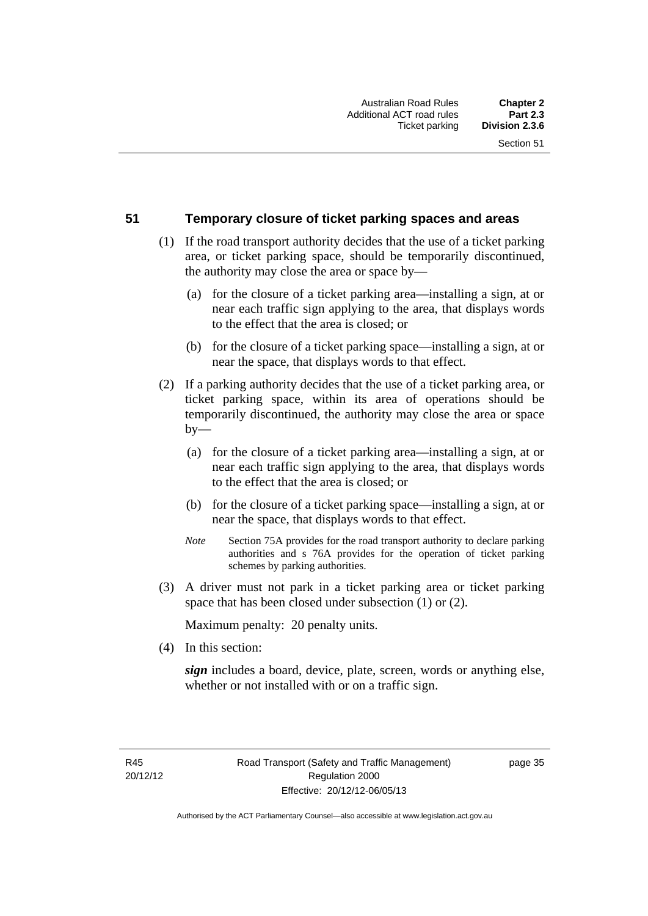## 51 Temporary closure of ticket parking spaces and areas

(1) If the road transport authority decides that the use of a ticket parking area, or ticket parking space, should be temporarily discontinued, the authority may close the area or space by—

(a) for the closure of a ticket parking area—installing a sign, at or near each traffic sign applying to the area, that displays words to the effect that the area is closed; or

(b) for the closure of a ticket parking space—installing a sign, at or near the space, that displays words to that effect.

(2) If a parking authority decides that the use of a ticket parking area, or ticket parking space, within its area of operations should be temporarily discontinued, the authority may close the area or space by—

(a) for the closure of a ticket parking area—installing a sign, at or near each traffic sign applying to the area, that displays words to the effect that the area is closed; or

(b) for the closure of a ticket parking space—installing a sign, at or near the space, that displays words to that effect.

*Note* Section 75A provides for the road transport authority to declare parking authorities and s 76A provides for the operation of ticket parking schemes by parking authorities.

(3) A driver must not park in a ticket parking area or ticket parking space that has been closed under subsection (1) or (2).

Maximum penalty: 20 penalty units.

(4) In this section:

***sign*** includes a board, device, plate, screen, words or anything else, whether or not installed with or on a traffic sign.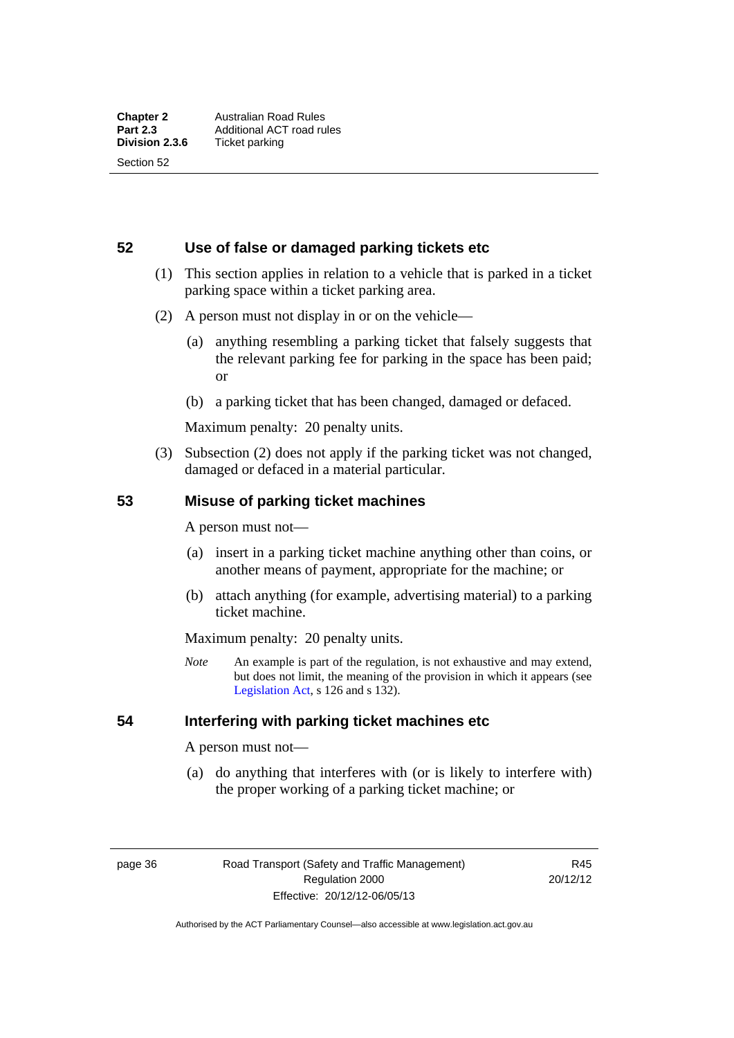## 52 Use of false or damaged parking tickets etc

(1) This section applies in relation to a vehicle that is parked in a ticket parking space within a ticket parking area.

(2) A person must not display in or on the vehicle—

(a) anything resembling a parking ticket that falsely suggests that the relevant parking fee for parking in the space has been paid; or

(b) a parking ticket that has been changed, damaged or defaced.

Maximum penalty: 20 penalty units.

(3) Subsection (2) does not apply if the parking ticket was not changed, damaged or defaced in a material particular.

## 53 Misuse of parking ticket machines

A person must not—

(a) insert in a parking ticket machine anything other than coins, or another means of payment, appropriate for the machine; or

(b) attach anything (for example, advertising material) to a parking ticket machine.

Maximum penalty: 20 penalty units.

*Note* An example is part of the regulation, is not exhaustive and may extend, but does not limit, the meaning of the provision in which it appears (see Legislation Act, s 126 and s 132).

## 54 Interfering with parking ticket machines etc

A person must not—

(a) do anything that interferes with (or is likely to interfere with) the proper working of a parking ticket machine; or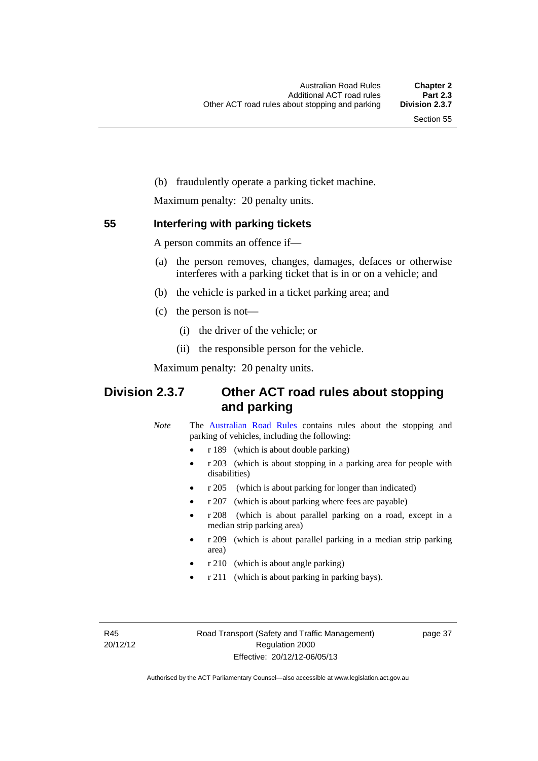(b) fraudulently operate a parking ticket machine.

Maximum penalty: 20 penalty units.

### 55 Interfering with parking tickets

A person commits an offence if—

(a) the person removes, changes, damages, defaces or otherwise interferes with a parking ticket that is in or on a vehicle; and

(b) the vehicle is parked in a ticket parking area; and

(c) the person is not—

   (i) the driver of the vehicle; or

   (ii) the responsible person for the vehicle.

Maximum penalty: 20 penalty units.

## Division 2.3.7 Other ACT road rules about stopping and parking

*Note* The Australian Road Rules contains rules about the stopping and parking of vehicles, including the following:

- r 189 (which is about double parking)
- r 203 (which is about stopping in a parking area for people with disabilities)
- r 205 (which is about parking for longer than indicated)
- r 207 (which is about parking where fees are payable)
- r 208 (which is about parallel parking on a road, except in a median strip parking area)
- r 209 (which is about parallel parking in a median strip parking area)
- r 210 (which is about angle parking)
- r 211 (which is about parking in parking bays).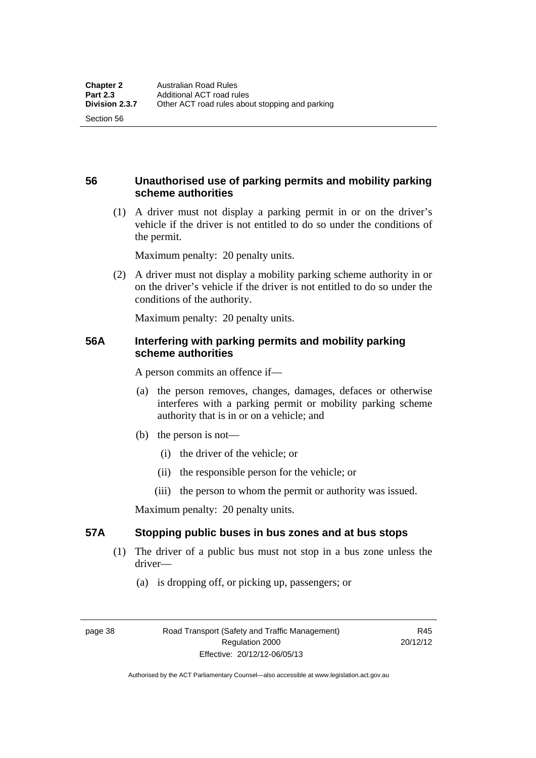### 56 Unauthorised use of parking permits and mobility parking scheme authorities

(1) A driver must not display a parking permit in or on the driver's vehicle if the driver is not entitled to do so under the conditions of the permit.

Maximum penalty: 20 penalty units.

(2) A driver must not display a mobility parking scheme authority in or on the driver's vehicle if the driver is not entitled to do so under the conditions of the authority.

Maximum penalty: 20 penalty units.

### 56A Interfering with parking permits and mobility parking scheme authorities

A person commits an offence if—

(a) the person removes, changes, damages, defaces or otherwise interferes with a parking permit or mobility parking scheme authority that is in or on a vehicle; and

(b) the person is not—

(i) the driver of the vehicle; or

(ii) the responsible person for the vehicle; or

(iii) the person to whom the permit or authority was issued.

Maximum penalty: 20 penalty units.

### 57A Stopping public buses in bus zones and at bus stops

(1) The driver of a public bus must not stop in a bus zone unless the driver—

(a) is dropping off, or picking up, passengers; or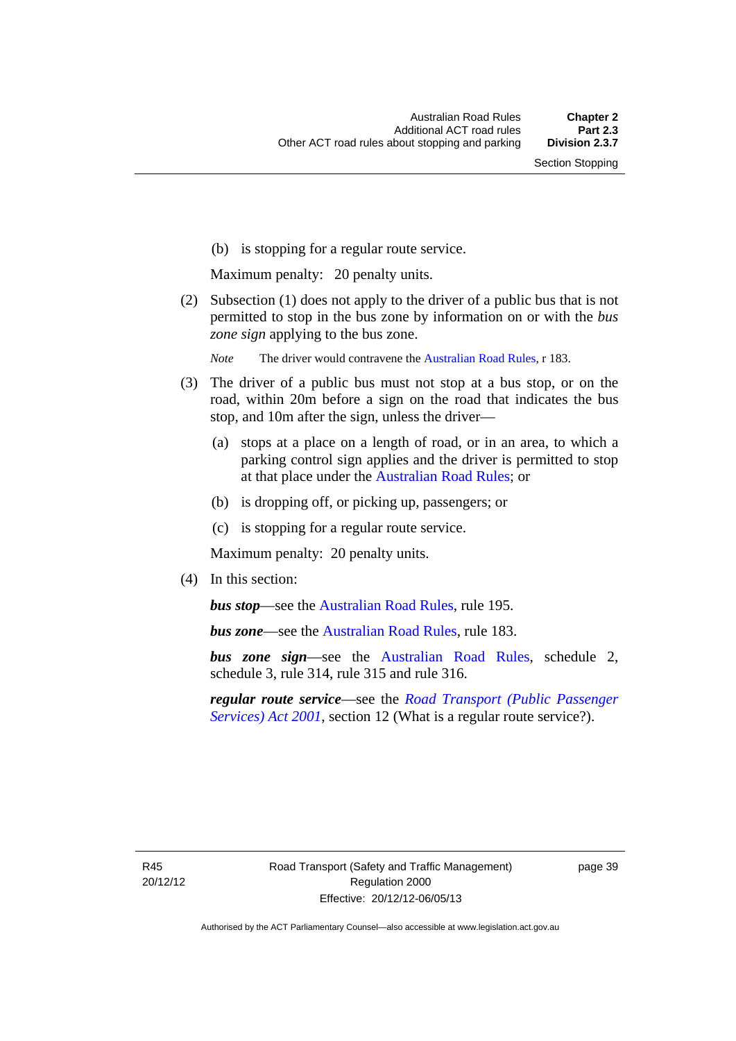(b) is stopping for a regular route service.

Maximum penalty: 20 penalty units.

(2) Subsection (1) does not apply to the driver of a public bus that is not permitted to stop in the bus zone by information on or with the *bus zone sign* applying to the bus zone.

*Note* The driver would contravene the Australian Road Rules, r 183.

(3) The driver of a public bus must not stop at a bus stop, or on the road, within 20m before a sign on the road that indicates the bus stop, and 10m after the sign, unless the driver—

(a) stops at a place on a length of road, or in an area, to which a parking control sign applies and the driver is permitted to stop at that place under the Australian Road Rules; or

(b) is dropping off, or picking up, passengers; or

(c) is stopping for a regular route service.

Maximum penalty: 20 penalty units.

(4) In this section:

***bus stop***—see the Australian Road Rules, rule 195.

***bus zone***—see the Australian Road Rules, rule 183.

***bus zone sign***—see the Australian Road Rules, schedule 2, schedule 3, rule 314, rule 315 and rule 316.

***regular route service***—see the *Road Transport (Public Passenger Services) Act 2001*, section 12 (What is a regular route service?).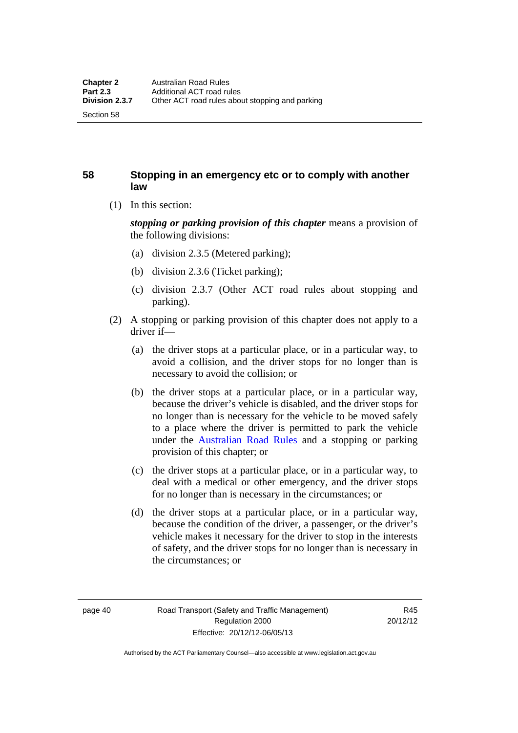## 58 Stopping in an emergency etc or to comply with another law

(1) In this section:

***stopping or parking provision of this chapter*** means a provision of the following divisions:

(a) division 2.3.5 (Metered parking);

(b) division 2.3.6 (Ticket parking);

(c) division 2.3.7 (Other ACT road rules about stopping and parking).

(2) A stopping or parking provision of this chapter does not apply to a driver if—

(a) the driver stops at a particular place, or in a particular way, to avoid a collision, and the driver stops for no longer than is necessary to avoid the collision; or

(b) the driver stops at a particular place, or in a particular way, because the driver's vehicle is disabled, and the driver stops for no longer than is necessary for the vehicle to be moved safely to a place where the driver is permitted to park the vehicle under the Australian Road Rules and a stopping or parking provision of this chapter; or

(c) the driver stops at a particular place, or in a particular way, to deal with a medical or other emergency, and the driver stops for no longer than is necessary in the circumstances; or

(d) the driver stops at a particular place, or in a particular way, because the condition of the driver, a passenger, or the driver's vehicle makes it necessary for the driver to stop in the interests of safety, and the driver stops for no longer than is necessary in the circumstances; or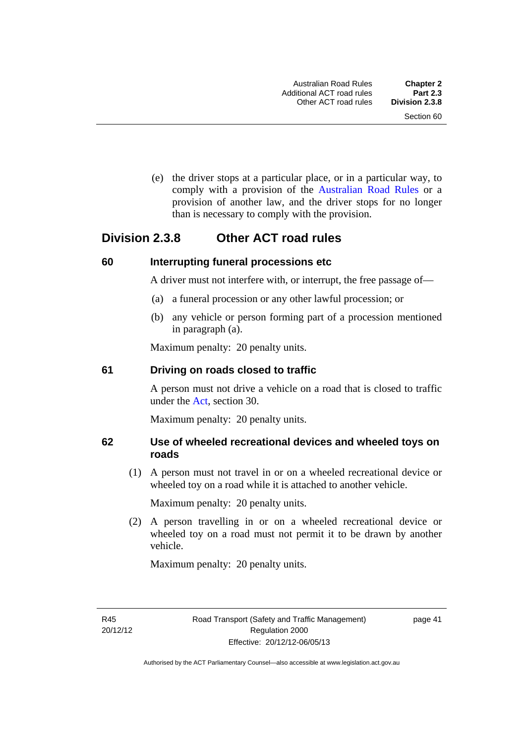(e) the driver stops at a particular place, or in a particular way, to comply with a provision of the Australian Road Rules or a provision of another law, and the driver stops for no longer than is necessary to comply with the provision.

## Division 2.3.8 Other ACT road rules

### 60 Interrupting funeral processions etc

A driver must not interfere with, or interrupt, the free passage of—

(a) a funeral procession or any other lawful procession; or

(b) any vehicle or person forming part of a procession mentioned in paragraph (a).

Maximum penalty: 20 penalty units.

### 61 Driving on roads closed to traffic

A person must not drive a vehicle on a road that is closed to traffic under the Act, section 30.

Maximum penalty: 20 penalty units.

### 62 Use of wheeled recreational devices and wheeled toys on roads

(1) A person must not travel in or on a wheeled recreational device or wheeled toy on a road while it is attached to another vehicle.

Maximum penalty: 20 penalty units.

(2) A person travelling in or on a wheeled recreational device or wheeled toy on a road must not permit it to be drawn by another vehicle.

Maximum penalty: 20 penalty units.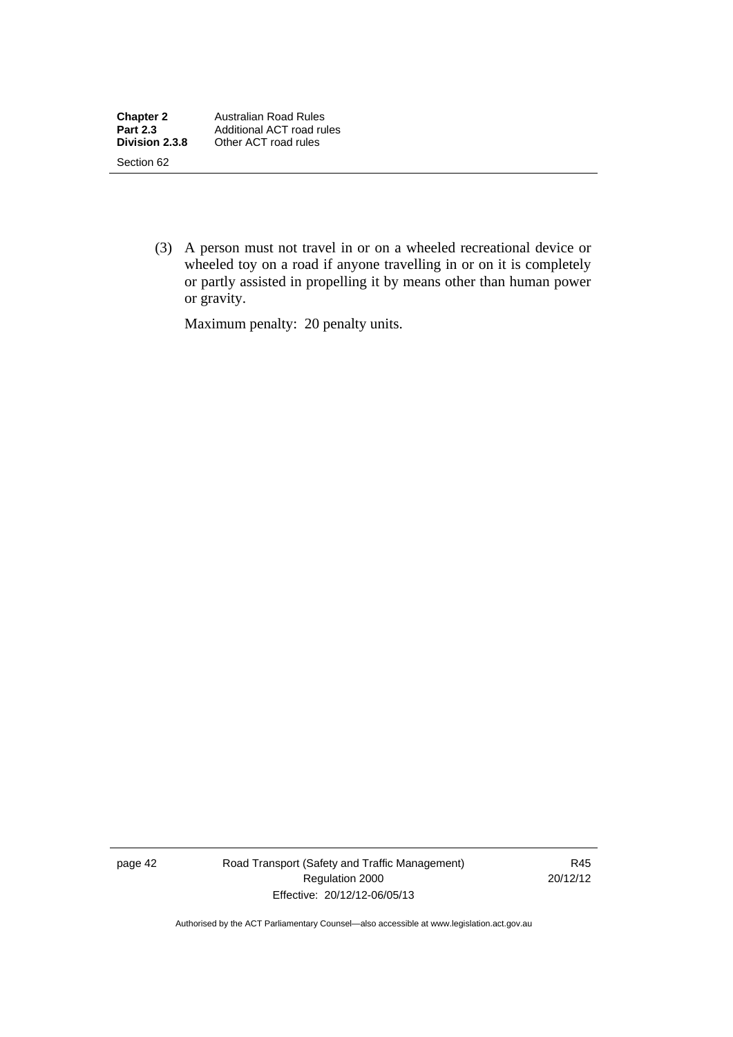(3) A person must not travel in or on a wheeled recreational device or wheeled toy on a road if anyone travelling in or on it is completely or partly assisted in propelling it by means other than human power or gravity.

Maximum penalty: 20 penalty units.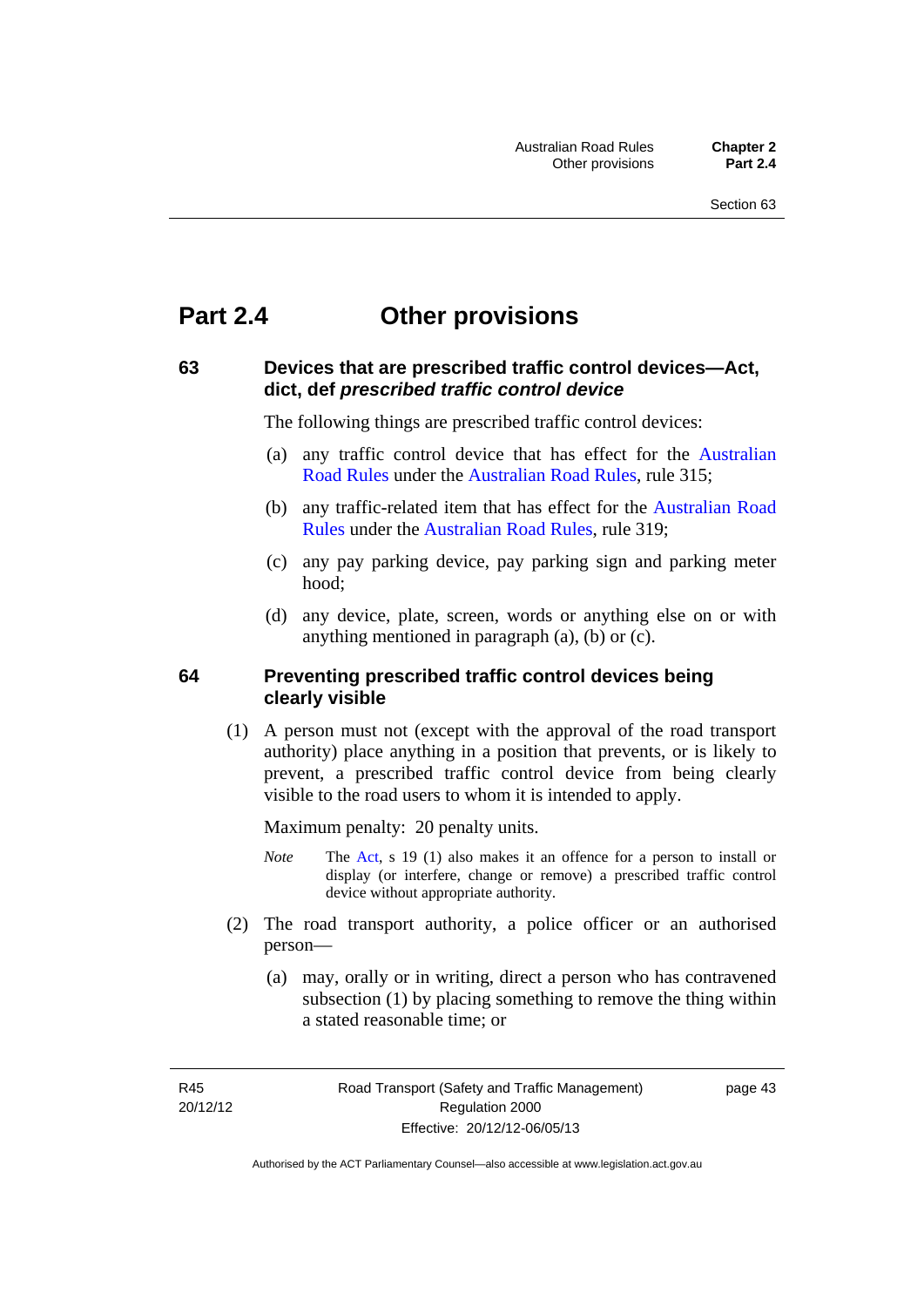# Part 2.4 Other provisions

## 63 Devices that are prescribed traffic control devices—Act, dict, def *prescribed traffic control device*

The following things are prescribed traffic control devices:

(a) any traffic control device that has effect for the Australian Road Rules under the Australian Road Rules, rule 315;

(b) any traffic-related item that has effect for the Australian Road Rules under the Australian Road Rules, rule 319;

(c) any pay parking device, pay parking sign and parking meter hood;

(d) any device, plate, screen, words or anything else on or with anything mentioned in paragraph (a), (b) or (c).

## 64 Preventing prescribed traffic control devices being clearly visible

(1) A person must not (except with the approval of the road transport authority) place anything in a position that prevents, or is likely to prevent, a prescribed traffic control device from being clearly visible to the road users to whom it is intended to apply.

Maximum penalty: 20 penalty units.

*Note* The Act, s 19 (1) also makes it an offence for a person to install or display (or interfere, change or remove) a prescribed traffic control device without appropriate authority.

(2) The road transport authority, a police officer or an authorised person—

(a) may, orally or in writing, direct a person who has contravened subsection (1) by placing something to remove the thing within a stated reasonable time; or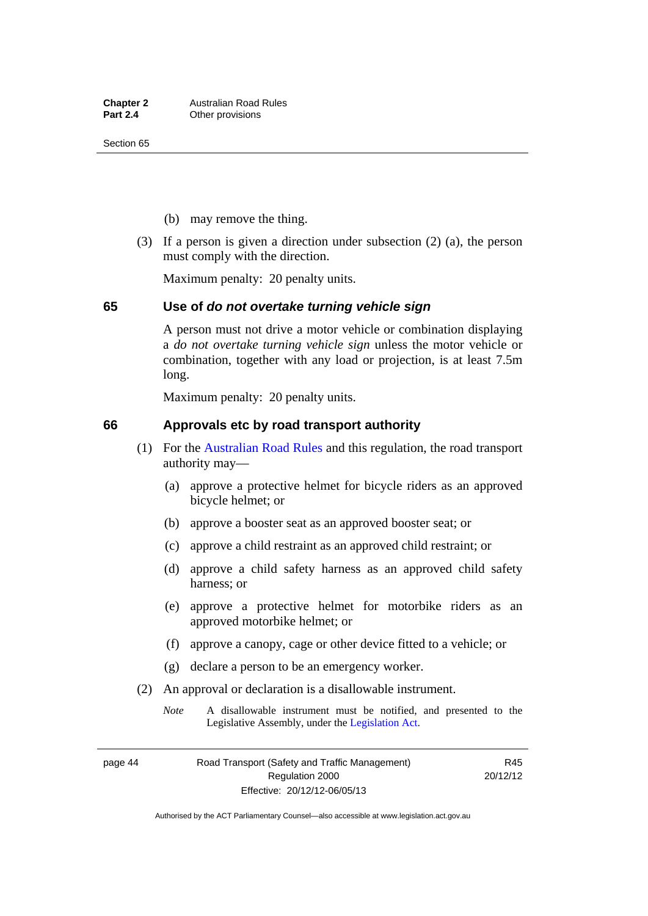(b) may remove the thing.

(3) If a person is given a direction under subsection (2) (a), the person must comply with the direction.

Maximum penalty: 20 penalty units.

## 65 Use of *do not overtake turning vehicle sign*

A person must not drive a motor vehicle or combination displaying a *do not overtake turning vehicle sign* unless the motor vehicle or combination, together with any load or projection, is at least 7.5m long.

Maximum penalty: 20 penalty units.

## 66 Approvals etc by road transport authority

(1) For the Australian Road Rules and this regulation, the road transport authority may—

(a) approve a protective helmet for bicycle riders as an approved bicycle helmet; or

(b) approve a booster seat as an approved booster seat; or

(c) approve a child restraint as an approved child restraint; or

(d) approve a child safety harness as an approved child safety harness; or

(e) approve a protective helmet for motorbike riders as an approved motorbike helmet; or

(f) approve a canopy, cage or other device fitted to a vehicle; or

(g) declare a person to be an emergency worker.

(2) An approval or declaration is a disallowable instrument.

*Note* A disallowable instrument must be notified, and presented to the Legislative Assembly, under the Legislation Act.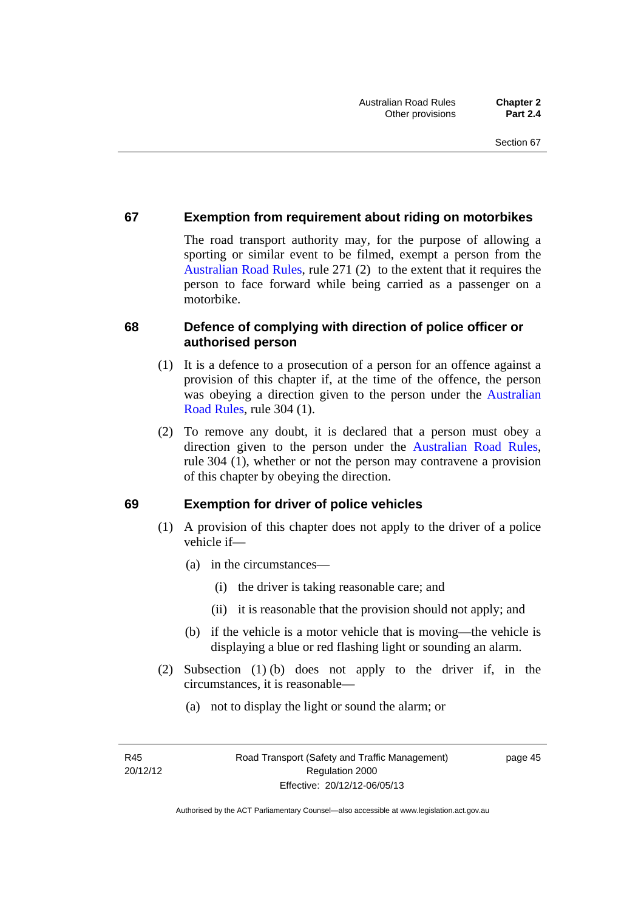## 67 Exemption from requirement about riding on motorbikes

The road transport authority may, for the purpose of allowing a sporting or similar event to be filmed, exempt a person from the Australian Road Rules, rule 271 (2) to the extent that it requires the person to face forward while being carried as a passenger on a motorbike.

## 68 Defence of complying with direction of police officer or authorised person

(1) It is a defence to a prosecution of a person for an offence against a provision of this chapter if, at the time of the offence, the person was obeying a direction given to the person under the Australian Road Rules, rule 304 (1).

(2) To remove any doubt, it is declared that a person must obey a direction given to the person under the Australian Road Rules, rule 304 (1), whether or not the person may contravene a provision of this chapter by obeying the direction.

## 69 Exemption for driver of police vehicles

(1) A provision of this chapter does not apply to the driver of a police vehicle if—

(a) in the circumstances—

(i) the driver is taking reasonable care; and

(ii) it is reasonable that the provision should not apply; and

(b) if the vehicle is a motor vehicle that is moving—the vehicle is displaying a blue or red flashing light or sounding an alarm.

(2) Subsection (1) (b) does not apply to the driver if, in the circumstances, it is reasonable—

(a) not to display the light or sound the alarm; or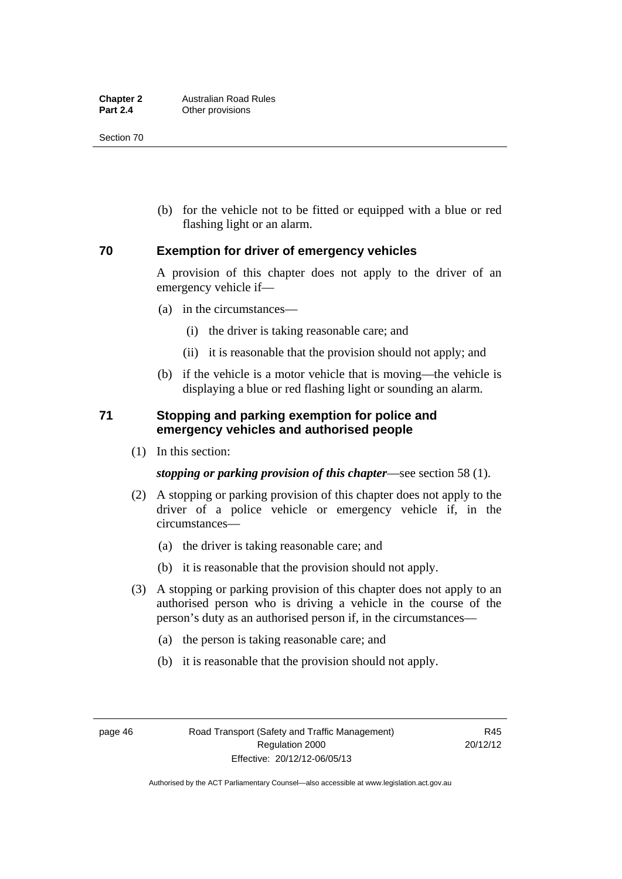(b) for the vehicle not to be fitted or equipped with a blue or red flashing light or an alarm.

## 70 Exemption for driver of emergency vehicles

A provision of this chapter does not apply to the driver of an emergency vehicle if—

(a) in the circumstances—

(i) the driver is taking reasonable care; and

(ii) it is reasonable that the provision should not apply; and

(b) if the vehicle is a motor vehicle that is moving—the vehicle is displaying a blue or red flashing light or sounding an alarm.

## 71 Stopping and parking exemption for police and emergency vehicles and authorised people

(1) In this section:

***stopping or parking provision of this chapter***—see section 58 (1).

(2) A stopping or parking provision of this chapter does not apply to the driver of a police vehicle or emergency vehicle if, in the circumstances—

(a) the driver is taking reasonable care; and

(b) it is reasonable that the provision should not apply.

(3) A stopping or parking provision of this chapter does not apply to an authorised person who is driving a vehicle in the course of the person's duty as an authorised person if, in the circumstances—

(a) the person is taking reasonable care; and

(b) it is reasonable that the provision should not apply.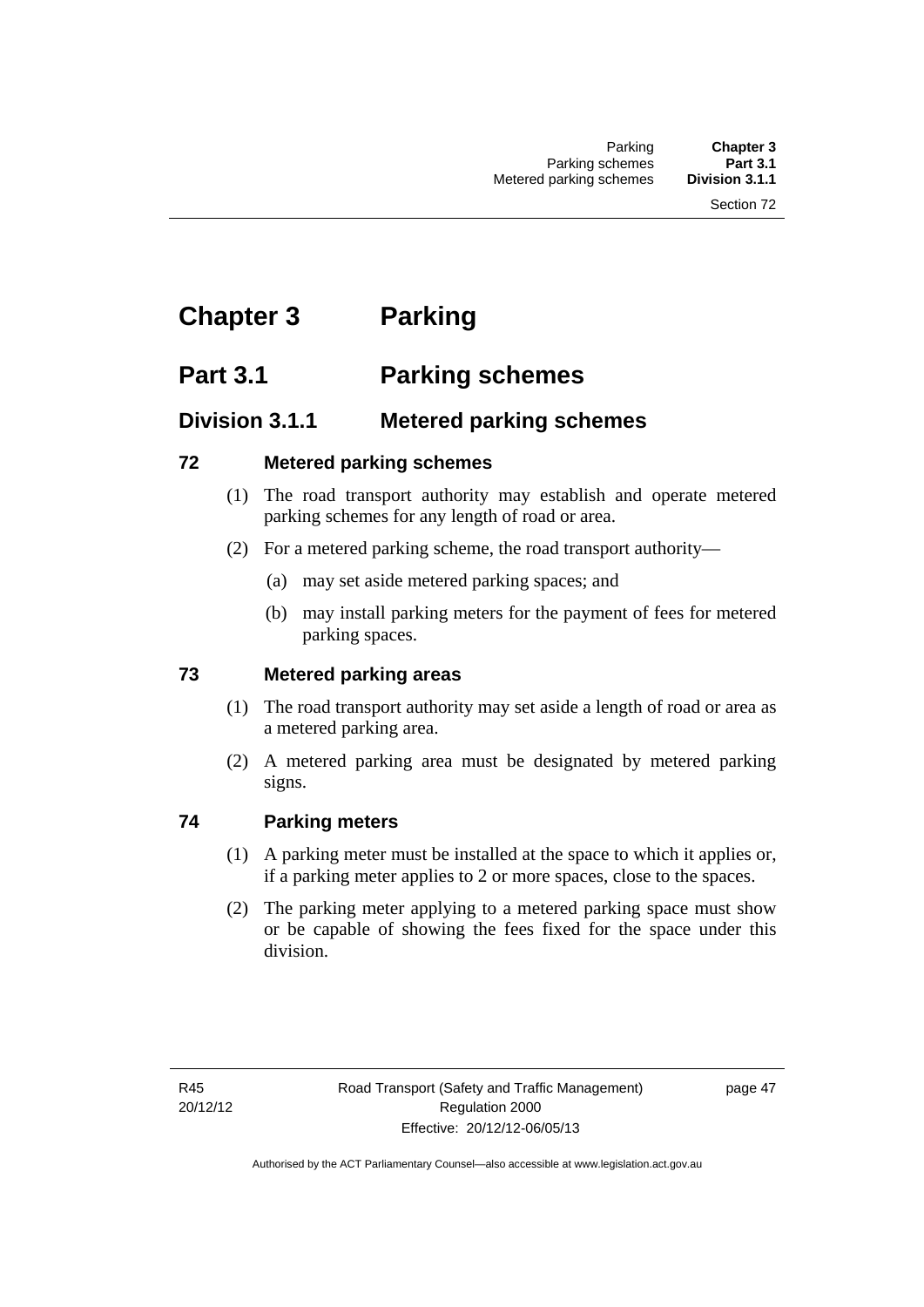# Chapter 3 Parking

## Part 3.1 Parking schemes

### Division 3.1.1 Metered parking schemes

#### 72 Metered parking schemes

(1) The road transport authority may establish and operate metered parking schemes for any length of road or area.

(2) For a metered parking scheme, the road transport authority—

(a) may set aside metered parking spaces; and

(b) may install parking meters for the payment of fees for metered parking spaces.

#### 73 Metered parking areas

(1) The road transport authority may set aside a length of road or area as a metered parking area.

(2) A metered parking area must be designated by metered parking signs.

#### 74 Parking meters

(1) A parking meter must be installed at the space to which it applies or, if a parking meter applies to 2 or more spaces, close to the spaces.

(2) The parking meter applying to a metered parking space must show or be capable of showing the fees fixed for the space under this division.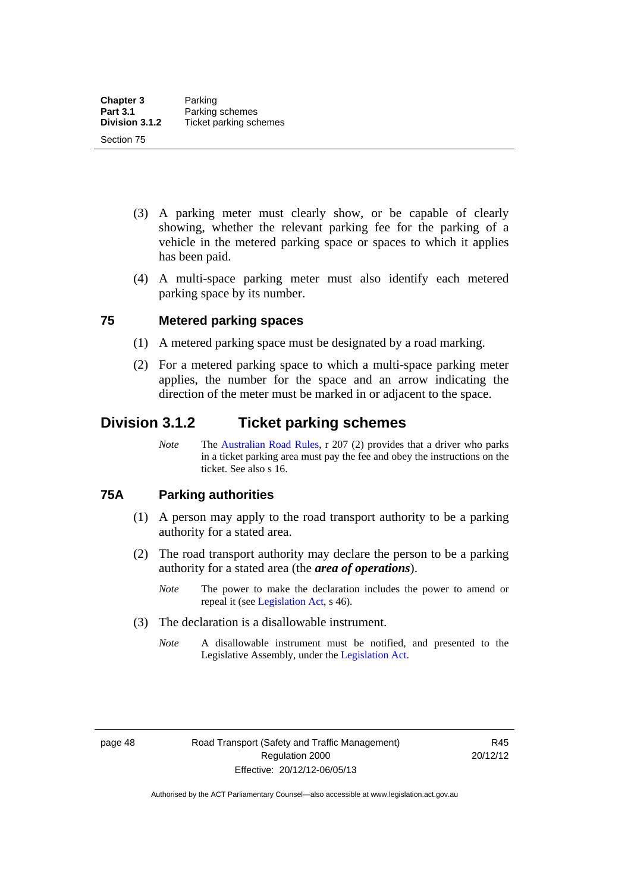(3) A parking meter must clearly show, or be capable of clearly showing, whether the relevant parking fee for the parking of a vehicle in the metered parking space or spaces to which it applies has been paid.

(4) A multi-space parking meter must also identify each metered parking space by its number.

### 75 Metered parking spaces

(1) A metered parking space must be designated by a road marking.

(2) For a metered parking space to which a multi-space parking meter applies, the number for the space and an arrow indicating the direction of the meter must be marked in or adjacent to the space.

## Division 3.1.2 Ticket parking schemes

*Note* The Australian Road Rules, r 207 (2) provides that a driver who parks in a ticket parking area must pay the fee and obey the instructions on the ticket. See also s 16.

### 75A Parking authorities

(1) A person may apply to the road transport authority to be a parking authority for a stated area.

(2) The road transport authority may declare the person to be a parking authority for a stated area (the ***area of operations***).

*Note* The power to make the declaration includes the power to amend or repeal it (see Legislation Act, s 46).

(3) The declaration is a disallowable instrument.

*Note* A disallowable instrument must be notified, and presented to the Legislative Assembly, under the Legislation Act.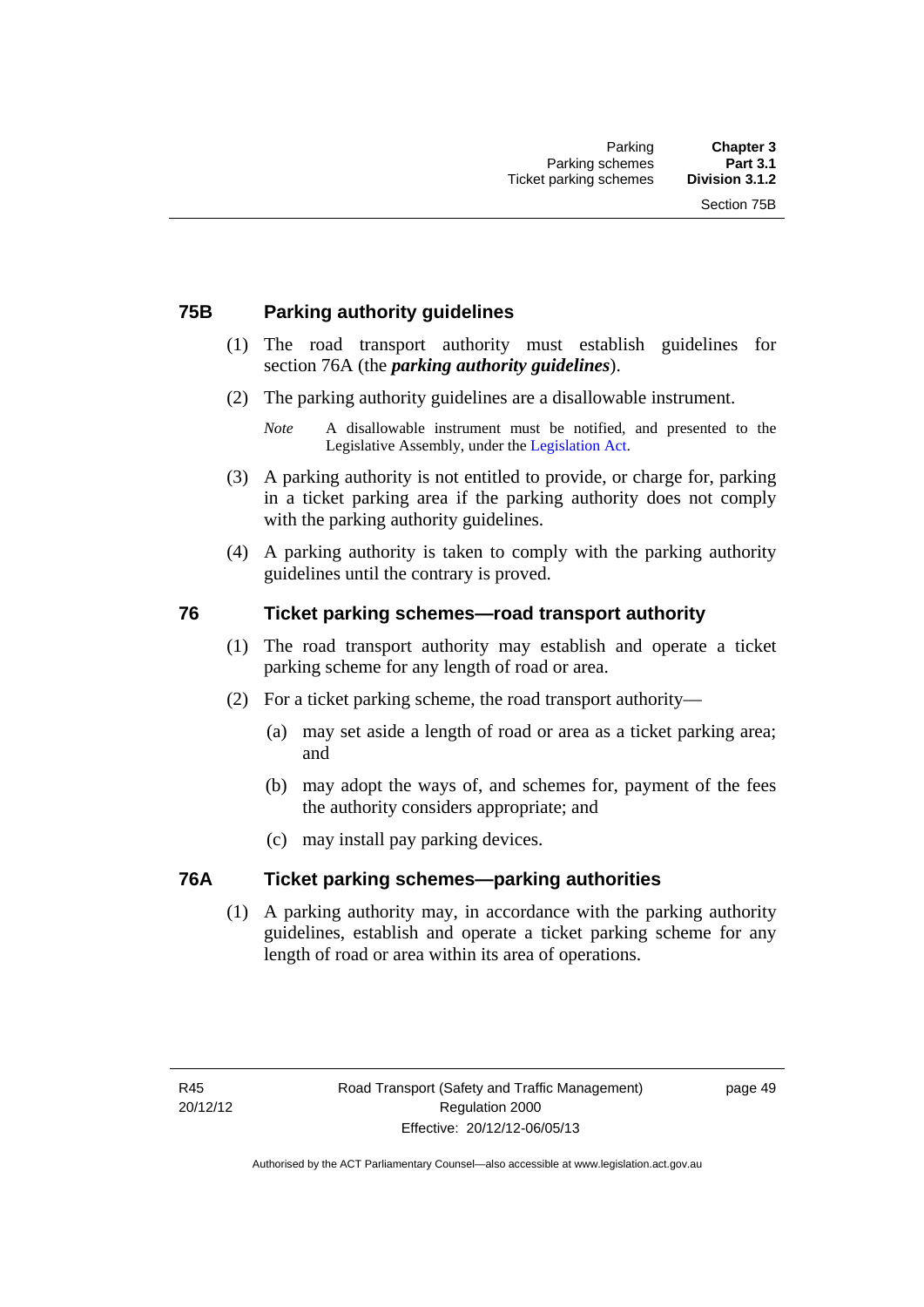## 75B Parking authority guidelines

(1) The road transport authority must establish guidelines for section 76A (the ***parking authority guidelines***).

(2) The parking authority guidelines are a disallowable instrument.

*Note* A disallowable instrument must be notified, and presented to the Legislative Assembly, under the Legislation Act.

(3) A parking authority is not entitled to provide, or charge for, parking in a ticket parking area if the parking authority does not comply with the parking authority guidelines.

(4) A parking authority is taken to comply with the parking authority guidelines until the contrary is proved.

## 76 Ticket parking schemes—road transport authority

(1) The road transport authority may establish and operate a ticket parking scheme for any length of road or area.

(2) For a ticket parking scheme, the road transport authority—

(a) may set aside a length of road or area as a ticket parking area; and

(b) may adopt the ways of, and schemes for, payment of the fees the authority considers appropriate; and

(c) may install pay parking devices.

## 76A Ticket parking schemes—parking authorities

(1) A parking authority may, in accordance with the parking authority guidelines, establish and operate a ticket parking scheme for any length of road or area within its area of operations.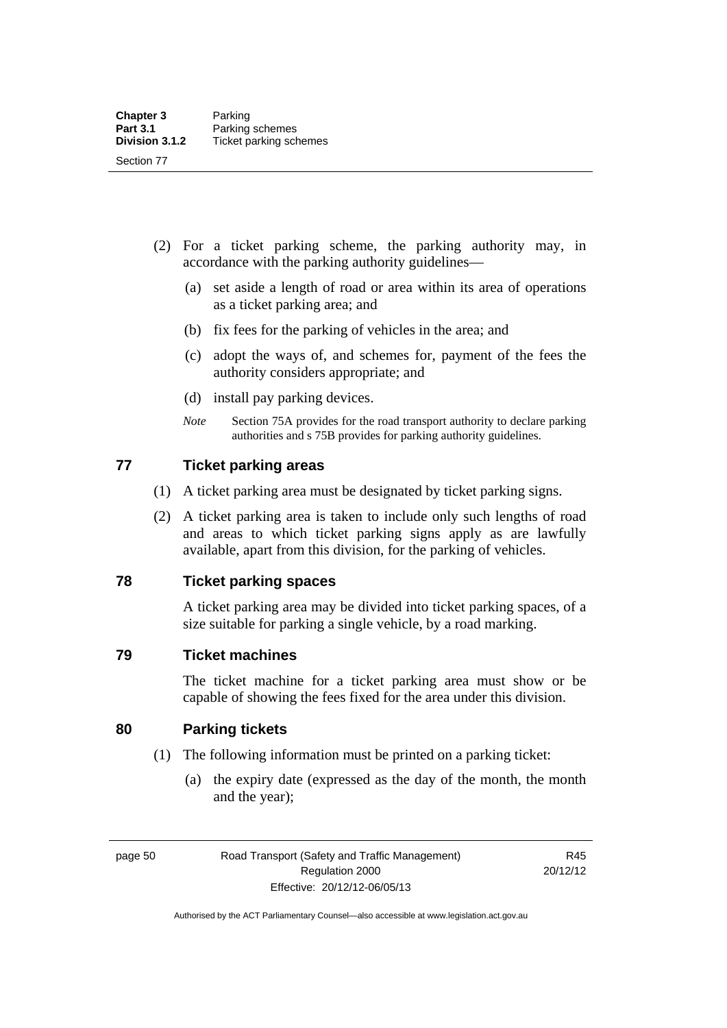(2) For a ticket parking scheme, the parking authority may, in accordance with the parking authority guidelines—

(a) set aside a length of road or area within its area of operations as a ticket parking area; and

(b) fix fees for the parking of vehicles in the area; and

(c) adopt the ways of, and schemes for, payment of the fees the authority considers appropriate; and

(d) install pay parking devices.

*Note* Section 75A provides for the road transport authority to declare parking authorities and s 75B provides for parking authority guidelines.

## 77 Ticket parking areas

(1) A ticket parking area must be designated by ticket parking signs.

(2) A ticket parking area is taken to include only such lengths of road and areas to which ticket parking signs apply as are lawfully available, apart from this division, for the parking of vehicles.

## 78 Ticket parking spaces

A ticket parking area may be divided into ticket parking spaces, of a size suitable for parking a single vehicle, by a road marking.

## 79 Ticket machines

The ticket machine for a ticket parking area must show or be capable of showing the fees fixed for the area under this division.

## 80 Parking tickets

(1) The following information must be printed on a parking ticket:

(a) the expiry date (expressed as the day of the month, the month and the year);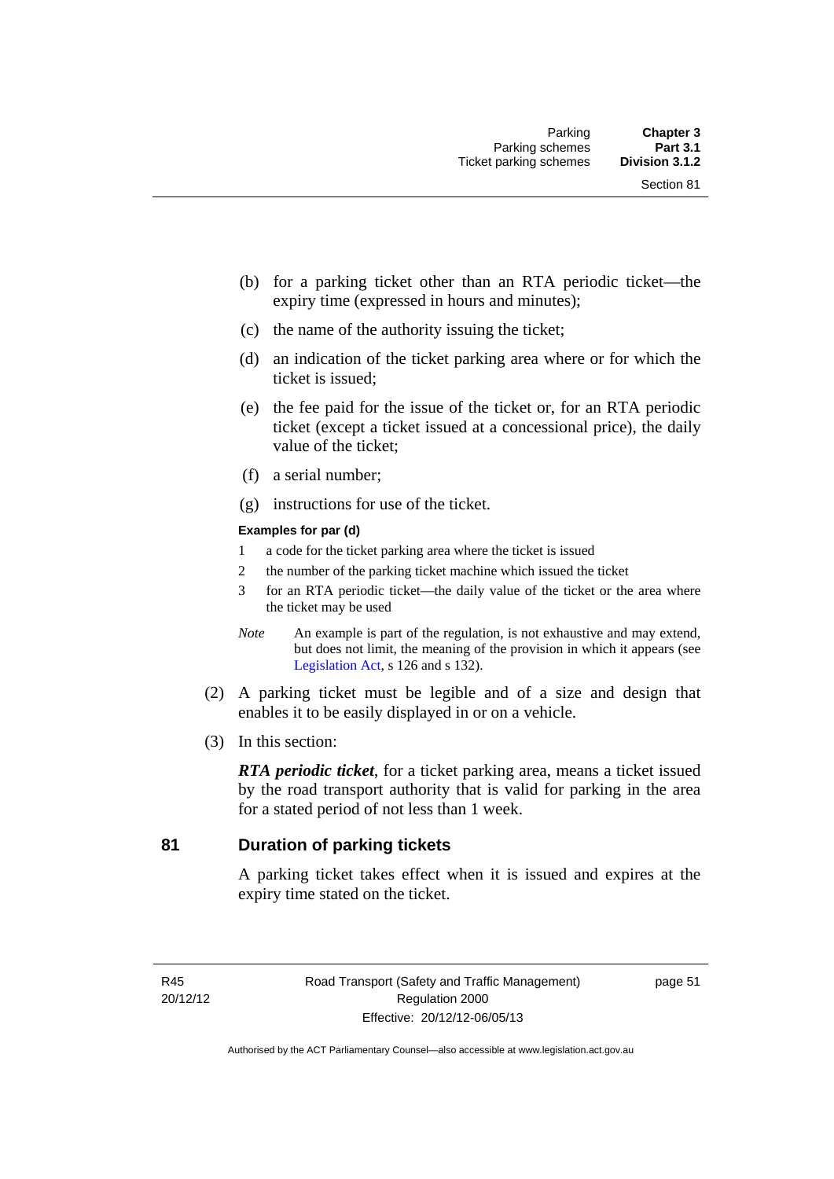(b) for a parking ticket other than an RTA periodic ticket—the expiry time (expressed in hours and minutes);

(c) the name of the authority issuing the ticket;

(d) an indication of the ticket parking area where or for which the ticket is issued;

(e) the fee paid for the issue of the ticket or, for an RTA periodic ticket (except a ticket issued at a concessional price), the daily value of the ticket;

(f) a serial number;

(g) instructions for use of the ticket.

**Examples for par (d)**

1 a code for the ticket parking area where the ticket is issued

2 the number of the parking ticket machine which issued the ticket

3 for an RTA periodic ticket—the daily value of the ticket or the area where the ticket may be used

*Note* An example is part of the regulation, is not exhaustive and may extend, but does not limit, the meaning of the provision in which it appears (see Legislation Act, s 126 and s 132).

(2) A parking ticket must be legible and of a size and design that enables it to be easily displayed in or on a vehicle.

(3) In this section:

***RTA periodic ticket***, for a ticket parking area, means a ticket issued by the road transport authority that is valid for parking in the area for a stated period of not less than 1 week.

## 81 Duration of parking tickets

A parking ticket takes effect when it is issued and expires at the expiry time stated on the ticket.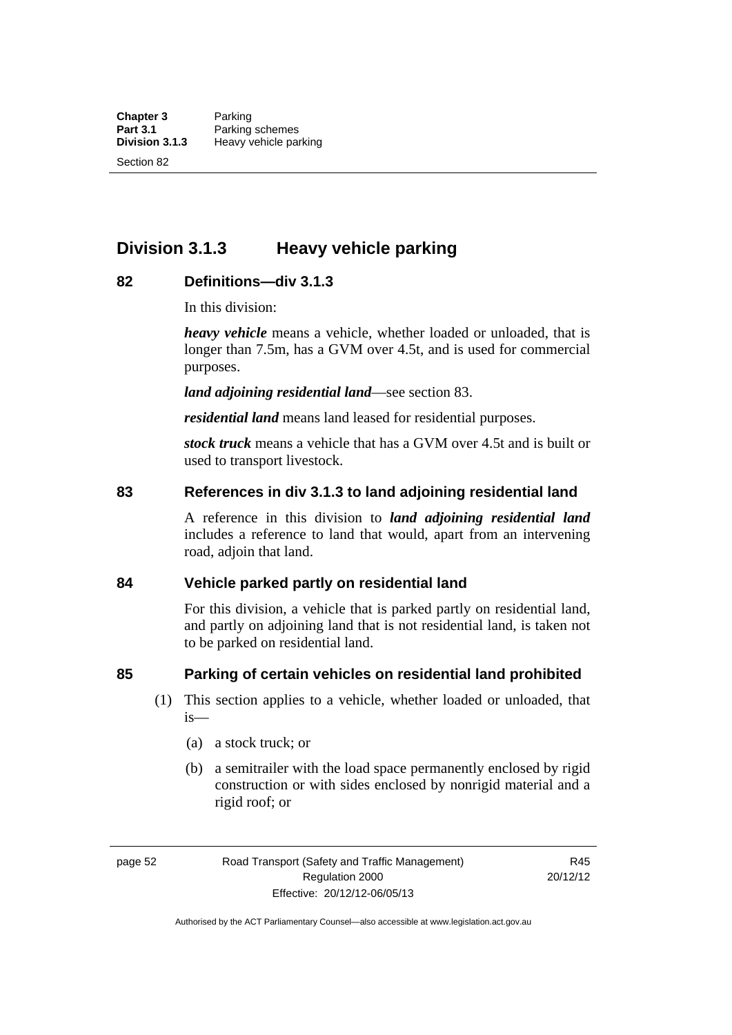## Division 3.1.3 Heavy vehicle parking

### 82 Definitions—div 3.1.3

In this division:

***heavy vehicle*** means a vehicle, whether loaded or unloaded, that is longer than 7.5m, has a GVM over 4.5t, and is used for commercial purposes.

***land adjoining residential land***—see section 83.

***residential land*** means land leased for residential purposes.

***stock truck*** means a vehicle that has a GVM over 4.5t and is built or used to transport livestock.

### 83 References in div 3.1.3 to land adjoining residential land

A reference in this division to ***land adjoining residential land*** includes a reference to land that would, apart from an intervening road, adjoin that land.

### 84 Vehicle parked partly on residential land

For this division, a vehicle that is parked partly on residential land, and partly on adjoining land that is not residential land, is taken not to be parked on residential land.

### 85 Parking of certain vehicles on residential land prohibited

(1) This section applies to a vehicle, whether loaded or unloaded, that is—

(a) a stock truck; or

(b) a semitrailer with the load space permanently enclosed by rigid construction or with sides enclosed by nonrigid material and a rigid roof; or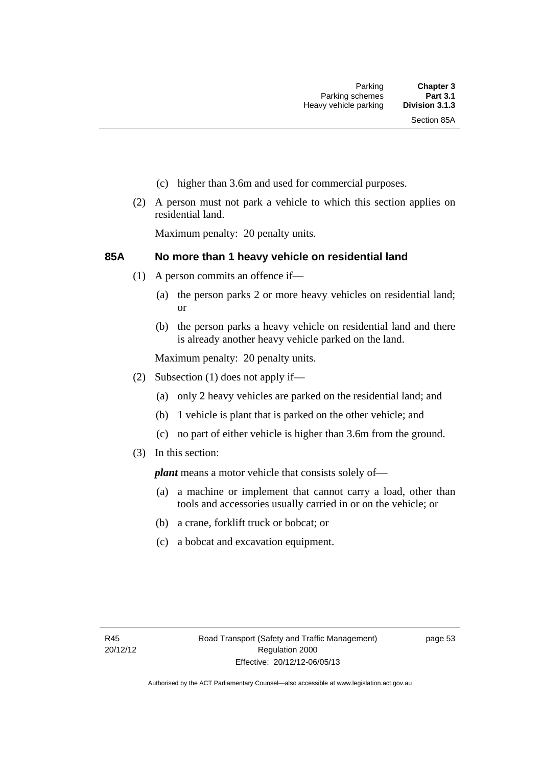(c) higher than 3.6m and used for commercial purposes.

(2) A person must not park a vehicle to which this section applies on residential land.

Maximum penalty: 20 penalty units.

### 85A No more than 1 heavy vehicle on residential land

(1) A person commits an offence if—

(a) the person parks 2 or more heavy vehicles on residential land; or

(b) the person parks a heavy vehicle on residential land and there is already another heavy vehicle parked on the land.

Maximum penalty: 20 penalty units.

(2) Subsection (1) does not apply if—

(a) only 2 heavy vehicles are parked on the residential land; and

(b) 1 vehicle is plant that is parked on the other vehicle; and

(c) no part of either vehicle is higher than 3.6m from the ground.

(3) In this section:

***plant*** means a motor vehicle that consists solely of—

(a) a machine or implement that cannot carry a load, other than tools and accessories usually carried in or on the vehicle; or

(b) a crane, forklift truck or bobcat; or

(c) a bobcat and excavation equipment.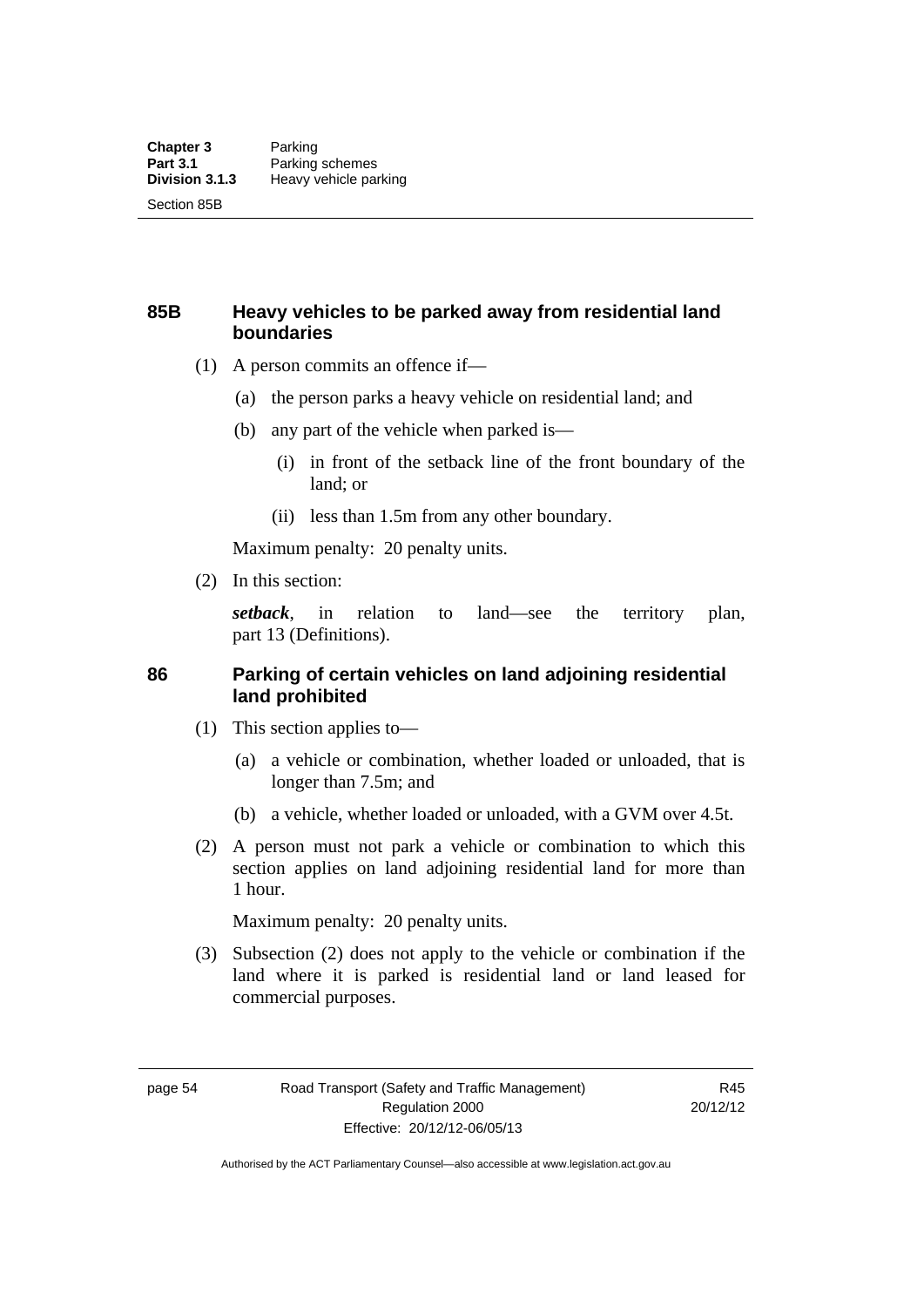## 85B Heavy vehicles to be parked away from residential land boundaries

(1) A person commits an offence if—

(a) the person parks a heavy vehicle on residential land; and

(b) any part of the vehicle when parked is—

(i) in front of the setback line of the front boundary of the land; or

(ii) less than 1.5m from any other boundary.

Maximum penalty: 20 penalty units.

(2) In this section:

***setback***, in relation to land—see the territory plan, part 13 (Definitions).

## 86 Parking of certain vehicles on land adjoining residential land prohibited

(1) This section applies to—

(a) a vehicle or combination, whether loaded or unloaded, that is longer than 7.5m; and

(b) a vehicle, whether loaded or unloaded, with a GVM over 4.5t.

(2) A person must not park a vehicle or combination to which this section applies on land adjoining residential land for more than 1 hour.

Maximum penalty: 20 penalty units.

(3) Subsection (2) does not apply to the vehicle or combination if the land where it is parked is residential land or land leased for commercial purposes.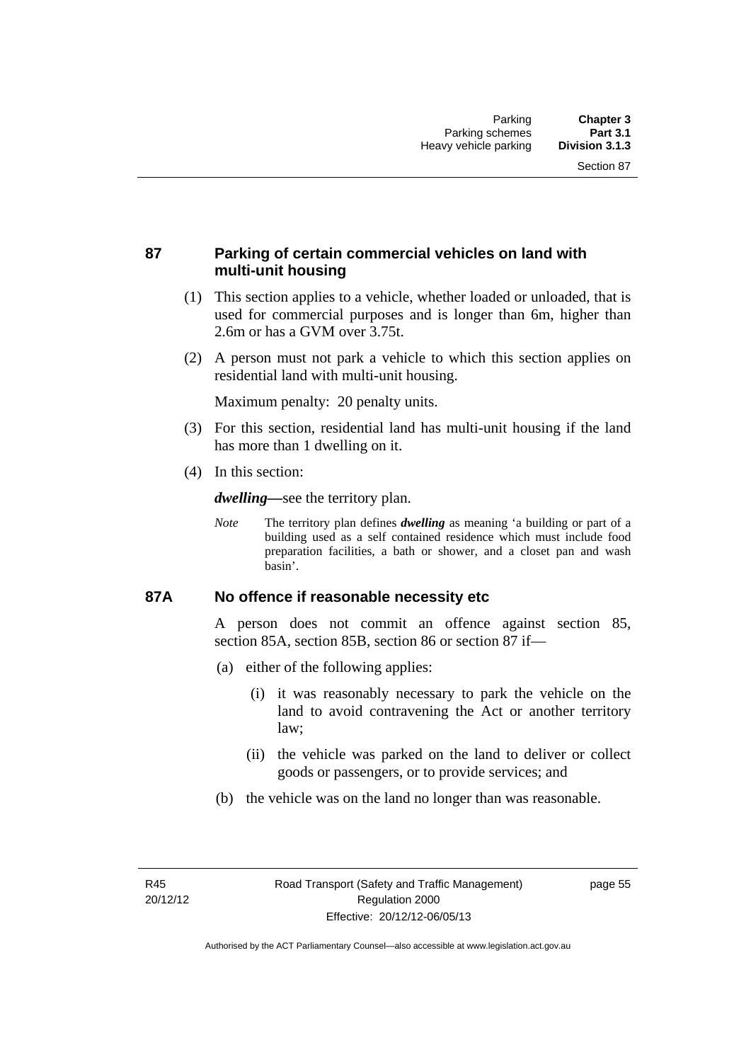## 87 Parking of certain commercial vehicles on land with multi-unit housing

(1) This section applies to a vehicle, whether loaded or unloaded, that is used for commercial purposes and is longer than 6m, higher than 2.6m or has a GVM over 3.75t.

(2) A person must not park a vehicle to which this section applies on residential land with multi-unit housing.

Maximum penalty: 20 penalty units.

(3) For this section, residential land has multi-unit housing if the land has more than 1 dwelling on it.

(4) In this section:

***dwelling***—see the territory plan.

*Note* The territory plan defines ***dwelling*** as meaning 'a building or part of a building used as a self contained residence which must include food preparation facilities, a bath or shower, and a closet pan and wash basin'.

## 87A No offence if reasonable necessity etc

A person does not commit an offence against section 85, section 85A, section 85B, section 86 or section 87 if—

(a) either of the following applies:

(i) it was reasonably necessary to park the vehicle on the land to avoid contravening the Act or another territory law;

(ii) the vehicle was parked on the land to deliver or collect goods or passengers, or to provide services; and

(b) the vehicle was on the land no longer than was reasonable.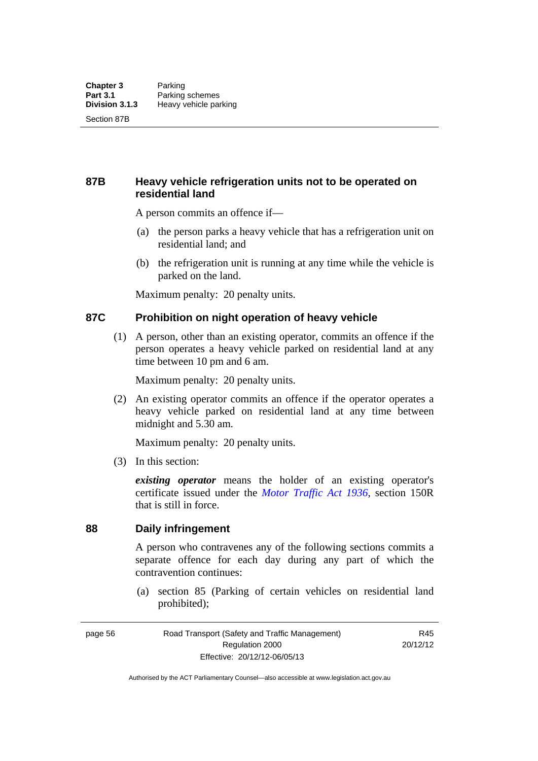## 87B Heavy vehicle refrigeration units not to be operated on residential land

A person commits an offence if—

(a) the person parks a heavy vehicle that has a refrigeration unit on residential land; and

(b) the refrigeration unit is running at any time while the vehicle is parked on the land.

Maximum penalty: 20 penalty units.

## 87C Prohibition on night operation of heavy vehicle

(1) A person, other than an existing operator, commits an offence if the person operates a heavy vehicle parked on residential land at any time between 10 pm and 6 am.

Maximum penalty: 20 penalty units.

(2) An existing operator commits an offence if the operator operates a heavy vehicle parked on residential land at any time between midnight and 5.30 am.

Maximum penalty: 20 penalty units.

(3) In this section:

***existing operator*** means the holder of an existing operator's certificate issued under the *Motor Traffic Act 1936*, section 150R that is still in force.

## 88 Daily infringement

A person who contravenes any of the following sections commits a separate offence for each day during any part of which the contravention continues:

(a) section 85 (Parking of certain vehicles on residential land prohibited);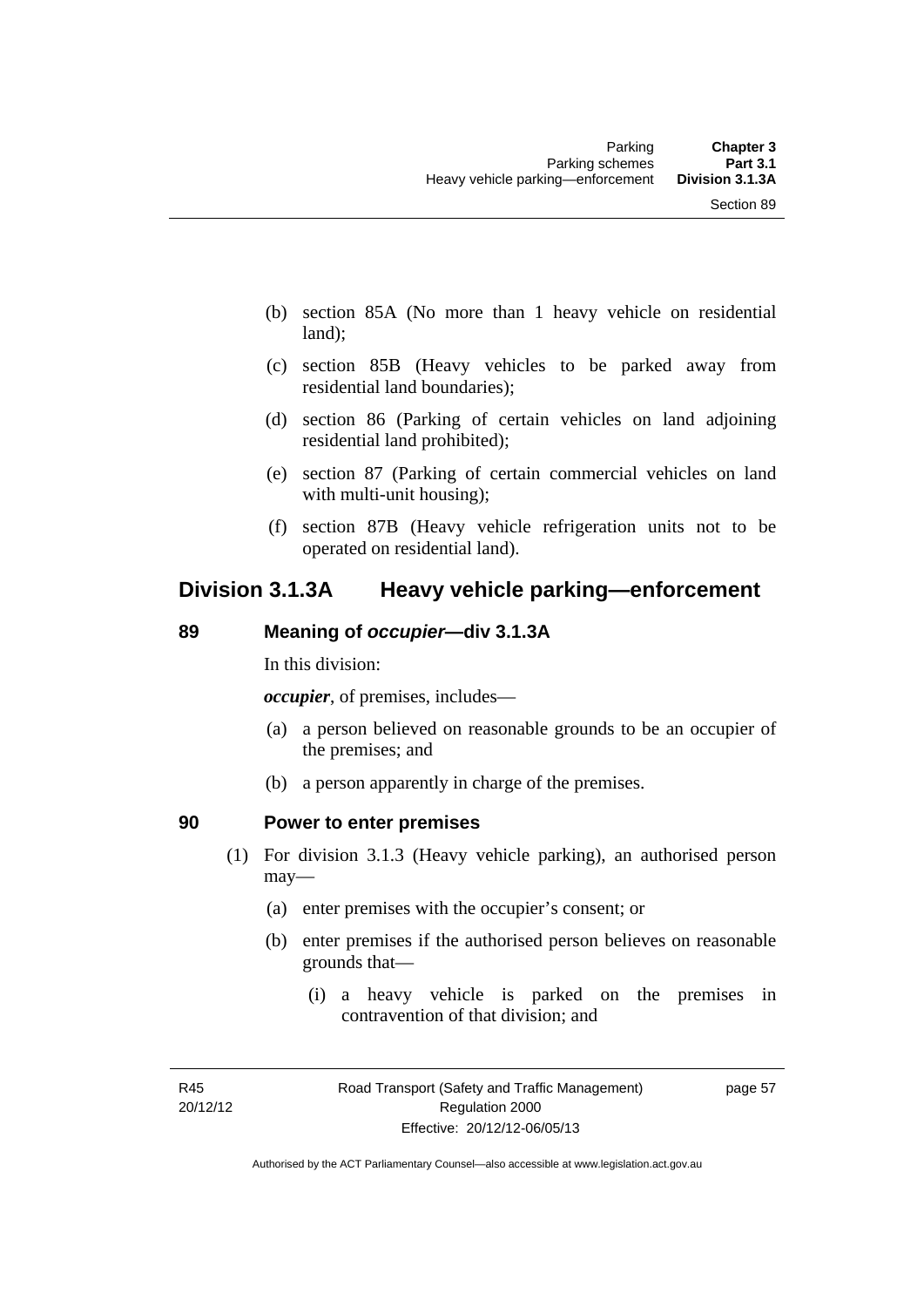(b) section 85A (No more than 1 heavy vehicle on residential land);

(c) section 85B (Heavy vehicles to be parked away from residential land boundaries);

(d) section 86 (Parking of certain vehicles on land adjoining residential land prohibited);

(e) section 87 (Parking of certain commercial vehicles on land with multi-unit housing);

(f) section 87B (Heavy vehicle refrigeration units not to be operated on residential land).

## Division 3.1.3A Heavy vehicle parking—enforcement

### 89 Meaning of *occupier*—div 3.1.3A

In this division:

***occupier***, of premises, includes—

(a) a person believed on reasonable grounds to be an occupier of the premises; and

(b) a person apparently in charge of the premises.

### 90 Power to enter premises

(1) For division 3.1.3 (Heavy vehicle parking), an authorised person may—

(a) enter premises with the occupier's consent; or

(b) enter premises if the authorised person believes on reasonable grounds that—

(i) a heavy vehicle is parked on the premises in contravention of that division; and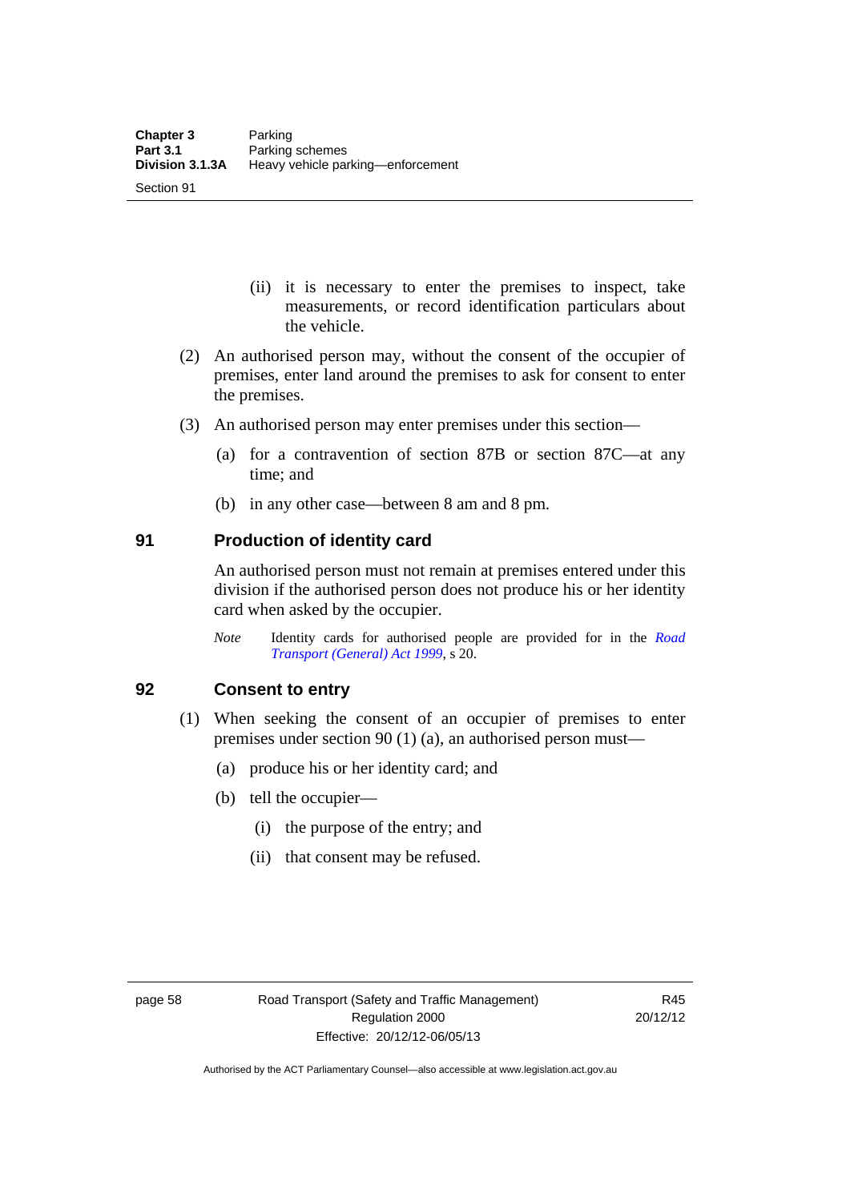(ii) it is necessary to enter the premises to inspect, take measurements, or record identification particulars about the vehicle.

(2) An authorised person may, without the consent of the occupier of premises, enter land around the premises to ask for consent to enter the premises.

(3) An authorised person may enter premises under this section—

(a) for a contravention of section 87B or section 87C—at any time; and

(b) in any other case—between 8 am and 8 pm.

## 91 Production of identity card

An authorised person must not remain at premises entered under this division if the authorised person does not produce his or her identity card when asked by the occupier.

*Note* Identity cards for authorised people are provided for in the *Road Transport (General) Act 1999*, s 20.

## 92 Consent to entry

(1) When seeking the consent of an occupier of premises to enter premises under section 90 (1) (a), an authorised person must—

(a) produce his or her identity card; and

(b) tell the occupier—

(i) the purpose of the entry; and

(ii) that consent may be refused.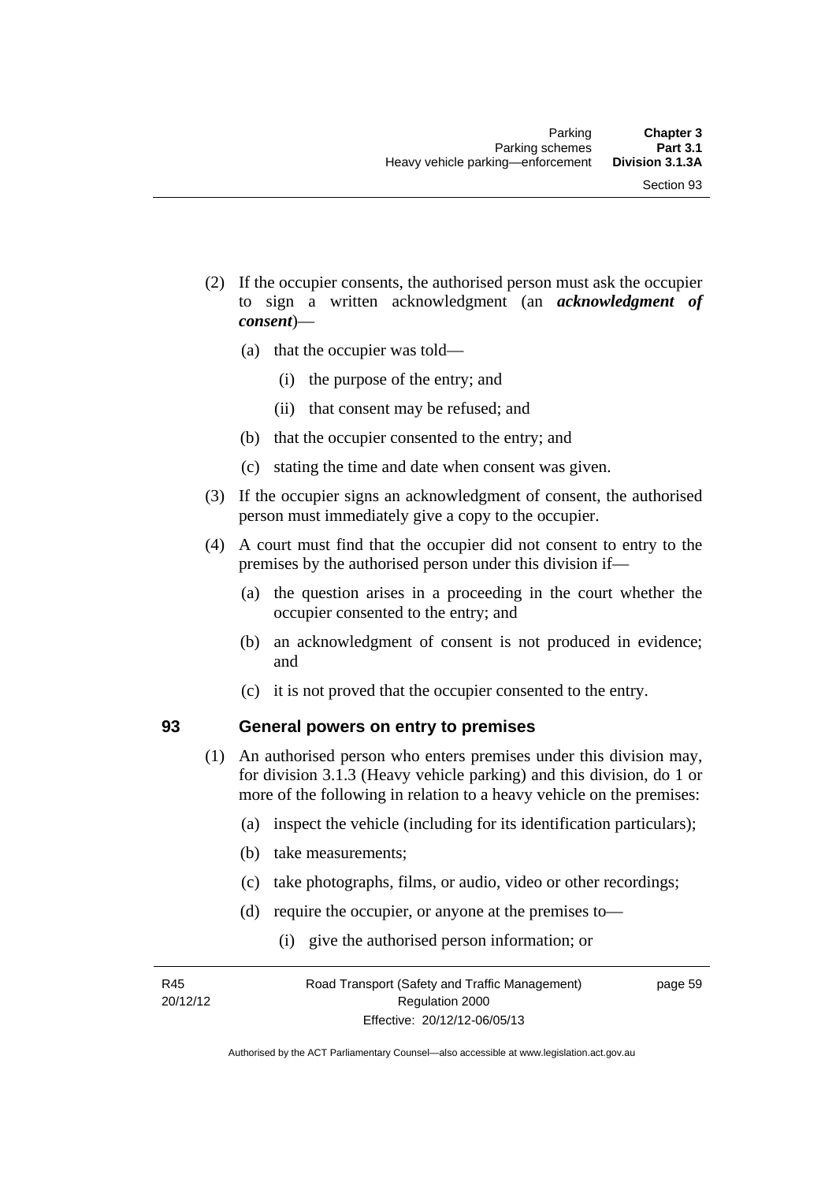(2) If the occupier consents, the authorised person must ask the occupier to sign a written acknowledgment (an ***acknowledgment of consent***)—

(a) that the occupier was told—

(i) the purpose of the entry; and

(ii) that consent may be refused; and

(b) that the occupier consented to the entry; and

(c) stating the time and date when consent was given.

(3) If the occupier signs an acknowledgment of consent, the authorised person must immediately give a copy to the occupier.

(4) A court must find that the occupier did not consent to entry to the premises by the authorised person under this division if—

(a) the question arises in a proceeding in the court whether the occupier consented to the entry; and

(b) an acknowledgment of consent is not produced in evidence; and

(c) it is not proved that the occupier consented to the entry.

## 93 General powers on entry to premises

(1) An authorised person who enters premises under this division may, for division 3.1.3 (Heavy vehicle parking) and this division, do 1 or more of the following in relation to a heavy vehicle on the premises:

(a) inspect the vehicle (including for its identification particulars);

(b) take measurements;

(c) take photographs, films, or audio, video or other recordings;

(d) require the occupier, or anyone at the premises to—

(i) give the authorised person information; or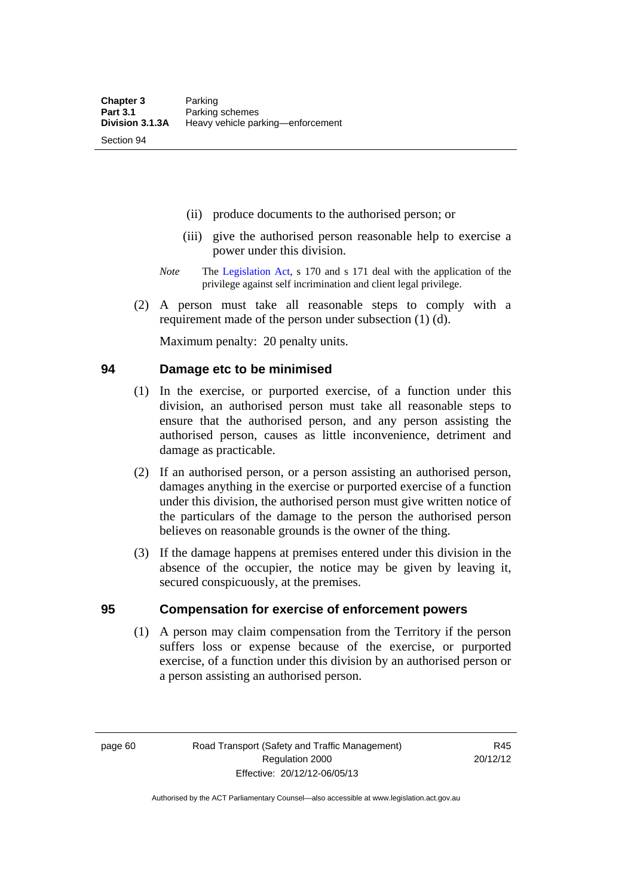(ii) produce documents to the authorised person; or

(iii) give the authorised person reasonable help to exercise a power under this division.

*Note* The Legislation Act, s 170 and s 171 deal with the application of the privilege against self incrimination and client legal privilege.

(2) A person must take all reasonable steps to comply with a requirement made of the person under subsection (1) (d).

Maximum penalty: 20 penalty units.

## 94 Damage etc to be minimised

(1) In the exercise, or purported exercise, of a function under this division, an authorised person must take all reasonable steps to ensure that the authorised person, and any person assisting the authorised person, causes as little inconvenience, detriment and damage as practicable.

(2) If an authorised person, or a person assisting an authorised person, damages anything in the exercise or purported exercise of a function under this division, the authorised person must give written notice of the particulars of the damage to the person the authorised person believes on reasonable grounds is the owner of the thing.

(3) If the damage happens at premises entered under this division in the absence of the occupier, the notice may be given by leaving it, secured conspicuously, at the premises.

## 95 Compensation for exercise of enforcement powers

(1) A person may claim compensation from the Territory if the person suffers loss or expense because of the exercise, or purported exercise, of a function under this division by an authorised person or a person assisting an authorised person.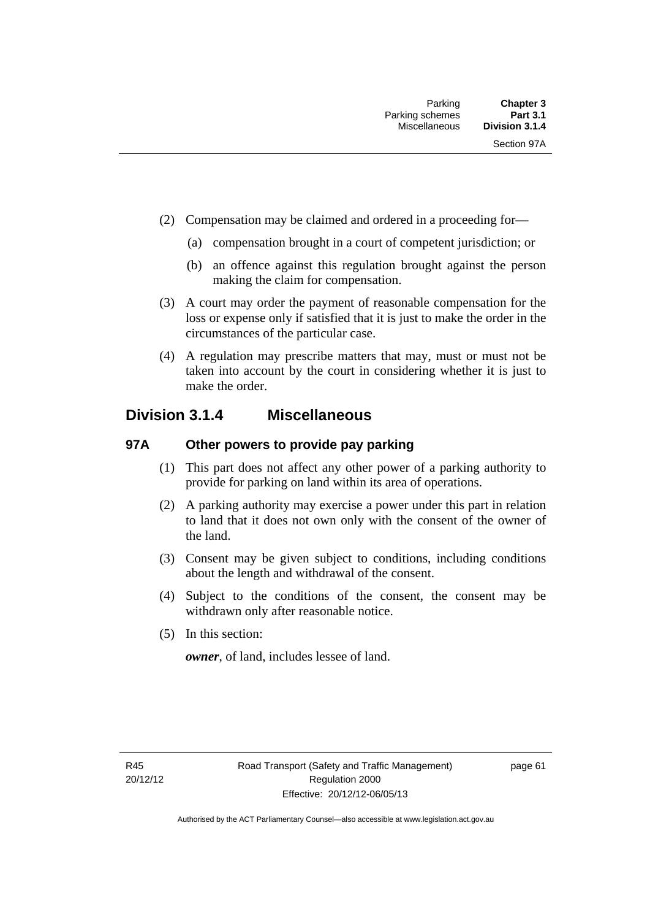(2) Compensation may be claimed and ordered in a proceeding for—

(a) compensation brought in a court of competent jurisdiction; or

(b) an offence against this regulation brought against the person making the claim for compensation.

(3) A court may order the payment of reasonable compensation for the loss or expense only if satisfied that it is just to make the order in the circumstances of the particular case.

(4) A regulation may prescribe matters that may, must or must not be taken into account by the court in considering whether it is just to make the order.

## Division 3.1.4 Miscellaneous

### 97A Other powers to provide pay parking

(1) This part does not affect any other power of a parking authority to provide for parking on land within its area of operations.

(2) A parking authority may exercise a power under this part in relation to land that it does not own only with the consent of the owner of the land.

(3) Consent may be given subject to conditions, including conditions about the length and withdrawal of the consent.

(4) Subject to the conditions of the consent, the consent may be withdrawn only after reasonable notice.

(5) In this section:

***owner***, of land, includes lessee of land.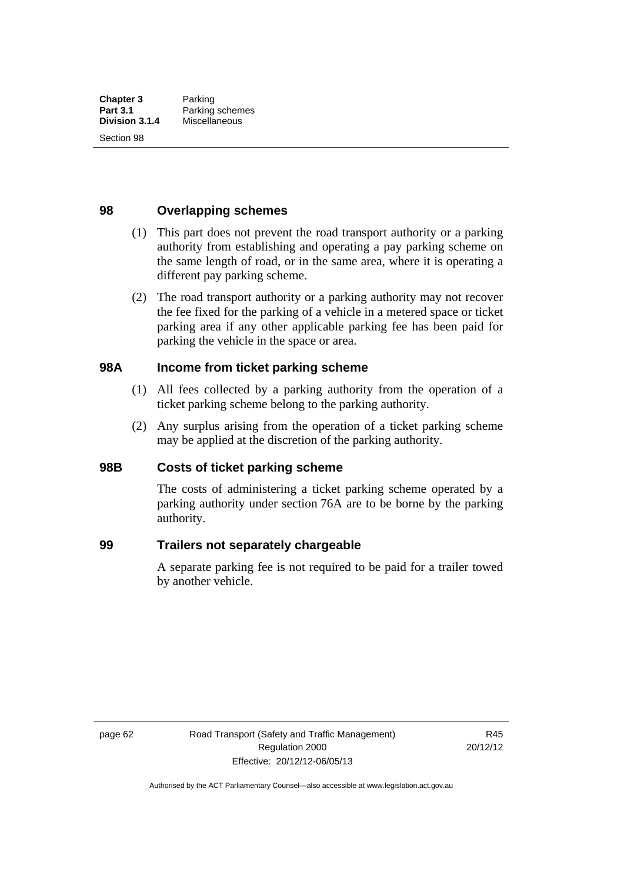## 98 Overlapping schemes

(1) This part does not prevent the road transport authority or a parking authority from establishing and operating a pay parking scheme on the same length of road, or in the same area, where it is operating a different pay parking scheme.

(2) The road transport authority or a parking authority may not recover the fee fixed for the parking of a vehicle in a metered space or ticket parking area if any other applicable parking fee has been paid for parking the vehicle in the space or area.

## 98A Income from ticket parking scheme

(1) All fees collected by a parking authority from the operation of a ticket parking scheme belong to the parking authority.

(2) Any surplus arising from the operation of a ticket parking scheme may be applied at the discretion of the parking authority.

## 98B Costs of ticket parking scheme

The costs of administering a ticket parking scheme operated by a parking authority under section 76A are to be borne by the parking authority.

## 99 Trailers not separately chargeable

A separate parking fee is not required to be paid for a trailer towed by another vehicle.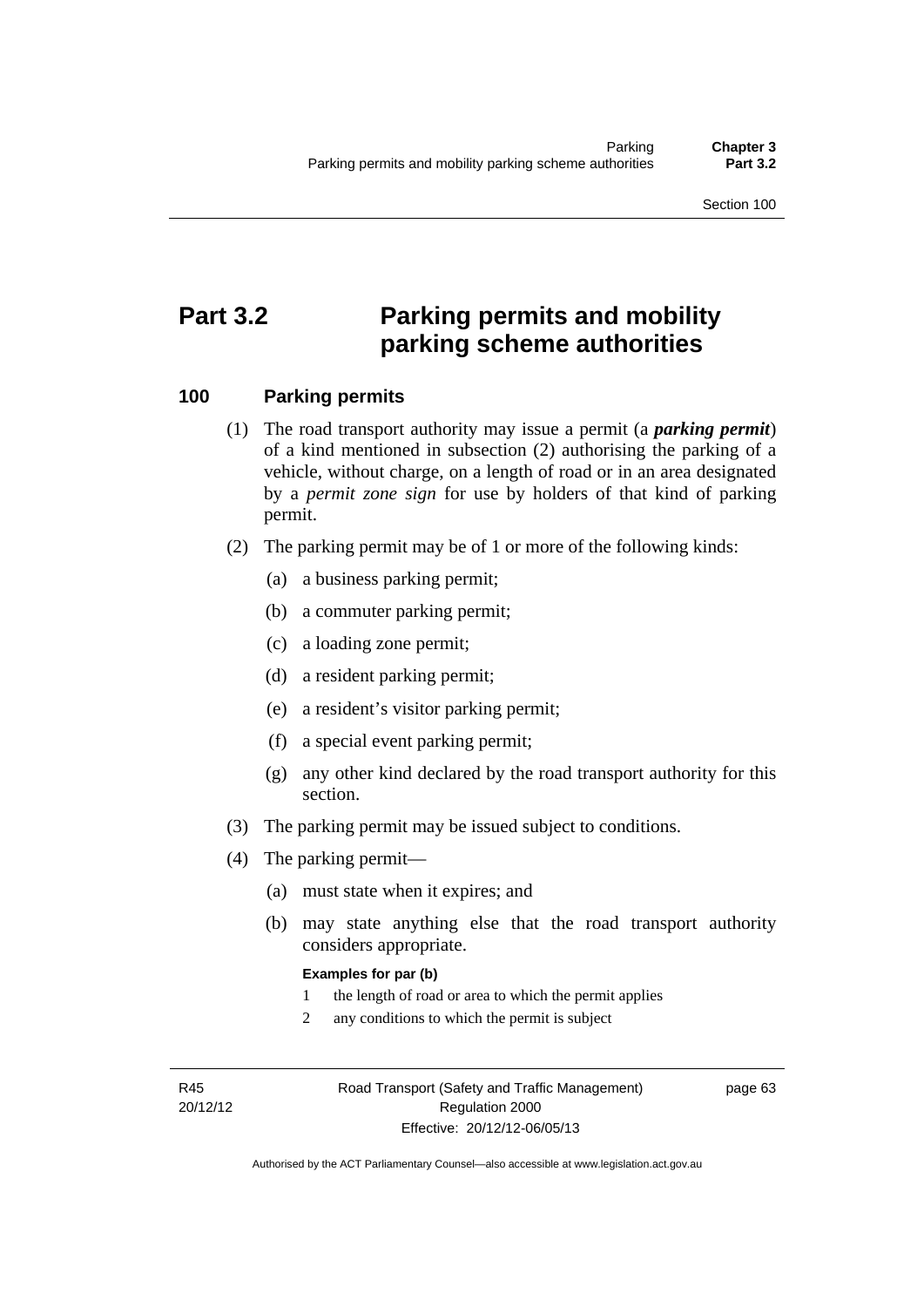# Part 3.2 Parking permits and mobility parking scheme authorities

## 100 Parking permits

(1) The road transport authority may issue a permit (a ***parking permit***) of a kind mentioned in subsection (2) authorising the parking of a vehicle, without charge, on a length of road or in an area designated by a *permit zone sign* for use by holders of that kind of parking permit.

(2) The parking permit may be of 1 or more of the following kinds:

(a) a business parking permit;

(b) a commuter parking permit;

(c) a loading zone permit;

(d) a resident parking permit;

(e) a resident's visitor parking permit;

(f) a special event parking permit;

(g) any other kind declared by the road transport authority for this section.

(3) The parking permit may be issued subject to conditions.

(4) The parking permit—

(a) must state when it expires; and

(b) may state anything else that the road transport authority considers appropriate.

**Examples for par (b)**

1 the length of road or area to which the permit applies

2 any conditions to which the permit is subject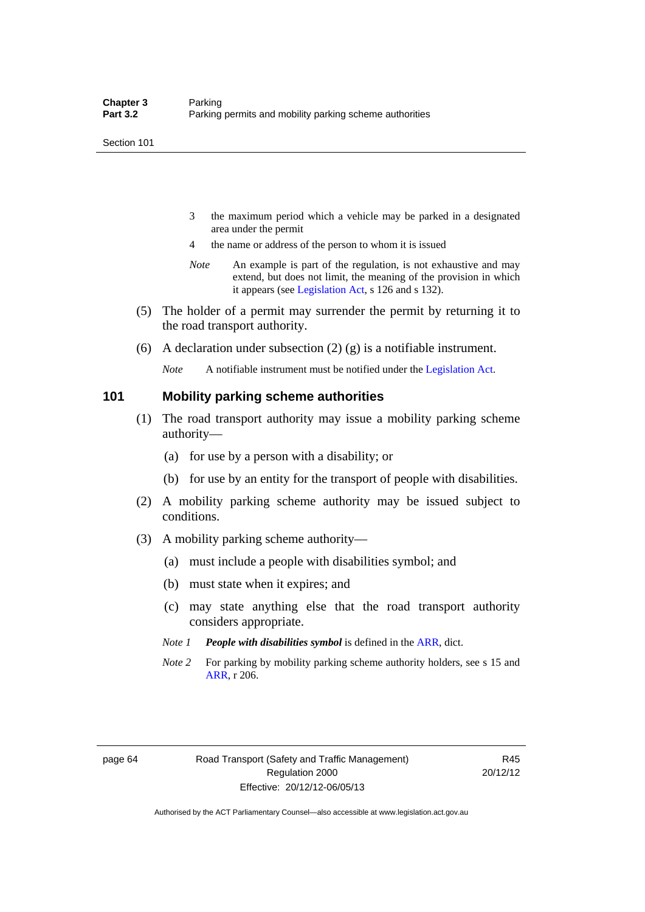3 the maximum period which a vehicle may be parked in a designated area under the permit

4 the name or address of the person to whom it is issued

*Note* An example is part of the regulation, is not exhaustive and may extend, but does not limit, the meaning of the provision in which it appears (see Legislation Act, s 126 and s 132).

(5) The holder of a permit may surrender the permit by returning it to the road transport authority.

(6) A declaration under subsection (2) (g) is a notifiable instrument.

*Note* A notifiable instrument must be notified under the Legislation Act.

## 101 Mobility parking scheme authorities

(1) The road transport authority may issue a mobility parking scheme authority—

(a) for use by a person with a disability; or

(b) for use by an entity for the transport of people with disabilities.

(2) A mobility parking scheme authority may be issued subject to conditions.

(3) A mobility parking scheme authority—

(a) must include a people with disabilities symbol; and

(b) must state when it expires; and

(c) may state anything else that the road transport authority considers appropriate.

*Note 1* ***People with disabilities symbol*** is defined in the ARR, dict.

*Note 2* For parking by mobility parking scheme authority holders, see s 15 and ARR, r 206.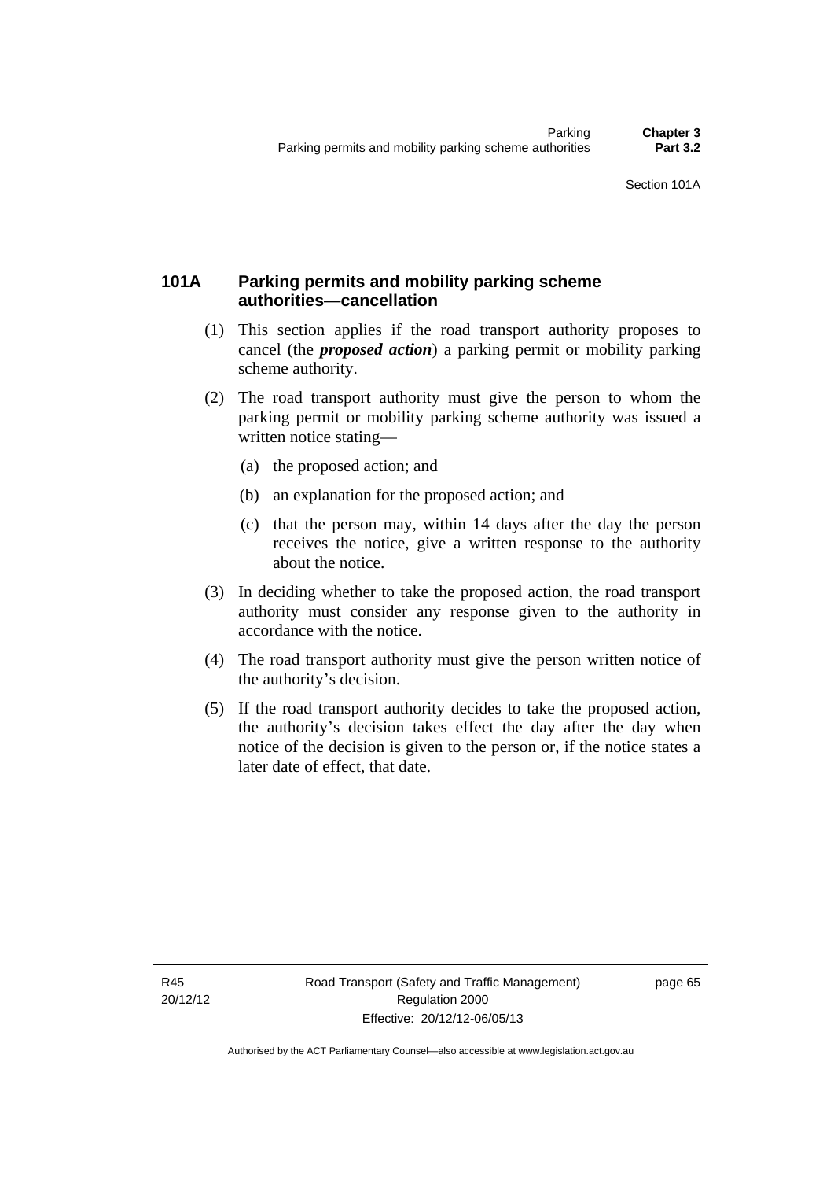## 101A Parking permits and mobility parking scheme authorities—cancellation

(1) This section applies if the road transport authority proposes to cancel (the ***proposed action***) a parking permit or mobility parking scheme authority.

(2) The road transport authority must give the person to whom the parking permit or mobility parking scheme authority was issued a written notice stating—

(a) the proposed action; and

(b) an explanation for the proposed action; and

(c) that the person may, within 14 days after the day the person receives the notice, give a written response to the authority about the notice.

(3) In deciding whether to take the proposed action, the road transport authority must consider any response given to the authority in accordance with the notice.

(4) The road transport authority must give the person written notice of the authority's decision.

(5) If the road transport authority decides to take the proposed action, the authority's decision takes effect the day after the day when notice of the decision is given to the person or, if the notice states a later date of effect, that date.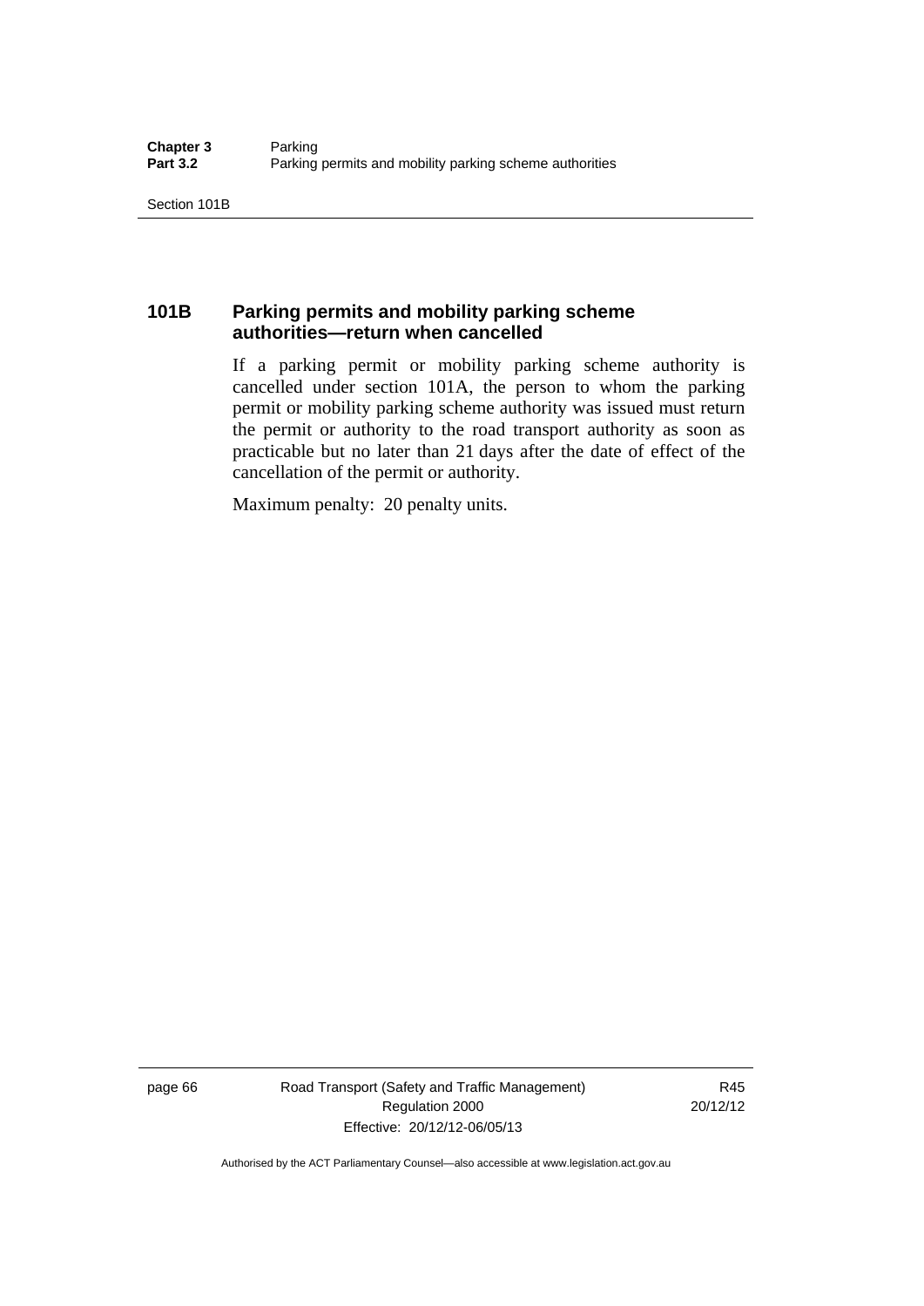### 101B Parking permits and mobility parking scheme authorities—return when cancelled

If a parking permit or mobility parking scheme authority is cancelled under section 101A, the person to whom the parking permit or mobility parking scheme authority was issued must return the permit or authority to the road transport authority as soon as practicable but no later than 21 days after the date of effect of the cancellation of the permit or authority.

Maximum penalty: 20 penalty units.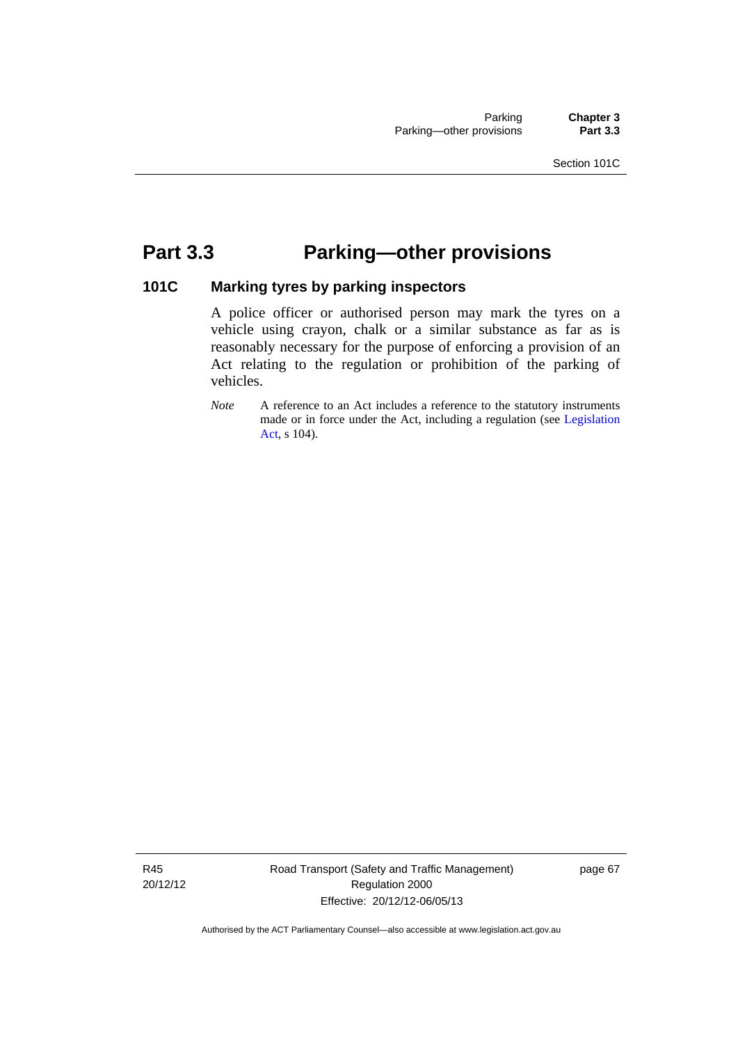# Part 3.3 Parking—other provisions

## 101C Marking tyres by parking inspectors

A police officer or authorised person may mark the tyres on a vehicle using crayon, chalk or a similar substance as far as is reasonably necessary for the purpose of enforcing a provision of an Act relating to the regulation or prohibition of the parking of vehicles.

*Note* A reference to an Act includes a reference to the statutory instruments made or in force under the Act, including a regulation (see Legislation Act, s 104).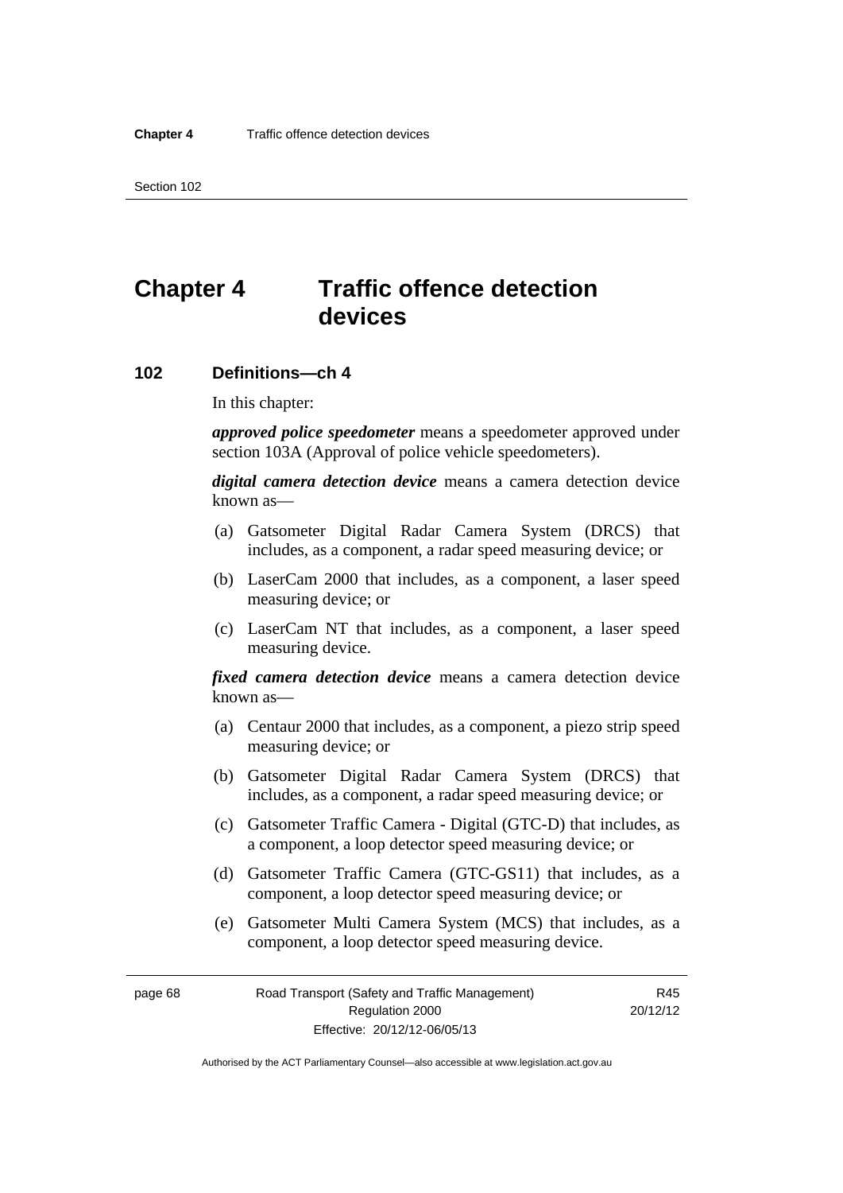# Chapter 4 Traffic offence detection devices

## 102 Definitions—ch 4

In this chapter:

***approved police speedometer*** means a speedometer approved under section 103A (Approval of police vehicle speedometers).

***digital camera detection device*** means a camera detection device known as—

(a) Gatsometer Digital Radar Camera System (DRCS) that includes, as a component, a radar speed measuring device; or

(b) LaserCam 2000 that includes, as a component, a laser speed measuring device; or

(c) LaserCam NT that includes, as a component, a laser speed measuring device.

***fixed camera detection device*** means a camera detection device known as—

(a) Centaur 2000 that includes, as a component, a piezo strip speed measuring device; or

(b) Gatsometer Digital Radar Camera System (DRCS) that includes, as a component, a radar speed measuring device; or

(c) Gatsometer Traffic Camera - Digital (GTC-D) that includes, as a component, a loop detector speed measuring device; or

(d) Gatsometer Traffic Camera (GTC-GS11) that includes, as a component, a loop detector speed measuring device; or

(e) Gatsometer Multi Camera System (MCS) that includes, as a component, a loop detector speed measuring device.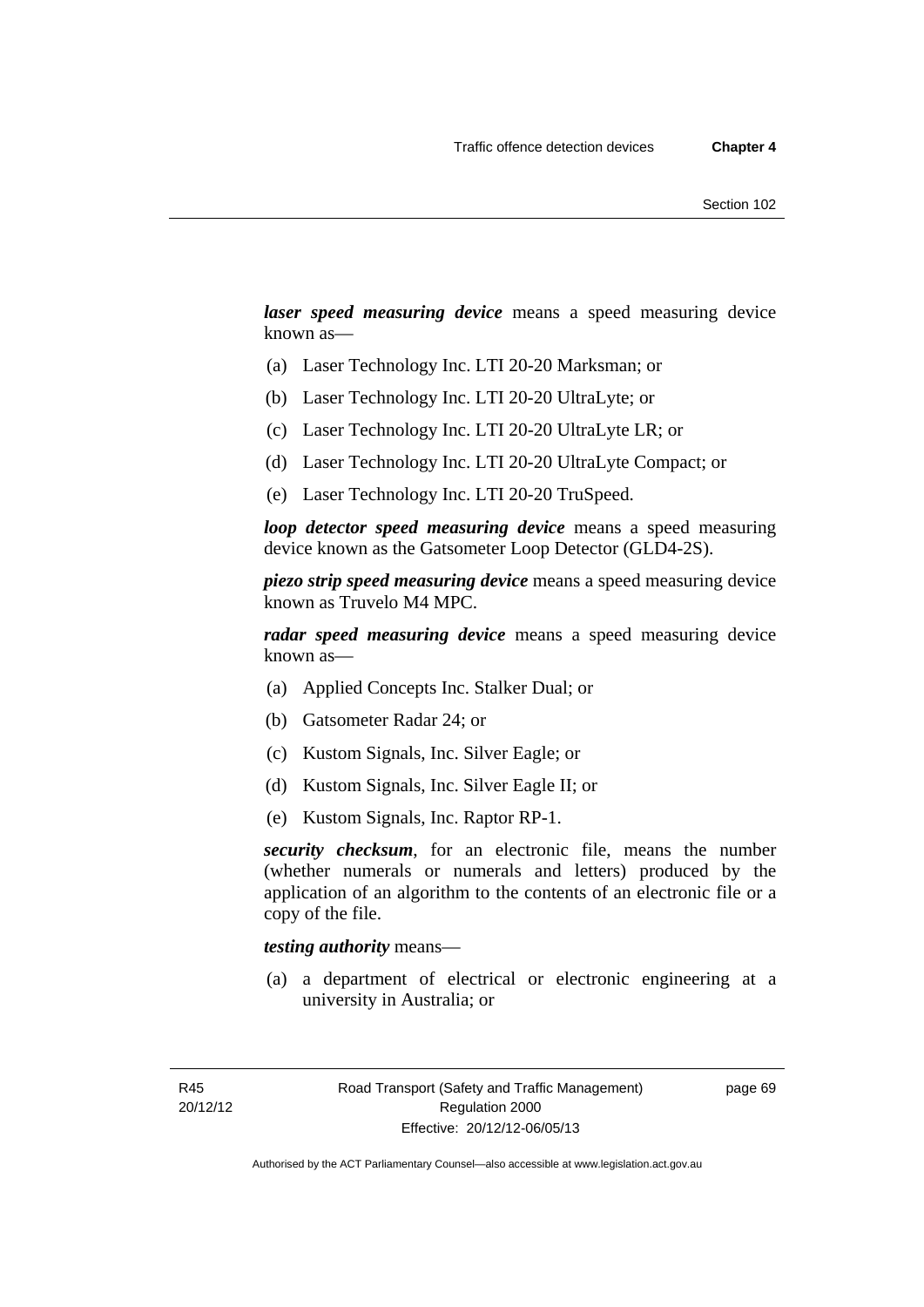***laser speed measuring device*** means a speed measuring device known as—

(a) Laser Technology Inc. LTI 20-20 Marksman; or

(b) Laser Technology Inc. LTI 20-20 UltraLyte; or

(c) Laser Technology Inc. LTI 20-20 UltraLyte LR; or

(d) Laser Technology Inc. LTI 20-20 UltraLyte Compact; or

(e) Laser Technology Inc. LTI 20-20 TruSpeed.

***loop detector speed measuring device*** means a speed measuring device known as the Gatsometer Loop Detector (GLD4-2S).

***piezo strip speed measuring device*** means a speed measuring device known as Truvelo M4 MPC.

***radar speed measuring device*** means a speed measuring device known as—

(a) Applied Concepts Inc. Stalker Dual; or

(b) Gatsometer Radar 24; or

(c) Kustom Signals, Inc. Silver Eagle; or

(d) Kustom Signals, Inc. Silver Eagle II; or

(e) Kustom Signals, Inc. Raptor RP-1.

***security checksum***, for an electronic file, means the number (whether numerals or numerals and letters) produced by the application of an algorithm to the contents of an electronic file or a copy of the file.

***testing authority*** means—

(a) a department of electrical or electronic engineering at a university in Australia; or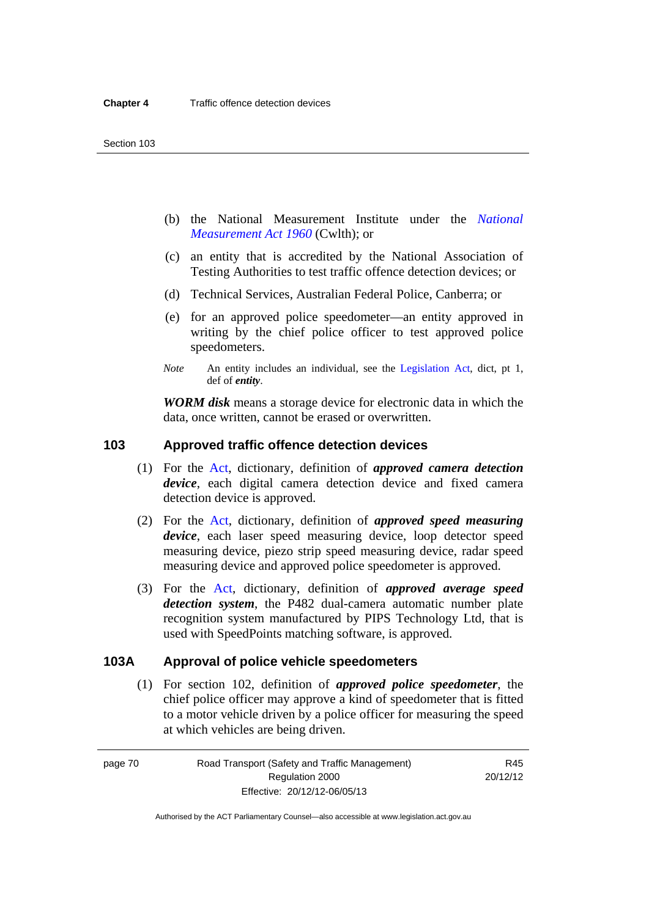(b) the National Measurement Institute under the *National Measurement Act 1960* (Cwlth); or

(c) an entity that is accredited by the National Association of Testing Authorities to test traffic offence detection devices; or

(d) Technical Services, Australian Federal Police, Canberra; or

(e) for an approved police speedometer—an entity approved in writing by the chief police officer to test approved police speedometers.

*Note* An entity includes an individual, see the Legislation Act, dict, pt 1, def of ***entity***.

***WORM disk*** means a storage device for electronic data in which the data, once written, cannot be erased or overwritten.

## 103 Approved traffic offence detection devices

(1) For the Act, dictionary, definition of ***approved camera detection device***, each digital camera detection device and fixed camera detection device is approved.

(2) For the Act, dictionary, definition of ***approved speed measuring device***, each laser speed measuring device, loop detector speed measuring device, piezo strip speed measuring device, radar speed measuring device and approved police speedometer is approved.

(3) For the Act, dictionary, definition of ***approved average speed detection system***, the P482 dual-camera automatic number plate recognition system manufactured by PIPS Technology Ltd, that is used with SpeedPoints matching software, is approved.

## 103A Approval of police vehicle speedometers

(1) For section 102, definition of ***approved police speedometer***, the chief police officer may approve a kind of speedometer that is fitted to a motor vehicle driven by a police officer for measuring the speed at which vehicles are being driven.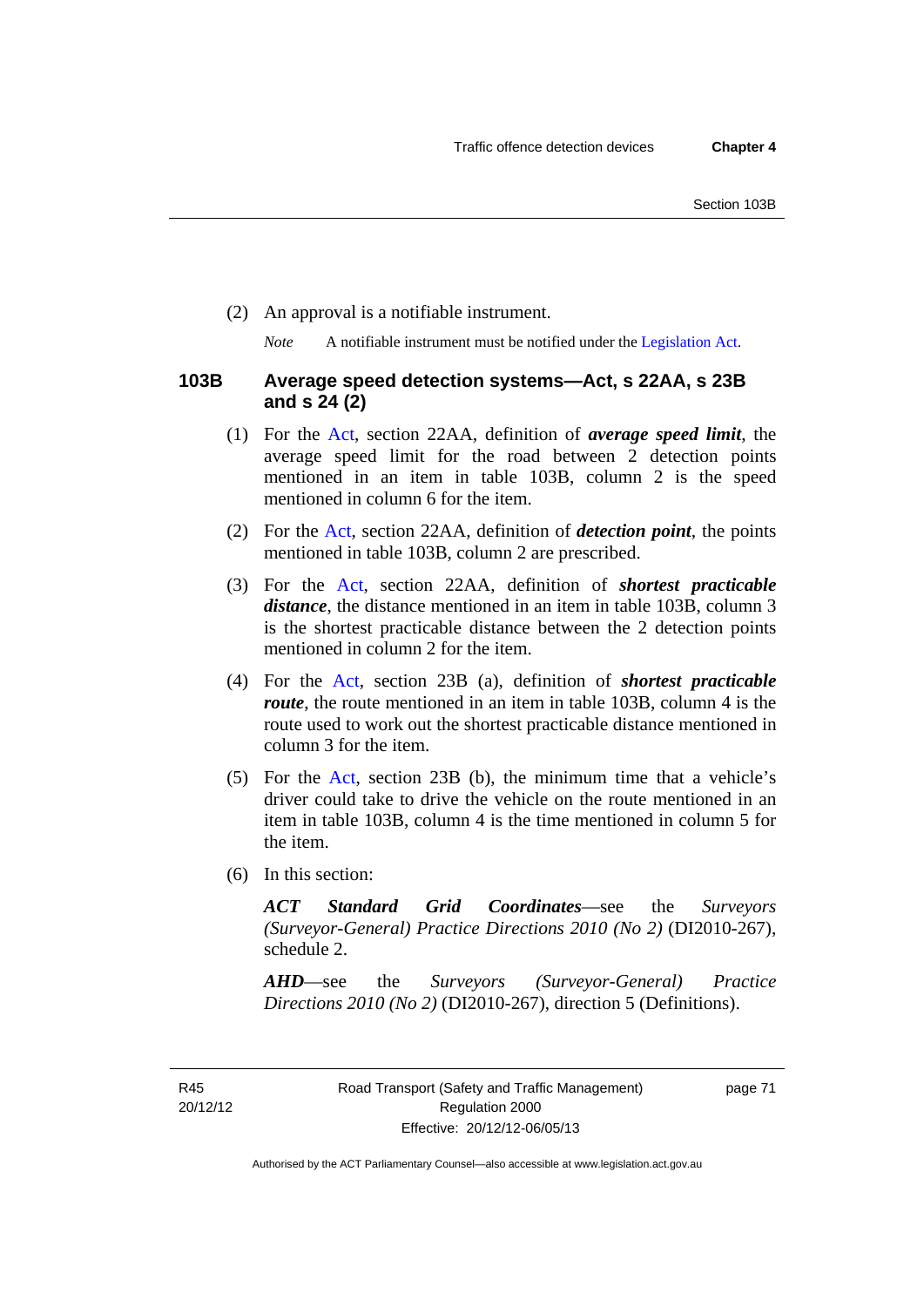(2) An approval is a notifiable instrument.

*Note* A notifiable instrument must be notified under the Legislation Act.

### 103B Average speed detection systems—Act, s 22AA, s 23B and s 24 (2)

(1) For the Act, section 22AA, definition of ***average speed limit***, the average speed limit for the road between 2 detection points mentioned in an item in table 103B, column 2 is the speed mentioned in column 6 for the item.

(2) For the Act, section 22AA, definition of ***detection point***, the points mentioned in table 103B, column 2 are prescribed.

(3) For the Act, section 22AA, definition of ***shortest practicable distance***, the distance mentioned in an item in table 103B, column 3 is the shortest practicable distance between the 2 detection points mentioned in column 2 for the item.

(4) For the Act, section 23B (a), definition of ***shortest practicable route***, the route mentioned in an item in table 103B, column 4 is the route used to work out the shortest practicable distance mentioned in column 3 for the item.

(5) For the Act, section 23B (b), the minimum time that a vehicle's driver could take to drive the vehicle on the route mentioned in an item in table 103B, column 4 is the time mentioned in column 5 for the item.

(6) In this section:

***ACT Standard Grid Coordinates***—see the *Surveyors (Surveyor-General) Practice Directions 2010 (No 2)* (DI2010-267), schedule 2.

***AHD***—see the *Surveyors (Surveyor-General) Practice Directions 2010 (No 2)* (DI2010-267), direction 5 (Definitions).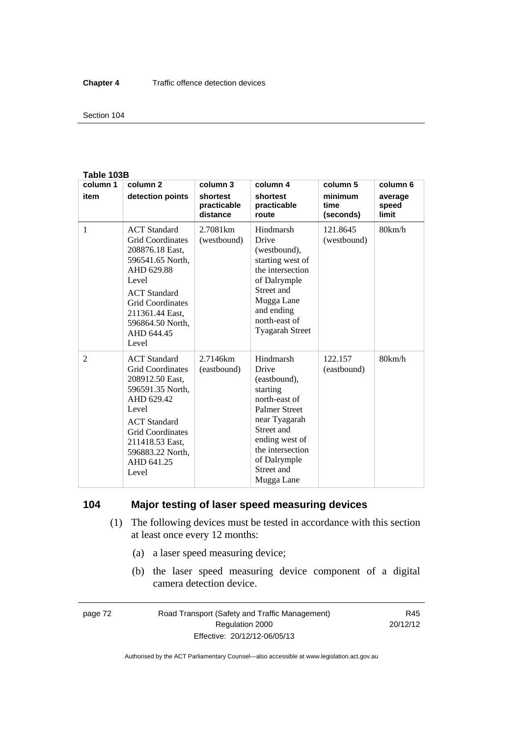**Table 103B**

| column 1 | column 2 | column 3 | column 4 | column 5 | column 6 |
|---|---|---|---|---|---|
| **item** | **detection points** | **shortest practicable distance** | **shortest practicable route** | **minimum time (seconds)** | **average speed limit** |
| 1 | ACT Standard Grid Coordinates 208876.18 East, 596541.65 North, AHD 629.88 Level<br>ACT Standard Grid Coordinates 211361.44 East, 596864.50 North, AHD 644.45 Level | 2.7081km (westbound) | Hindmarsh Drive (westbound), starting west of the intersection of Dalrymple Street and Mugga Lane and ending north-east of Tyagarah Street | 121.8645 (westbound) | 80km/h |
| 2 | ACT Standard Grid Coordinates 208912.50 East, 596591.35 North, AHD 629.42 Level<br>ACT Standard Grid Coordinates 211418.53 East, 596883.22 North, AHD 641.25 Level | 2.7146km (eastbound) | Hindmarsh Drive (eastbound), starting north-east of Palmer Street near Tyagarah Street and ending west of the intersection of Dalrymple Street and Mugga Lane | 122.157 (eastbound) | 80km/h |

## 104 Major testing of laser speed measuring devices

(1) The following devices must be tested in accordance with this section at least once every 12 months:

(a) a laser speed measuring device;

(b) the laser speed measuring device component of a digital camera detection device.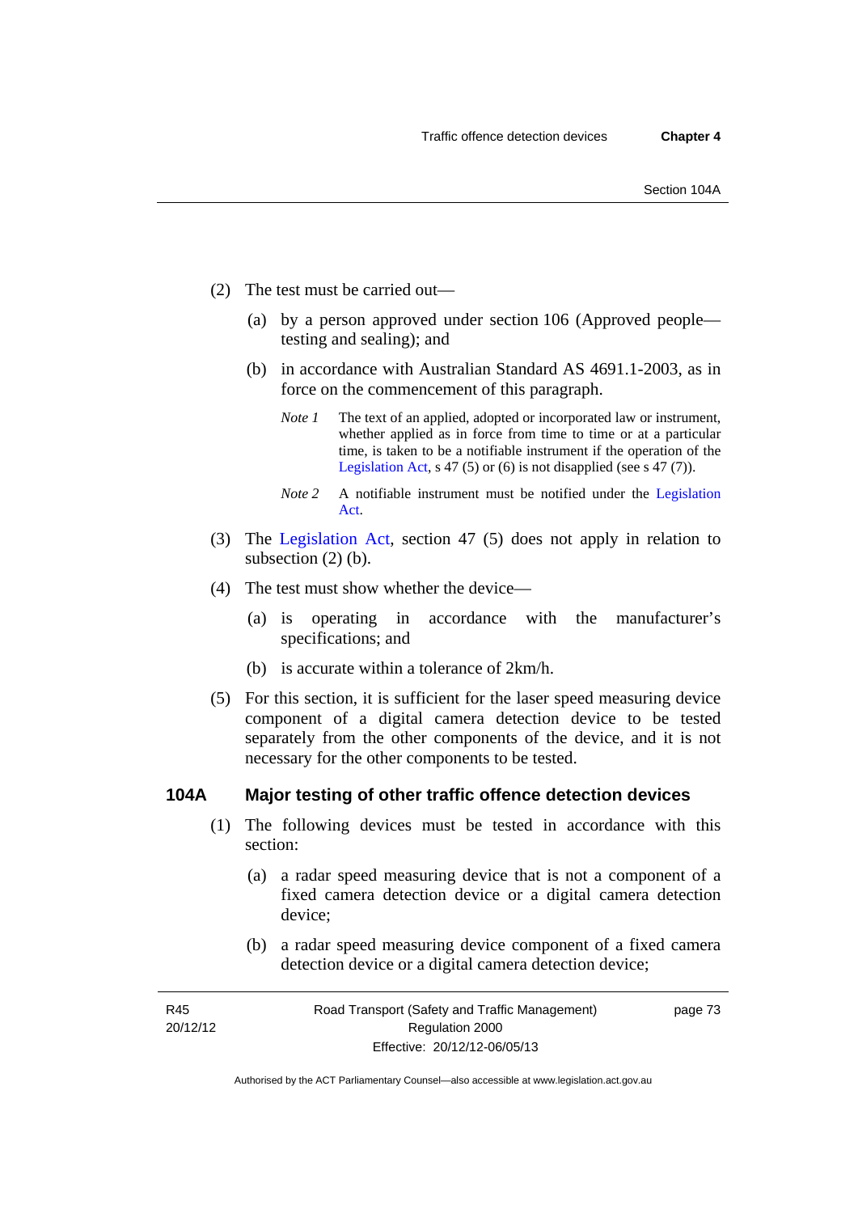(2) The test must be carried out—

(a) by a person approved under section 106 (Approved people—testing and sealing); and

(b) in accordance with Australian Standard AS 4691.1-2003, as in force on the commencement of this paragraph.

*Note 1* The text of an applied, adopted or incorporated law or instrument, whether applied as in force from time to time or at a particular time, is taken to be a notifiable instrument if the operation of the Legislation Act, s 47 (5) or (6) is not disapplied (see s 47 (7)).

*Note 2* A notifiable instrument must be notified under the Legislation Act.

(3) The Legislation Act, section 47 (5) does not apply in relation to subsection (2) (b).

(4) The test must show whether the device—

(a) is operating in accordance with the manufacturer's specifications; and

(b) is accurate within a tolerance of 2km/h.

(5) For this section, it is sufficient for the laser speed measuring device component of a digital camera detection device to be tested separately from the other components of the device, and it is not necessary for the other components to be tested.

## 104A Major testing of other traffic offence detection devices

(1) The following devices must be tested in accordance with this section:

(a) a radar speed measuring device that is not a component of a fixed camera detection device or a digital camera detection device;

(b) a radar speed measuring device component of a fixed camera detection device or a digital camera detection device;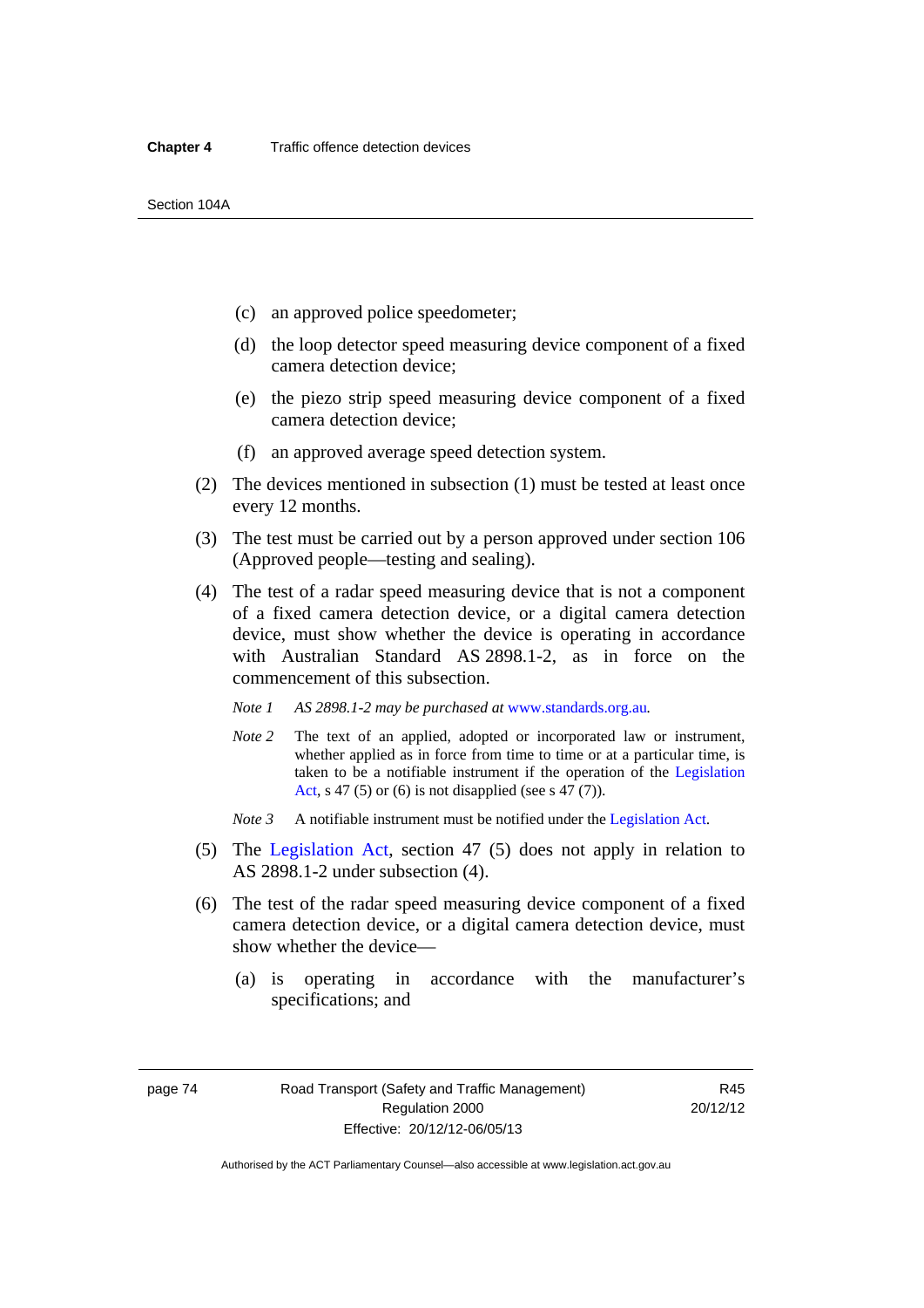(c) an approved police speedometer;

(d) the loop detector speed measuring device component of a fixed camera detection device;

(e) the piezo strip speed measuring device component of a fixed camera detection device;

(f) an approved average speed detection system.

(2) The devices mentioned in subsection (1) must be tested at least once every 12 months.

(3) The test must be carried out by a person approved under section 106 (Approved people—testing and sealing).

(4) The test of a radar speed measuring device that is not a component of a fixed camera detection device, or a digital camera detection device, must show whether the device is operating in accordance with Australian Standard AS 2898.1-2, as in force on the commencement of this subsection.

*Note 1* *AS 2898.1-2 may be purchased at* www.standards.org.au*.*

*Note 2* The text of an applied, adopted or incorporated law or instrument, whether applied as in force from time to time or at a particular time, is taken to be a notifiable instrument if the operation of the Legislation Act, s 47 (5) or (6) is not disapplied (see s 47 (7)).

*Note 3* A notifiable instrument must be notified under the Legislation Act.

(5) The Legislation Act, section 47 (5) does not apply in relation to AS 2898.1-2 under subsection (4).

(6) The test of the radar speed measuring device component of a fixed camera detection device, or a digital camera detection device, must show whether the device—

(a) is operating in accordance with the manufacturer's specifications; and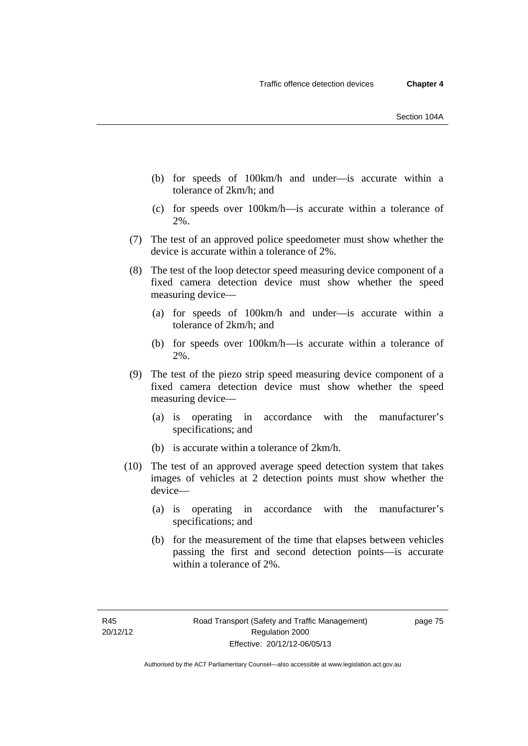(b) for speeds of 100km/h and under—is accurate within a tolerance of 2km/h; and

(c) for speeds over 100km/h—is accurate within a tolerance of 2%.

(7) The test of an approved police speedometer must show whether the device is accurate within a tolerance of 2%.

(8) The test of the loop detector speed measuring device component of a fixed camera detection device must show whether the speed measuring device—

(a) for speeds of 100km/h and under—is accurate within a tolerance of 2km/h; and

(b) for speeds over 100km/h—is accurate within a tolerance of 2%.

(9) The test of the piezo strip speed measuring device component of a fixed camera detection device must show whether the speed measuring device—

(a) is operating in accordance with the manufacturer's specifications; and

(b) is accurate within a tolerance of 2km/h.

(10) The test of an approved average speed detection system that takes images of vehicles at 2 detection points must show whether the device—

(a) is operating in accordance with the manufacturer's specifications; and

(b) for the measurement of the time that elapses between vehicles passing the first and second detection points—is accurate within a tolerance of 2%.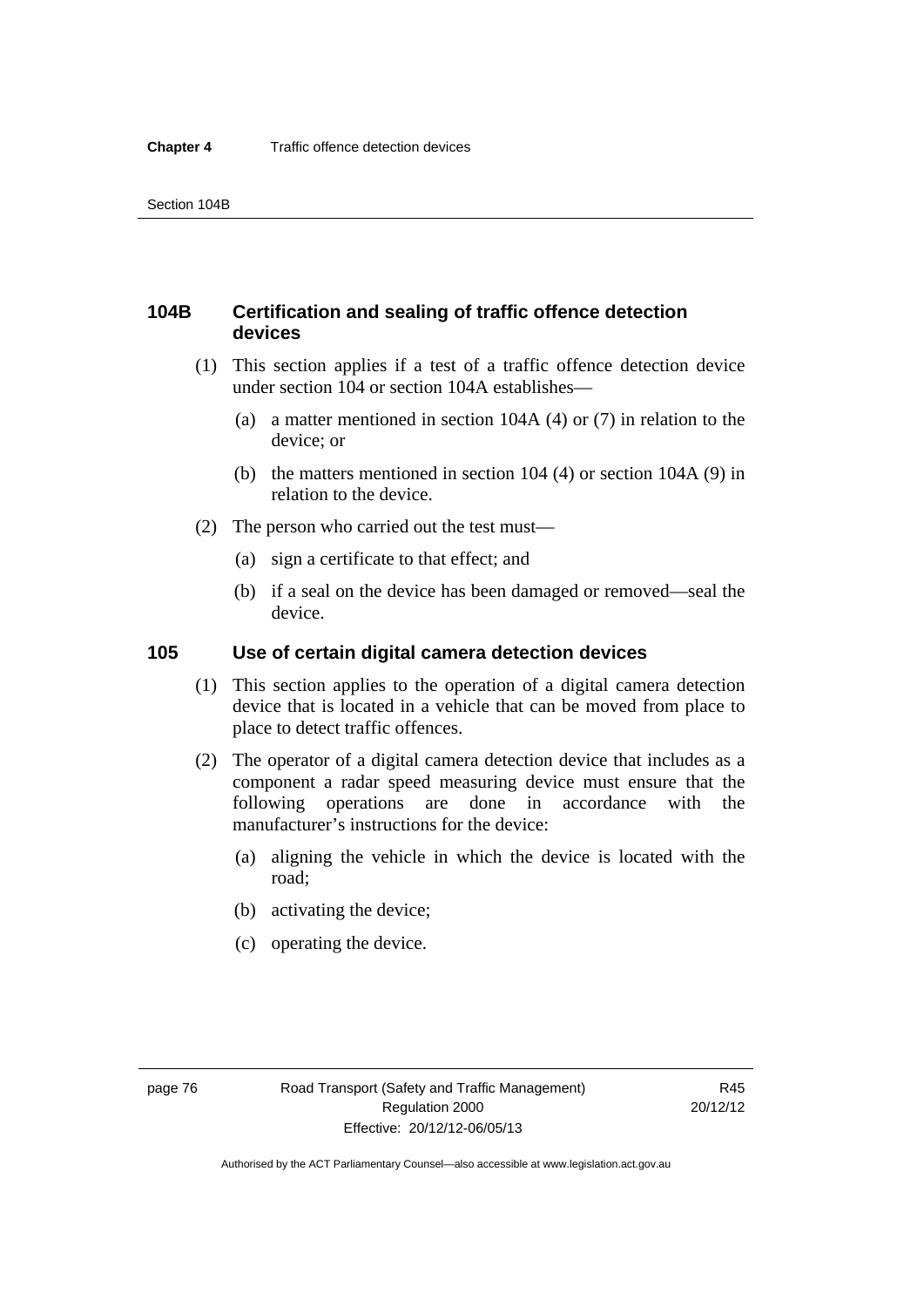## 104B Certification and sealing of traffic offence detection devices

(1) This section applies if a test of a traffic offence detection device under section 104 or section 104A establishes—

(a) a matter mentioned in section 104A (4) or (7) in relation to the device; or

(b) the matters mentioned in section 104 (4) or section 104A (9) in relation to the device.

(2) The person who carried out the test must—

(a) sign a certificate to that effect; and

(b) if a seal on the device has been damaged or removed—seal the device.

## 105 Use of certain digital camera detection devices

(1) This section applies to the operation of a digital camera detection device that is located in a vehicle that can be moved from place to place to detect traffic offences.

(2) The operator of a digital camera detection device that includes as a component a radar speed measuring device must ensure that the following operations are done in accordance with the manufacturer's instructions for the device:

(a) aligning the vehicle in which the device is located with the road;

(b) activating the device;

(c) operating the device.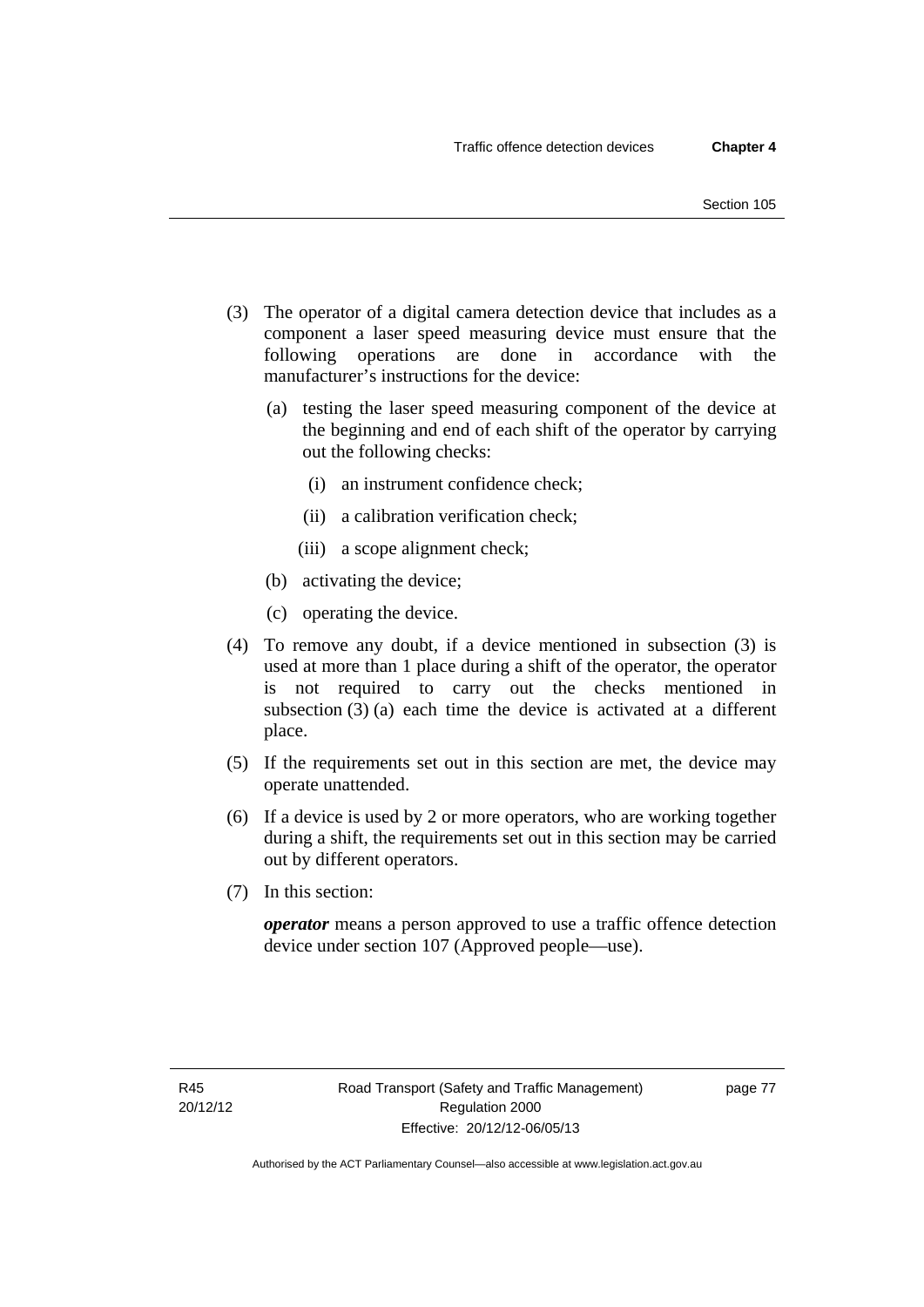(3) The operator of a digital camera detection device that includes as a component a laser speed measuring device must ensure that the following operations are done in accordance with the manufacturer's instructions for the device:

  (a) testing the laser speed measuring component of the device at the beginning and end of each shift of the operator by carrying out the following checks:

    (i) an instrument confidence check;

    (ii) a calibration verification check;

    (iii) a scope alignment check;

  (b) activating the device;

  (c) operating the device.

(4) To remove any doubt, if a device mentioned in subsection (3) is used at more than 1 place during a shift of the operator, the operator is not required to carry out the checks mentioned in subsection (3) (a) each time the device is activated at a different place.

(5) If the requirements set out in this section are met, the device may operate unattended.

(6) If a device is used by 2 or more operators, who are working together during a shift, the requirements set out in this section may be carried out by different operators.

(7) In this section:

***operator*** means a person approved to use a traffic offence detection device under section 107 (Approved people—use).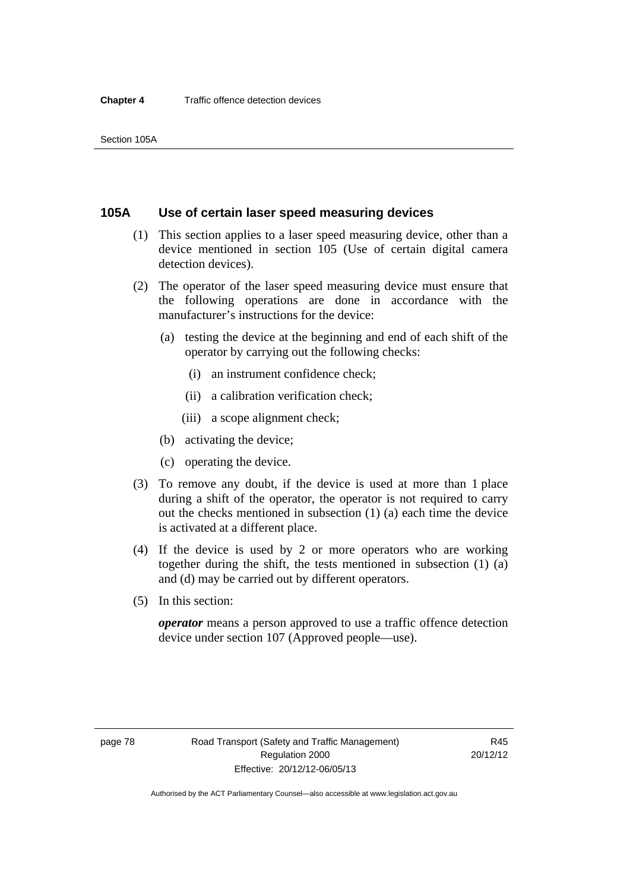## 105A Use of certain laser speed measuring devices

(1) This section applies to a laser speed measuring device, other than a device mentioned in section 105 (Use of certain digital camera detection devices).

(2) The operator of the laser speed measuring device must ensure that the following operations are done in accordance with the manufacturer's instructions for the device:

- (a) testing the device at the beginning and end of each shift of the operator by carrying out the following checks:
  - (i) an instrument confidence check;
  - (ii) a calibration verification check;
  - (iii) a scope alignment check;
- (b) activating the device;
- (c) operating the device.

(3) To remove any doubt, if the device is used at more than 1 place during a shift of the operator, the operator is not required to carry out the checks mentioned in subsection (1) (a) each time the device is activated at a different place.

(4) If the device is used by 2 or more operators who are working together during the shift, the tests mentioned in subsection (1) (a) and (d) may be carried out by different operators.

(5) In this section:

***operator*** means a person approved to use a traffic offence detection device under section 107 (Approved people—use).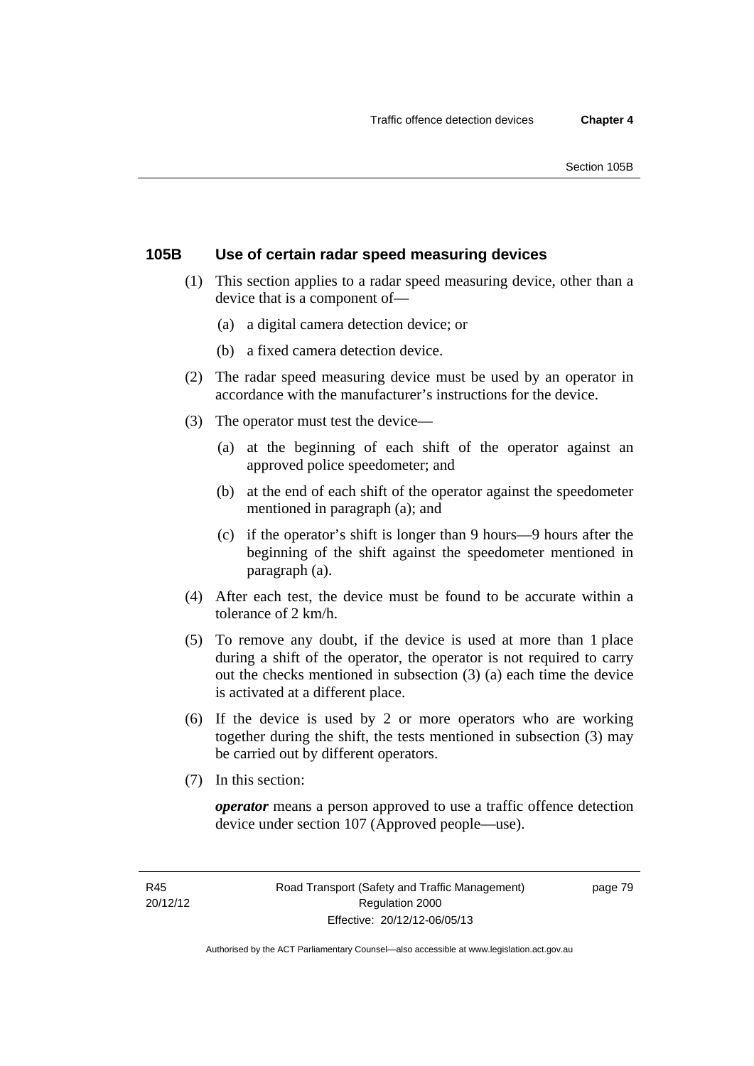### 105B Use of certain radar speed measuring devices

(1) This section applies to a radar speed measuring device, other than a device that is a component of—

  (a) a digital camera detection device; or

  (b) a fixed camera detection device.

(2) The radar speed measuring device must be used by an operator in accordance with the manufacturer's instructions for the device.

(3) The operator must test the device—

  (a) at the beginning of each shift of the operator against an approved police speedometer; and

  (b) at the end of each shift of the operator against the speedometer mentioned in paragraph (a); and

  (c) if the operator's shift is longer than 9 hours—9 hours after the beginning of the shift against the speedometer mentioned in paragraph (a).

(4) After each test, the device must be found to be accurate within a tolerance of 2 km/h.

(5) To remove any doubt, if the device is used at more than 1 place during a shift of the operator, the operator is not required to carry out the checks mentioned in subsection (3) (a) each time the device is activated at a different place.

(6) If the device is used by 2 or more operators who are working together during the shift, the tests mentioned in subsection (3) may be carried out by different operators.

(7) In this section:

***operator*** means a person approved to use a traffic offence detection device under section 107 (Approved people—use).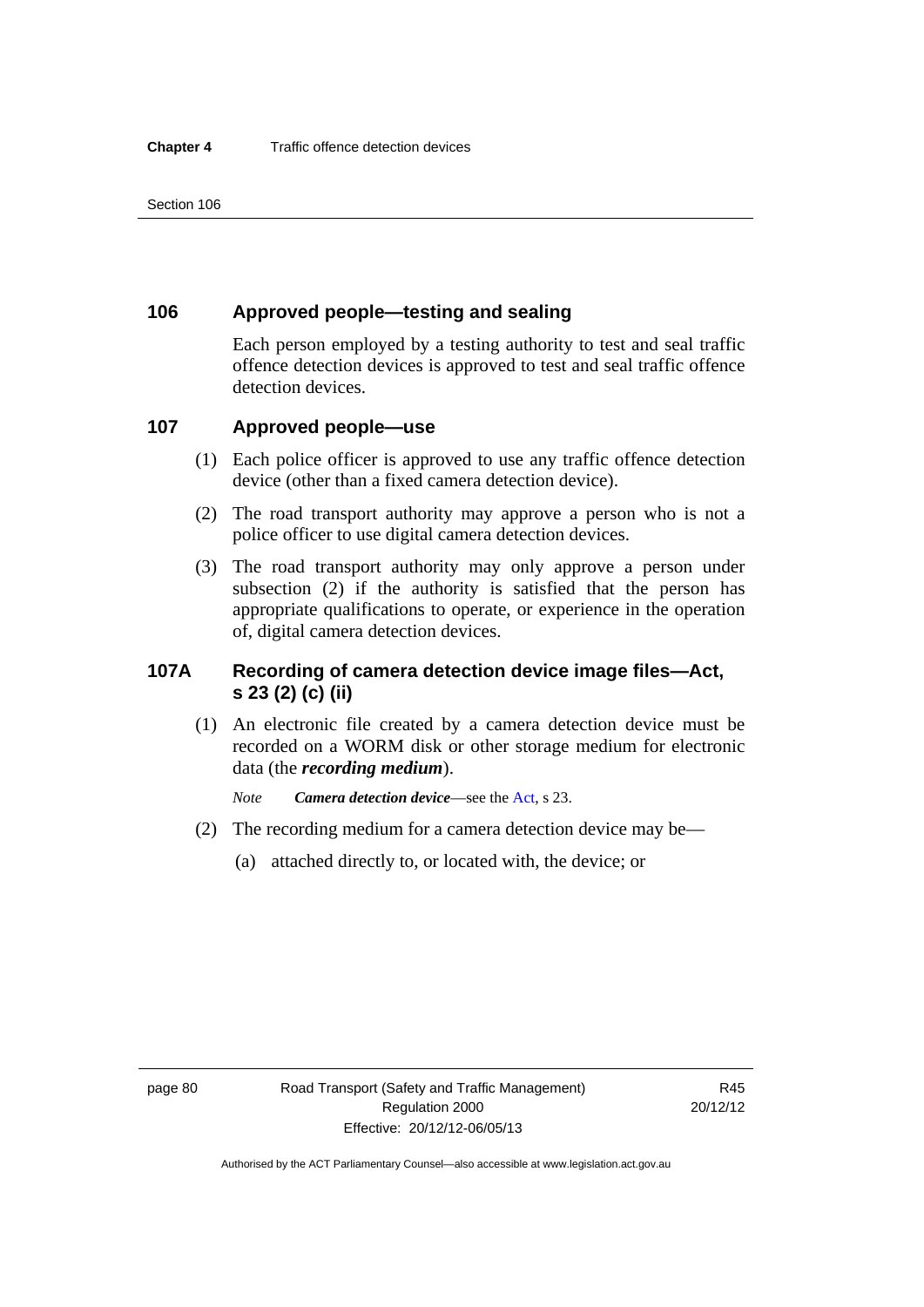## 106 Approved people—testing and sealing

Each person employed by a testing authority to test and seal traffic offence detection devices is approved to test and seal traffic offence detection devices.

## 107 Approved people—use

(1) Each police officer is approved to use any traffic offence detection device (other than a fixed camera detection device).

(2) The road transport authority may approve a person who is not a police officer to use digital camera detection devices.

(3) The road transport authority may only approve a person under subsection (2) if the authority is satisfied that the person has appropriate qualifications to operate, or experience in the operation of, digital camera detection devices.

## 107A Recording of camera detection device image files—Act, s 23 (2) (c) (ii)

(1) An electronic file created by a camera detection device must be recorded on a WORM disk or other storage medium for electronic data (the ***recording medium***).

*Note* ***Camera detection device***—see the Act, s 23.

(2) The recording medium for a camera detection device may be—

(a) attached directly to, or located with, the device; or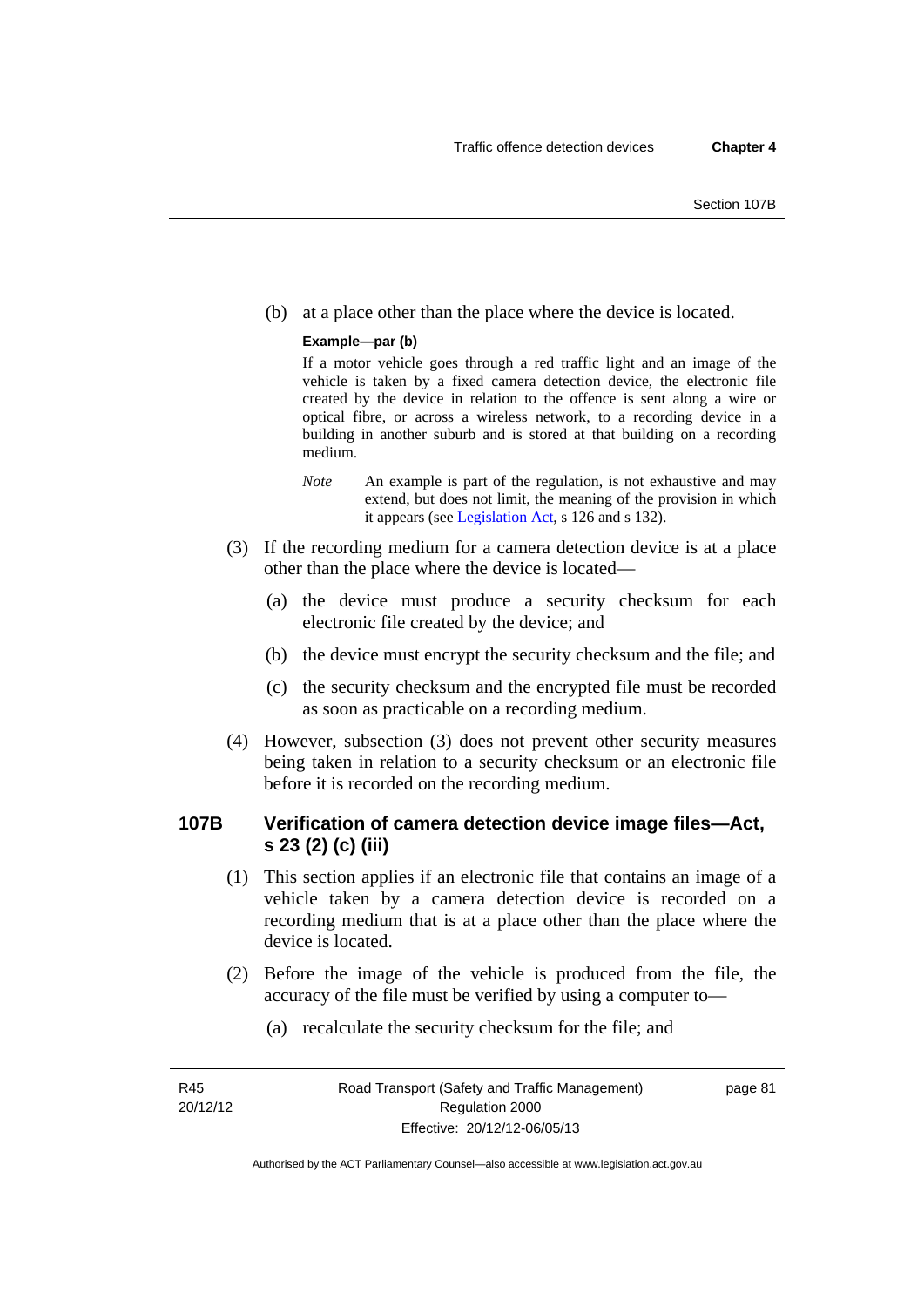(b) at a place other than the place where the device is located.

**Example—par (b)**

If a motor vehicle goes through a red traffic light and an image of the vehicle is taken by a fixed camera detection device, the electronic file created by the device in relation to the offence is sent along a wire or optical fibre, or across a wireless network, to a recording device in a building in another suburb and is stored at that building on a recording medium.

*Note* An example is part of the regulation, is not exhaustive and may extend, but does not limit, the meaning of the provision in which it appears (see Legislation Act, s 126 and s 132).

(3) If the recording medium for a camera detection device is at a place other than the place where the device is located—

(a) the device must produce a security checksum for each electronic file created by the device; and

(b) the device must encrypt the security checksum and the file; and

(c) the security checksum and the encrypted file must be recorded as soon as practicable on a recording medium.

(4) However, subsection (3) does not prevent other security measures being taken in relation to a security checksum or an electronic file before it is recorded on the recording medium.

## 107B Verification of camera detection device image files—Act, s 23 (2) (c) (iii)

(1) This section applies if an electronic file that contains an image of a vehicle taken by a camera detection device is recorded on a recording medium that is at a place other than the place where the device is located.

(2) Before the image of the vehicle is produced from the file, the accuracy of the file must be verified by using a computer to—

(a) recalculate the security checksum for the file; and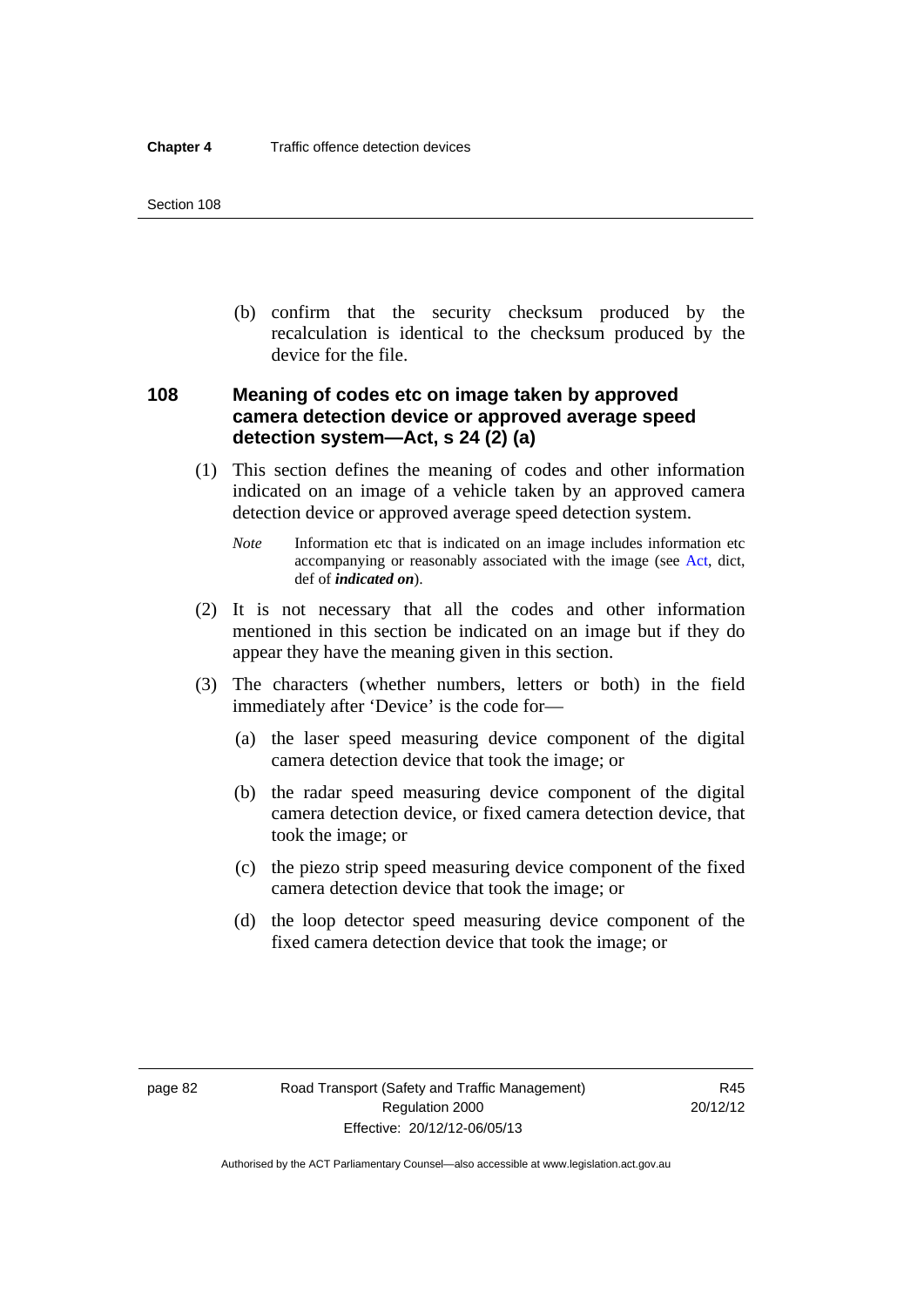(b) confirm that the security checksum produced by the recalculation is identical to the checksum produced by the device for the file.

### 108 Meaning of codes etc on image taken by approved camera detection device or approved average speed detection system—Act, s 24 (2) (a)

(1) This section defines the meaning of codes and other information indicated on an image of a vehicle taken by an approved camera detection device or approved average speed detection system.

*Note* Information etc that is indicated on an image includes information etc accompanying or reasonably associated with the image (see Act, dict, def of ***indicated on***).

(2) It is not necessary that all the codes and other information mentioned in this section be indicated on an image but if they do appear they have the meaning given in this section.

(3) The characters (whether numbers, letters or both) in the field immediately after 'Device' is the code for—

(a) the laser speed measuring device component of the digital camera detection device that took the image; or

(b) the radar speed measuring device component of the digital camera detection device, or fixed camera detection device, that took the image; or

(c) the piezo strip speed measuring device component of the fixed camera detection device that took the image; or

(d) the loop detector speed measuring device component of the fixed camera detection device that took the image; or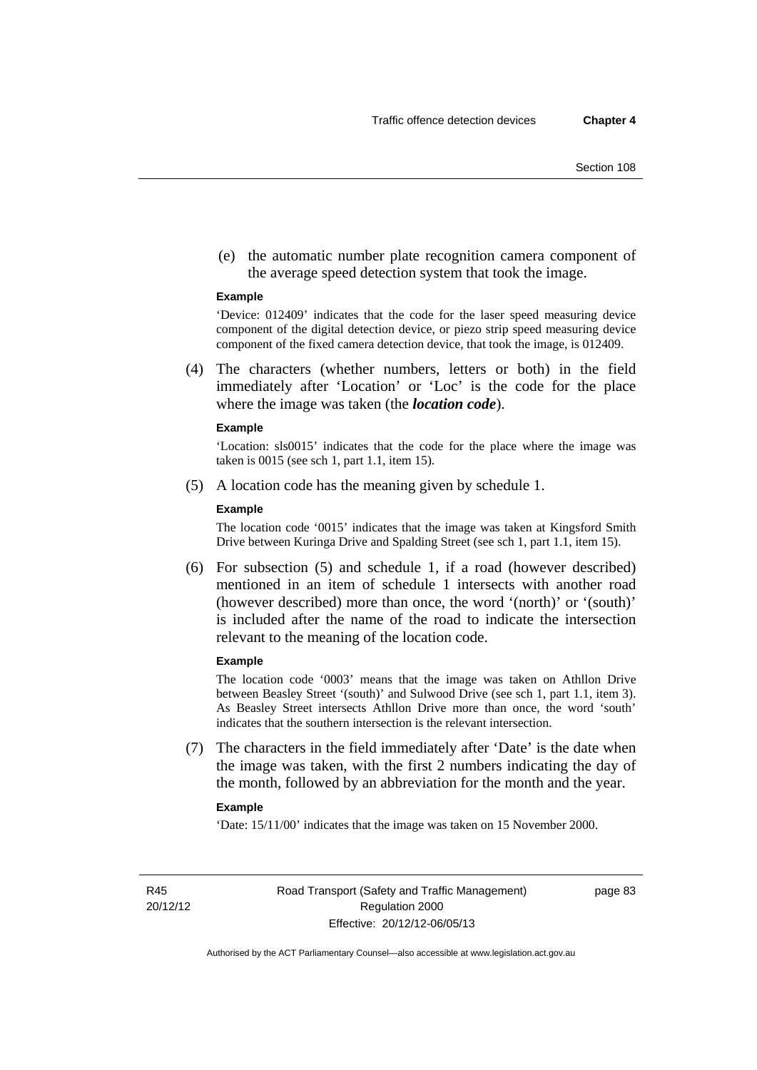(e) the automatic number plate recognition camera component of the average speed detection system that took the image.

**Example**

'Device: 012409' indicates that the code for the laser speed measuring device component of the digital detection device, or piezo strip speed measuring device component of the fixed camera detection device, that took the image, is 012409.

(4) The characters (whether numbers, letters or both) in the field immediately after 'Location' or 'Loc' is the code for the place where the image was taken (the ***location code***).

**Example**

'Location: sls0015' indicates that the code for the place where the image was taken is 0015 (see sch 1, part 1.1, item 15).

(5) A location code has the meaning given by schedule 1.

**Example**

The location code '0015' indicates that the image was taken at Kingsford Smith Drive between Kuringa Drive and Spalding Street (see sch 1, part 1.1, item 15).

(6) For subsection (5) and schedule 1, if a road (however described) mentioned in an item of schedule 1 intersects with another road (however described) more than once, the word '(north)' or '(south)' is included after the name of the road to indicate the intersection relevant to the meaning of the location code.

**Example**

The location code '0003' means that the image was taken on Athllon Drive between Beasley Street '(south)' and Sulwood Drive (see sch 1, part 1.1, item 3). As Beasley Street intersects Athllon Drive more than once, the word 'south' indicates that the southern intersection is the relevant intersection.

(7) The characters in the field immediately after 'Date' is the date when the image was taken, with the first 2 numbers indicating the day of the month, followed by an abbreviation for the month and the year.

**Example**

'Date: 15/11/00' indicates that the image was taken on 15 November 2000.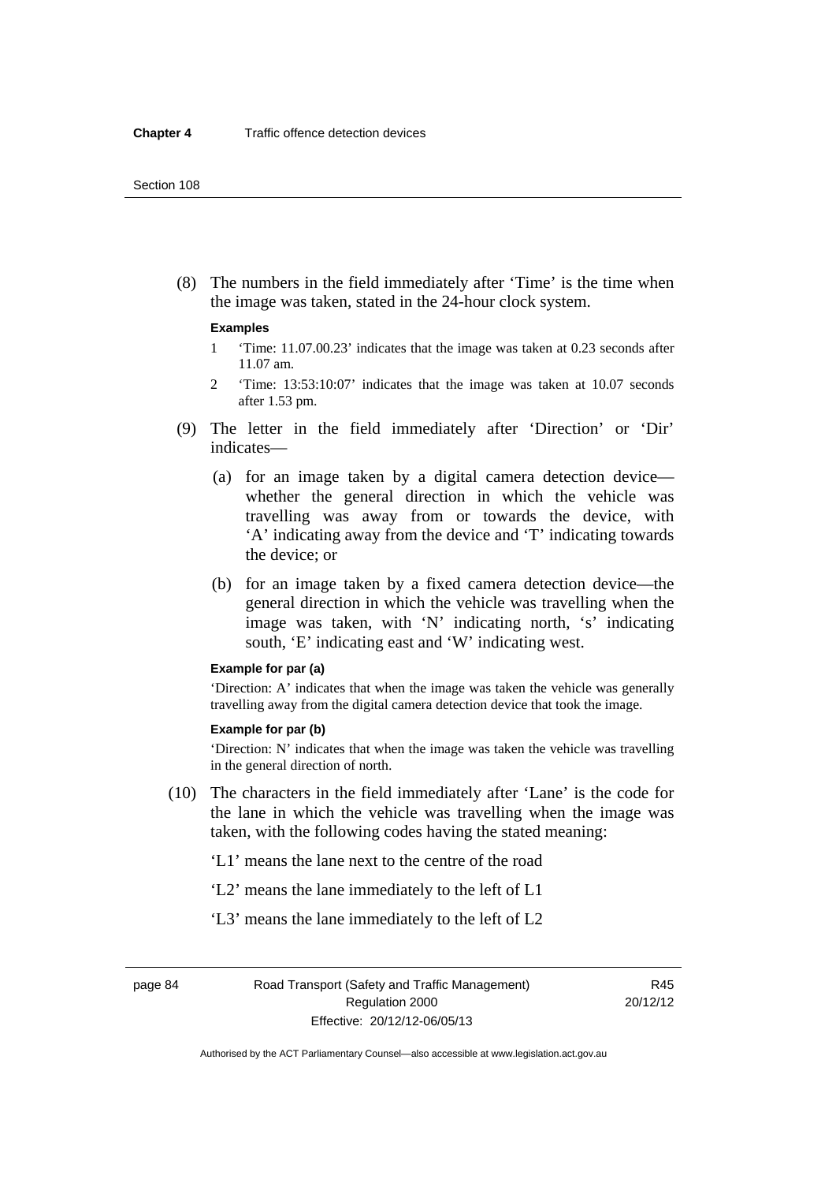(8) The numbers in the field immediately after 'Time' is the time when the image was taken, stated in the 24-hour clock system.

**Examples**

1 'Time: 11.07.00.23' indicates that the image was taken at 0.23 seconds after 11.07 am.

2 'Time: 13:53:10:07' indicates that the image was taken at 10.07 seconds after 1.53 pm.

(9) The letter in the field immediately after 'Direction' or 'Dir' indicates—

(a) for an image taken by a digital camera detection device—whether the general direction in which the vehicle was travelling was away from or towards the device, with 'A' indicating away from the device and 'T' indicating towards the device; or

(b) for an image taken by a fixed camera detection device—the general direction in which the vehicle was travelling when the image was taken, with 'N' indicating north, 's' indicating south, 'E' indicating east and 'W' indicating west.

**Example for par (a)**

'Direction: A' indicates that when the image was taken the vehicle was generally travelling away from the digital camera detection device that took the image.

**Example for par (b)**

'Direction: N' indicates that when the image was taken the vehicle was travelling in the general direction of north.

(10) The characters in the field immediately after 'Lane' is the code for the lane in which the vehicle was travelling when the image was taken, with the following codes having the stated meaning:

'L1' means the lane next to the centre of the road

'L2' means the lane immediately to the left of L1

'L3' means the lane immediately to the left of L2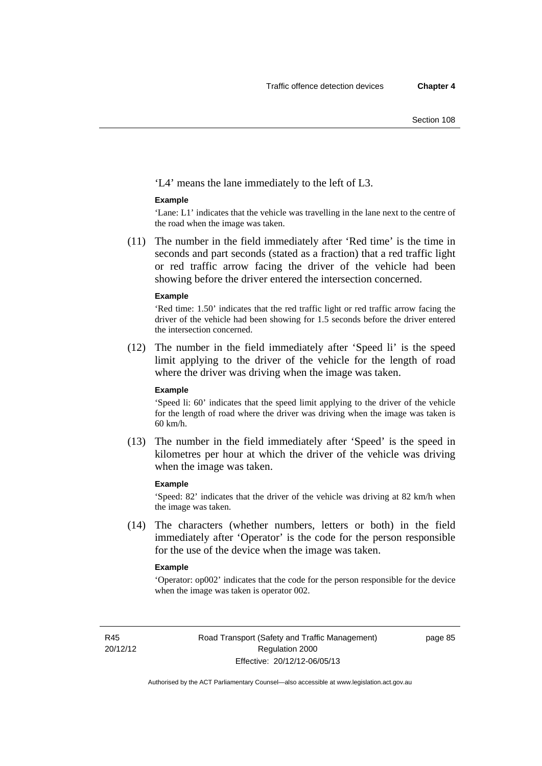'L4' means the lane immediately to the left of L3.

**Example**

'Lane: L1' indicates that the vehicle was travelling in the lane next to the centre of the road when the image was taken.

(11) The number in the field immediately after 'Red time' is the time in seconds and part seconds (stated as a fraction) that a red traffic light or red traffic arrow facing the driver of the vehicle had been showing before the driver entered the intersection concerned.

**Example**

'Red time: 1.50' indicates that the red traffic light or red traffic arrow facing the driver of the vehicle had been showing for 1.5 seconds before the driver entered the intersection concerned.

(12) The number in the field immediately after 'Speed li' is the speed limit applying to the driver of the vehicle for the length of road where the driver was driving when the image was taken.

**Example**

'Speed li: 60' indicates that the speed limit applying to the driver of the vehicle for the length of road where the driver was driving when the image was taken is 60 km/h.

(13) The number in the field immediately after 'Speed' is the speed in kilometres per hour at which the driver of the vehicle was driving when the image was taken.

**Example**

'Speed: 82' indicates that the driver of the vehicle was driving at 82 km/h when the image was taken.

(14) The characters (whether numbers, letters or both) in the field immediately after 'Operator' is the code for the person responsible for the use of the device when the image was taken.

**Example**

'Operator: op002' indicates that the code for the person responsible for the device when the image was taken is operator 002.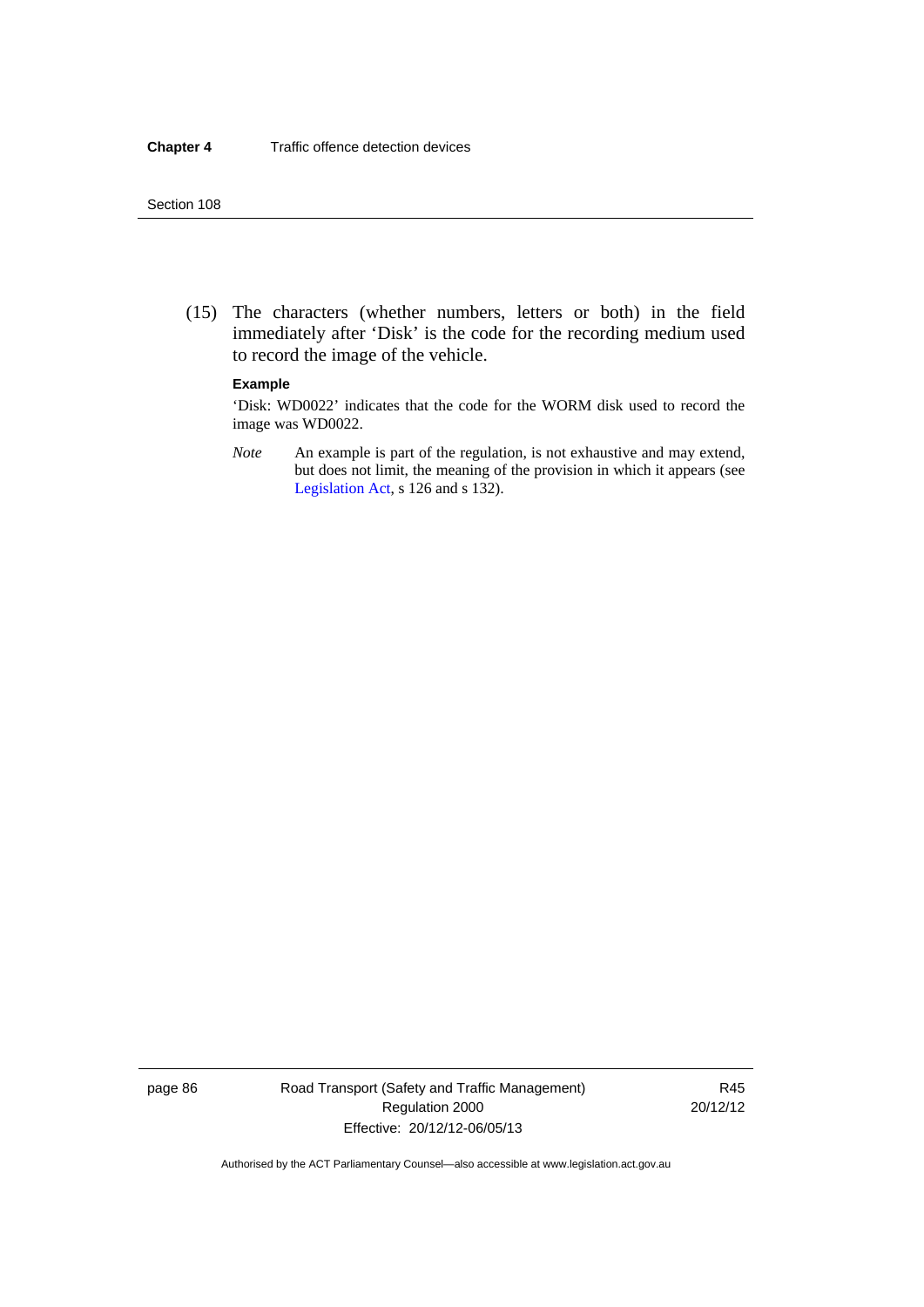(15) The characters (whether numbers, letters or both) in the field immediately after 'Disk' is the code for the recording medium used to record the image of the vehicle.

**Example**

'Disk: WD0022' indicates that the code for the WORM disk used to record the image was WD0022.

*Note* An example is part of the regulation, is not exhaustive and may extend, but does not limit, the meaning of the provision in which it appears (see Legislation Act, s 126 and s 132).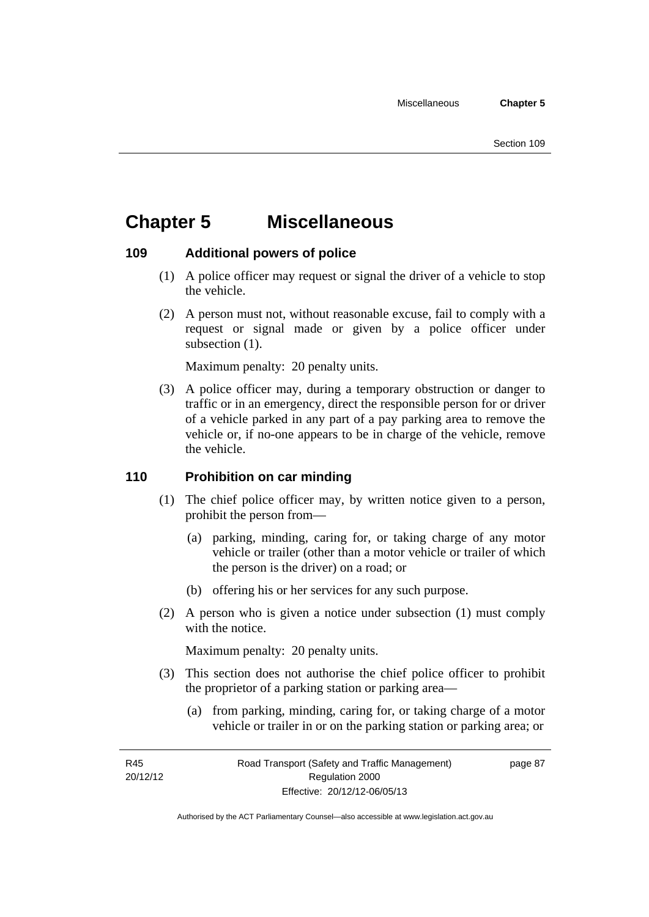# Chapter 5 Miscellaneous

## 109 Additional powers of police

(1) A police officer may request or signal the driver of a vehicle to stop the vehicle.

(2) A person must not, without reasonable excuse, fail to comply with a request or signal made or given by a police officer under subsection (1).

Maximum penalty: 20 penalty units.

(3) A police officer may, during a temporary obstruction or danger to traffic or in an emergency, direct the responsible person for or driver of a vehicle parked in any part of a pay parking area to remove the vehicle or, if no-one appears to be in charge of the vehicle, remove the vehicle.

## 110 Prohibition on car minding

(1) The chief police officer may, by written notice given to a person, prohibit the person from—

(a) parking, minding, caring for, or taking charge of any motor vehicle or trailer (other than a motor vehicle or trailer of which the person is the driver) on a road; or

(b) offering his or her services for any such purpose.

(2) A person who is given a notice under subsection (1) must comply with the notice.

Maximum penalty: 20 penalty units.

(3) This section does not authorise the chief police officer to prohibit the proprietor of a parking station or parking area—

(a) from parking, minding, caring for, or taking charge of a motor vehicle or trailer in or on the parking station or parking area; or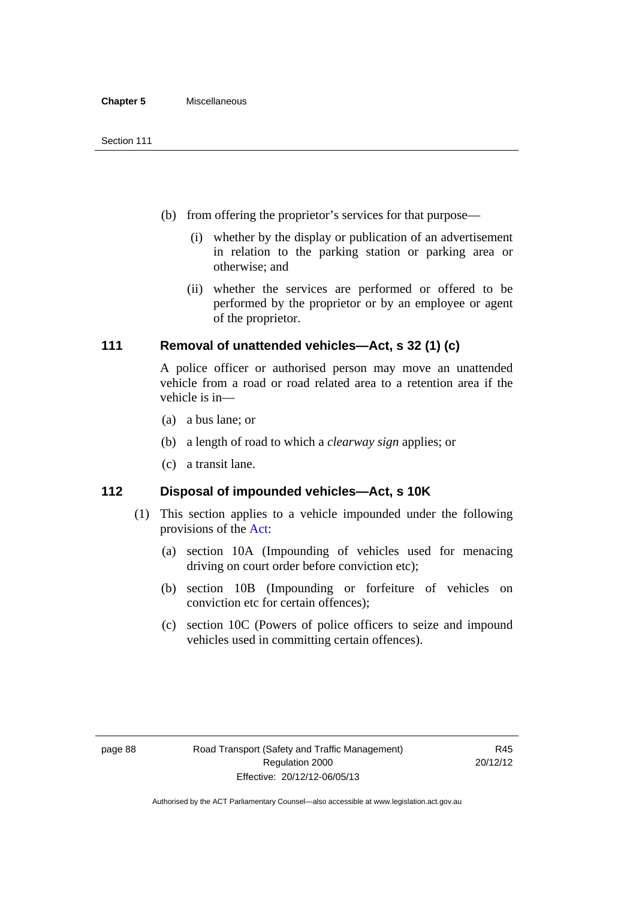(b) from offering the proprietor's services for that purpose—

 (i) whether by the display or publication of an advertisement in relation to the parking station or parking area or otherwise; and

 (ii) whether the services are performed or offered to be performed by the proprietor or by an employee or agent of the proprietor.

### 111 Removal of unattended vehicles—Act, s 32 (1) (c)

A police officer or authorised person may move an unattended vehicle from a road or road related area to a retention area if the vehicle is in—

(a) a bus lane; or

(b) a length of road to which a *clearway sign* applies; or

(c) a transit lane.

### 112 Disposal of impounded vehicles—Act, s 10K

(1) This section applies to a vehicle impounded under the following provisions of the Act:

 (a) section 10A (Impounding of vehicles used for menacing driving on court order before conviction etc);

 (b) section 10B (Impounding or forfeiture of vehicles on conviction etc for certain offences);

 (c) section 10C (Powers of police officers to seize and impound vehicles used in committing certain offences).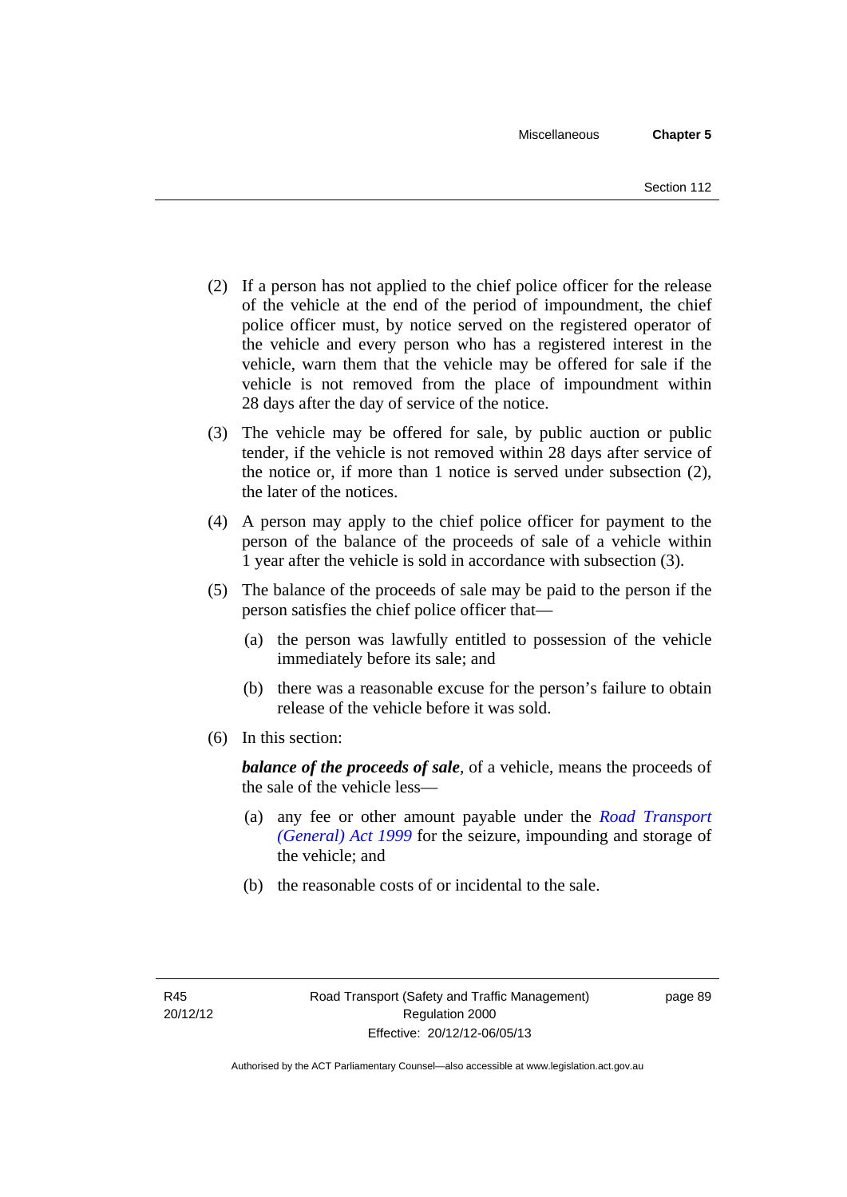(2) If a person has not applied to the chief police officer for the release of the vehicle at the end of the period of impoundment, the chief police officer must, by notice served on the registered operator of the vehicle and every person who has a registered interest in the vehicle, warn them that the vehicle may be offered for sale if the vehicle is not removed from the place of impoundment within 28 days after the day of service of the notice.

(3) The vehicle may be offered for sale, by public auction or public tender, if the vehicle is not removed within 28 days after service of the notice or, if more than 1 notice is served under subsection (2), the later of the notices.

(4) A person may apply to the chief police officer for payment to the person of the balance of the proceeds of sale of a vehicle within 1 year after the vehicle is sold in accordance with subsection (3).

(5) The balance of the proceeds of sale may be paid to the person if the person satisfies the chief police officer that—

(a) the person was lawfully entitled to possession of the vehicle immediately before its sale; and

(b) there was a reasonable excuse for the person's failure to obtain release of the vehicle before it was sold.

(6) In this section:

***balance of the proceeds of sale***, of a vehicle, means the proceeds of the sale of the vehicle less—

(a) any fee or other amount payable under the *Road Transport (General) Act 1999* for the seizure, impounding and storage of the vehicle; and

(b) the reasonable costs of or incidental to the sale.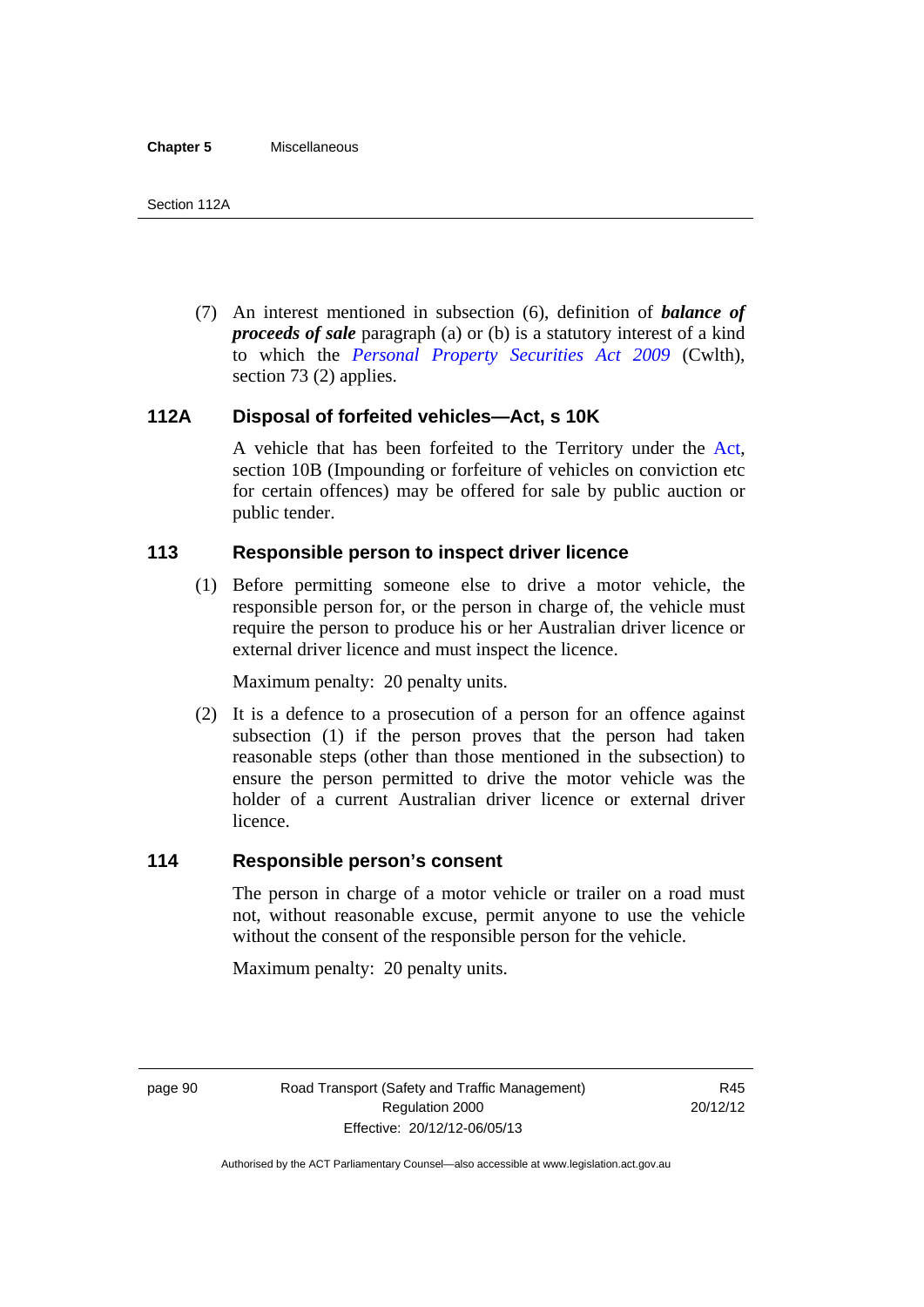(7) An interest mentioned in subsection (6), definition of ***balance of proceeds of sale*** paragraph (a) or (b) is a statutory interest of a kind to which the *Personal Property Securities Act 2009* (Cwlth), section 73 (2) applies.

### 112A Disposal of forfeited vehicles—Act, s 10K

A vehicle that has been forfeited to the Territory under the Act, section 10B (Impounding or forfeiture of vehicles on conviction etc for certain offences) may be offered for sale by public auction or public tender.

### 113 Responsible person to inspect driver licence

(1) Before permitting someone else to drive a motor vehicle, the responsible person for, or the person in charge of, the vehicle must require the person to produce his or her Australian driver licence or external driver licence and must inspect the licence.

Maximum penalty: 20 penalty units.

(2) It is a defence to a prosecution of a person for an offence against subsection (1) if the person proves that the person had taken reasonable steps (other than those mentioned in the subsection) to ensure the person permitted to drive the motor vehicle was the holder of a current Australian driver licence or external driver licence.

### 114 Responsible person's consent

The person in charge of a motor vehicle or trailer on a road must not, without reasonable excuse, permit anyone to use the vehicle without the consent of the responsible person for the vehicle.

Maximum penalty: 20 penalty units.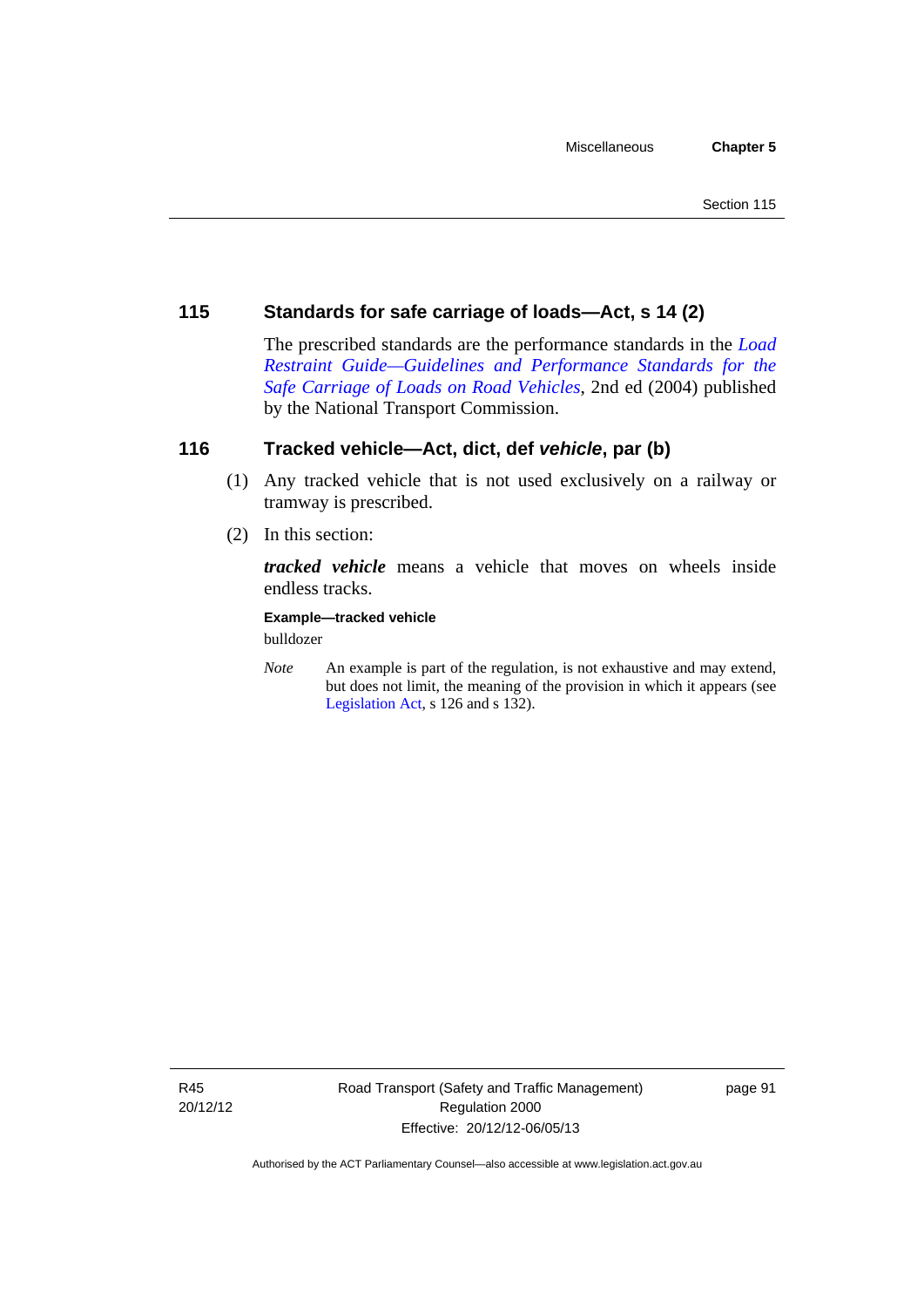## 115 Standards for safe carriage of loads—Act, s 14 (2)

The prescribed standards are the performance standards in the *Load Restraint Guide—Guidelines and Performance Standards for the Safe Carriage of Loads on Road Vehicles*, 2nd ed (2004) published by the National Transport Commission.

## 116 Tracked vehicle—Act, dict, def *vehicle*, par (b)

(1) Any tracked vehicle that is not used exclusively on a railway or tramway is prescribed.

(2) In this section:

***tracked vehicle*** means a vehicle that moves on wheels inside endless tracks.

**Example—tracked vehicle**

bulldozer

*Note* An example is part of the regulation, is not exhaustive and may extend, but does not limit, the meaning of the provision in which it appears (see Legislation Act, s 126 and s 132).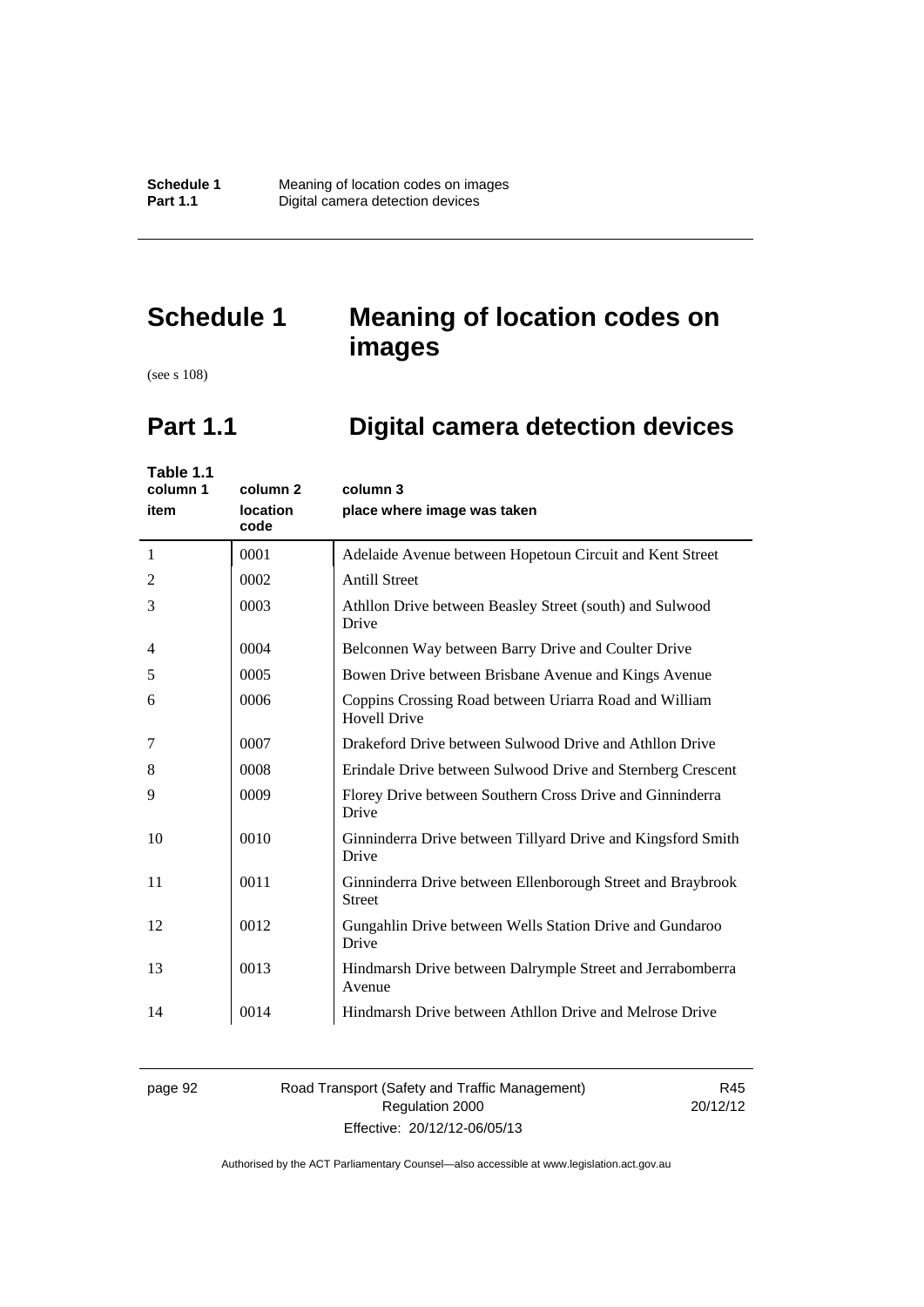# Schedule 1 Meaning of location codes on images

(see s 108)

## Part 1.1 Digital camera detection devices

**Table 1.1**

| column 1<br>item | column 2<br>location code | column 3<br>place where image was taken |
|---|---|---|
| 1 | 0001 | Adelaide Avenue between Hopetoun Circuit and Kent Street |
| 2 | 0002 | Antill Street |
| 3 | 0003 | Athllon Drive between Beasley Street (south) and Sulwood Drive |
| 4 | 0004 | Belconnen Way between Barry Drive and Coulter Drive |
| 5 | 0005 | Bowen Drive between Brisbane Avenue and Kings Avenue |
| 6 | 0006 | Coppins Crossing Road between Uriarra Road and William Hovell Drive |
| 7 | 0007 | Drakeford Drive between Sulwood Drive and Athllon Drive |
| 8 | 0008 | Erindale Drive between Sulwood Drive and Sternberg Crescent |
| 9 | 0009 | Florey Drive between Southern Cross Drive and Ginninderra Drive |
| 10 | 0010 | Ginninderra Drive between Tillyard Drive and Kingsford Smith Drive |
| 11 | 0011 | Ginninderra Drive between Ellenborough Street and Braybrook Street |
| 12 | 0012 | Gungahlin Drive between Wells Station Drive and Gundaroo Drive |
| 13 | 0013 | Hindmarsh Drive between Dalrymple Street and Jerrabomberra Avenue |
| 14 | 0014 | Hindmarsh Drive between Athllon Drive and Melrose Drive |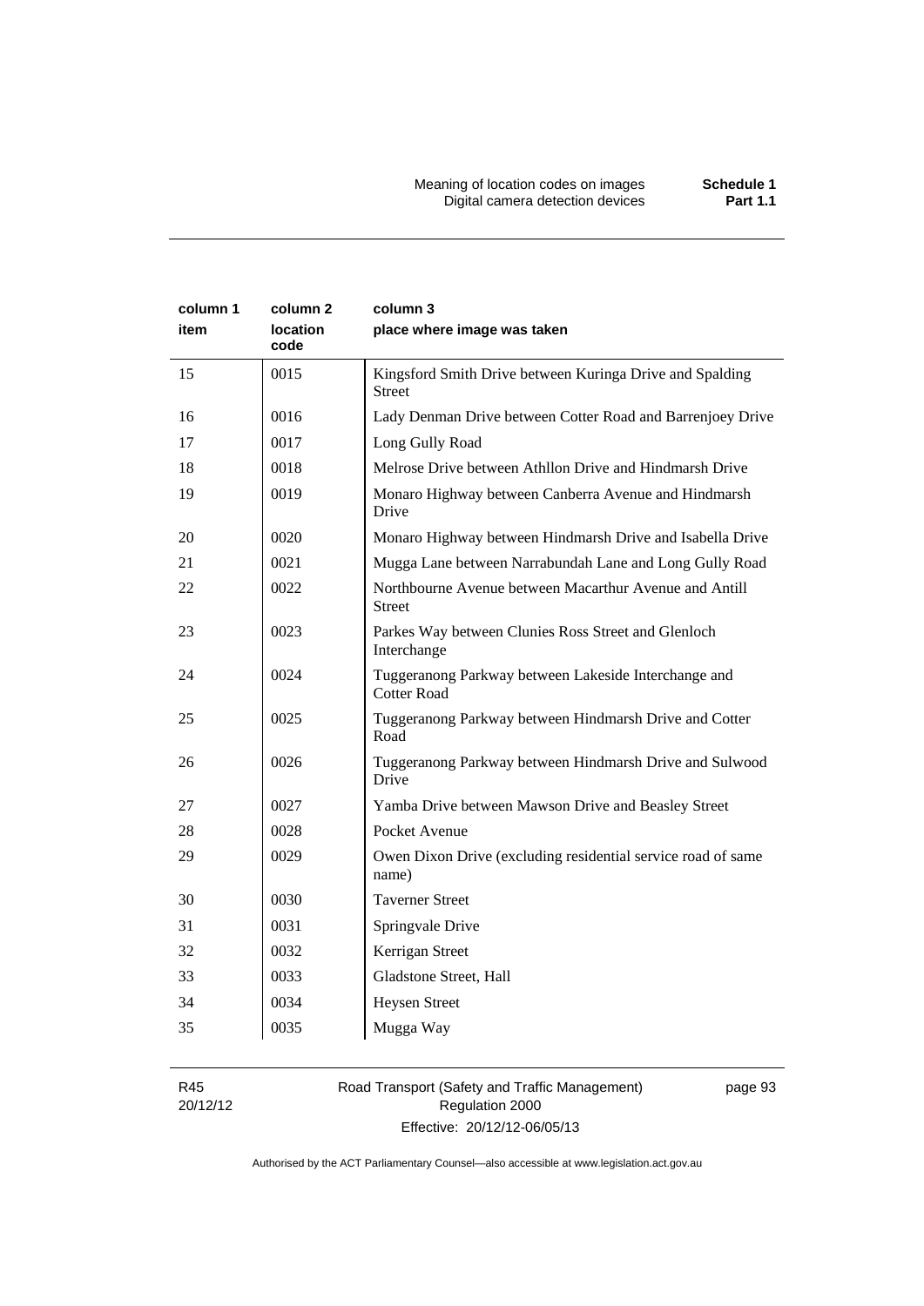| column 1<br>item | column 2<br>location code | column 3<br>place where image was taken |
|---|---|---|
| 15 | 0015 | Kingsford Smith Drive between Kuringa Drive and Spalding Street |
| 16 | 0016 | Lady Denman Drive between Cotter Road and Barrenjoey Drive |
| 17 | 0017 | Long Gully Road |
| 18 | 0018 | Melrose Drive between Athllon Drive and Hindmarsh Drive |
| 19 | 0019 | Monaro Highway between Canberra Avenue and Hindmarsh Drive |
| 20 | 0020 | Monaro Highway between Hindmarsh Drive and Isabella Drive |
| 21 | 0021 | Mugga Lane between Narrabundah Lane and Long Gully Road |
| 22 | 0022 | Northbourne Avenue between Macarthur Avenue and Antill Street |
| 23 | 0023 | Parkes Way between Clunies Ross Street and Glenloch Interchange |
| 24 | 0024 | Tuggeranong Parkway between Lakeside Interchange and Cotter Road |
| 25 | 0025 | Tuggeranong Parkway between Hindmarsh Drive and Cotter Road |
| 26 | 0026 | Tuggeranong Parkway between Hindmarsh Drive and Sulwood Drive |
| 27 | 0027 | Yamba Drive between Mawson Drive and Beasley Street |
| 28 | 0028 | Pocket Avenue |
| 29 | 0029 | Owen Dixon Drive (excluding residential service road of same name) |
| 30 | 0030 | Taverner Street |
| 31 | 0031 | Springvale Drive |
| 32 | 0032 | Kerrigan Street |
| 33 | 0033 | Gladstone Street, Hall |
| 34 | 0034 | Heysen Street |
| 35 | 0035 | Mugga Way |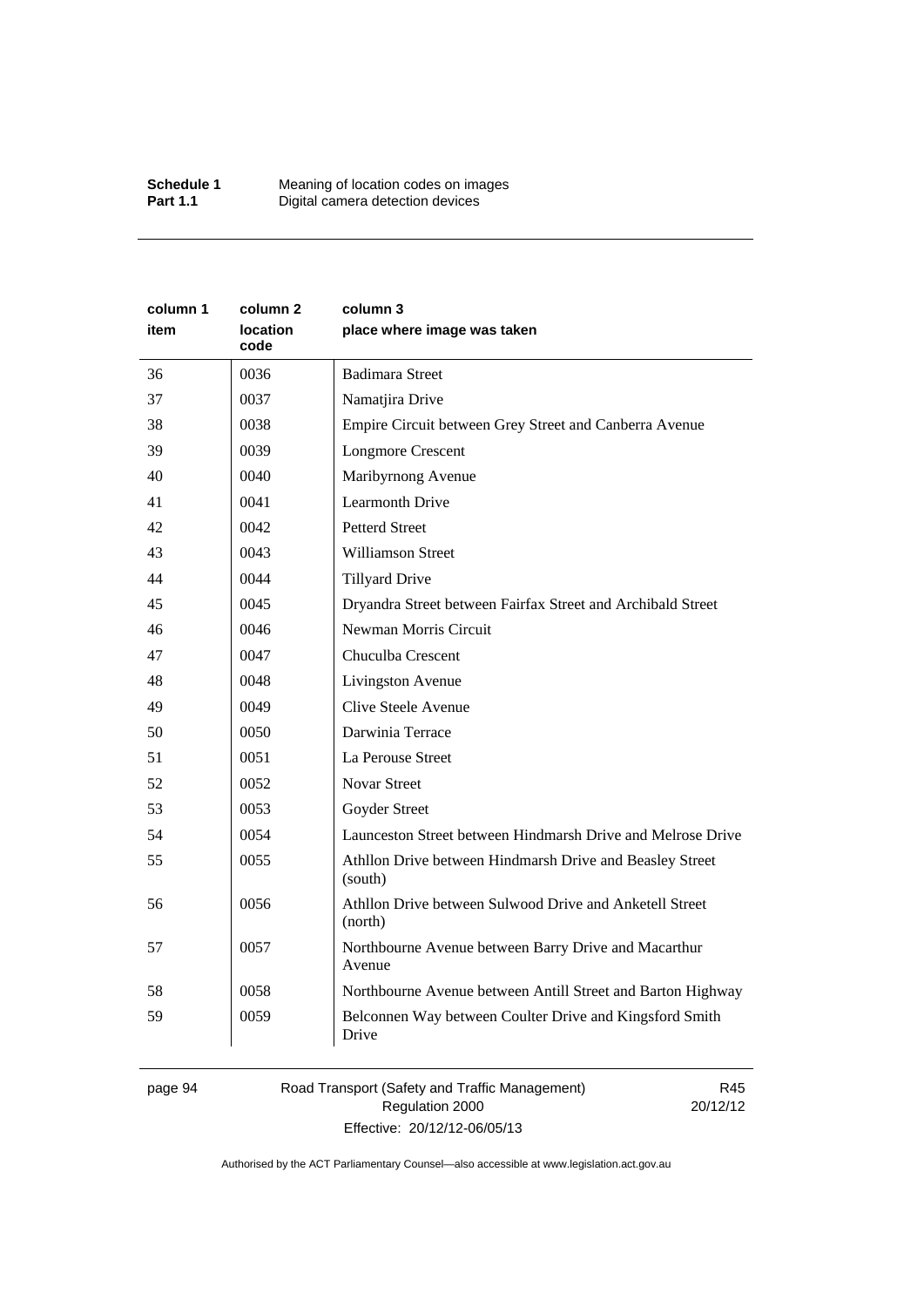| column 1 item | column 2 location code | column 3 place where image was taken |
|---|---|---|
| 36 | 0036 | Badimara Street |
| 37 | 0037 | Namatjira Drive |
| 38 | 0038 | Empire Circuit between Grey Street and Canberra Avenue |
| 39 | 0039 | Longmore Crescent |
| 40 | 0040 | Maribyrnong Avenue |
| 41 | 0041 | Learmonth Drive |
| 42 | 0042 | Petterd Street |
| 43 | 0043 | Williamson Street |
| 44 | 0044 | Tillyard Drive |
| 45 | 0045 | Dryandra Street between Fairfax Street and Archibald Street |
| 46 | 0046 | Newman Morris Circuit |
| 47 | 0047 | Chuculba Crescent |
| 48 | 0048 | Livingston Avenue |
| 49 | 0049 | Clive Steele Avenue |
| 50 | 0050 | Darwinia Terrace |
| 51 | 0051 | La Perouse Street |
| 52 | 0052 | Novar Street |
| 53 | 0053 | Goyder Street |
| 54 | 0054 | Launceston Street between Hindmarsh Drive and Melrose Drive |
| 55 | 0055 | Athllon Drive between Hindmarsh Drive and Beasley Street (south) |
| 56 | 0056 | Athllon Drive between Sulwood Drive and Anketell Street (north) |
| 57 | 0057 | Northbourne Avenue between Barry Drive and Macarthur Avenue |
| 58 | 0058 | Northbourne Avenue between Antill Street and Barton Highway |
| 59 | 0059 | Belconnen Way between Coulter Drive and Kingsford Smith Drive |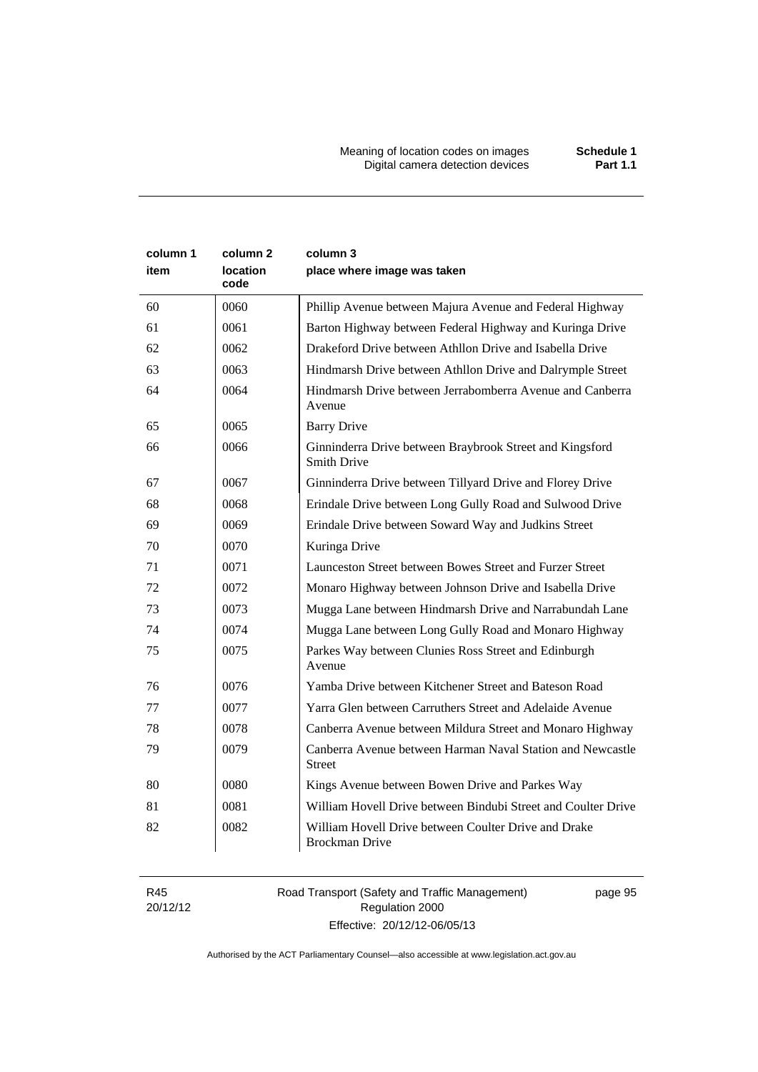| column 1 item | column 2 location code | column 3 place where image was taken |
|---|---|---|
| 60 | 0060 | Phillip Avenue between Majura Avenue and Federal Highway |
| 61 | 0061 | Barton Highway between Federal Highway and Kuringa Drive |
| 62 | 0062 | Drakeford Drive between Athllon Drive and Isabella Drive |
| 63 | 0063 | Hindmarsh Drive between Athllon Drive and Dalrymple Street |
| 64 | 0064 | Hindmarsh Drive between Jerrabomberra Avenue and Canberra Avenue |
| 65 | 0065 | Barry Drive |
| 66 | 0066 | Ginninderra Drive between Braybrook Street and Kingsford Smith Drive |
| 67 | 0067 | Ginninderra Drive between Tillyard Drive and Florey Drive |
| 68 | 0068 | Erindale Drive between Long Gully Road and Sulwood Drive |
| 69 | 0069 | Erindale Drive between Soward Way and Judkins Street |
| 70 | 0070 | Kuringa Drive |
| 71 | 0071 | Launceston Street between Bowes Street and Furzer Street |
| 72 | 0072 | Monaro Highway between Johnson Drive and Isabella Drive |
| 73 | 0073 | Mugga Lane between Hindmarsh Drive and Narrabundah Lane |
| 74 | 0074 | Mugga Lane between Long Gully Road and Monaro Highway |
| 75 | 0075 | Parkes Way between Clunies Ross Street and Edinburgh Avenue |
| 76 | 0076 | Yamba Drive between Kitchener Street and Bateson Road |
| 77 | 0077 | Yarra Glen between Carruthers Street and Adelaide Avenue |
| 78 | 0078 | Canberra Avenue between Mildura Street and Monaro Highway |
| 79 | 0079 | Canberra Avenue between Harman Naval Station and Newcastle Street |
| 80 | 0080 | Kings Avenue between Bowen Drive and Parkes Way |
| 81 | 0081 | William Hovell Drive between Bindubi Street and Coulter Drive |
| 82 | 0082 | William Hovell Drive between Coulter Drive and Drake Brockman Drive |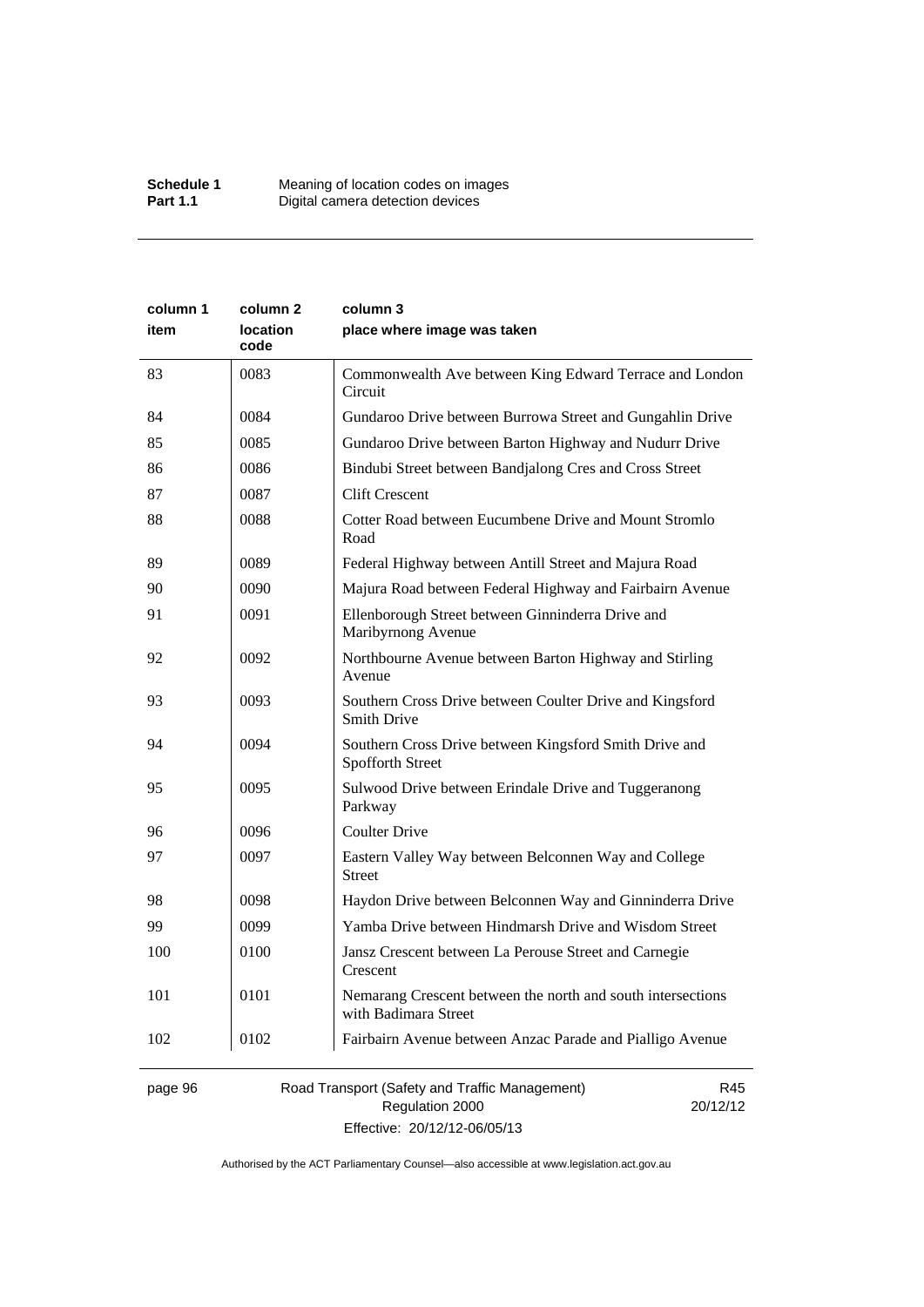| column 1<br>item | column 2<br>location code | column 3<br>place where image was taken |
|---|---|---|
| 83 | 0083 | Commonwealth Ave between King Edward Terrace and London Circuit |
| 84 | 0084 | Gundaroo Drive between Burrowa Street and Gungahlin Drive |
| 85 | 0085 | Gundaroo Drive between Barton Highway and Nudurr Drive |
| 86 | 0086 | Bindubi Street between Bandjalong Cres and Cross Street |
| 87 | 0087 | Clift Crescent |
| 88 | 0088 | Cotter Road between Eucumbene Drive and Mount Stromlo Road |
| 89 | 0089 | Federal Highway between Antill Street and Majura Road |
| 90 | 0090 | Majura Road between Federal Highway and Fairbairn Avenue |
| 91 | 0091 | Ellenborough Street between Ginninderra Drive and Maribyrnong Avenue |
| 92 | 0092 | Northbourne Avenue between Barton Highway and Stirling Avenue |
| 93 | 0093 | Southern Cross Drive between Coulter Drive and Kingsford Smith Drive |
| 94 | 0094 | Southern Cross Drive between Kingsford Smith Drive and Spofforth Street |
| 95 | 0095 | Sulwood Drive between Erindale Drive and Tuggeranong Parkway |
| 96 | 0096 | Coulter Drive |
| 97 | 0097 | Eastern Valley Way between Belconnen Way and College Street |
| 98 | 0098 | Haydon Drive between Belconnen Way and Ginninderra Drive |
| 99 | 0099 | Yamba Drive between Hindmarsh Drive and Wisdom Street |
| 100 | 0100 | Jansz Crescent between La Perouse Street and Carnegie Crescent |
| 101 | 0101 | Nemarang Crescent between the north and south intersections with Badimara Street |
| 102 | 0102 | Fairbairn Avenue between Anzac Parade and Pialligo Avenue |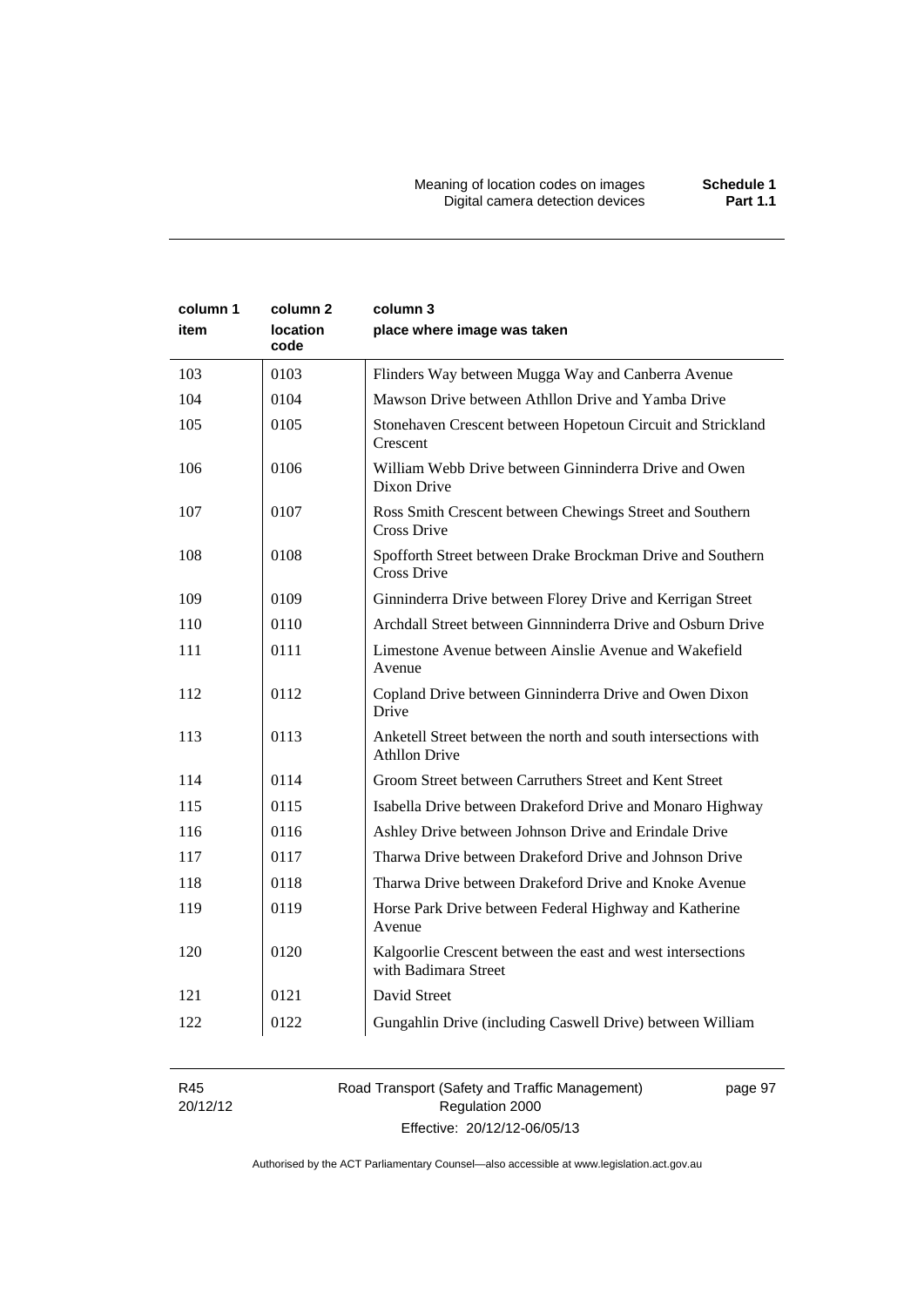| column 1 item | column 2 location code | column 3 place where image was taken |
|---|---|---|
| 103 | 0103 | Flinders Way between Mugga Way and Canberra Avenue |
| 104 | 0104 | Mawson Drive between Athllon Drive and Yamba Drive |
| 105 | 0105 | Stonehaven Crescent between Hopetoun Circuit and Strickland Crescent |
| 106 | 0106 | William Webb Drive between Ginninderra Drive and Owen Dixon Drive |
| 107 | 0107 | Ross Smith Crescent between Chewings Street and Southern Cross Drive |
| 108 | 0108 | Spofforth Street between Drake Brockman Drive and Southern Cross Drive |
| 109 | 0109 | Ginninderra Drive between Florey Drive and Kerrigan Street |
| 110 | 0110 | Archdall Street between Ginnninderra Drive and Osburn Drive |
| 111 | 0111 | Limestone Avenue between Ainslie Avenue and Wakefield Avenue |
| 112 | 0112 | Copland Drive between Ginninderra Drive and Owen Dixon Drive |
| 113 | 0113 | Anketell Street between the north and south intersections with Athllon Drive |
| 114 | 0114 | Groom Street between Carruthers Street and Kent Street |
| 115 | 0115 | Isabella Drive between Drakeford Drive and Monaro Highway |
| 116 | 0116 | Ashley Drive between Johnson Drive and Erindale Drive |
| 117 | 0117 | Tharwa Drive between Drakeford Drive and Johnson Drive |
| 118 | 0118 | Tharwa Drive between Drakeford Drive and Knoke Avenue |
| 119 | 0119 | Horse Park Drive between Federal Highway and Katherine Avenue |
| 120 | 0120 | Kalgoorlie Crescent between the east and west intersections with Badimara Street |
| 121 | 0121 | David Street |
| 122 | 0122 | Gungahlin Drive (including Caswell Drive) between William |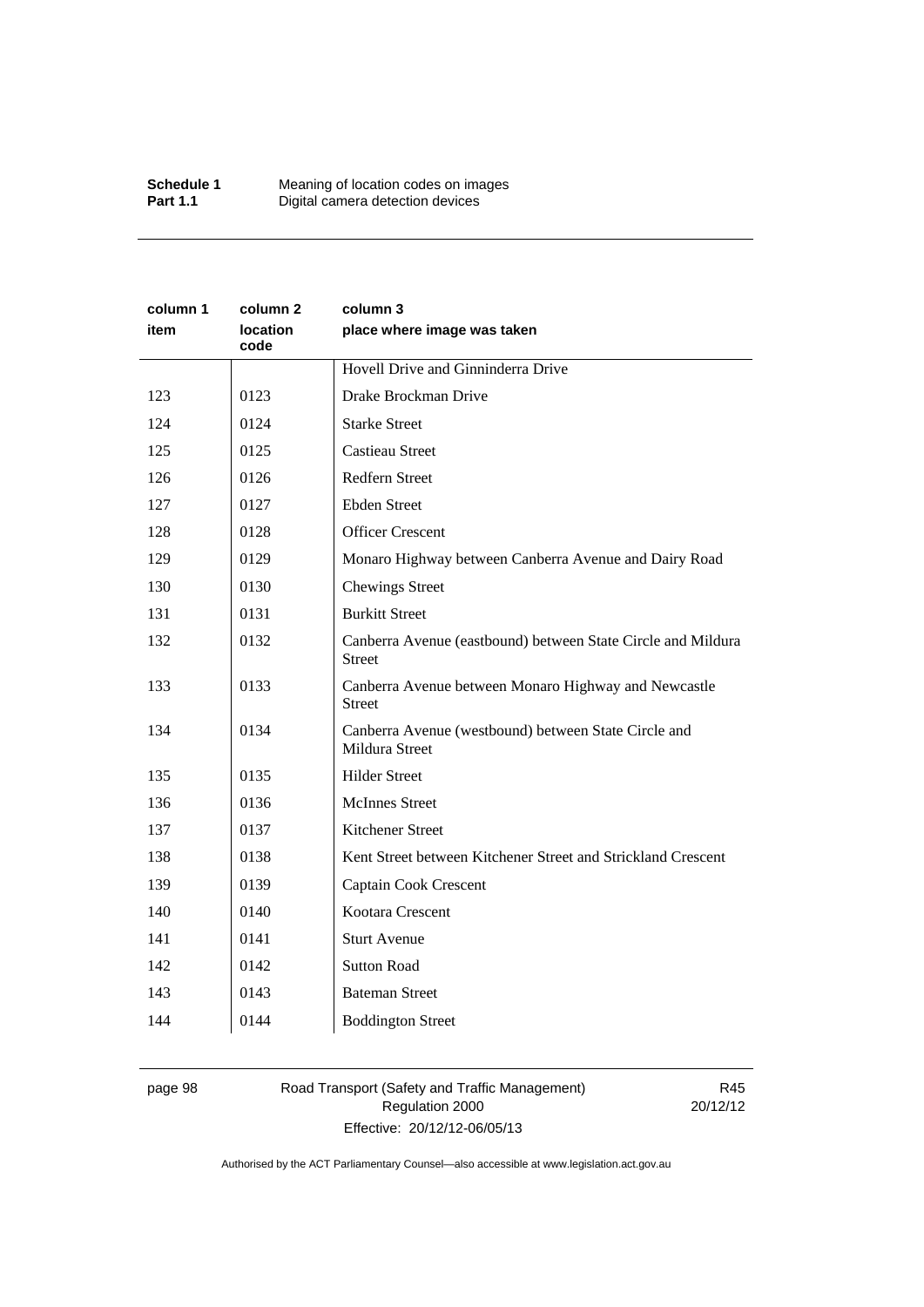| column 1 item | column 2 location code | column 3 place where image was taken |
|---|---|---|
| | | Hovell Drive and Ginninderra Drive |
| 123 | 0123 | Drake Brockman Drive |
| 124 | 0124 | Starke Street |
| 125 | 0125 | Castieau Street |
| 126 | 0126 | Redfern Street |
| 127 | 0127 | Ebden Street |
| 128 | 0128 | Officer Crescent |
| 129 | 0129 | Monaro Highway between Canberra Avenue and Dairy Road |
| 130 | 0130 | Chewings Street |
| 131 | 0131 | Burkitt Street |
| 132 | 0132 | Canberra Avenue (eastbound) between State Circle and Mildura Street |
| 133 | 0133 | Canberra Avenue between Monaro Highway and Newcastle Street |
| 134 | 0134 | Canberra Avenue (westbound) between State Circle and Mildura Street |
| 135 | 0135 | Hilder Street |
| 136 | 0136 | McInnes Street |
| 137 | 0137 | Kitchener Street |
| 138 | 0138 | Kent Street between Kitchener Street and Strickland Crescent |
| 139 | 0139 | Captain Cook Crescent |
| 140 | 0140 | Kootara Crescent |
| 141 | 0141 | Sturt Avenue |
| 142 | 0142 | Sutton Road |
| 143 | 0143 | Bateman Street |
| 144 | 0144 | Boddington Street |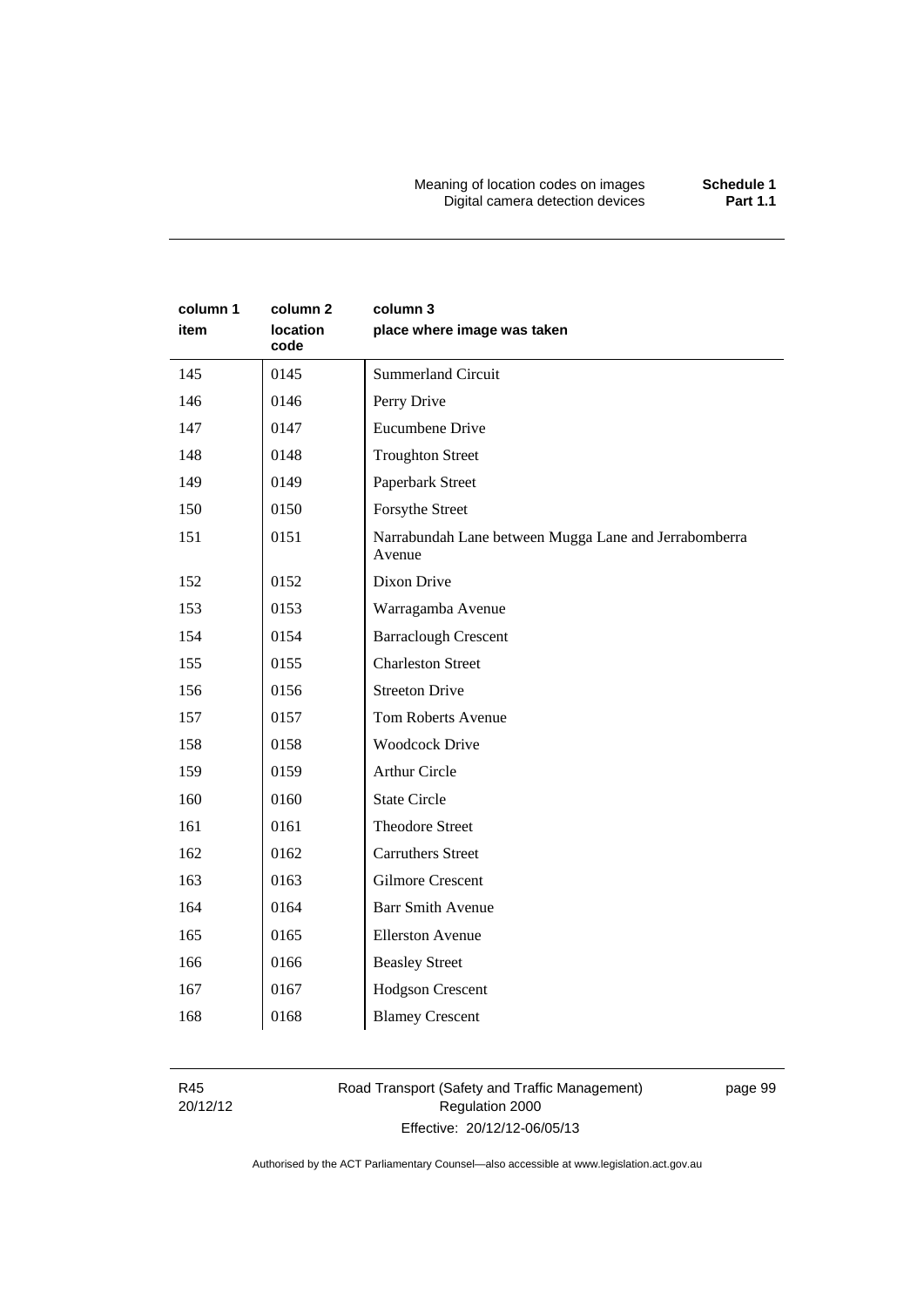| column 1<br>item | column 2<br>location code | column 3<br>place where image was taken |
|---|---|---|
| 145 | 0145 | Summerland Circuit |
| 146 | 0146 | Perry Drive |
| 147 | 0147 | Eucumbene Drive |
| 148 | 0148 | Troughton Street |
| 149 | 0149 | Paperbark Street |
| 150 | 0150 | Forsythe Street |
| 151 | 0151 | Narrabundah Lane between Mugga Lane and Jerrabomberra Avenue |
| 152 | 0152 | Dixon Drive |
| 153 | 0153 | Warragamba Avenue |
| 154 | 0154 | Barraclough Crescent |
| 155 | 0155 | Charleston Street |
| 156 | 0156 | Streeton Drive |
| 157 | 0157 | Tom Roberts Avenue |
| 158 | 0158 | Woodcock Drive |
| 159 | 0159 | Arthur Circle |
| 160 | 0160 | State Circle |
| 161 | 0161 | Theodore Street |
| 162 | 0162 | Carruthers Street |
| 163 | 0163 | Gilmore Crescent |
| 164 | 0164 | Barr Smith Avenue |
| 165 | 0165 | Ellerston Avenue |
| 166 | 0166 | Beasley Street |
| 167 | 0167 | Hodgson Crescent |
| 168 | 0168 | Blamey Crescent |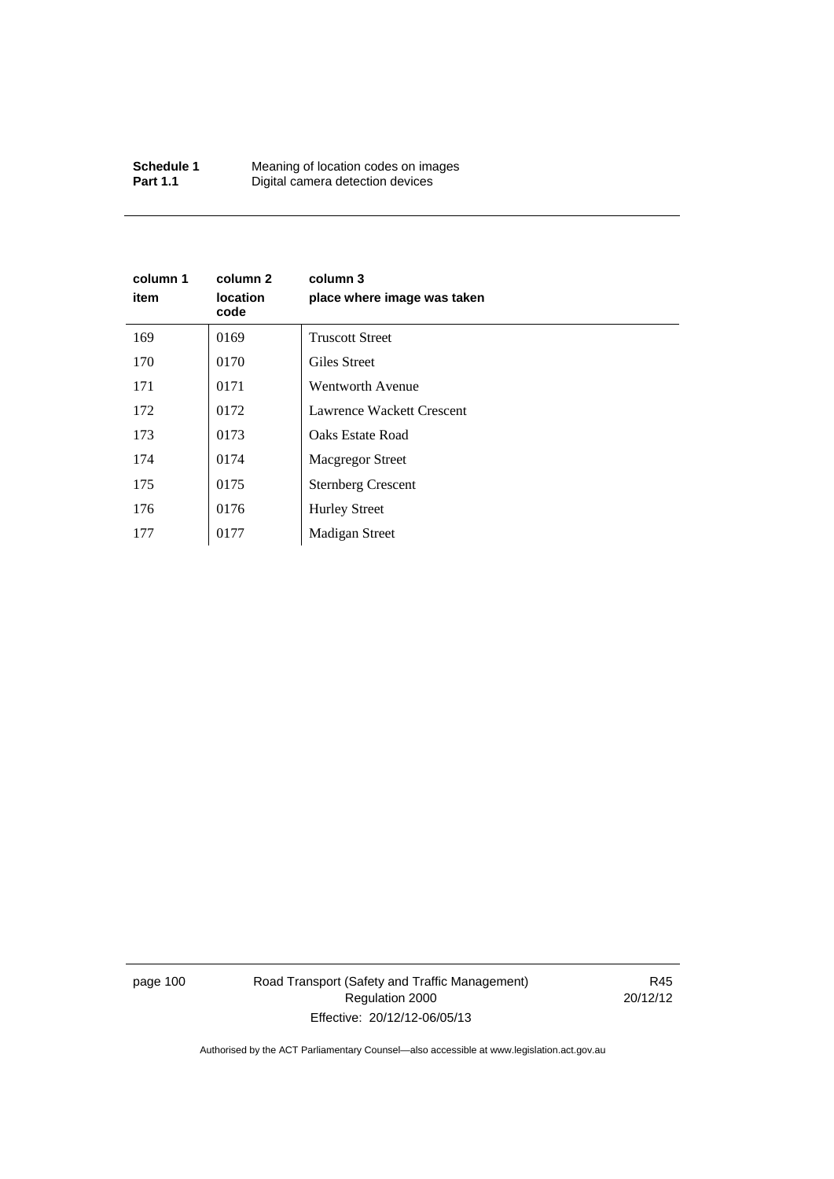| column 1 item | column 2 location code | column 3 place where image was taken |
|---|---|---|
| 169 | 0169 | Truscott Street |
| 170 | 0170 | Giles Street |
| 171 | 0171 | Wentworth Avenue |
| 172 | 0172 | Lawrence Wackett Crescent |
| 173 | 0173 | Oaks Estate Road |
| 174 | 0174 | Macgregor Street |
| 175 | 0175 | Sternberg Crescent |
| 176 | 0176 | Hurley Street |
| 177 | 0177 | Madigan Street |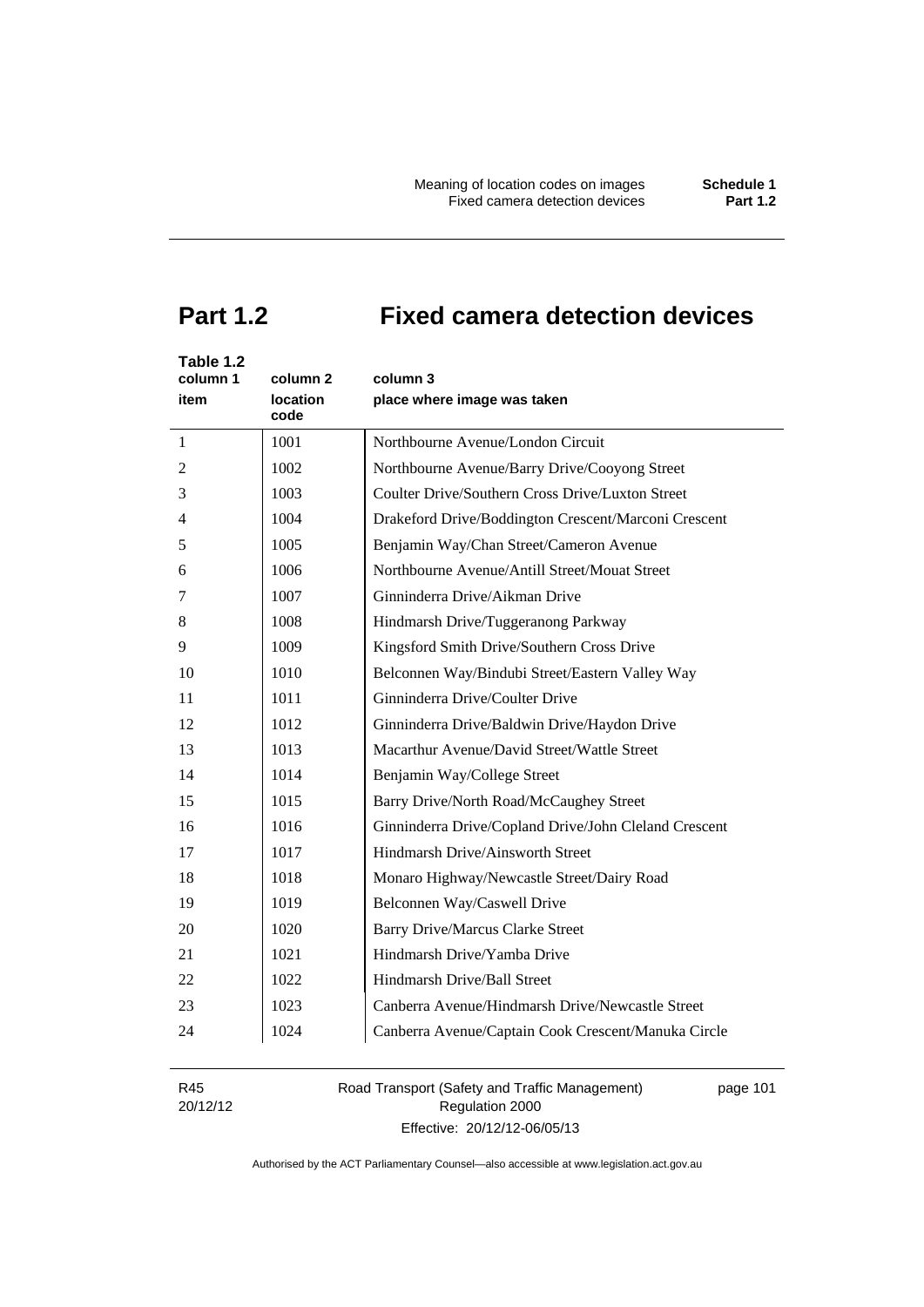# Part 1.2 Fixed camera detection devices

Table 1.2

| column 1<br>item | column 2<br>location code | column 3<br>place where image was taken |
|---|---|---|
| 1 | 1001 | Northbourne Avenue/London Circuit |
| 2 | 1002 | Northbourne Avenue/Barry Drive/Cooyong Street |
| 3 | 1003 | Coulter Drive/Southern Cross Drive/Luxton Street |
| 4 | 1004 | Drakeford Drive/Boddington Crescent/Marconi Crescent |
| 5 | 1005 | Benjamin Way/Chan Street/Cameron Avenue |
| 6 | 1006 | Northbourne Avenue/Antill Street/Mouat Street |
| 7 | 1007 | Ginninderra Drive/Aikman Drive |
| 8 | 1008 | Hindmarsh Drive/Tuggeranong Parkway |
| 9 | 1009 | Kingsford Smith Drive/Southern Cross Drive |
| 10 | 1010 | Belconnen Way/Bindubi Street/Eastern Valley Way |
| 11 | 1011 | Ginninderra Drive/Coulter Drive |
| 12 | 1012 | Ginninderra Drive/Baldwin Drive/Haydon Drive |
| 13 | 1013 | Macarthur Avenue/David Street/Wattle Street |
| 14 | 1014 | Benjamin Way/College Street |
| 15 | 1015 | Barry Drive/North Road/McCaughey Street |
| 16 | 1016 | Ginninderra Drive/Copland Drive/John Cleland Crescent |
| 17 | 1017 | Hindmarsh Drive/Ainsworth Street |
| 18 | 1018 | Monaro Highway/Newcastle Street/Dairy Road |
| 19 | 1019 | Belconnen Way/Caswell Drive |
| 20 | 1020 | Barry Drive/Marcus Clarke Street |
| 21 | 1021 | Hindmarsh Drive/Yamba Drive |
| 22 | 1022 | Hindmarsh Drive/Ball Street |
| 23 | 1023 | Canberra Avenue/Hindmarsh Drive/Newcastle Street |
| 24 | 1024 | Canberra Avenue/Captain Cook Crescent/Manuka Circle |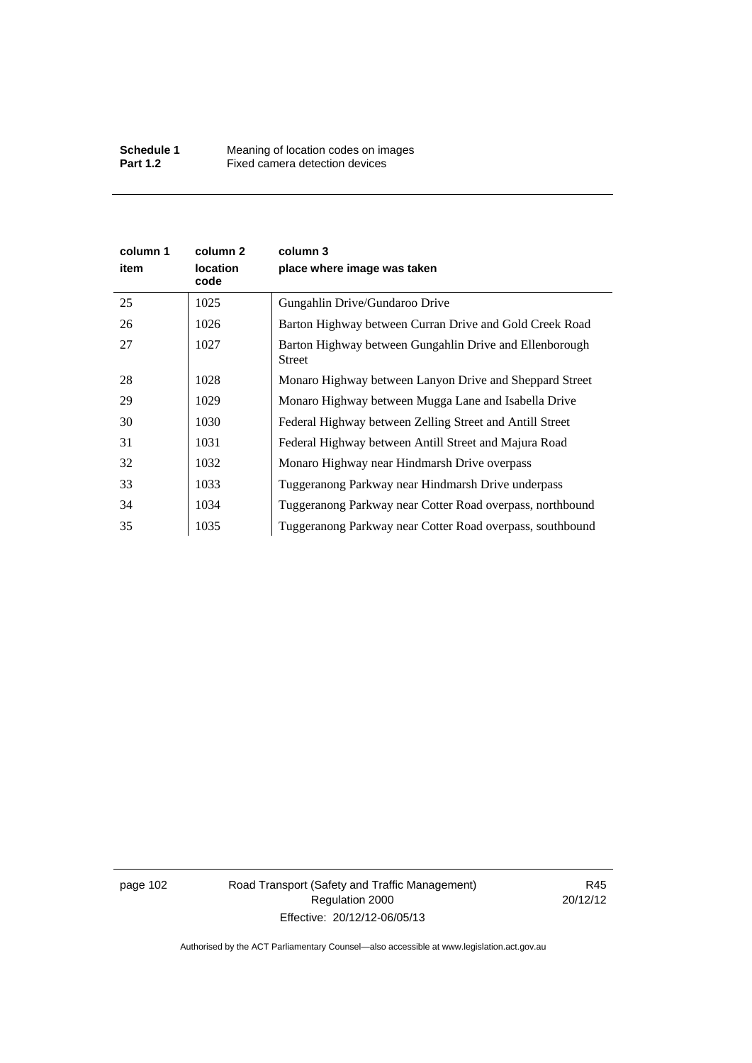| column 1<br>item | column 2<br>location code | column 3<br>place where image was taken |
|---|---|---|
| 25 | 1025 | Gungahlin Drive/Gundaroo Drive |
| 26 | 1026 | Barton Highway between Curran Drive and Gold Creek Road |
| 27 | 1027 | Barton Highway between Gungahlin Drive and Ellenborough Street |
| 28 | 1028 | Monaro Highway between Lanyon Drive and Sheppard Street |
| 29 | 1029 | Monaro Highway between Mugga Lane and Isabella Drive |
| 30 | 1030 | Federal Highway between Zelling Street and Antill Street |
| 31 | 1031 | Federal Highway between Antill Street and Majura Road |
| 32 | 1032 | Monaro Highway near Hindmarsh Drive overpass |
| 33 | 1033 | Tuggeranong Parkway near Hindmarsh Drive underpass |
| 34 | 1034 | Tuggeranong Parkway near Cotter Road overpass, northbound |
| 35 | 1035 | Tuggeranong Parkway near Cotter Road overpass, southbound |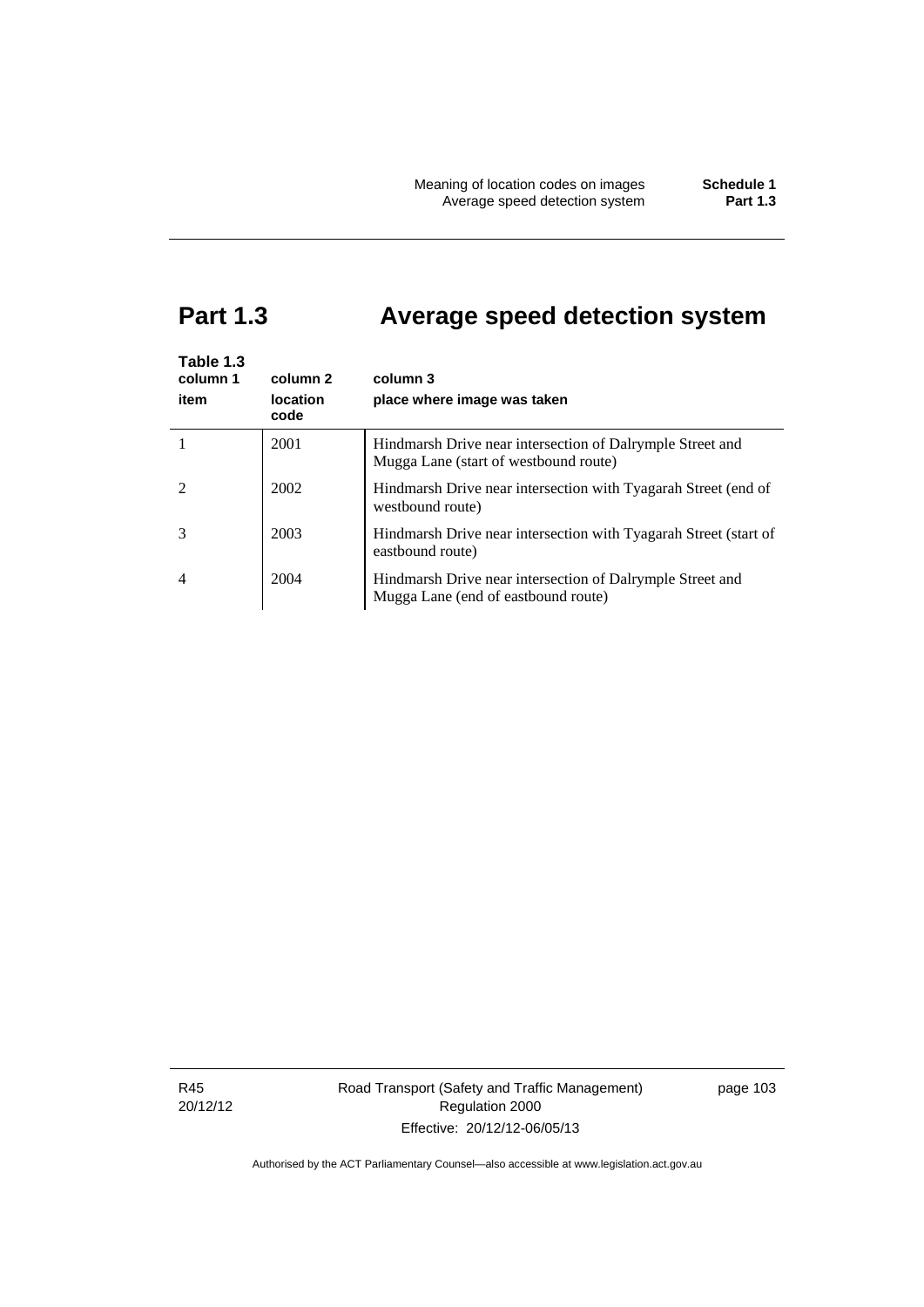# Part 1.3 Average speed detection system

Table 1.3

| column 1<br>item | column 2<br>location code | column 3<br>place where image was taken |
|---|---|---|
| 1 | 2001 | Hindmarsh Drive near intersection of Dalrymple Street and Mugga Lane (start of westbound route) |
| 2 | 2002 | Hindmarsh Drive near intersection with Tyagarah Street (end of westbound route) |
| 3 | 2003 | Hindmarsh Drive near intersection with Tyagarah Street (start of eastbound route) |
| 4 | 2004 | Hindmarsh Drive near intersection of Dalrymple Street and Mugga Lane (end of eastbound route) |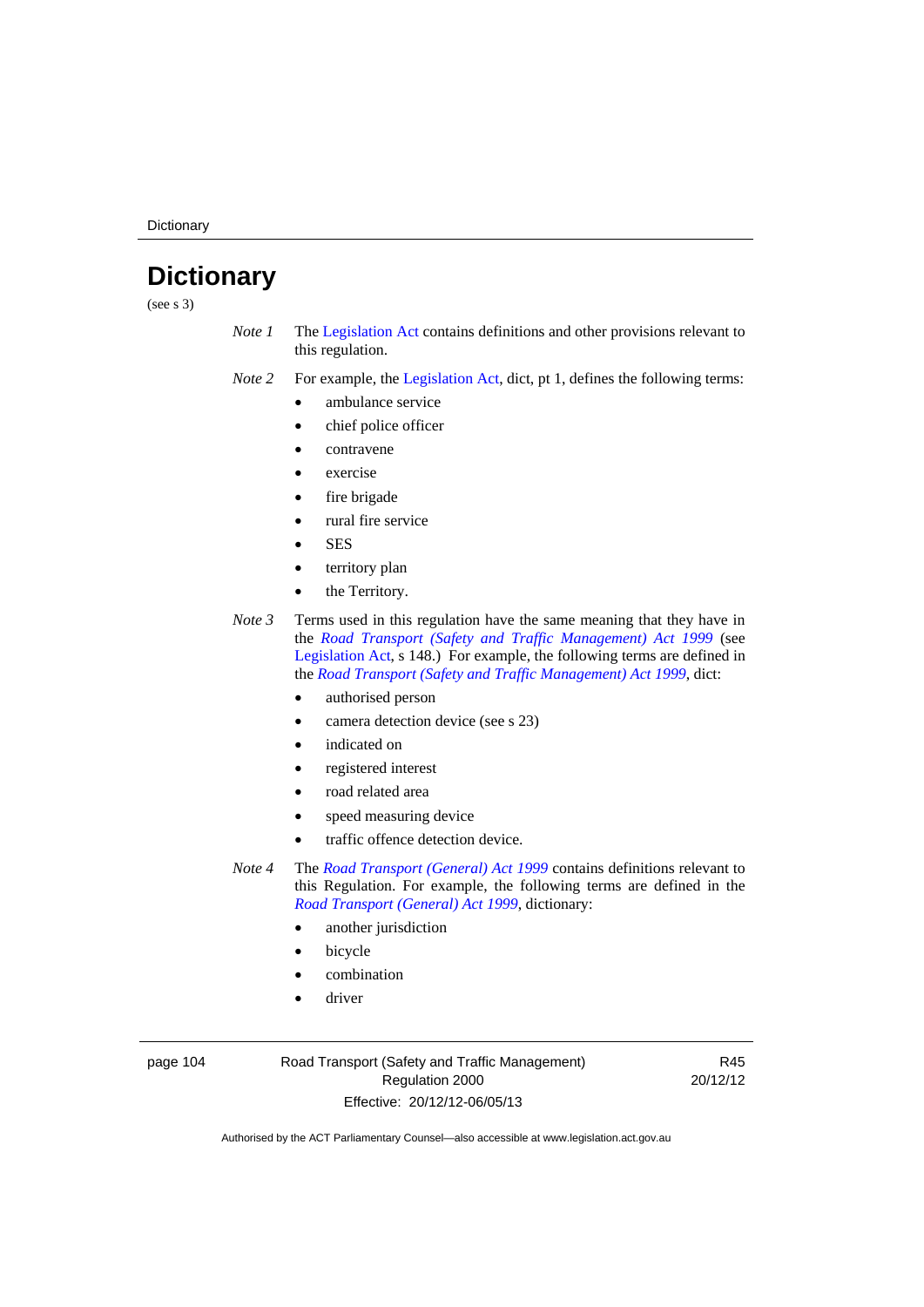# Dictionary

(see s 3)

*Note 1* The Legislation Act contains definitions and other provisions relevant to this regulation.

*Note 2* For example, the Legislation Act, dict, pt 1, defines the following terms:

- ambulance service
- chief police officer
- contravene
- exercise
- fire brigade
- rural fire service
- SES
- territory plan
- the Territory.

*Note 3* Terms used in this regulation have the same meaning that they have in the *Road Transport (Safety and Traffic Management) Act 1999* (see Legislation Act, s 148.) For example, the following terms are defined in the *Road Transport (Safety and Traffic Management) Act 1999*, dict:

- authorised person
- camera detection device (see s 23)
- indicated on
- registered interest
- road related area
- speed measuring device
- traffic offence detection device.

*Note 4* The *Road Transport (General) Act 1999* contains definitions relevant to this Regulation. For example, the following terms are defined in the *Road Transport (General) Act 1999*, dictionary:

- another jurisdiction
- bicycle
- combination
- driver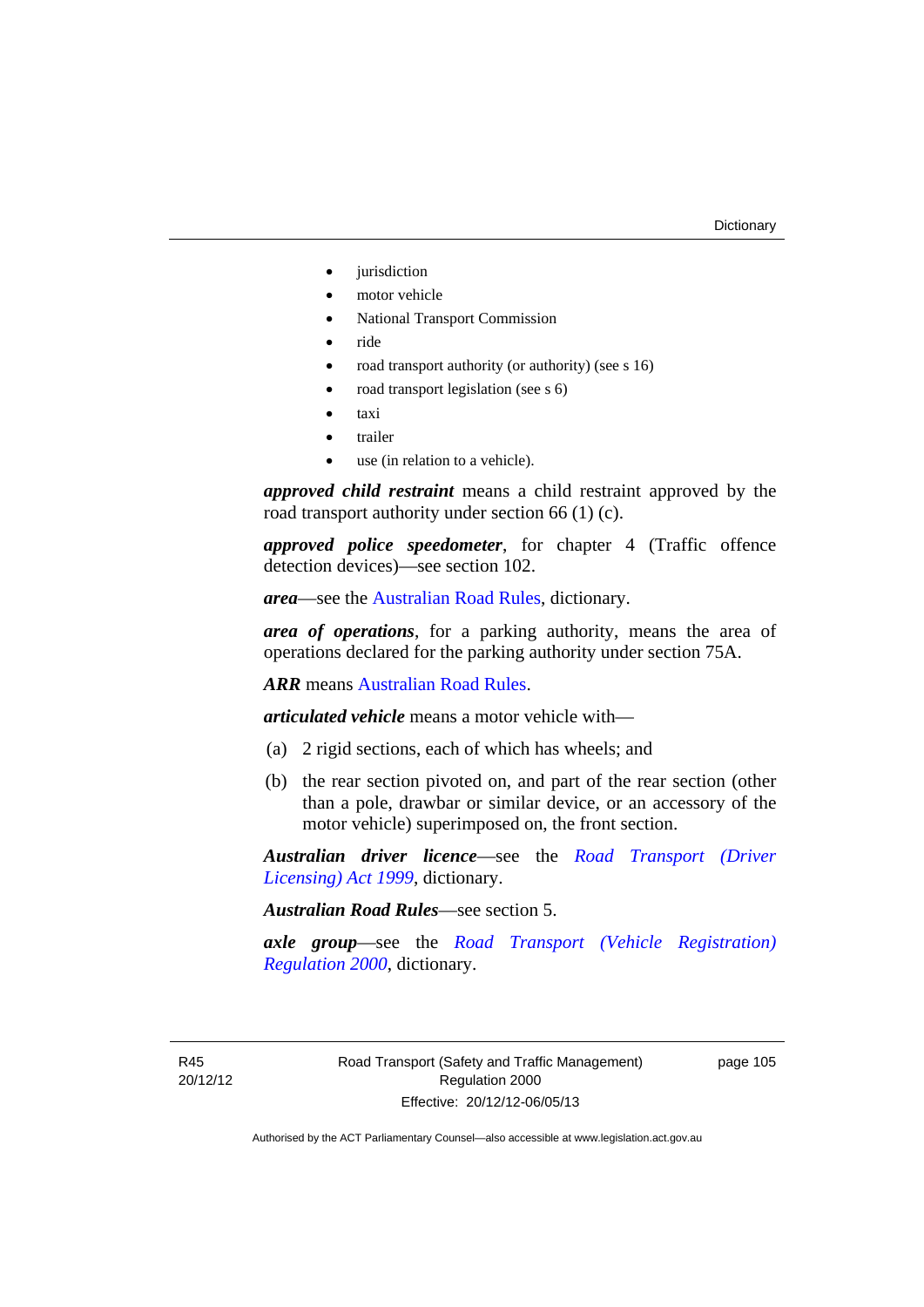- jurisdiction
- motor vehicle
- National Transport Commission
- ride
- road transport authority (or authority) (see s 16)
- road transport legislation (see s 6)
- taxi
- trailer
- use (in relation to a vehicle).

***approved child restraint*** means a child restraint approved by the road transport authority under section 66 (1) (c).

***approved police speedometer***, for chapter 4 (Traffic offence detection devices)—see section 102.

***area***—see the Australian Road Rules, dictionary.

***area of operations***, for a parking authority, means the area of operations declared for the parking authority under section 75A.

***ARR*** means Australian Road Rules.

***articulated vehicle*** means a motor vehicle with—

(a) 2 rigid sections, each of which has wheels; and

(b) the rear section pivoted on, and part of the rear section (other than a pole, drawbar or similar device, or an accessory of the motor vehicle) superimposed on, the front section.

***Australian driver licence***—see the *Road Transport (Driver Licensing) Act 1999*, dictionary.

***Australian Road Rules***—see section 5.

***axle group***—see the *Road Transport (Vehicle Registration) Regulation 2000*, dictionary.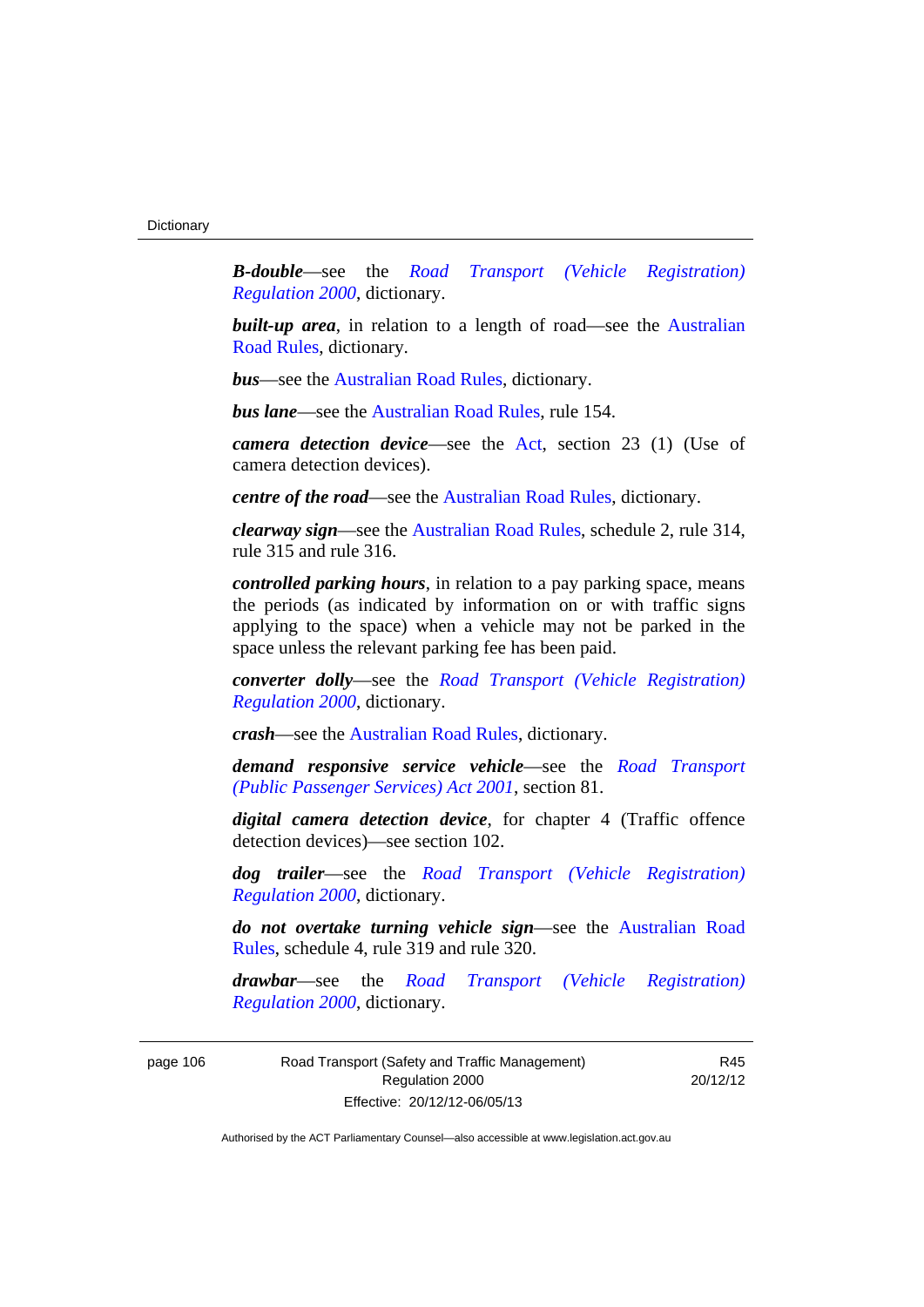***B-double***—see the *Road Transport (Vehicle Registration) Regulation 2000*, dictionary.

***built-up area***, in relation to a length of road—see the Australian Road Rules, dictionary.

***bus***—see the Australian Road Rules, dictionary.

***bus lane***—see the Australian Road Rules, rule 154.

***camera detection device***—see the Act, section 23 (1) (Use of camera detection devices).

***centre of the road***—see the Australian Road Rules, dictionary.

***clearway sign***—see the Australian Road Rules, schedule 2, rule 314, rule 315 and rule 316.

***controlled parking hours***, in relation to a pay parking space, means the periods (as indicated by information on or with traffic signs applying to the space) when a vehicle may not be parked in the space unless the relevant parking fee has been paid.

***converter dolly***—see the *Road Transport (Vehicle Registration) Regulation 2000*, dictionary.

***crash***—see the Australian Road Rules, dictionary.

***demand responsive service vehicle***—see the *Road Transport (Public Passenger Services) Act 2001*, section 81.

***digital camera detection device***, for chapter 4 (Traffic offence detection devices)—see section 102.

***dog trailer***—see the *Road Transport (Vehicle Registration) Regulation 2000*, dictionary.

***do not overtake turning vehicle sign***—see the Australian Road Rules, schedule 4, rule 319 and rule 320.

***drawbar***—see the *Road Transport (Vehicle Registration) Regulation 2000*, dictionary.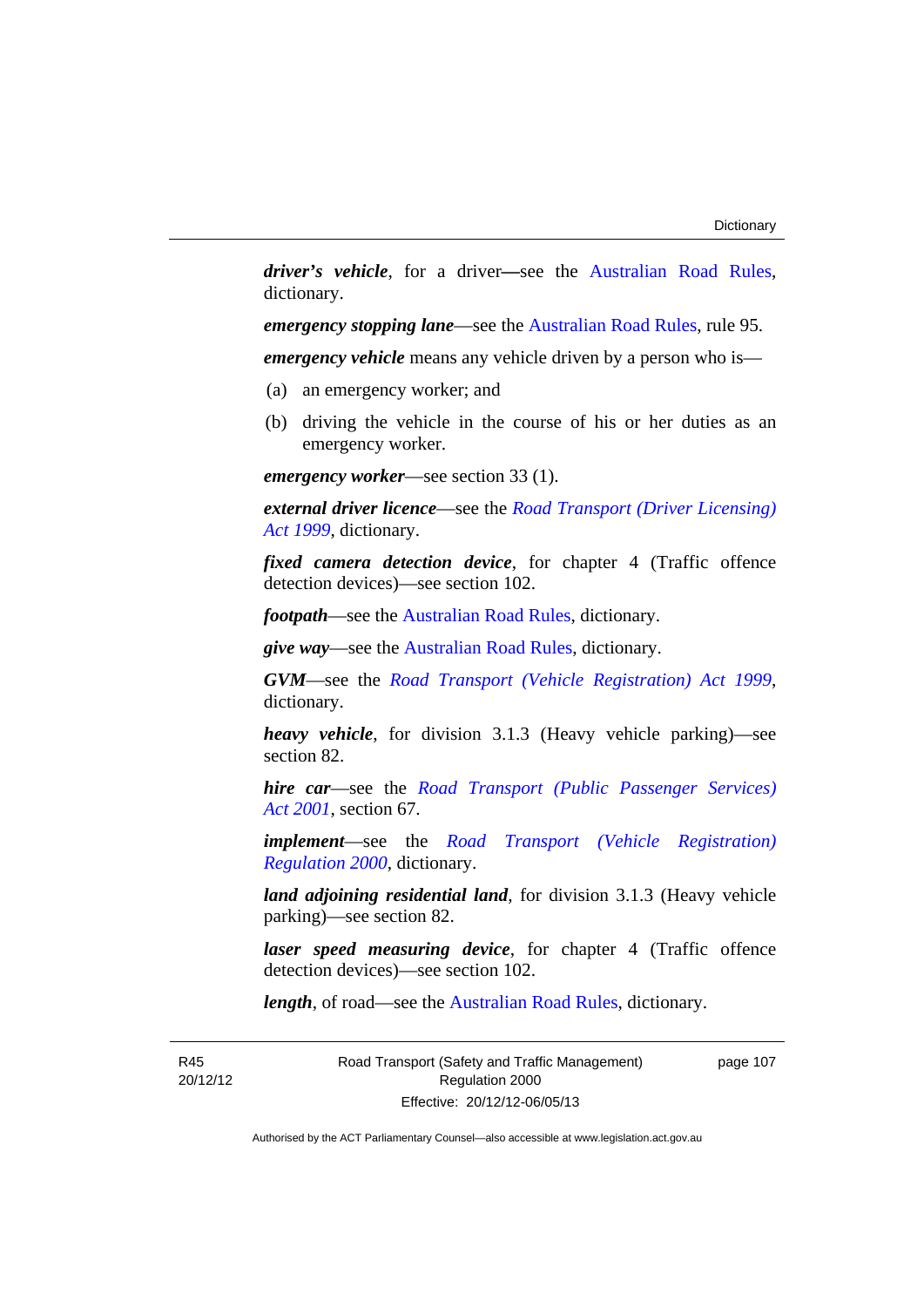***driver's vehicle***, for a driver—see the Australian Road Rules, dictionary.

***emergency stopping lane***—see the Australian Road Rules, rule 95.

***emergency vehicle*** means any vehicle driven by a person who is—

(a) an emergency worker; and

(b) driving the vehicle in the course of his or her duties as an emergency worker.

***emergency worker***—see section 33 (1).

***external driver licence***—see the *Road Transport (Driver Licensing) Act 1999*, dictionary.

***fixed camera detection device***, for chapter 4 (Traffic offence detection devices)—see section 102.

***footpath***—see the Australian Road Rules, dictionary.

***give way***—see the Australian Road Rules, dictionary.

***GVM***—see the *Road Transport (Vehicle Registration) Act 1999*, dictionary.

***heavy vehicle***, for division 3.1.3 (Heavy vehicle parking)—see section 82.

***hire car***—see the *Road Transport (Public Passenger Services) Act 2001*, section 67.

***implement***—see the *Road Transport (Vehicle Registration) Regulation 2000*, dictionary.

***land adjoining residential land***, for division 3.1.3 (Heavy vehicle parking)—see section 82.

***laser speed measuring device***, for chapter 4 (Traffic offence detection devices)—see section 102.

***length***, of road—see the Australian Road Rules, dictionary.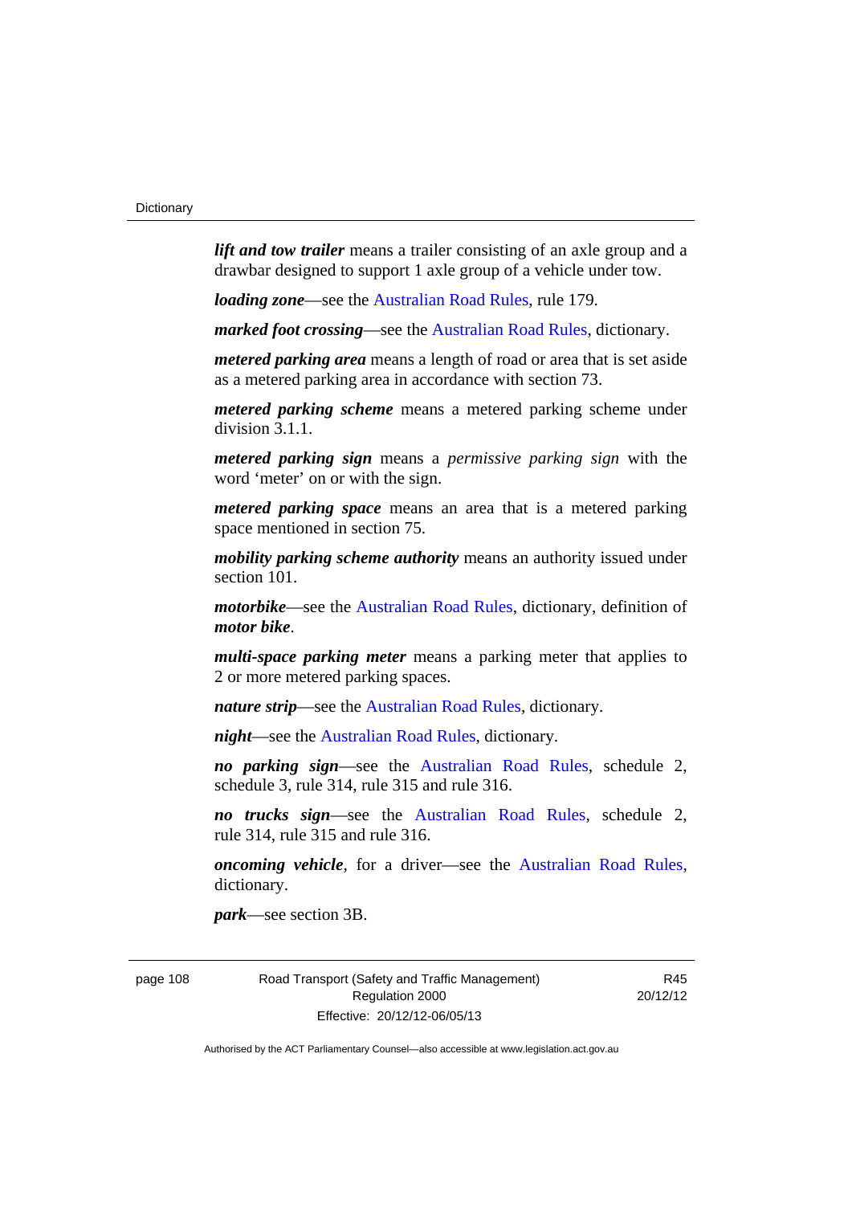***lift and tow trailer*** means a trailer consisting of an axle group and a drawbar designed to support 1 axle group of a vehicle under tow.

***loading zone***—see the Australian Road Rules, rule 179.

***marked foot crossing***—see the Australian Road Rules, dictionary.

***metered parking area*** means a length of road or area that is set aside as a metered parking area in accordance with section 73.

***metered parking scheme*** means a metered parking scheme under division 3.1.1.

***metered parking sign*** means a *permissive parking sign* with the word 'meter' on or with the sign.

***metered parking space*** means an area that is a metered parking space mentioned in section 75.

***mobility parking scheme authority*** means an authority issued under section 101.

***motorbike***—see the Australian Road Rules, dictionary, definition of ***motor bike***.

***multi-space parking meter*** means a parking meter that applies to 2 or more metered parking spaces.

***nature strip***—see the Australian Road Rules, dictionary.

***night***—see the Australian Road Rules, dictionary.

***no parking sign***—see the Australian Road Rules, schedule 2, schedule 3, rule 314, rule 315 and rule 316.

***no trucks sign***—see the Australian Road Rules, schedule 2, rule 314, rule 315 and rule 316.

***oncoming vehicle***, for a driver—see the Australian Road Rules, dictionary.

***park***—see section 3B.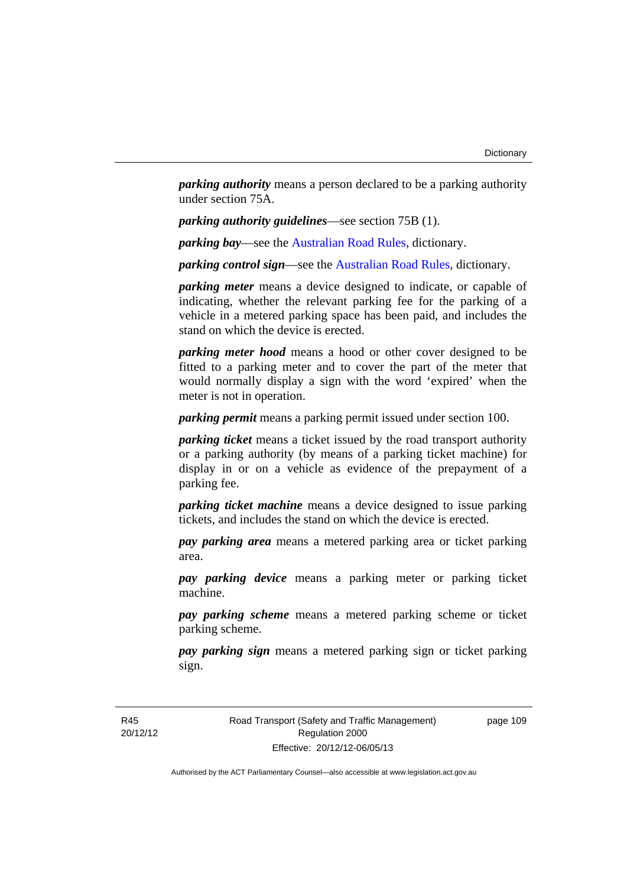***parking authority*** means a person declared to be a parking authority under section 75A.

***parking authority guidelines***—see section 75B (1).

***parking bay***—see the Australian Road Rules, dictionary.

***parking control sign***—see the Australian Road Rules, dictionary.

***parking meter*** means a device designed to indicate, or capable of indicating, whether the relevant parking fee for the parking of a vehicle in a metered parking space has been paid, and includes the stand on which the device is erected.

***parking meter hood*** means a hood or other cover designed to be fitted to a parking meter and to cover the part of the meter that would normally display a sign with the word 'expired' when the meter is not in operation.

***parking permit*** means a parking permit issued under section 100.

***parking ticket*** means a ticket issued by the road transport authority or a parking authority (by means of a parking ticket machine) for display in or on a vehicle as evidence of the prepayment of a parking fee.

***parking ticket machine*** means a device designed to issue parking tickets, and includes the stand on which the device is erected.

***pay parking area*** means a metered parking area or ticket parking area.

***pay parking device*** means a parking meter or parking ticket machine.

***pay parking scheme*** means a metered parking scheme or ticket parking scheme.

***pay parking sign*** means a metered parking sign or ticket parking sign.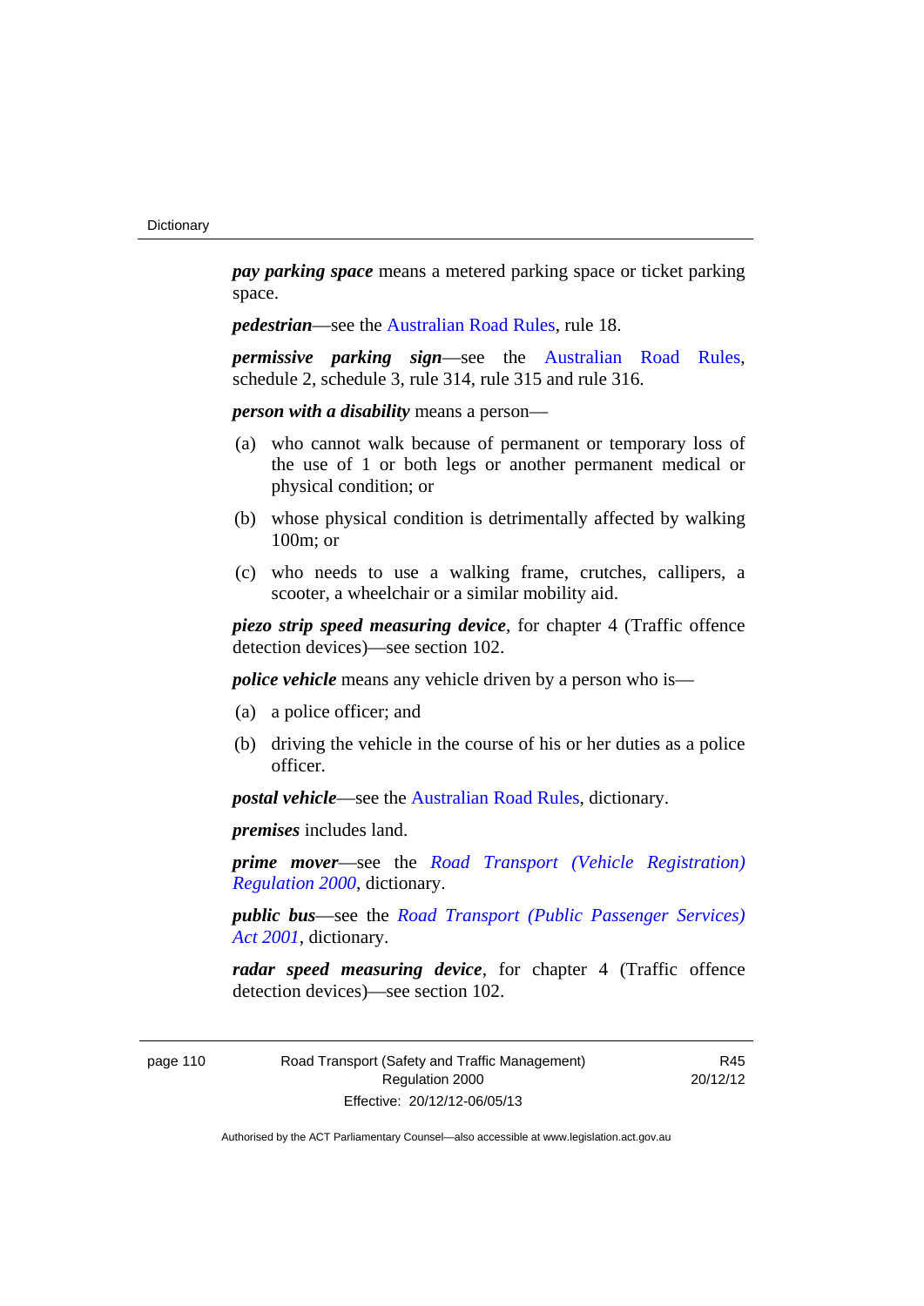***pay parking space*** means a metered parking space or ticket parking space.

***pedestrian***—see the Australian Road Rules, rule 18.

***permissive parking sign***—see the Australian Road Rules, schedule 2, schedule 3, rule 314, rule 315 and rule 316.

***person with a disability*** means a person—

(a) who cannot walk because of permanent or temporary loss of the use of 1 or both legs or another permanent medical or physical condition; or

(b) whose physical condition is detrimentally affected by walking 100m; or

(c) who needs to use a walking frame, crutches, callipers, a scooter, a wheelchair or a similar mobility aid.

***piezo strip speed measuring device***, for chapter 4 (Traffic offence detection devices)—see section 102.

***police vehicle*** means any vehicle driven by a person who is—

(a) a police officer; and

(b) driving the vehicle in the course of his or her duties as a police officer.

***postal vehicle***—see the Australian Road Rules, dictionary.

***premises*** includes land.

***prime mover***—see the *Road Transport (Vehicle Registration) Regulation 2000*, dictionary.

***public bus***—see the *Road Transport (Public Passenger Services) Act 2001*, dictionary.

***radar speed measuring device***, for chapter 4 (Traffic offence detection devices)—see section 102.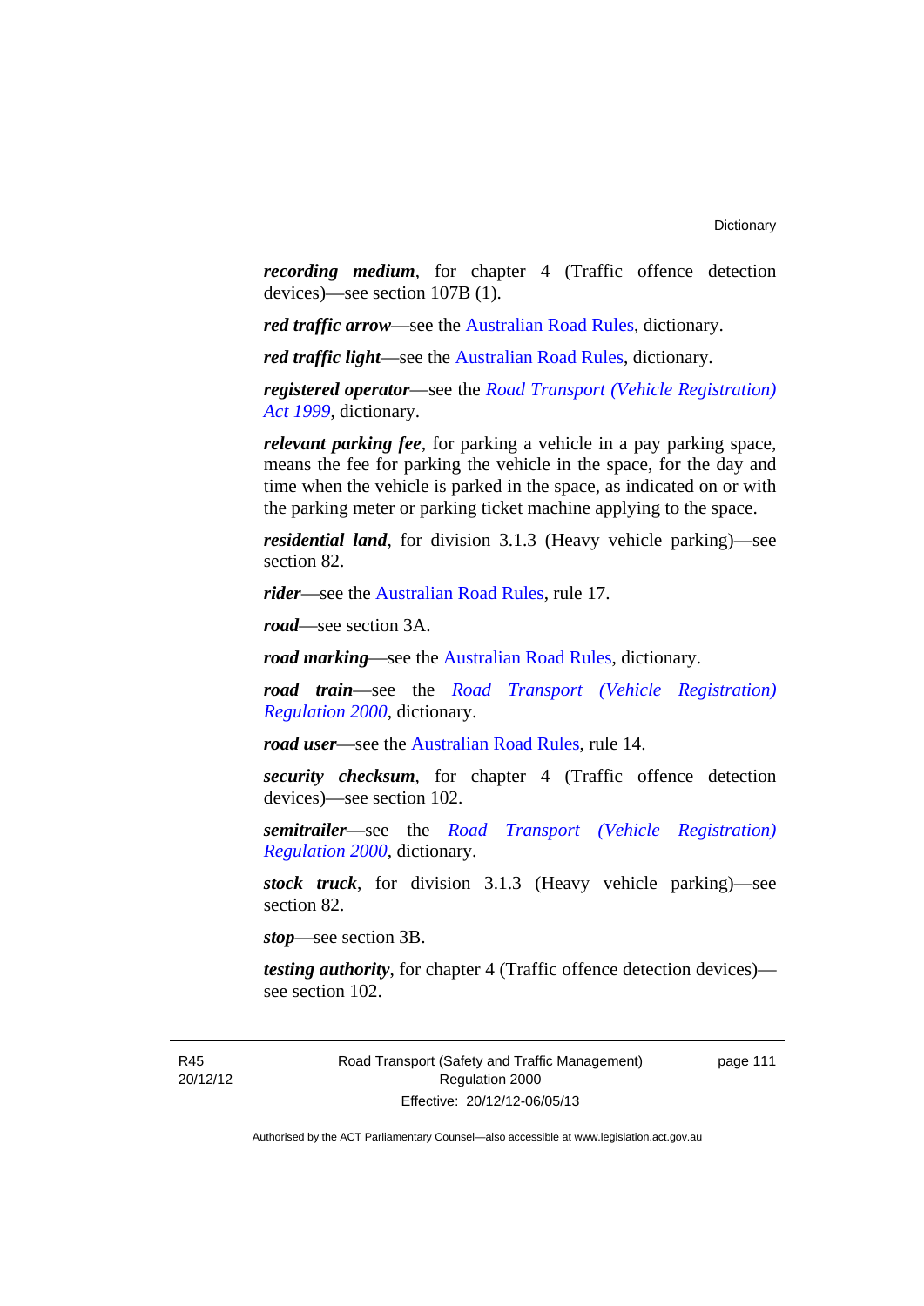***recording medium***, for chapter 4 (Traffic offence detection devices)—see section 107B (1).

***red traffic arrow***—see the Australian Road Rules, dictionary.

***red traffic light***—see the Australian Road Rules, dictionary.

***registered operator***—see the *Road Transport (Vehicle Registration) Act 1999*, dictionary.

***relevant parking fee***, for parking a vehicle in a pay parking space, means the fee for parking the vehicle in the space, for the day and time when the vehicle is parked in the space, as indicated on or with the parking meter or parking ticket machine applying to the space.

***residential land***, for division 3.1.3 (Heavy vehicle parking)—see section 82.

***rider***—see the Australian Road Rules, rule 17.

***road***—see section 3A.

***road marking***—see the Australian Road Rules, dictionary.

***road train***—see the *Road Transport (Vehicle Registration) Regulation 2000*, dictionary.

***road user***—see the Australian Road Rules, rule 14.

***security checksum***, for chapter 4 (Traffic offence detection devices)—see section 102.

***semitrailer***—see the *Road Transport (Vehicle Registration) Regulation 2000*, dictionary.

***stock truck***, for division 3.1.3 (Heavy vehicle parking)—see section 82.

***stop***—see section 3B.

***testing authority***, for chapter 4 (Traffic offence detection devices)—see section 102.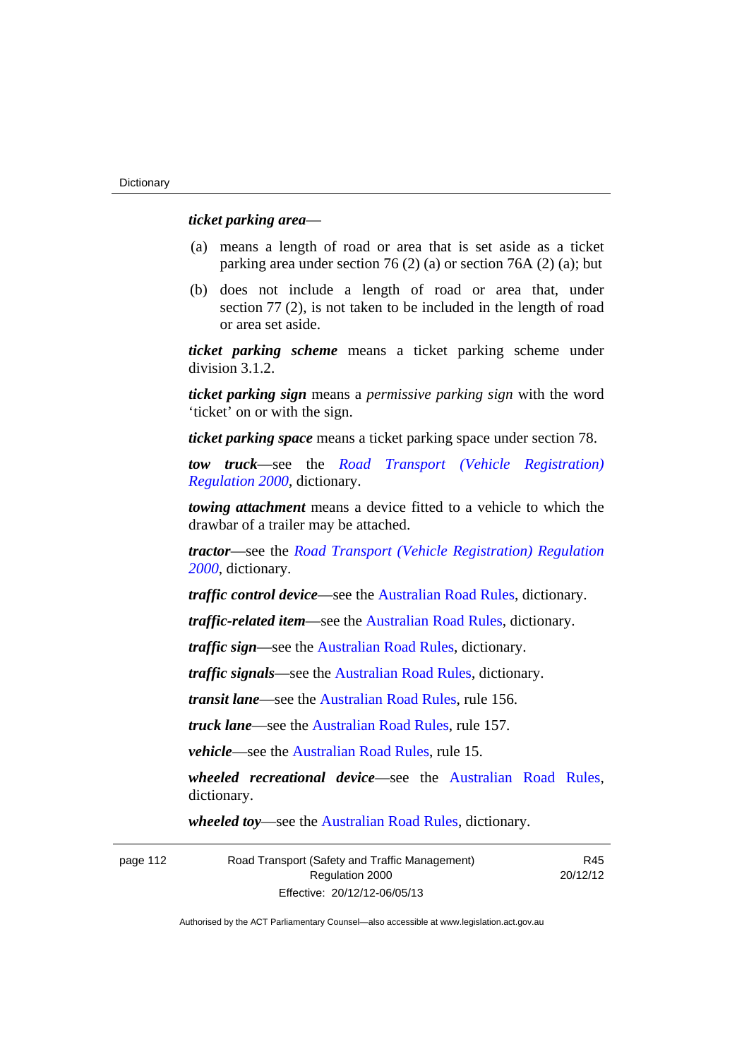***ticket parking area***—

(a) means a length of road or area that is set aside as a ticket parking area under section 76 (2) (a) or section 76A (2) (a); but

(b) does not include a length of road or area that, under section 77 (2), is not taken to be included in the length of road or area set aside.

***ticket parking scheme*** means a ticket parking scheme under division 3.1.2.

***ticket parking sign*** means a *permissive parking sign* with the word 'ticket' on or with the sign.

***ticket parking space*** means a ticket parking space under section 78.

***tow truck***—see the *Road Transport (Vehicle Registration) Regulation 2000*, dictionary.

***towing attachment*** means a device fitted to a vehicle to which the drawbar of a trailer may be attached.

***tractor***—see the *Road Transport (Vehicle Registration) Regulation 2000*, dictionary.

***traffic control device***—see the Australian Road Rules, dictionary.

***traffic-related item***—see the Australian Road Rules, dictionary.

***traffic sign***—see the Australian Road Rules, dictionary.

***traffic signals***—see the Australian Road Rules, dictionary.

***transit lane***—see the Australian Road Rules, rule 156.

***truck lane***—see the Australian Road Rules, rule 157.

***vehicle***—see the Australian Road Rules, rule 15.

***wheeled recreational device***—see the Australian Road Rules, dictionary.

***wheeled toy***—see the Australian Road Rules, dictionary.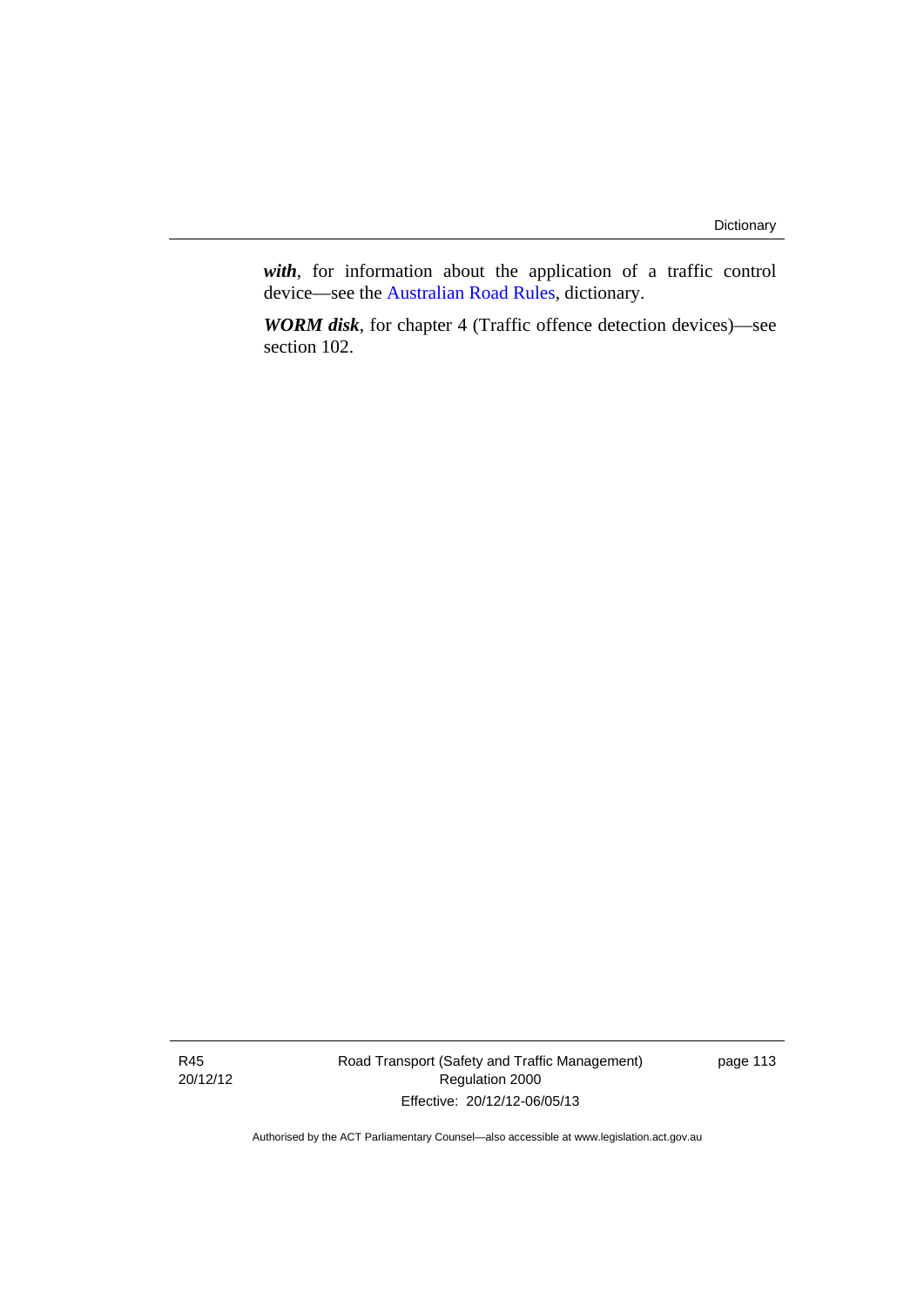***with***, for information about the application of a traffic control device—see the Australian Road Rules, dictionary.

***WORM disk***, for chapter 4 (Traffic offence detection devices)—see section 102.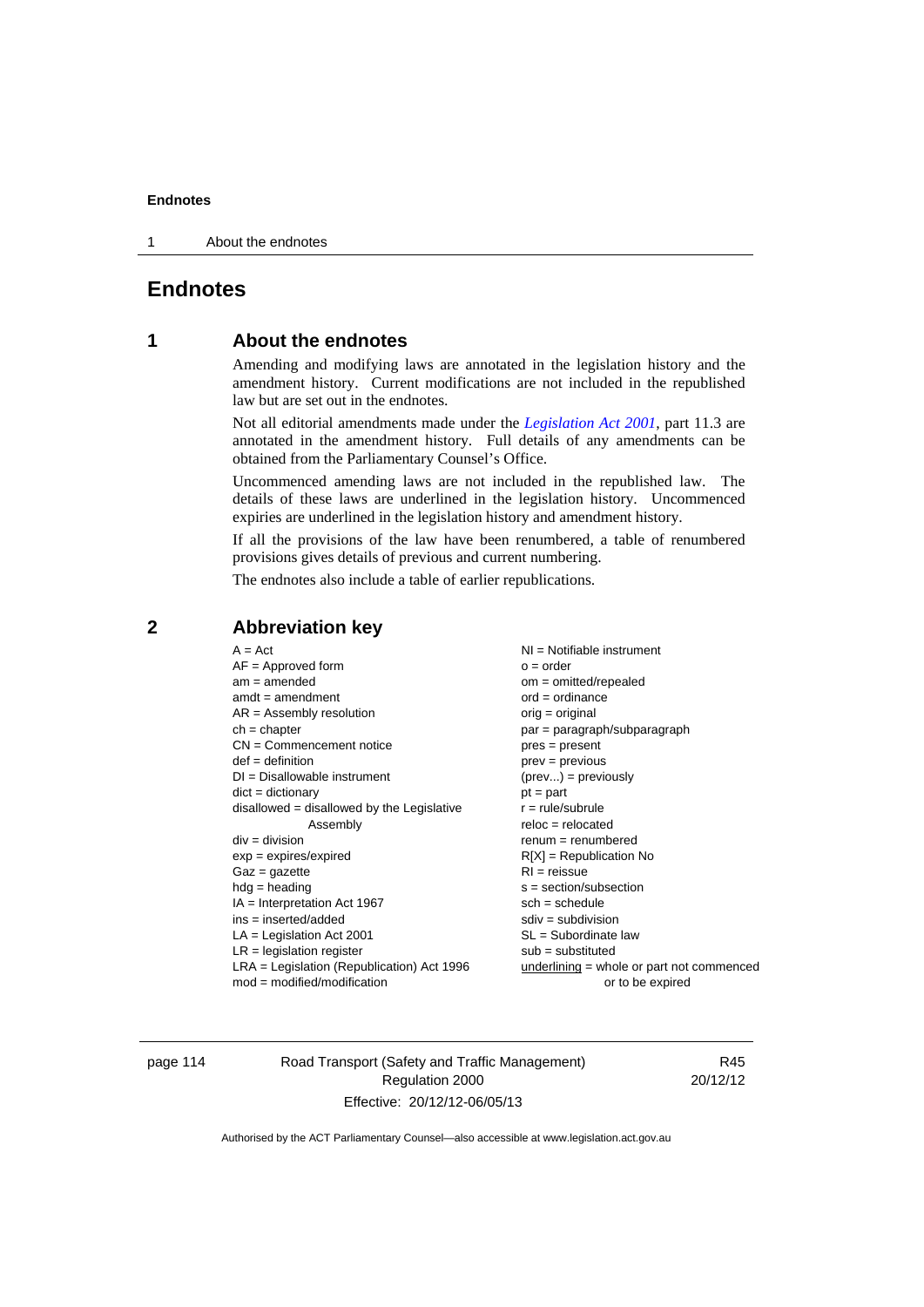# Endnotes

## 1 About the endnotes

Amending and modifying laws are annotated in the legislation history and the amendment history. Current modifications are not included in the republished law but are set out in the endnotes.

Not all editorial amendments made under the *Legislation Act 2001*, part 11.3 are annotated in the amendment history. Full details of any amendments can be obtained from the Parliamentary Counsel's Office.

Uncommenced amending laws are not included in the republished law. The details of these laws are underlined in the legislation history. Uncommenced expiries are underlined in the legislation history and amendment history.

If all the provisions of the law have been renumbered, a table of renumbered provisions gives details of previous and current numbering.

The endnotes also include a table of earlier republications.

## 2 Abbreviation key

A = Act
AF = Approved form
am = amended
amdt = amendment
AR = Assembly resolution
ch = chapter
CN = Commencement notice
def = definition
DI = Disallowable instrument
dict = dictionary
disallowed = disallowed by the Legislative Assembly
div = division
exp = expires/expired
Gaz = gazette
hdg = heading
IA = Interpretation Act 1967
ins = inserted/added
LA = Legislation Act 2001
LR = legislation register
LRA = Legislation (Republication) Act 1996
mod = modified/modification
NI = Notifiable instrument
o = order
om = omitted/repealed
ord = ordinance
orig = original
par = paragraph/subparagraph
pres = present
prev = previous
(prev...) = previously
pt = part
r = rule/subrule
reloc = relocated
renum = renumbered
R[X] = Republication No
RI = reissue
s = section/subsection
sch = schedule
sdiv = subdivision
SL = Subordinate law
sub = substituted
underlining = whole or part not commenced or to be expired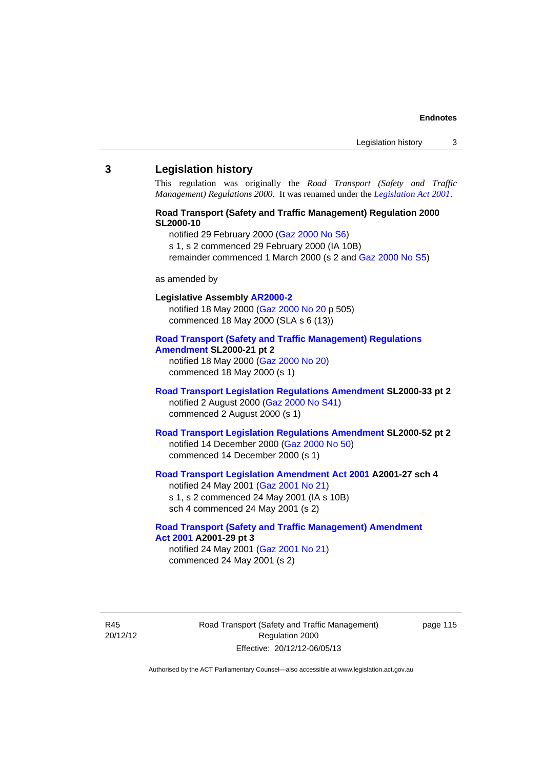## 3 Legislation history

This regulation was originally the *Road Transport (Safety and Traffic Management) Regulations 2000*. It was renamed under the *Legislation Act 2001*.

**Road Transport (Safety and Traffic Management) Regulation 2000 SL2000-10**

notified 29 February 2000 (Gaz 2000 No S6)
s 1, s 2 commenced 29 February 2000 (IA 10B)
remainder commenced 1 March 2000 (s 2 and Gaz 2000 No S5)

as amended by

**Legislative Assembly AR2000-2**

notified 18 May 2000 (Gaz 2000 No 20 p 505)
commenced 18 May 2000 (SLA s 6 (13))

**Road Transport (Safety and Traffic Management) Regulations Amendment SL2000-21 pt 2**

notified 18 May 2000 (Gaz 2000 No 20)
commenced 18 May 2000 (s 1)

**Road Transport Legislation Regulations Amendment SL2000-33 pt 2**

notified 2 August 2000 (Gaz 2000 No S41)
commenced 2 August 2000 (s 1)

**Road Transport Legislation Regulations Amendment SL2000-52 pt 2**

notified 14 December 2000 (Gaz 2000 No 50)
commenced 14 December 2000 (s 1)

**Road Transport Legislation Amendment Act 2001 A2001-27 sch 4**

notified 24 May 2001 (Gaz 2001 No 21)
s 1, s 2 commenced 24 May 2001 (IA s 10B)
sch 4 commenced 24 May 2001 (s 2)

**Road Transport (Safety and Traffic Management) Amendment Act 2001 A2001-29 pt 3**

notified 24 May 2001 (Gaz 2001 No 21)
commenced 24 May 2001 (s 2)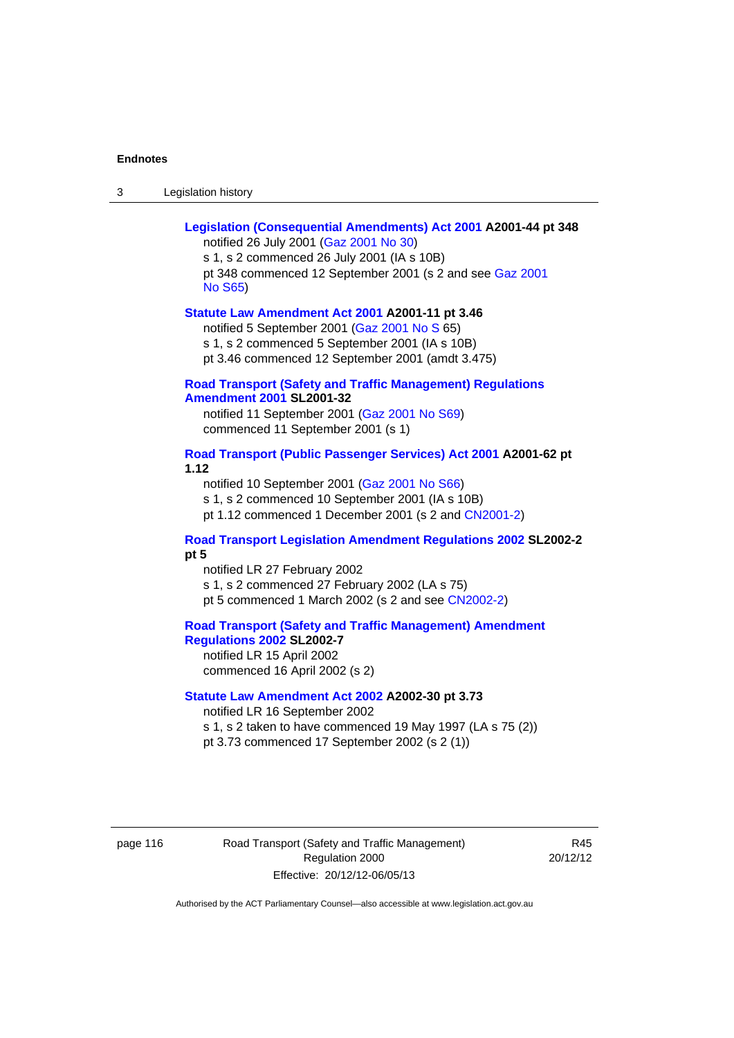**Legislation (Consequential Amendments) Act 2001 A2001-44 pt 348**

notified 26 July 2001 (Gaz 2001 No 30)
s 1, s 2 commenced 26 July 2001 (IA s 10B)
pt 348 commenced 12 September 2001 (s 2 and see Gaz 2001 No S65)

**Statute Law Amendment Act 2001 A2001-11 pt 3.46**

notified 5 September 2001 (Gaz 2001 No S 65)
s 1, s 2 commenced 5 September 2001 (IA s 10B)
pt 3.46 commenced 12 September 2001 (amdt 3.475)

**Road Transport (Safety and Traffic Management) Regulations Amendment 2001 SL2001-32**

notified 11 September 2001 (Gaz 2001 No S69)
commenced 11 September 2001 (s 1)

**Road Transport (Public Passenger Services) Act 2001 A2001-62 pt 1.12**

notified 10 September 2001 (Gaz 2001 No S66)
s 1, s 2 commenced 10 September 2001 (IA s 10B)
pt 1.12 commenced 1 December 2001 (s 2 and CN2001-2)

**Road Transport Legislation Amendment Regulations 2002 SL2002-2 pt 5**

notified LR 27 February 2002
s 1, s 2 commenced 27 February 2002 (LA s 75)
pt 5 commenced 1 March 2002 (s 2 and see CN2002-2)

**Road Transport (Safety and Traffic Management) Amendment Regulations 2002 SL2002-7**

notified LR 15 April 2002
commenced 16 April 2002 (s 2)

**Statute Law Amendment Act 2002 A2002-30 pt 3.73**

notified LR 16 September 2002
s 1, s 2 taken to have commenced 19 May 1997 (LA s 75 (2))
pt 3.73 commenced 17 September 2002 (s 2 (1))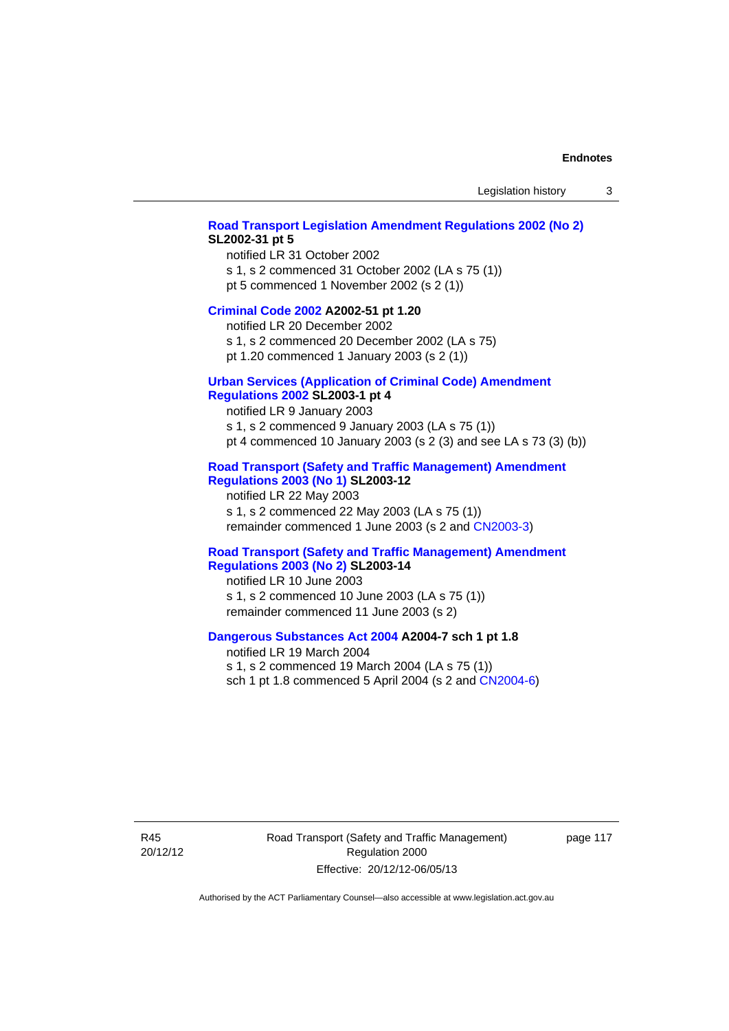**Road Transport Legislation Amendment Regulations 2002 (No 2) SL2002-31 pt 5**

notified LR 31 October 2002
s 1, s 2 commenced 31 October 2002 (LA s 75 (1))
pt 5 commenced 1 November 2002 (s 2 (1))

**Criminal Code 2002 A2002-51 pt 1.20**

notified LR 20 December 2002
s 1, s 2 commenced 20 December 2002 (LA s 75)
pt 1.20 commenced 1 January 2003 (s 2 (1))

**Urban Services (Application of Criminal Code) Amendment Regulations 2002 SL2003-1 pt 4**

notified LR 9 January 2003
s 1, s 2 commenced 9 January 2003 (LA s 75 (1))
pt 4 commenced 10 January 2003 (s 2 (3) and see LA s 73 (3) (b))

**Road Transport (Safety and Traffic Management) Amendment Regulations 2003 (No 1) SL2003-12**

notified LR 22 May 2003
s 1, s 2 commenced 22 May 2003 (LA s 75 (1))
remainder commenced 1 June 2003 (s 2 and CN2003-3)

**Road Transport (Safety and Traffic Management) Amendment Regulations 2003 (No 2) SL2003-14**

notified LR 10 June 2003
s 1, s 2 commenced 10 June 2003 (LA s 75 (1))
remainder commenced 11 June 2003 (s 2)

**Dangerous Substances Act 2004 A2004-7 sch 1 pt 1.8**

notified LR 19 March 2004
s 1, s 2 commenced 19 March 2004 (LA s 75 (1))
sch 1 pt 1.8 commenced 5 April 2004 (s 2 and CN2004-6)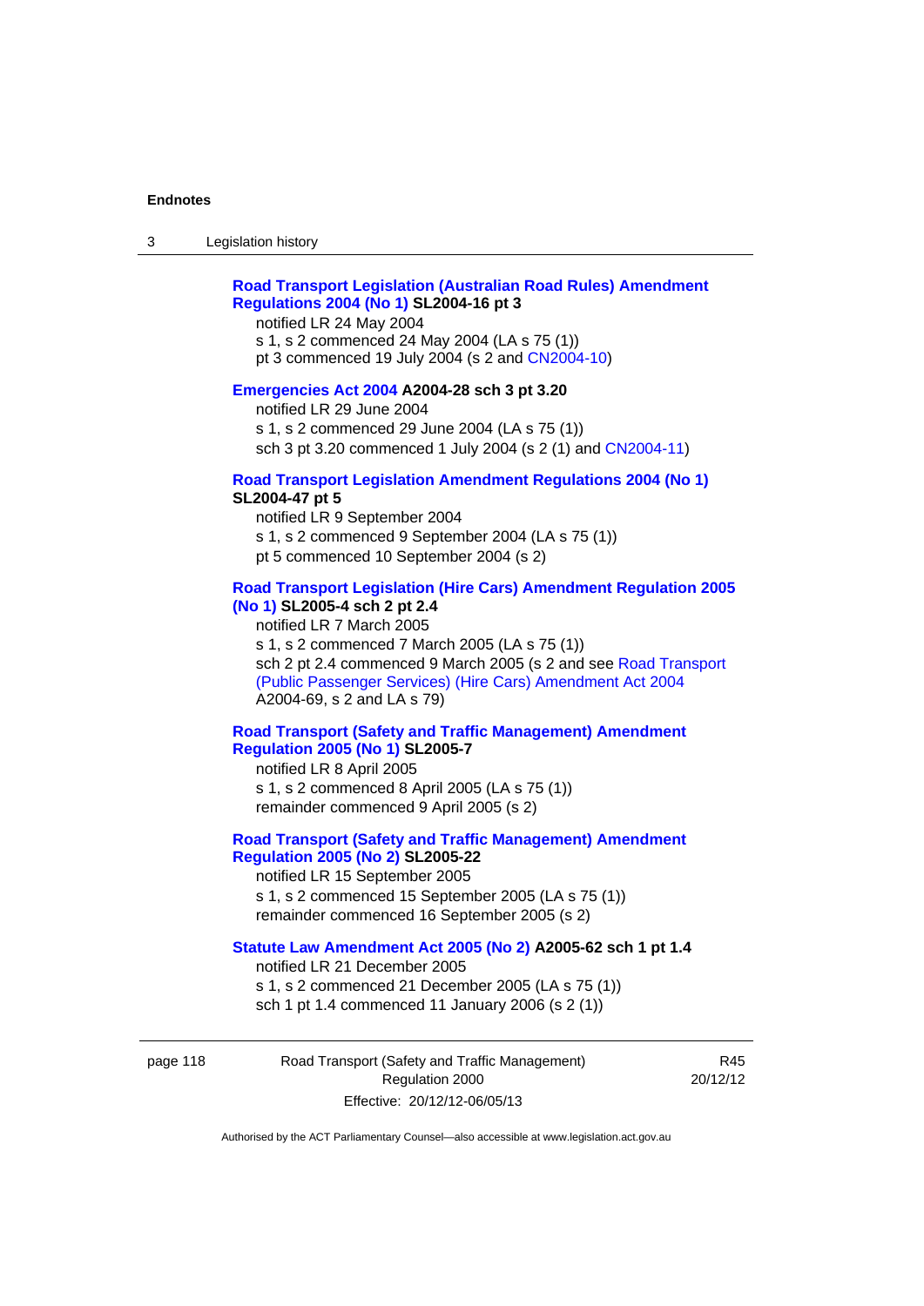**Road Transport Legislation (Australian Road Rules) Amendment Regulations 2004 (No 1) SL2004-16 pt 3**

notified LR 24 May 2004
s 1, s 2 commenced 24 May 2004 (LA s 75 (1))
pt 3 commenced 19 July 2004 (s 2 and CN2004-10)

**Emergencies Act 2004 A2004-28 sch 3 pt 3.20**

notified LR 29 June 2004
s 1, s 2 commenced 29 June 2004 (LA s 75 (1))
sch 3 pt 3.20 commenced 1 July 2004 (s 2 (1) and CN2004-11)

**Road Transport Legislation Amendment Regulations 2004 (No 1) SL2004-47 pt 5**

notified LR 9 September 2004
s 1, s 2 commenced 9 September 2004 (LA s 75 (1))
pt 5 commenced 10 September 2004 (s 2)

**Road Transport Legislation (Hire Cars) Amendment Regulation 2005 (No 1) SL2005-4 sch 2 pt 2.4**

notified LR 7 March 2005
s 1, s 2 commenced 7 March 2005 (LA s 75 (1))
sch 2 pt 2.4 commenced 9 March 2005 (s 2 and see Road Transport (Public Passenger Services) (Hire Cars) Amendment Act 2004 A2004-69, s 2 and LA s 79)

**Road Transport (Safety and Traffic Management) Amendment Regulation 2005 (No 1) SL2005-7**

notified LR 8 April 2005
s 1, s 2 commenced 8 April 2005 (LA s 75 (1))
remainder commenced 9 April 2005 (s 2)

**Road Transport (Safety and Traffic Management) Amendment Regulation 2005 (No 2) SL2005-22**

notified LR 15 September 2005
s 1, s 2 commenced 15 September 2005 (LA s 75 (1))
remainder commenced 16 September 2005 (s 2)

**Statute Law Amendment Act 2005 (No 2) A2005-62 sch 1 pt 1.4**

notified LR 21 December 2005
s 1, s 2 commenced 21 December 2005 (LA s 75 (1))
sch 1 pt 1.4 commenced 11 January 2006 (s 2 (1))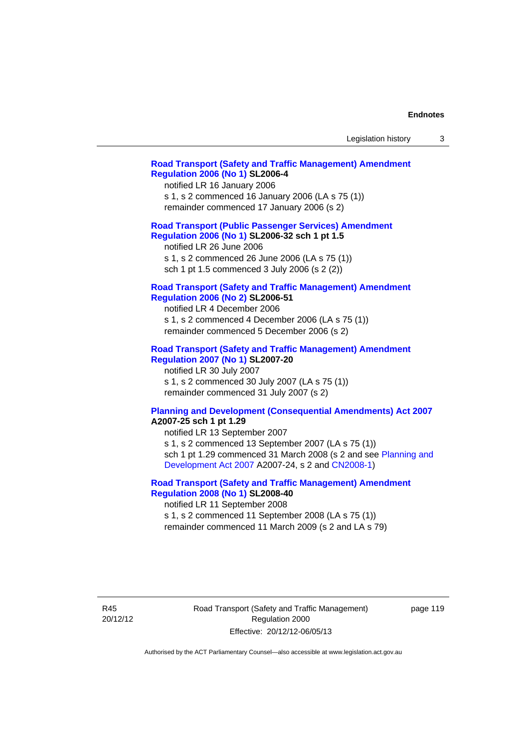**Road Transport (Safety and Traffic Management) Amendment Regulation 2006 (No 1) SL2006-4**

notified LR 16 January 2006
s 1, s 2 commenced 16 January 2006 (LA s 75 (1))
remainder commenced 17 January 2006 (s 2)

**Road Transport (Public Passenger Services) Amendment Regulation 2006 (No 1) SL2006-32 sch 1 pt 1.5**

notified LR 26 June 2006
s 1, s 2 commenced 26 June 2006 (LA s 75 (1))
sch 1 pt 1.5 commenced 3 July 2006 (s 2 (2))

**Road Transport (Safety and Traffic Management) Amendment Regulation 2006 (No 2) SL2006-51**

notified LR 4 December 2006
s 1, s 2 commenced 4 December 2006 (LA s 75 (1))
remainder commenced 5 December 2006 (s 2)

**Road Transport (Safety and Traffic Management) Amendment Regulation 2007 (No 1) SL2007-20**

notified LR 30 July 2007
s 1, s 2 commenced 30 July 2007 (LA s 75 (1))
remainder commenced 31 July 2007 (s 2)

**Planning and Development (Consequential Amendments) Act 2007 A2007-25 sch 1 pt 1.29**

notified LR 13 September 2007
s 1, s 2 commenced 13 September 2007 (LA s 75 (1))
sch 1 pt 1.29 commenced 31 March 2008 (s 2 and see Planning and Development Act 2007 A2007-24, s 2 and CN2008-1)

**Road Transport (Safety and Traffic Management) Amendment Regulation 2008 (No 1) SL2008-40**

notified LR 11 September 2008
s 1, s 2 commenced 11 September 2008 (LA s 75 (1))
remainder commenced 11 March 2009 (s 2 and LA s 79)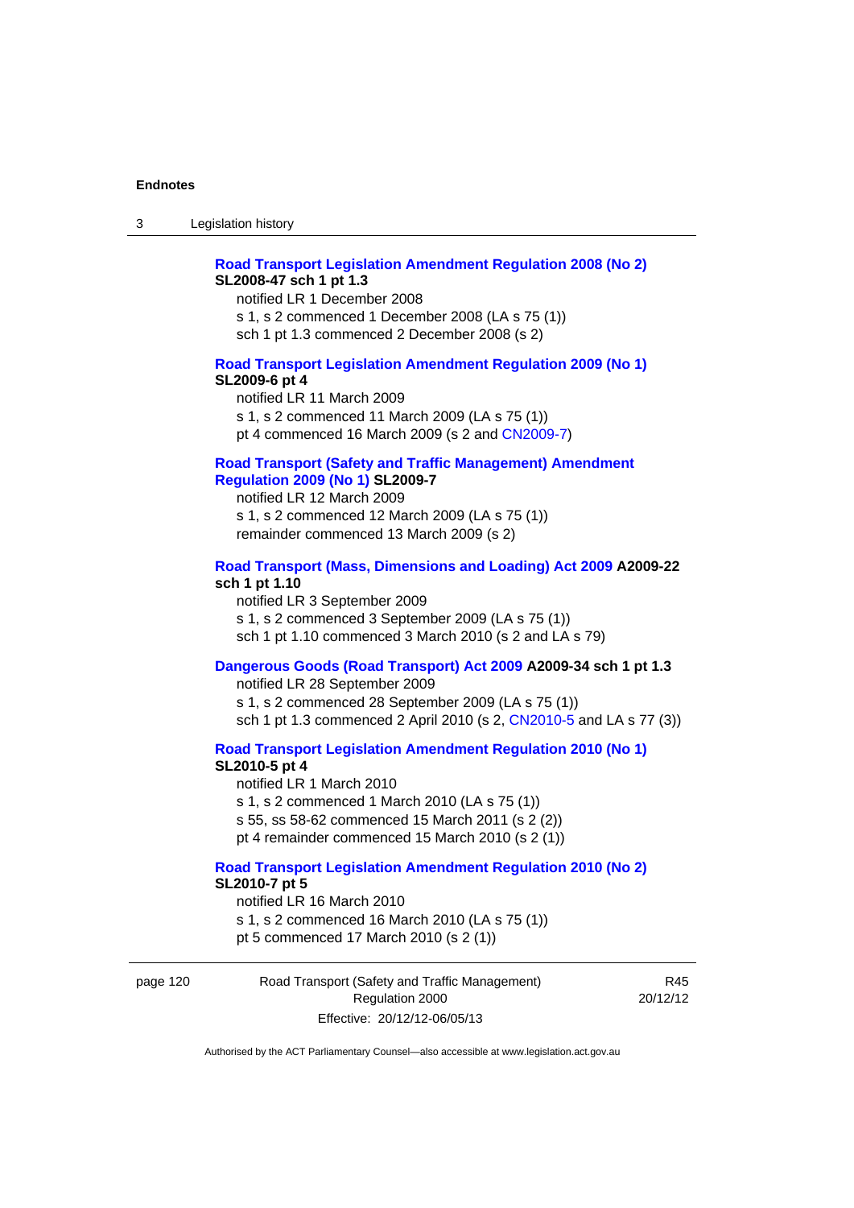**Road Transport Legislation Amendment Regulation 2008 (No 2) SL2008-47 sch 1 pt 1.3**

notified LR 1 December 2008

s 1, s 2 commenced 1 December 2008 (LA s 75 (1))

sch 1 pt 1.3 commenced 2 December 2008 (s 2)

**Road Transport Legislation Amendment Regulation 2009 (No 1) SL2009-6 pt 4**

notified LR 11 March 2009

s 1, s 2 commenced 11 March 2009 (LA s 75 (1))

pt 4 commenced 16 March 2009 (s 2 and CN2009-7)

**Road Transport (Safety and Traffic Management) Amendment Regulation 2009 (No 1) SL2009-7**

notified LR 12 March 2009

s 1, s 2 commenced 12 March 2009 (LA s 75 (1))

remainder commenced 13 March 2009 (s 2)

**Road Transport (Mass, Dimensions and Loading) Act 2009 A2009-22 sch 1 pt 1.10**

notified LR 3 September 2009

s 1, s 2 commenced 3 September 2009 (LA s 75 (1))

sch 1 pt 1.10 commenced 3 March 2010 (s 2 and LA s 79)

**Dangerous Goods (Road Transport) Act 2009 A2009-34 sch 1 pt 1.3**

notified LR 28 September 2009

s 1, s 2 commenced 28 September 2009 (LA s 75 (1))

sch 1 pt 1.3 commenced 2 April 2010 (s 2, CN2010-5 and LA s 77 (3))

**Road Transport Legislation Amendment Regulation 2010 (No 1) SL2010-5 pt 4**

notified LR 1 March 2010

s 1, s 2 commenced 1 March 2010 (LA s 75 (1))

s 55, ss 58-62 commenced 15 March 2011 (s 2 (2))

pt 4 remainder commenced 15 March 2010 (s 2 (1))

**Road Transport Legislation Amendment Regulation 2010 (No 2) SL2010-7 pt 5**

notified LR 16 March 2010

s 1, s 2 commenced 16 March 2010 (LA s 75 (1))

pt 5 commenced 17 March 2010 (s 2 (1))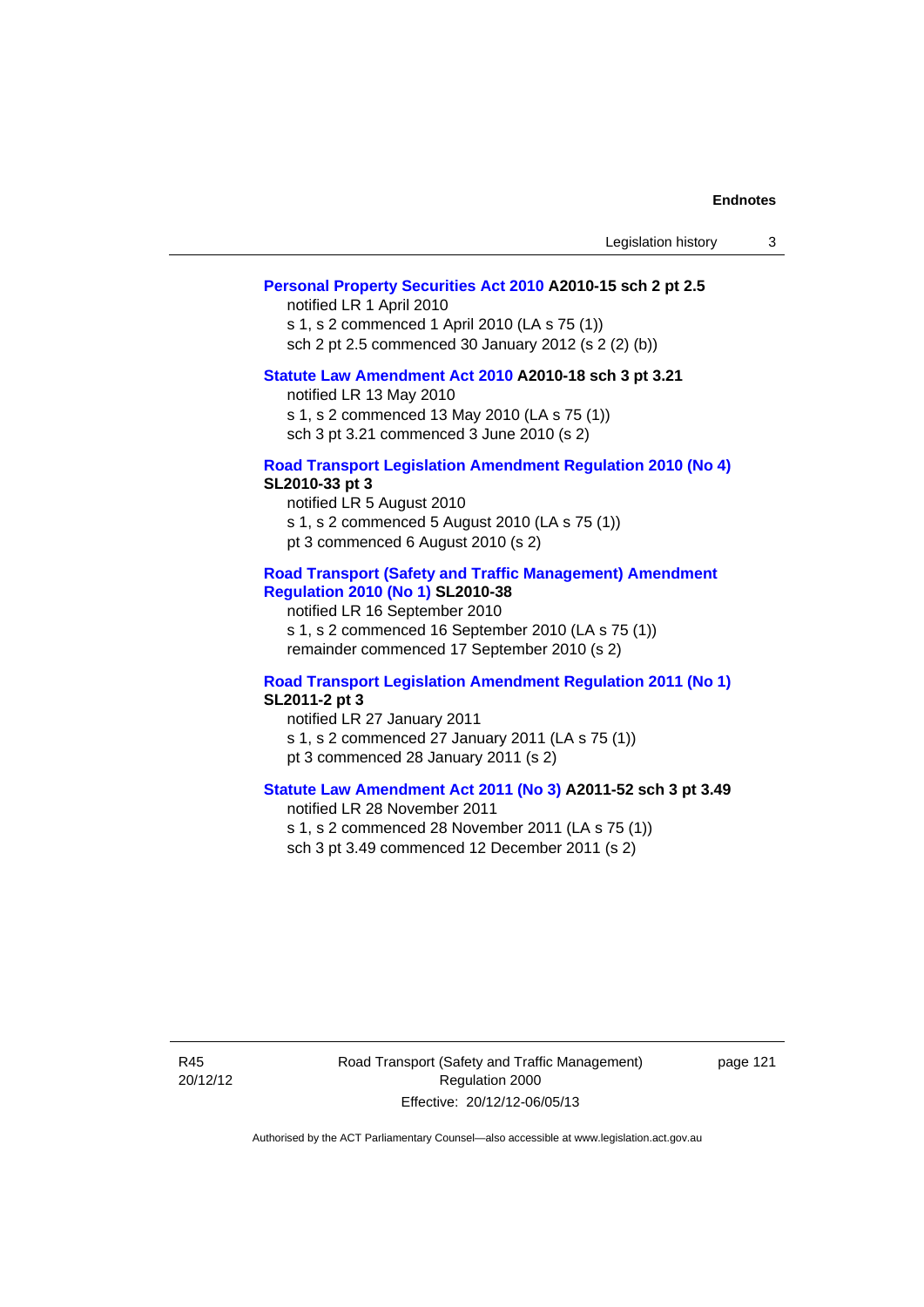**Personal Property Securities Act 2010 A2010-15 sch 2 pt 2.5**

notified LR 1 April 2010

s 1, s 2 commenced 1 April 2010 (LA s 75 (1))

sch 2 pt 2.5 commenced 30 January 2012 (s 2 (2) (b))

**Statute Law Amendment Act 2010 A2010-18 sch 3 pt 3.21**

notified LR 13 May 2010

s 1, s 2 commenced 13 May 2010 (LA s 75 (1))

sch 3 pt 3.21 commenced 3 June 2010 (s 2)

**Road Transport Legislation Amendment Regulation 2010 (No 4) SL2010-33 pt 3**

notified LR 5 August 2010

s 1, s 2 commenced 5 August 2010 (LA s 75 (1))

pt 3 commenced 6 August 2010 (s 2)

**Road Transport (Safety and Traffic Management) Amendment Regulation 2010 (No 1) SL2010-38**

notified LR 16 September 2010

s 1, s 2 commenced 16 September 2010 (LA s 75 (1))

remainder commenced 17 September 2010 (s 2)

**Road Transport Legislation Amendment Regulation 2011 (No 1) SL2011-2 pt 3**

notified LR 27 January 2011

s 1, s 2 commenced 27 January 2011 (LA s 75 (1))

pt 3 commenced 28 January 2011 (s 2)

**Statute Law Amendment Act 2011 (No 3) A2011-52 sch 3 pt 3.49**

notified LR 28 November 2011

s 1, s 2 commenced 28 November 2011 (LA s 75 (1))

sch 3 pt 3.49 commenced 12 December 2011 (s 2)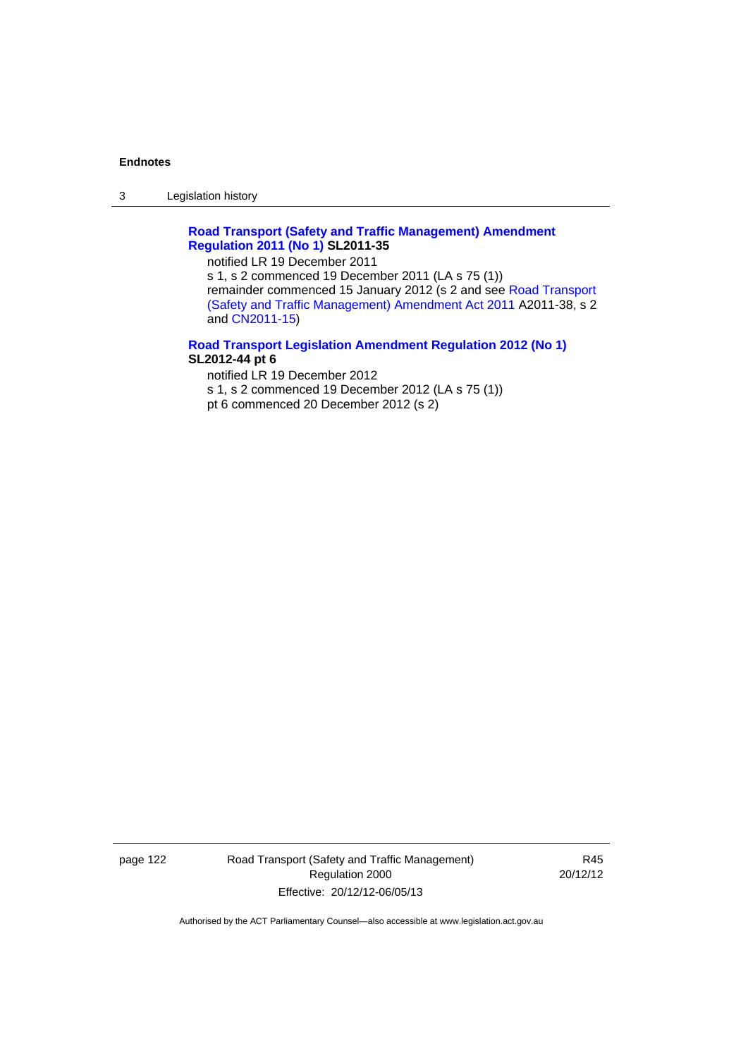**Road Transport (Safety and Traffic Management) Amendment Regulation 2011 (No 1) SL2011-35**

notified LR 19 December 2011

s 1, s 2 commenced 19 December 2011 (LA s 75 (1))

remainder commenced 15 January 2012 (s 2 and see Road Transport (Safety and Traffic Management) Amendment Act 2011 A2011-38, s 2 and CN2011-15)

**Road Transport Legislation Amendment Regulation 2012 (No 1) SL2012-44 pt 6**

notified LR 19 December 2012

s 1, s 2 commenced 19 December 2012 (LA s 75 (1))

pt 6 commenced 20 December 2012 (s 2)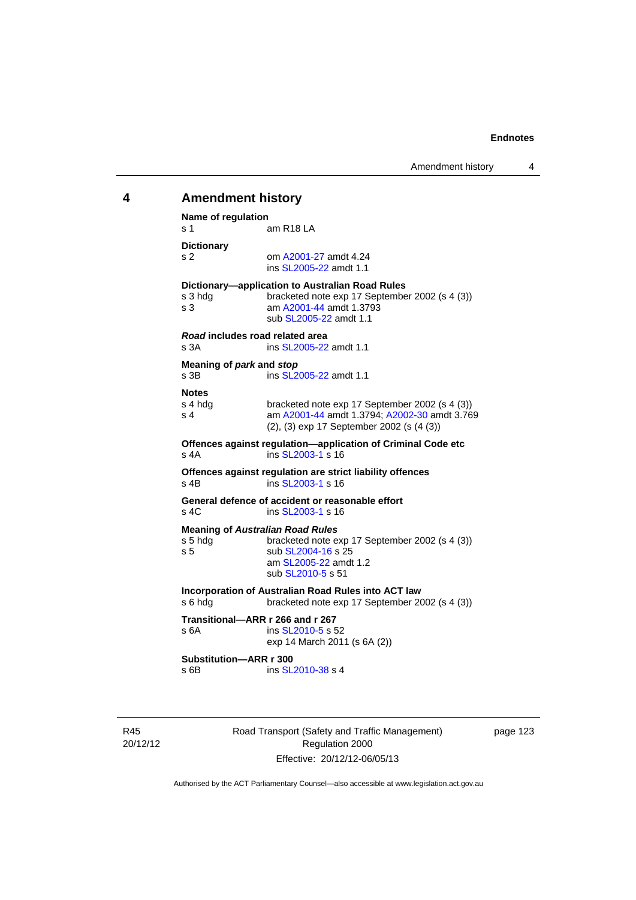## 4 Amendment history

**Name of regulation**
s 1 am R18 LA

**Dictionary**
s 2 om A2001-27 amdt 4.24
ins SL2005-22 amdt 1.1

**Dictionary—application to Australian Road Rules**
s 3 hdg bracketed note exp 17 September 2002 (s 4 (3))
s 3 am A2001-44 amdt 1.3793
sub SL2005-22 amdt 1.1

***Road* includes road related area**
s 3A ins SL2005-22 amdt 1.1

**Meaning of *park* and *stop***
s 3B ins SL2005-22 amdt 1.1

**Notes**
s 4 hdg bracketed note exp 17 September 2002 (s 4 (3))
s 4 am A2001-44 amdt 1.3794; A2002-30 amdt 3.769
(2), (3) exp 17 September 2002 (s (4 (3))

**Offences against regulation—application of Criminal Code etc**
s 4A ins SL2003-1 s 16

**Offences against regulation are strict liability offences**
s 4B ins SL2003-1 s 16

**General defence of accident or reasonable effort**
s 4C ins SL2003-1 s 16

**Meaning of *Australian Road Rules***
s 5 hdg bracketed note exp 17 September 2002 (s 4 (3))
s 5 sub SL2004-16 s 25
am SL2005-22 amdt 1.2
sub SL2010-5 s 51

**Incorporation of Australian Road Rules into ACT law**
s 6 hdg bracketed note exp 17 September 2002 (s 4 (3))

**Transitional—ARR r 266 and r 267**
s 6A ins SL2010-5 s 52
exp 14 March 2011 (s 6A (2))

**Substitution—ARR r 300**
s 6B ins SL2010-38 s 4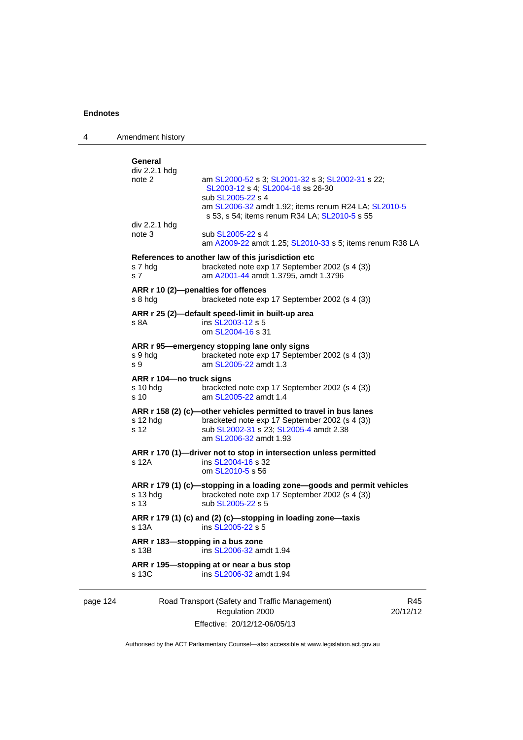**General**

div 2.2.1 hdg
note 2 — am SL2000-52 s 3; SL2001-32 s 3; SL2002-31 s 22; SL2003-12 s 4; SL2004-16 ss 26-30
sub SL2005-22 s 4
am SL2006-32 amdt 1.92; items renum R24 LA; SL2010-5 s 53, s 54; items renum R34 LA; SL2010-5 s 55

div 2.2.1 hdg
note 3 — sub SL2005-22 s 4
am A2009-22 amdt 1.25; SL2010-33 s 5; items renum R38 LA

**References to another law of this jurisdiction etc**

s 7 hdg — bracketed note exp 17 September 2002 (s 4 (3))
s 7 — am A2001-44 amdt 1.3795, amdt 1.3796

**ARR r 10 (2)—penalties for offences**

s 8 hdg — bracketed note exp 17 September 2002 (s 4 (3))

**ARR r 25 (2)—default speed-limit in built-up area**

s 8A — ins SL2003-12 s 5
om SL2004-16 s 31

**ARR r 95—emergency stopping lane only signs**

s 9 hdg — bracketed note exp 17 September 2002 (s 4 (3))
s 9 — am SL2005-22 amdt 1.3

**ARR r 104—no truck signs**

s 10 hdg — bracketed note exp 17 September 2002 (s 4 (3))
s 10 — am SL2005-22 amdt 1.4

**ARR r 158 (2) (c)—other vehicles permitted to travel in bus lanes**

s 12 hdg — bracketed note exp 17 September 2002 (s 4 (3))
s 12 — sub SL2002-31 s 23; SL2005-4 amdt 2.38
am SL2006-32 amdt 1.93

**ARR r 170 (1)—driver not to stop in intersection unless permitted**

s 12A — ins SL2004-16 s 32
om SL2010-5 s 56

**ARR r 179 (1) (c)—stopping in a loading zone—goods and permit vehicles**

s 13 hdg — bracketed note exp 17 September 2002 (s 4 (3))
s 13 — sub SL2005-22 s 5

**ARR r 179 (1) (c) and (2) (c)—stopping in loading zone—taxis**

s 13A — ins SL2005-22 s 5

**ARR r 183—stopping in a bus zone**

s 13B — ins SL2006-32 amdt 1.94

**ARR r 195—stopping at or near a bus stop**

s 13C — ins SL2006-32 amdt 1.94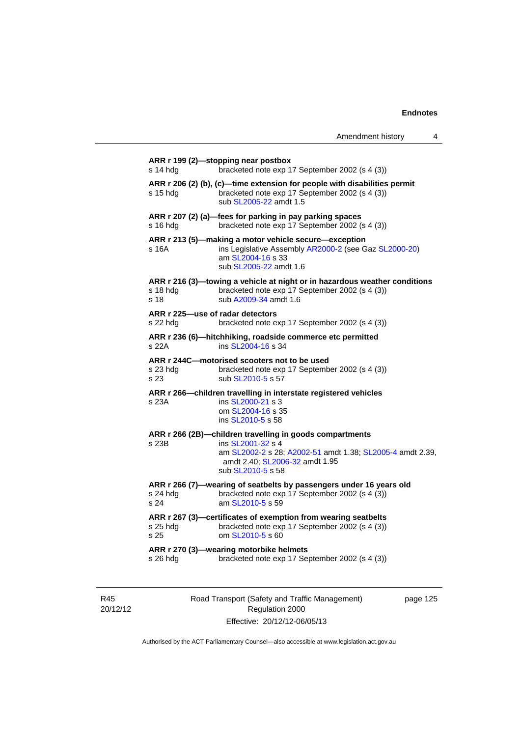**ARR r 199 (2)—stopping near postbox**
s 14 hdg bracketed note exp 17 September 2002 (s 4 (3))

**ARR r 206 (2) (b), (c)—time extension for people with disabilities permit**
s 15 hdg bracketed note exp 17 September 2002 (s 4 (3))
sub SL2005-22 amdt 1.5

**ARR r 207 (2) (a)—fees for parking in pay parking spaces**
s 16 hdg bracketed note exp 17 September 2002 (s 4 (3))

**ARR r 213 (5)—making a motor vehicle secure—exception**
s 16A ins Legislative Assembly AR2000-2 (see Gaz SL2000-20)
am SL2004-16 s 33
sub SL2005-22 amdt 1.6

**ARR r 216 (3)—towing a vehicle at night or in hazardous weather conditions**
s 18 hdg bracketed note exp 17 September 2002 (s 4 (3))
s 18 sub A2009-34 amdt 1.6

**ARR r 225—use of radar detectors**
s 22 hdg bracketed note exp 17 September 2002 (s 4 (3))

**ARR r 236 (6)—hitchhiking, roadside commerce etc permitted**
s 22A ins SL2004-16 s 34

**ARR r 244C—motorised scooters not to be used**
s 23 hdg bracketed note exp 17 September 2002 (s 4 (3))
s 23 sub SL2010-5 s 57

**ARR r 266—children travelling in interstate registered vehicles**
s 23A ins SL2000-21 s 3
om SL2004-16 s 35
ins SL2010-5 s 58

**ARR r 266 (2B)—children travelling in goods compartments**
s 23B ins SL2001-32 s 4
am SL2002-2 s 28; A2002-51 amdt 1.38; SL2005-4 amdt 2.39, amdt 2.40; SL2006-32 amdt 1.95
sub SL2010-5 s 58

**ARR r 266 (7)—wearing of seatbelts by passengers under 16 years old**
s 24 hdg bracketed note exp 17 September 2002 (s 4 (3))
s 24 am SL2010-5 s 59

**ARR r 267 (3)—certificates of exemption from wearing seatbelts**
s 25 hdg bracketed note exp 17 September 2002 (s 4 (3))
s 25 om SL2010-5 s 60

**ARR r 270 (3)—wearing motorbike helmets**
s 26 hdg bracketed note exp 17 September 2002 (s 4 (3))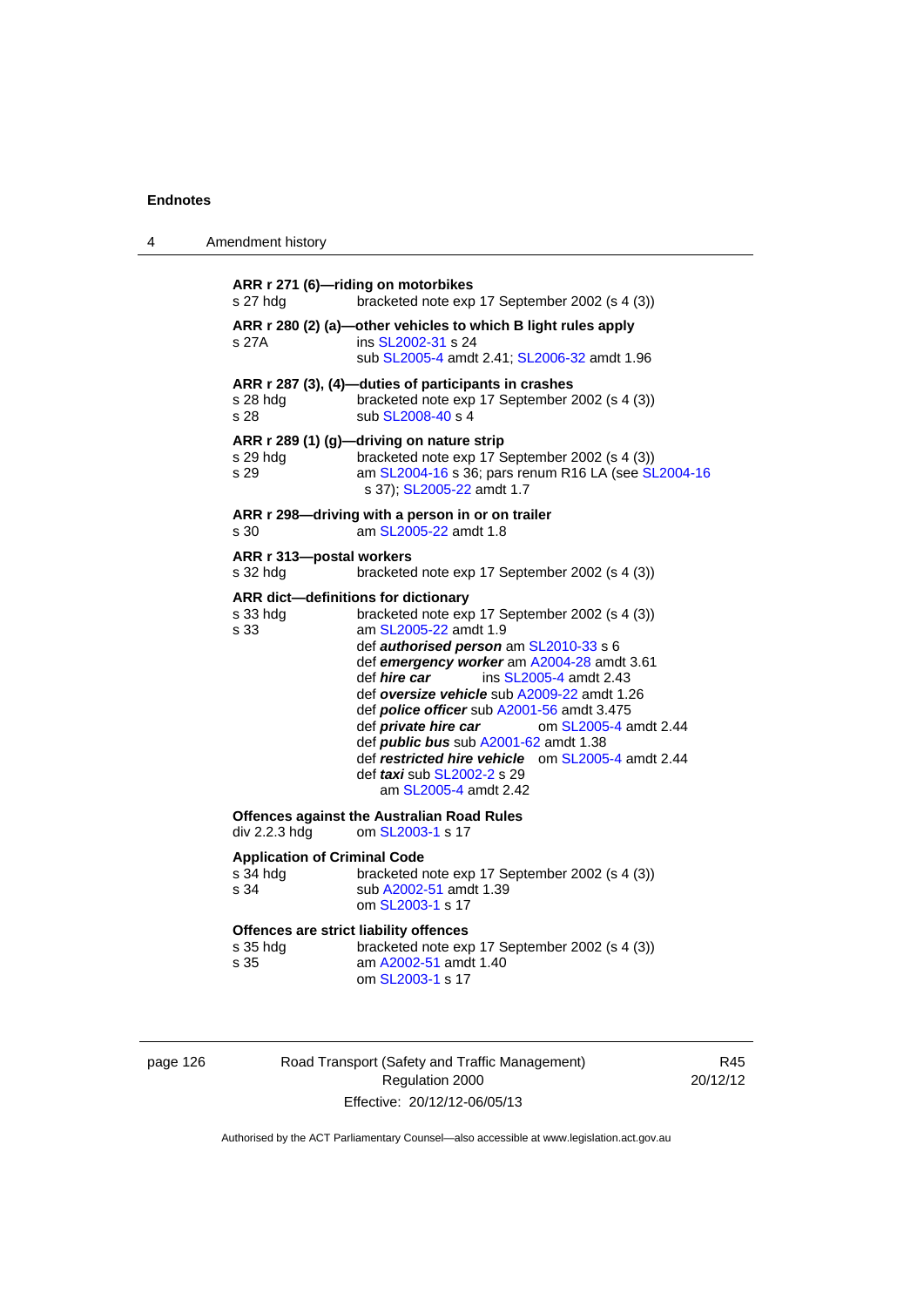**ARR r 271 (6)—riding on motorbikes**

s 27 hdg bracketed note exp 17 September 2002 (s 4 (3))

**ARR r 280 (2) (a)—other vehicles to which B light rules apply**

s 27A ins SL2002-31 s 24
sub SL2005-4 amdt 2.41; SL2006-32 amdt 1.96

**ARR r 287 (3), (4)—duties of participants in crashes**

s 28 hdg bracketed note exp 17 September 2002 (s 4 (3))
s 28 sub SL2008-40 s 4

**ARR r 289 (1) (g)—driving on nature strip**

s 29 hdg bracketed note exp 17 September 2002 (s 4 (3))
s 29 am SL2004-16 s 36; pars renum R16 LA (see SL2004-16 s 37); SL2005-22 amdt 1.7

**ARR r 298—driving with a person in or on trailer**

s 30 am SL2005-22 amdt 1.8

**ARR r 313—postal workers**

s 32 hdg bracketed note exp 17 September 2002 (s 4 (3))

**ARR dict—definitions for dictionary**

s 33 hdg bracketed note exp 17 September 2002 (s 4 (3))
s 33 am SL2005-22 amdt 1.9
def ***authorised person*** am SL2010-33 s 6
def ***emergency worker*** am A2004-28 amdt 3.61
def ***hire car*** ins SL2005-4 amdt 2.43
def ***oversize vehicle*** sub A2009-22 amdt 1.26
def ***police officer*** sub A2001-56 amdt 3.475
def ***private hire car*** om SL2005-4 amdt 2.44
def ***public bus*** sub A2001-62 amdt 1.38
def ***restricted hire vehicle*** om SL2005-4 amdt 2.44
def ***taxi*** sub SL2002-2 s 29
am SL2005-4 amdt 2.42

**Offences against the Australian Road Rules**

div 2.2.3 hdg om SL2003-1 s 17

**Application of Criminal Code**

s 34 hdg bracketed note exp 17 September 2002 (s 4 (3))
s 34 sub A2002-51 amdt 1.39
om SL2003-1 s 17

**Offences are strict liability offences**

s 35 hdg bracketed note exp 17 September 2002 (s 4 (3))
s 35 am A2002-51 amdt 1.40
om SL2003-1 s 17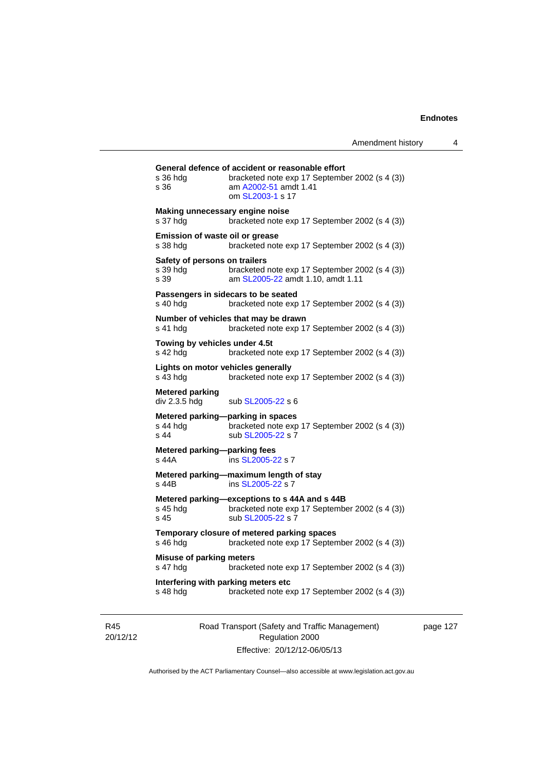**General defence of accident or reasonable effort**

s 36 hdg bracketed note exp 17 September 2002 (s 4 (3))
s 36 am A2002-51 amdt 1.41
om SL2003-1 s 17

**Making unnecessary engine noise**

s 37 hdg bracketed note exp 17 September 2002 (s 4 (3))

**Emission of waste oil or grease**

s 38 hdg bracketed note exp 17 September 2002 (s 4 (3))

**Safety of persons on trailers**

s 39 hdg bracketed note exp 17 September 2002 (s 4 (3))
s 39 am SL2005-22 amdt 1.10, amdt 1.11

**Passengers in sidecars to be seated**

s 40 hdg bracketed note exp 17 September 2002 (s 4 (3))

**Number of vehicles that may be drawn**

s 41 hdg bracketed note exp 17 September 2002 (s 4 (3))

**Towing by vehicles under 4.5t**

s 42 hdg bracketed note exp 17 September 2002 (s 4 (3))

**Lights on motor vehicles generally**

s 43 hdg bracketed note exp 17 September 2002 (s 4 (3))

**Metered parking**

div 2.3.5 hdg sub SL2005-22 s 6

**Metered parking—parking in spaces**

s 44 hdg bracketed note exp 17 September 2002 (s 4 (3))
s 44 sub SL2005-22 s 7

**Metered parking—parking fees**

s 44A ins SL2005-22 s 7

**Metered parking—maximum length of stay**

s 44B ins SL2005-22 s 7

**Metered parking—exceptions to s 44A and s 44B**

s 45 hdg bracketed note exp 17 September 2002 (s 4 (3))
s 45 sub SL2005-22 s 7

**Temporary closure of metered parking spaces**

s 46 hdg bracketed note exp 17 September 2002 (s 4 (3))

**Misuse of parking meters**

s 47 hdg bracketed note exp 17 September 2002 (s 4 (3))

**Interfering with parking meters etc**

s 48 hdg bracketed note exp 17 September 2002 (s 4 (3))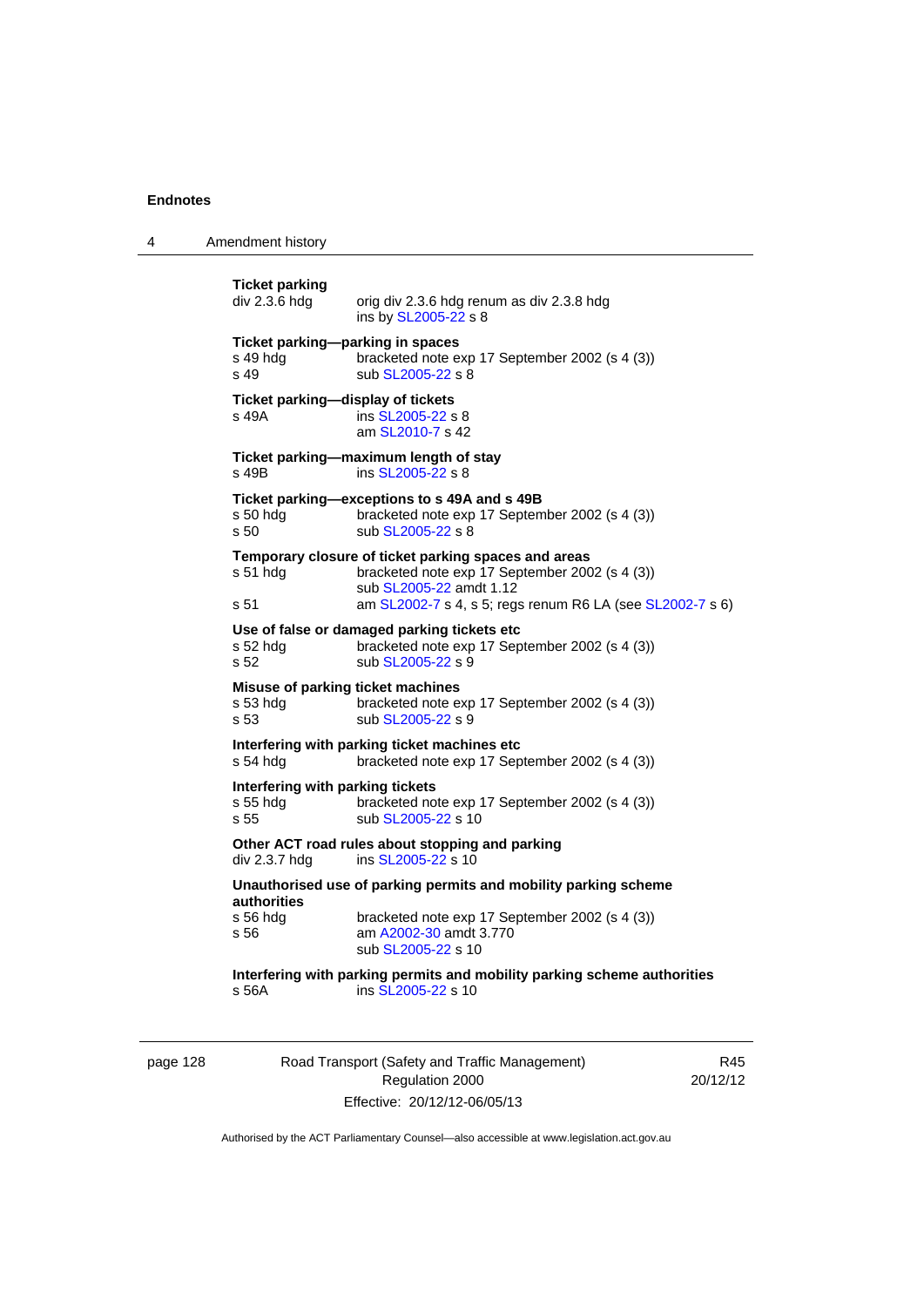### Ticket parking

div 2.3.6 hdg — orig div 2.3.6 hdg renum as div 2.3.8 hdg
ins by SL2005-22 s 8

### Ticket parking—parking in spaces

s 49 hdg — bracketed note exp 17 September 2002 (s 4 (3))
s 49 — sub SL2005-22 s 8

### Ticket parking—display of tickets

s 49A — ins SL2005-22 s 8
am SL2010-7 s 42

### Ticket parking—maximum length of stay

s 49B — ins SL2005-22 s 8

### Ticket parking—exceptions to s 49A and s 49B

s 50 hdg — bracketed note exp 17 September 2002 (s 4 (3))
s 50 — sub SL2005-22 s 8

### Temporary closure of ticket parking spaces and areas

s 51 hdg — bracketed note exp 17 September 2002 (s 4 (3))
sub SL2005-22 amdt 1.12
s 51 — am SL2002-7 s 4, s 5; regs renum R6 LA (see SL2002-7 s 6)

### Use of false or damaged parking tickets etc

s 52 hdg — bracketed note exp 17 September 2002 (s 4 (3))
s 52 — sub SL2005-22 s 9

### Misuse of parking ticket machines

s 53 hdg — bracketed note exp 17 September 2002 (s 4 (3))
s 53 — sub SL2005-22 s 9

### Interfering with parking ticket machines etc

s 54 hdg — bracketed note exp 17 September 2002 (s 4 (3))

### Interfering with parking tickets

s 55 hdg — bracketed note exp 17 September 2002 (s 4 (3))
s 55 — sub SL2005-22 s 10

### Other ACT road rules about stopping and parking

div 2.3.7 hdg — ins SL2005-22 s 10

### Unauthorised use of parking permits and mobility parking scheme authorities

s 56 hdg — bracketed note exp 17 September 2002 (s 4 (3))
s 56 — am A2002-30 amdt 3.770
sub SL2005-22 s 10

### Interfering with parking permits and mobility parking scheme authorities

s 56A — ins SL2005-22 s 10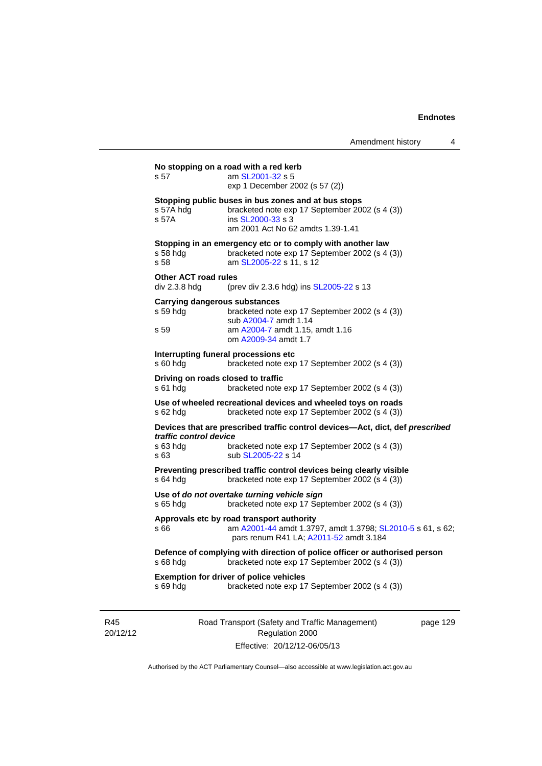**No stopping on a road with a red kerb**
s 57 am SL2001-32 s 5
exp 1 December 2002 (s 57 (2))

**Stopping public buses in bus zones and at bus stops**
s 57A hdg bracketed note exp 17 September 2002 (s 4 (3))
s 57A ins SL2000-33 s 3
am 2001 Act No 62 amdts 1.39-1.41

**Stopping in an emergency etc or to comply with another law**
s 58 hdg bracketed note exp 17 September 2002 (s 4 (3))
s 58 am SL2005-22 s 11, s 12

**Other ACT road rules**
div 2.3.8 hdg (prev div 2.3.6 hdg) ins SL2005-22 s 13

**Carrying dangerous substances**
s 59 hdg bracketed note exp 17 September 2002 (s 4 (3))
sub A2004-7 amdt 1.14
s 59 am A2004-7 amdt 1.15, amdt 1.16
om A2009-34 amdt 1.7

**Interrupting funeral processions etc**
s 60 hdg bracketed note exp 17 September 2002 (s 4 (3))

**Driving on roads closed to traffic**
s 61 hdg bracketed note exp 17 September 2002 (s 4 (3))

**Use of wheeled recreational devices and wheeled toys on roads**
s 62 hdg bracketed note exp 17 September 2002 (s 4 (3))

**Devices that are prescribed traffic control devices—Act, dict, def *prescribed traffic control device***
s 63 hdg bracketed note exp 17 September 2002 (s 4 (3))
s 63 sub SL2005-22 s 14

**Preventing prescribed traffic control devices being clearly visible**
s 64 hdg bracketed note exp 17 September 2002 (s 4 (3))

**Use of *do not overtake turning vehicle sign***
s 65 hdg bracketed note exp 17 September 2002 (s 4 (3))

**Approvals etc by road transport authority**
s 66 am A2001-44 amdt 1.3797, amdt 1.3798; SL2010-5 s 61, s 62; pars renum R41 LA; A2011-52 amdt 3.184

**Defence of complying with direction of police officer or authorised person**
s 68 hdg bracketed note exp 17 September 2002 (s 4 (3))

**Exemption for driver of police vehicles**
s 69 hdg bracketed note exp 17 September 2002 (s 4 (3))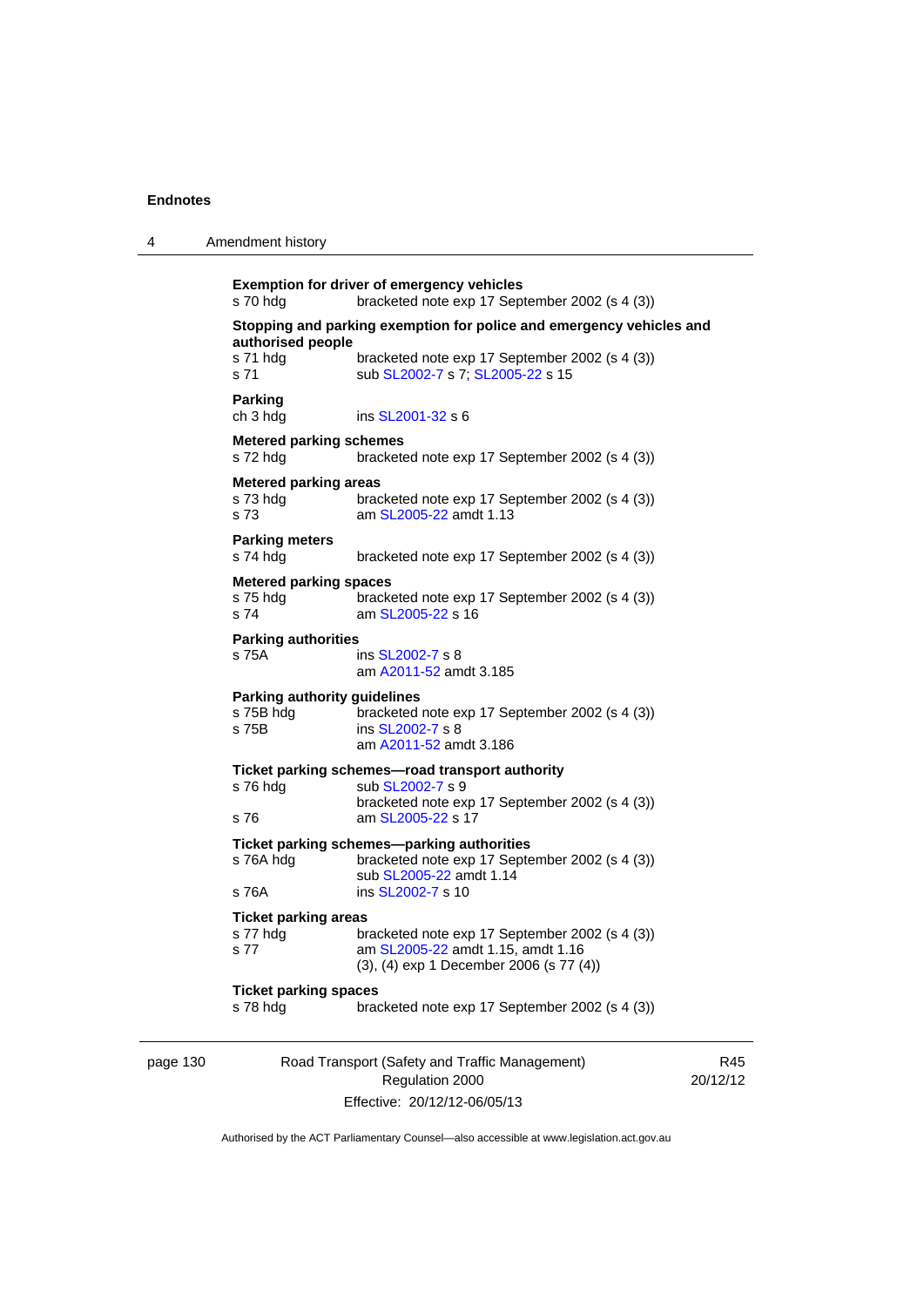**Exemption for driver of emergency vehicles**

s 70 hdg bracketed note exp 17 September 2002 (s 4 (3))

**Stopping and parking exemption for police and emergency vehicles and authorised people**

s 71 hdg bracketed note exp 17 September 2002 (s 4 (3))
s 71 sub SL2002-7 s 7; SL2005-22 s 15

**Parking**

ch 3 hdg ins SL2001-32 s 6

**Metered parking schemes**

s 72 hdg bracketed note exp 17 September 2002 (s 4 (3))

**Metered parking areas**

s 73 hdg bracketed note exp 17 September 2002 (s 4 (3))
s 73 am SL2005-22 amdt 1.13

**Parking meters**

s 74 hdg bracketed note exp 17 September 2002 (s 4 (3))

**Metered parking spaces**

s 75 hdg bracketed note exp 17 September 2002 (s 4 (3))
s 74 am SL2005-22 s 16

**Parking authorities**

s 75A ins SL2002-7 s 8
am A2011-52 amdt 3.185

**Parking authority guidelines**

s 75B hdg bracketed note exp 17 September 2002 (s 4 (3))
s 75B ins SL2002-7 s 8
am A2011-52 amdt 3.186

**Ticket parking schemes—road transport authority**

s 76 hdg sub SL2002-7 s 9
bracketed note exp 17 September 2002 (s 4 (3))
s 76 am SL2005-22 s 17

**Ticket parking schemes—parking authorities**

s 76A hdg bracketed note exp 17 September 2002 (s 4 (3))
sub SL2005-22 amdt 1.14
s 76A ins SL2002-7 s 10

**Ticket parking areas**

s 77 hdg bracketed note exp 17 September 2002 (s 4 (3))
s 77 am SL2005-22 amdt 1.15, amdt 1.16
(3), (4) exp 1 December 2006 (s 77 (4))

**Ticket parking spaces**

s 78 hdg bracketed note exp 17 September 2002 (s 4 (3))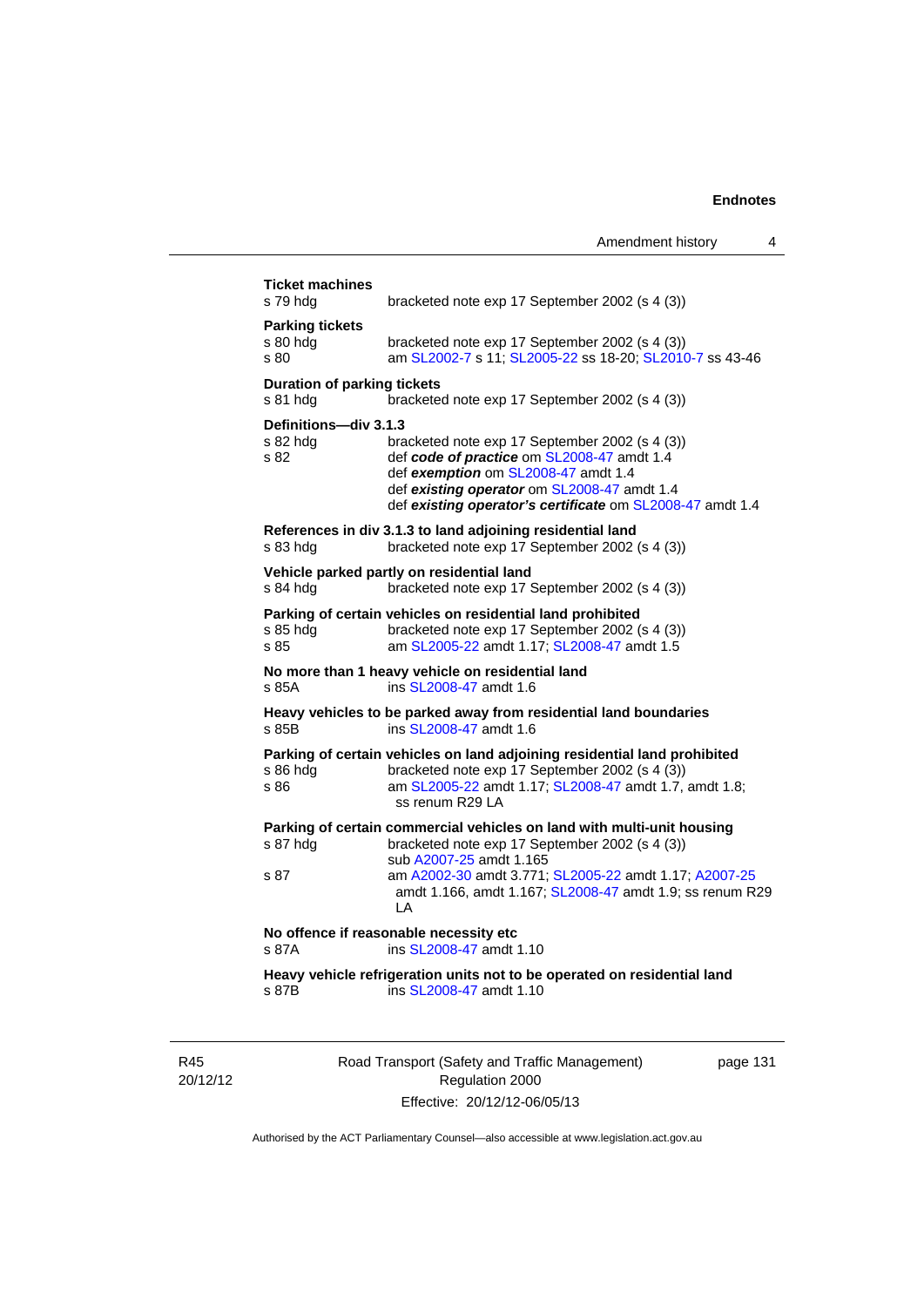**Ticket machines**
s 79 hdg bracketed note exp 17 September 2002 (s 4 (3))

**Parking tickets**
s 80 hdg bracketed note exp 17 September 2002 (s 4 (3))
s 80 am SL2002-7 s 11; SL2005-22 ss 18-20; SL2010-7 ss 43-46

**Duration of parking tickets**
s 81 hdg bracketed note exp 17 September 2002 (s 4 (3))

**Definitions—div 3.1.3**
s 82 hdg bracketed note exp 17 September 2002 (s 4 (3))
s 82 def ***code of practice*** om SL2008-47 amdt 1.4
def ***exemption*** om SL2008-47 amdt 1.4
def ***existing operator*** om SL2008-47 amdt 1.4
def ***existing operator's certificate*** om SL2008-47 amdt 1.4

**References in div 3.1.3 to land adjoining residential land**
s 83 hdg bracketed note exp 17 September 2002 (s 4 (3))

**Vehicle parked partly on residential land**
s 84 hdg bracketed note exp 17 September 2002 (s 4 (3))

**Parking of certain vehicles on residential land prohibited**
s 85 hdg bracketed note exp 17 September 2002 (s 4 (3))
s 85 am SL2005-22 amdt 1.17; SL2008-47 amdt 1.5

**No more than 1 heavy vehicle on residential land**
s 85A ins SL2008-47 amdt 1.6

**Heavy vehicles to be parked away from residential land boundaries**
s 85B ins SL2008-47 amdt 1.6

**Parking of certain vehicles on land adjoining residential land prohibited**
s 86 hdg bracketed note exp 17 September 2002 (s 4 (3))
s 86 am SL2005-22 amdt 1.17; SL2008-47 amdt 1.7, amdt 1.8; ss renum R29 LA

**Parking of certain commercial vehicles on land with multi-unit housing**
s 87 hdg bracketed note exp 17 September 2002 (s 4 (3))
sub A2007-25 amdt 1.165
s 87 am A2002-30 amdt 3.771; SL2005-22 amdt 1.17; A2007-25 amdt 1.166, amdt 1.167; SL2008-47 amdt 1.9; ss renum R29 LA

**No offence if reasonable necessity etc**
s 87A ins SL2008-47 amdt 1.10

**Heavy vehicle refrigeration units not to be operated on residential land**
s 87B ins SL2008-47 amdt 1.10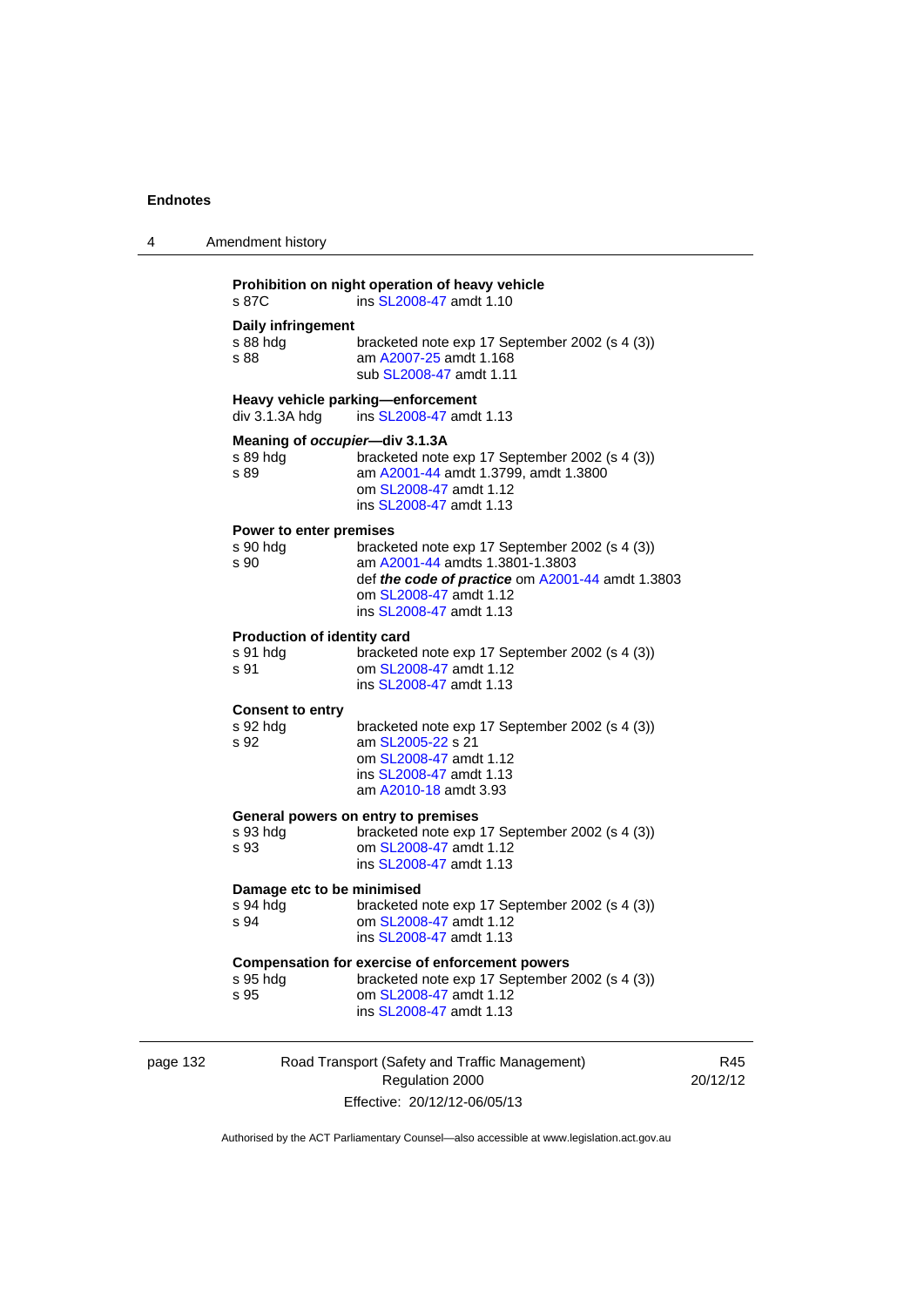**Prohibition on night operation of heavy vehicle**
s 87C ins SL2008-47 amdt 1.10

**Daily infringement**
s 88 hdg bracketed note exp 17 September 2002 (s 4 (3))
s 88 am A2007-25 amdt 1.168
sub SL2008-47 amdt 1.11

**Heavy vehicle parking—enforcement**
div 3.1.3A hdg ins SL2008-47 amdt 1.13

**Meaning of *occupier*—div 3.1.3A**
s 89 hdg bracketed note exp 17 September 2002 (s 4 (3))
s 89 am A2001-44 amdt 1.3799, amdt 1.3800
om SL2008-47 amdt 1.12
ins SL2008-47 amdt 1.13

**Power to enter premises**
s 90 hdg bracketed note exp 17 September 2002 (s 4 (3))
s 90 am A2001-44 amdts 1.3801-1.3803
def ***the code of practice*** om A2001-44 amdt 1.3803
om SL2008-47 amdt 1.12
ins SL2008-47 amdt 1.13

**Production of identity card**
s 91 hdg bracketed note exp 17 September 2002 (s 4 (3))
s 91 om SL2008-47 amdt 1.12
ins SL2008-47 amdt 1.13

**Consent to entry**
s 92 hdg bracketed note exp 17 September 2002 (s 4 (3))
s 92 am SL2005-22 s 21
om SL2008-47 amdt 1.12
ins SL2008-47 amdt 1.13
am A2010-18 amdt 3.93

**General powers on entry to premises**
s 93 hdg bracketed note exp 17 September 2002 (s 4 (3))
s 93 om SL2008-47 amdt 1.12
ins SL2008-47 amdt 1.13

**Damage etc to be minimised**
s 94 hdg bracketed note exp 17 September 2002 (s 4 (3))
s 94 om SL2008-47 amdt 1.12
ins SL2008-47 amdt 1.13

**Compensation for exercise of enforcement powers**
s 95 hdg bracketed note exp 17 September 2002 (s 4 (3))
s 95 om SL2008-47 amdt 1.12
ins SL2008-47 amdt 1.13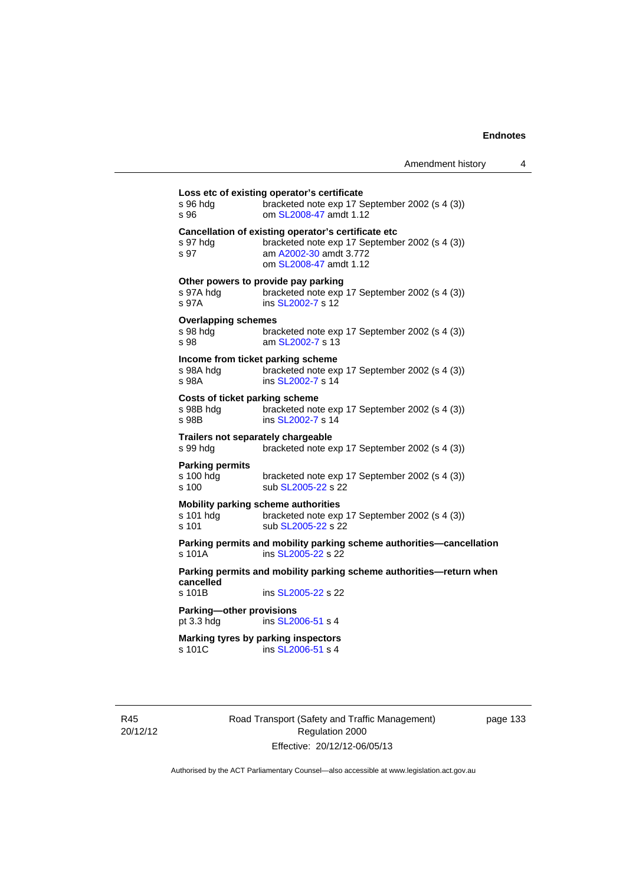**Loss etc of existing operator's certificate**

s 96 hdg bracketed note exp 17 September 2002 (s 4 (3))
s 96 om SL2008-47 amdt 1.12

**Cancellation of existing operator's certificate etc**

s 97 hdg bracketed note exp 17 September 2002 (s 4 (3))
s 97 am A2002-30 amdt 3.772
om SL2008-47 amdt 1.12

**Other powers to provide pay parking**

s 97A hdg bracketed note exp 17 September 2002 (s 4 (3))
s 97A ins SL2002-7 s 12

**Overlapping schemes**

s 98 hdg bracketed note exp 17 September 2002 (s 4 (3))
s 98 am SL2002-7 s 13

**Income from ticket parking scheme**

s 98A hdg bracketed note exp 17 September 2002 (s 4 (3))
s 98A ins SL2002-7 s 14

**Costs of ticket parking scheme**

s 98B hdg bracketed note exp 17 September 2002 (s 4 (3))
s 98B ins SL2002-7 s 14

**Trailers not separately chargeable**

s 99 hdg bracketed note exp 17 September 2002 (s 4 (3))

**Parking permits**

s 100 hdg bracketed note exp 17 September 2002 (s 4 (3))
s 100 sub SL2005-22 s 22

**Mobility parking scheme authorities**

s 101 hdg bracketed note exp 17 September 2002 (s 4 (3))
s 101 sub SL2005-22 s 22

**Parking permits and mobility parking scheme authorities—cancellation**

s 101A ins SL2005-22 s 22

**Parking permits and mobility parking scheme authorities—return when cancelled**

s 101B ins SL2005-22 s 22

**Parking—other provisions**

pt 3.3 hdg ins SL2006-51 s 4

**Marking tyres by parking inspectors**

s 101C ins SL2006-51 s 4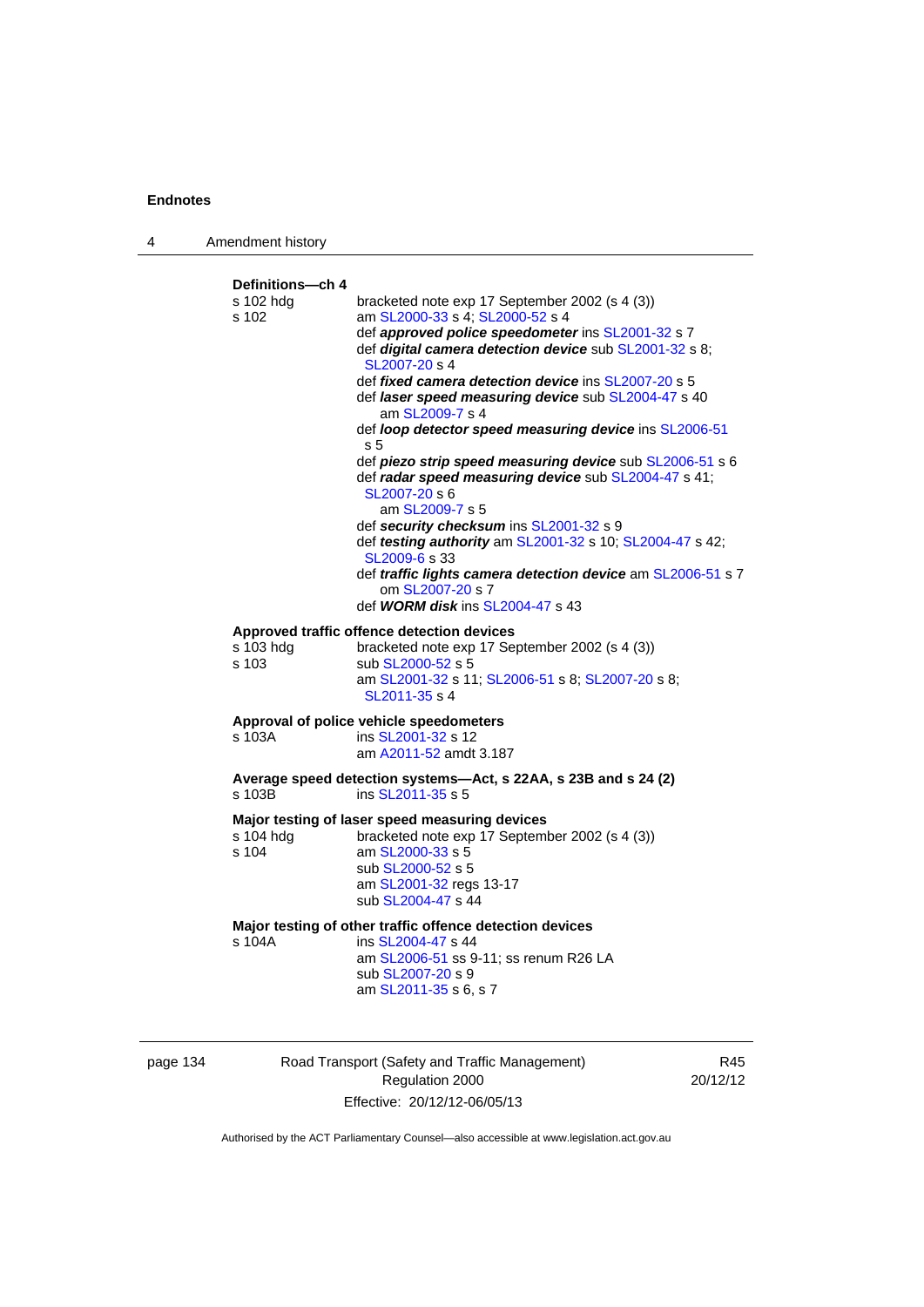**Definitions—ch 4**

s 102 hdg — bracketed note exp 17 September 2002 (s 4 (3))

s 102 — am SL2000-33 s 4; SL2000-52 s 4
- def ***approved police speedometer*** ins SL2001-32 s 7
- def ***digital camera detection device*** sub SL2001-32 s 8; SL2007-20 s 4
- def ***fixed camera detection device*** ins SL2007-20 s 5
- def ***laser speed measuring device*** sub SL2004-47 s 40
  - am SL2009-7 s 4
- def ***loop detector speed measuring device*** ins SL2006-51 s 5
- def ***piezo strip speed measuring device*** sub SL2006-51 s 6
- def ***radar speed measuring device*** sub SL2004-47 s 41; SL2007-20 s 6
  - am SL2009-7 s 5
- def ***security checksum*** ins SL2001-32 s 9
- def ***testing authority*** am SL2001-32 s 10; SL2004-47 s 42; SL2009-6 s 33
- def ***traffic lights camera detection device*** am SL2006-51 s 7
  - om SL2007-20 s 7
- def ***WORM disk*** ins SL2004-47 s 43

**Approved traffic offence detection devices**

s 103 hdg — bracketed note exp 17 September 2002 (s 4 (3))

s 103 — sub SL2000-52 s 5
- am SL2001-32 s 11; SL2006-51 s 8; SL2007-20 s 8; SL2011-35 s 4

**Approval of police vehicle speedometers**

s 103A — ins SL2001-32 s 12
- am A2011-52 amdt 3.187

**Average speed detection systems—Act, s 22AA, s 23B and s 24 (2)**

s 103B — ins SL2011-35 s 5

**Major testing of laser speed measuring devices**

s 104 hdg — bracketed note exp 17 September 2002 (s 4 (3))

s 104 — am SL2000-33 s 5
- sub SL2000-52 s 5
- am SL2001-32 regs 13-17
- sub SL2004-47 s 44

**Major testing of other traffic offence detection devices**

s 104A — ins SL2004-47 s 44
- am SL2006-51 ss 9-11; ss renum R26 LA
- sub SL2007-20 s 9
- am SL2011-35 s 6, s 7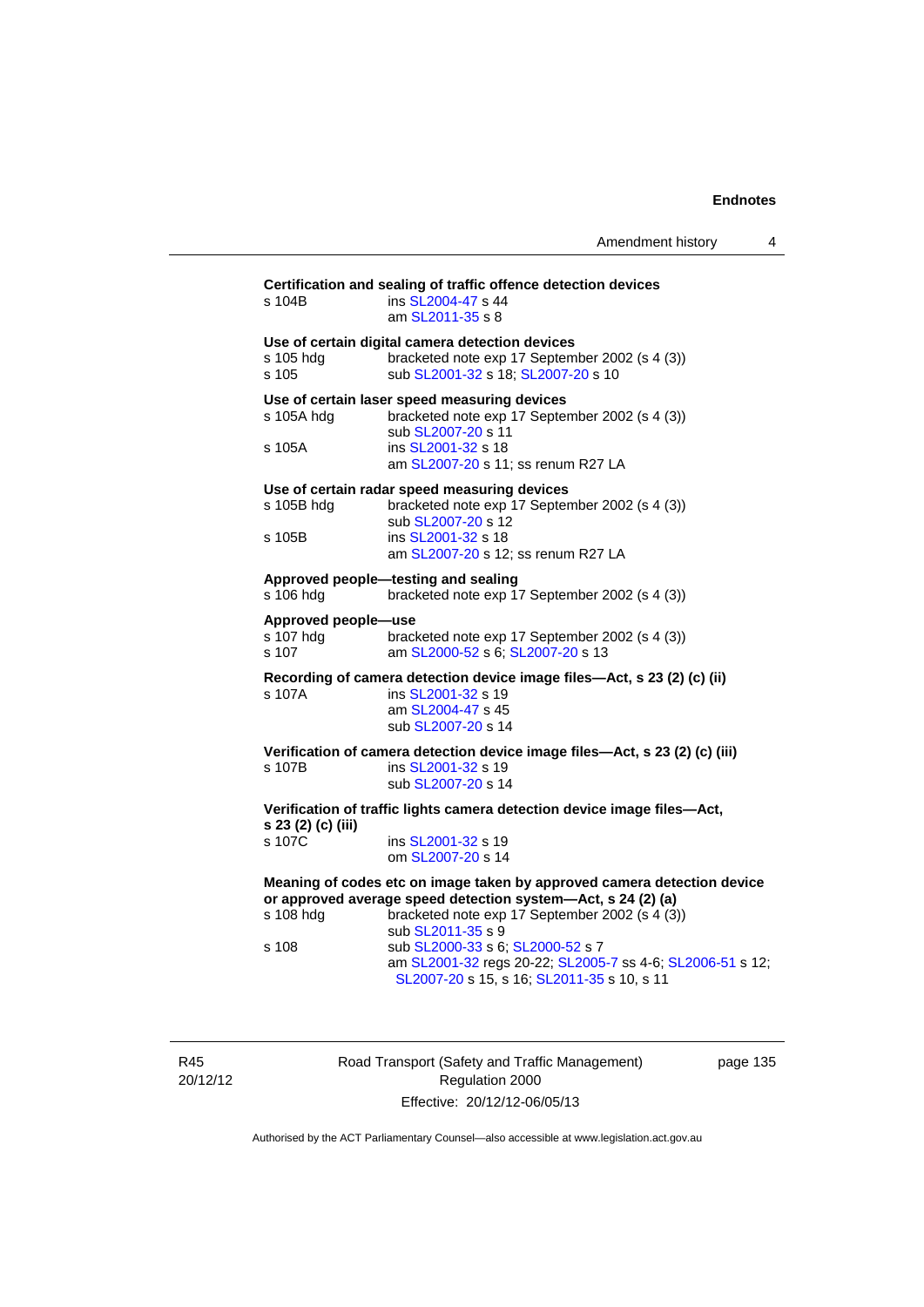**Certification and sealing of traffic offence detection devices**

s 104B — ins SL2004-47 s 44
am SL2011-35 s 8

**Use of certain digital camera detection devices**

s 105 hdg — bracketed note exp 17 September 2002 (s 4 (3))
s 105 — sub SL2001-32 s 18; SL2007-20 s 10

**Use of certain laser speed measuring devices**

s 105A hdg — bracketed note exp 17 September 2002 (s 4 (3))
sub SL2007-20 s 11
s 105A — ins SL2001-32 s 18
am SL2007-20 s 11; ss renum R27 LA

**Use of certain radar speed measuring devices**

s 105B hdg — bracketed note exp 17 September 2002 (s 4 (3))
sub SL2007-20 s 12
s 105B — ins SL2001-32 s 18
am SL2007-20 s 12; ss renum R27 LA

**Approved people—testing and sealing**

s 106 hdg — bracketed note exp 17 September 2002 (s 4 (3))

**Approved people—use**

s 107 hdg — bracketed note exp 17 September 2002 (s 4 (3))
s 107 — am SL2000-52 s 6; SL2007-20 s 13

**Recording of camera detection device image files—Act, s 23 (2) (c) (ii)**

s 107A — ins SL2001-32 s 19
am SL2004-47 s 45
sub SL2007-20 s 14

**Verification of camera detection device image files—Act, s 23 (2) (c) (iii)**

s 107B — ins SL2001-32 s 19
sub SL2007-20 s 14

**Verification of traffic lights camera detection device image files—Act, s 23 (2) (c) (iii)**

s 107C — ins SL2001-32 s 19
om SL2007-20 s 14

**Meaning of codes etc on image taken by approved camera detection device or approved average speed detection system—Act, s 24 (2) (a)**

s 108 hdg — bracketed note exp 17 September 2002 (s 4 (3))
sub SL2011-35 s 9
s 108 — sub SL2000-33 s 6; SL2000-52 s 7
am SL2001-32 regs 20-22; SL2005-7 ss 4-6; SL2006-51 s 12; SL2007-20 s 15, s 16; SL2011-35 s 10, s 11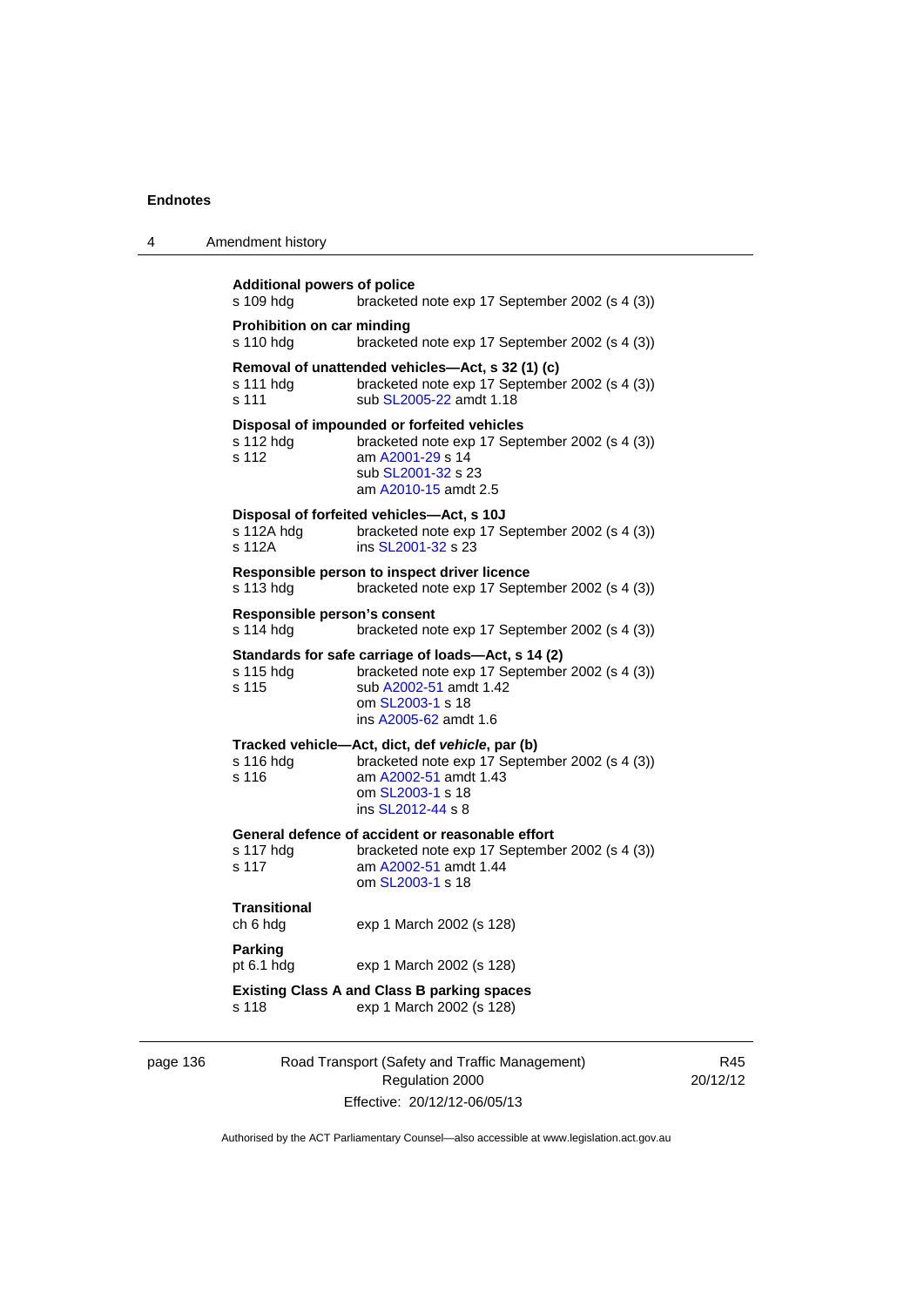**Additional powers of police**

s 109 hdg bracketed note exp 17 September 2002 (s 4 (3))

**Prohibition on car minding**

s 110 hdg bracketed note exp 17 September 2002 (s 4 (3))

**Removal of unattended vehicles—Act, s 32 (1) (c)**

s 111 hdg bracketed note exp 17 September 2002 (s 4 (3))
s 111 sub SL2005-22 amdt 1.18

**Disposal of impounded or forfeited vehicles**

s 112 hdg bracketed note exp 17 September 2002 (s 4 (3))
s 112 am A2001-29 s 14
sub SL2001-32 s 23
am A2010-15 amdt 2.5

**Disposal of forfeited vehicles—Act, s 10J**

s 112A hdg bracketed note exp 17 September 2002 (s 4 (3))
s 112A ins SL2001-32 s 23

**Responsible person to inspect driver licence**

s 113 hdg bracketed note exp 17 September 2002 (s 4 (3))

**Responsible person's consent**

s 114 hdg bracketed note exp 17 September 2002 (s 4 (3))

**Standards for safe carriage of loads—Act, s 14 (2)**

s 115 hdg bracketed note exp 17 September 2002 (s 4 (3))
s 115 sub A2002-51 amdt 1.42
om SL2003-1 s 18
ins A2005-62 amdt 1.6

**Tracked vehicle—Act, dict, def *vehicle*, par (b)**

s 116 hdg bracketed note exp 17 September 2002 (s 4 (3))
s 116 am A2002-51 amdt 1.43
om SL2003-1 s 18
ins SL2012-44 s 8

**General defence of accident or reasonable effort**

s 117 hdg bracketed note exp 17 September 2002 (s 4 (3))
s 117 am A2002-51 amdt 1.44
om SL2003-1 s 18

**Transitional**

ch 6 hdg exp 1 March 2002 (s 128)

**Parking**

pt 6.1 hdg exp 1 March 2002 (s 128)

**Existing Class A and Class B parking spaces**

s 118 exp 1 March 2002 (s 128)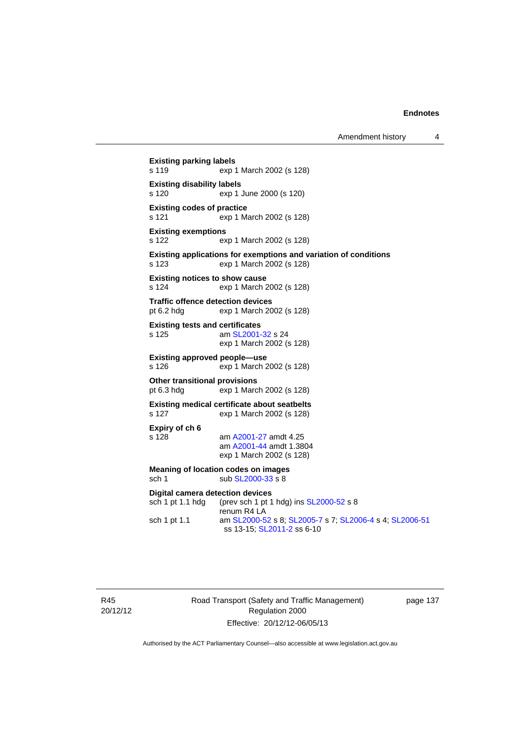**Existing parking labels**
s 119 exp 1 March 2002 (s 128)

**Existing disability labels**
s 120 exp 1 June 2000 (s 120)

**Existing codes of practice**
s 121 exp 1 March 2002 (s 128)

**Existing exemptions**
s 122 exp 1 March 2002 (s 128)

**Existing applications for exemptions and variation of conditions**
s 123 exp 1 March 2002 (s 128)

**Existing notices to show cause**
s 124 exp 1 March 2002 (s 128)

**Traffic offence detection devices**
pt 6.2 hdg exp 1 March 2002 (s 128)

**Existing tests and certificates**
s 125 am SL2001-32 s 24
exp 1 March 2002 (s 128)

**Existing approved people—use**
s 126 exp 1 March 2002 (s 128)

**Other transitional provisions**
pt 6.3 hdg exp 1 March 2002 (s 128)

**Existing medical certificate about seatbelts**
s 127 exp 1 March 2002 (s 128)

**Expiry of ch 6**
s 128 am A2001-27 amdt 4.25
am A2001-44 amdt 1.3804
exp 1 March 2002 (s 128)

**Meaning of location codes on images**
sch 1 sub SL2000-33 s 8

**Digital camera detection devices**
sch 1 pt 1.1 hdg (prev sch 1 pt 1 hdg) ins SL2000-52 s 8
renum R4 LA
sch 1 pt 1.1 am SL2000-52 s 8; SL2005-7 s 7; SL2006-4 s 4; SL2006-51 ss 13-15; SL2011-2 ss 6-10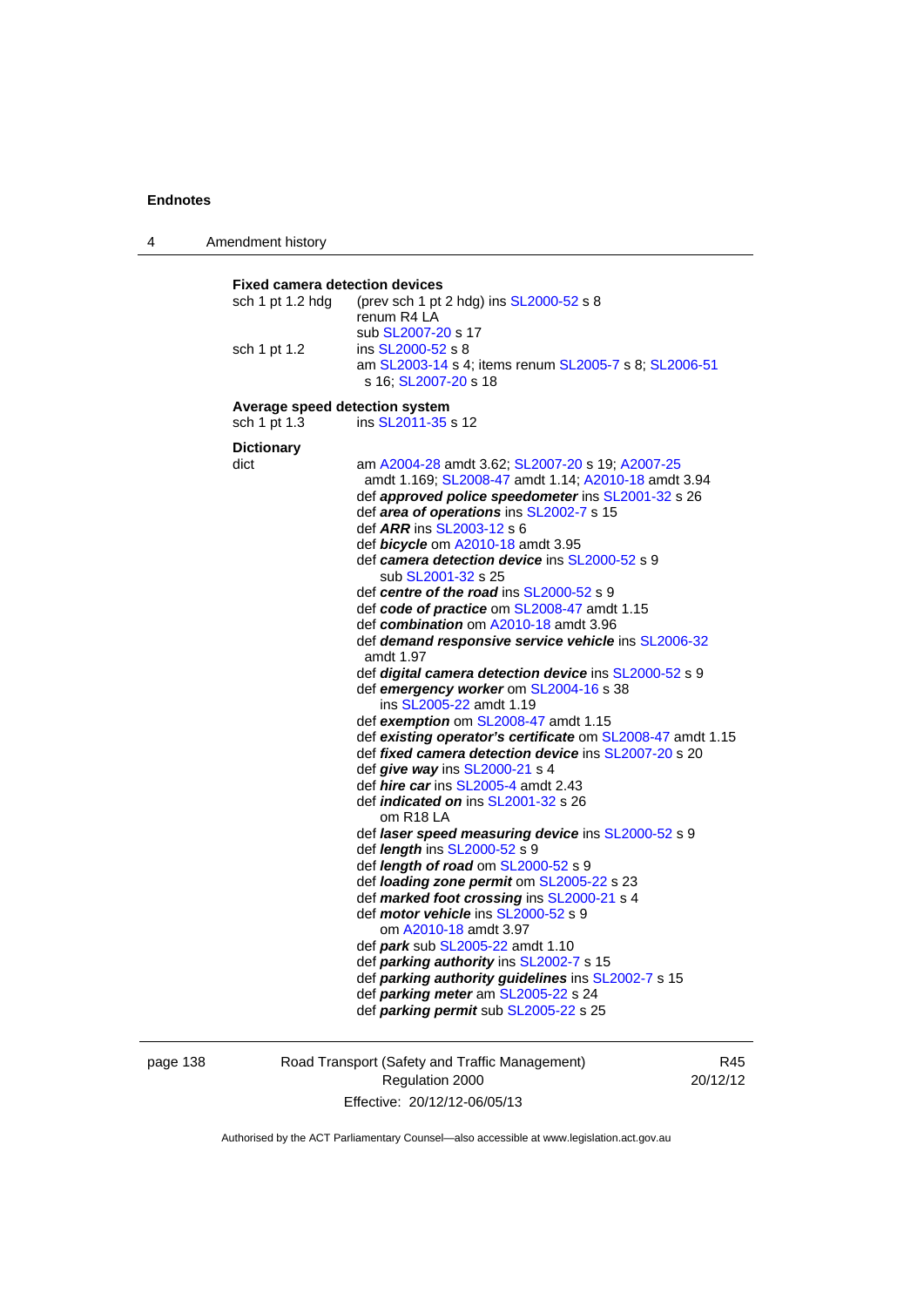**Fixed camera detection devices**

sch 1 pt 1.2 hdg (prev sch 1 pt 2 hdg) ins SL2000-52 s 8
renum R4 LA
sub SL2007-20 s 17

sch 1 pt 1.2 ins SL2000-52 s 8
am SL2003-14 s 4; items renum SL2005-7 s 8; SL2006-51 s 16; SL2007-20 s 18

**Average speed detection system**

sch 1 pt 1.3 ins SL2011-35 s 12

**Dictionary**

dict am A2004-28 amdt 3.62; SL2007-20 s 19; A2007-25 amdt 1.169; SL2008-47 amdt 1.14; A2010-18 amdt 3.94
def ***approved police speedometer*** ins SL2001-32 s 26
def ***area of operations*** ins SL2002-7 s 15
def ***ARR*** ins SL2003-12 s 6
def ***bicycle*** om A2010-18 amdt 3.95
def ***camera detection device*** ins SL2000-52 s 9
sub SL2001-32 s 25
def ***centre of the road*** ins SL2000-52 s 9
def ***code of practice*** om SL2008-47 amdt 1.15
def ***combination*** om A2010-18 amdt 3.96
def ***demand responsive service vehicle*** ins SL2006-32 amdt 1.97
def ***digital camera detection device*** ins SL2000-52 s 9
def ***emergency worker*** om SL2004-16 s 38
ins SL2005-22 amdt 1.19
def ***exemption*** om SL2008-47 amdt 1.15
def ***existing operator's certificate*** om SL2008-47 amdt 1.15
def ***fixed camera detection device*** ins SL2007-20 s 20
def ***give way*** ins SL2000-21 s 4
def ***hire car*** ins SL2005-4 amdt 2.43
def ***indicated on*** ins SL2001-32 s 26
om R18 LA
def ***laser speed measuring device*** ins SL2000-52 s 9
def ***length*** ins SL2000-52 s 9
def ***length of road*** om SL2000-52 s 9
def ***loading zone permit*** om SL2005-22 s 23
def ***marked foot crossing*** ins SL2000-21 s 4
def ***motor vehicle*** ins SL2000-52 s 9
om A2010-18 amdt 3.97
def ***park*** sub SL2005-22 amdt 1.10
def ***parking authority*** ins SL2002-7 s 15
def ***parking authority guidelines*** ins SL2002-7 s 15
def ***parking meter*** am SL2005-22 s 24
def ***parking permit*** sub SL2005-22 s 25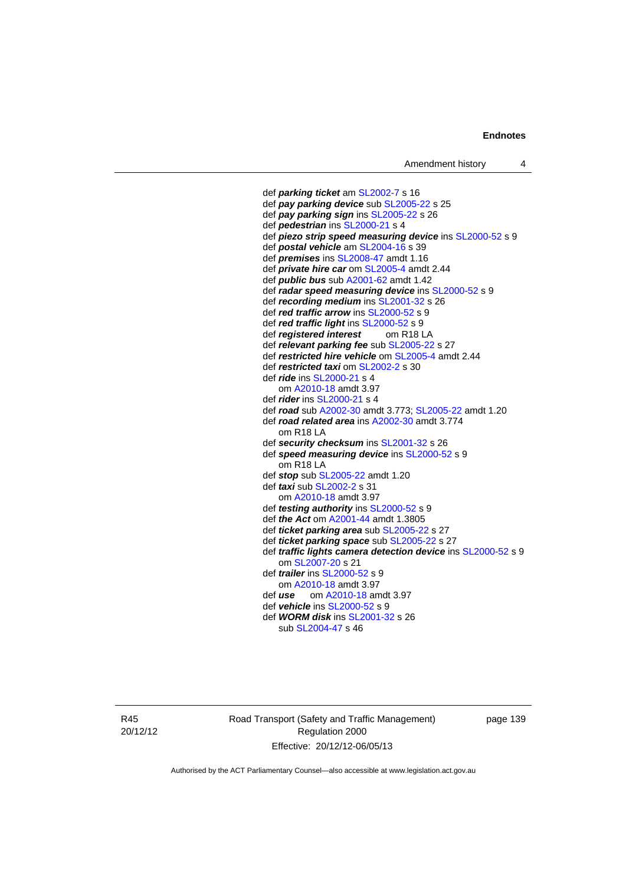def ***parking ticket*** am SL2002-7 s 16
def ***pay parking device*** sub SL2005-22 s 25
def ***pay parking sign*** ins SL2005-22 s 26
def ***pedestrian*** ins SL2000-21 s 4
def ***piezo strip speed measuring device*** ins SL2000-52 s 9
def ***postal vehicle*** am SL2004-16 s 39
def ***premises*** ins SL2008-47 amdt 1.16
def ***private hire car*** om SL2005-4 amdt 2.44
def ***public bus*** sub A2001-62 amdt 1.42
def ***radar speed measuring device*** ins SL2000-52 s 9
def ***recording medium*** ins SL2001-32 s 26
def ***red traffic arrow*** ins SL2000-52 s 9
def ***red traffic light*** ins SL2000-52 s 9
def ***registered interest*** om R18 LA
def ***relevant parking fee*** sub SL2005-22 s 27
def ***restricted hire vehicle*** om SL2005-4 amdt 2.44
def ***restricted taxi*** om SL2002-2 s 30
def ***ride*** ins SL2000-21 s 4
    om A2010-18 amdt 3.97
def ***rider*** ins SL2000-21 s 4
def ***road*** sub A2002-30 amdt 3.773; SL2005-22 amdt 1.20
def ***road related area*** ins A2002-30 amdt 3.774
    om R18 LA
def ***security checksum*** ins SL2001-32 s 26
def ***speed measuring device*** ins SL2000-52 s 9
    om R18 LA
def ***stop*** sub SL2005-22 amdt 1.20
def ***taxi*** sub SL2002-2 s 31
    om A2010-18 amdt 3.97
def ***testing authority*** ins SL2000-52 s 9
def ***the Act*** om A2001-44 amdt 1.3805
def ***ticket parking area*** sub SL2005-22 s 27
def ***ticket parking space*** sub SL2005-22 s 27
def ***traffic lights camera detection device*** ins SL2000-52 s 9
    om SL2007-20 s 21
def ***trailer*** ins SL2000-52 s 9
    om A2010-18 amdt 3.97
def ***use*** om A2010-18 amdt 3.97
def ***vehicle*** ins SL2000-52 s 9
def ***WORM disk*** ins SL2001-32 s 26
    sub SL2004-47 s 46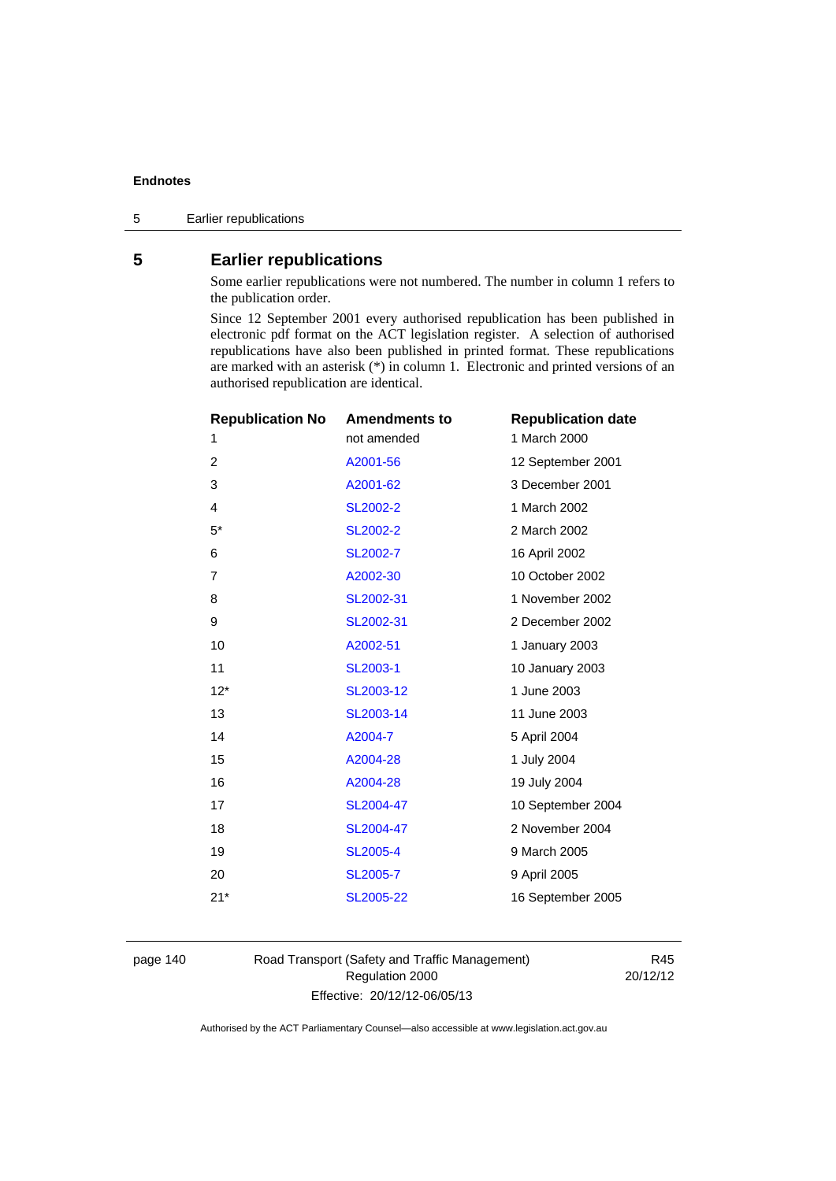## 5 Earlier republications

Some earlier republications were not numbered. The number in column 1 refers to the publication order.

Since 12 September 2001 every authorised republication has been published in electronic pdf format on the ACT legislation register. A selection of authorised republications have also been published in printed format. These republications are marked with an asterisk (*) in column 1. Electronic and printed versions of an authorised republication are identical.

| Republication No | Amendments to | Republication date |
|---|---|---|
| 1 | not amended | 1 March 2000 |
| 2 | A2001-56 | 12 September 2001 |
| 3 | A2001-62 | 3 December 2001 |
| 4 | SL2002-2 | 1 March 2002 |
| 5* | SL2002-2 | 2 March 2002 |
| 6 | SL2002-7 | 16 April 2002 |
| 7 | A2002-30 | 10 October 2002 |
| 8 | SL2002-31 | 1 November 2002 |
| 9 | SL2002-31 | 2 December 2002 |
| 10 | A2002-51 | 1 January 2003 |
| 11 | SL2003-1 | 10 January 2003 |
| 12* | SL2003-12 | 1 June 2003 |
| 13 | SL2003-14 | 11 June 2003 |
| 14 | A2004-7 | 5 April 2004 |
| 15 | A2004-28 | 1 July 2004 |
| 16 | A2004-28 | 19 July 2004 |
| 17 | SL2004-47 | 10 September 2004 |
| 18 | SL2004-47 | 2 November 2004 |
| 19 | SL2005-4 | 9 March 2005 |
| 20 | SL2005-7 | 9 April 2005 |
| 21* | SL2005-22 | 16 September 2005 |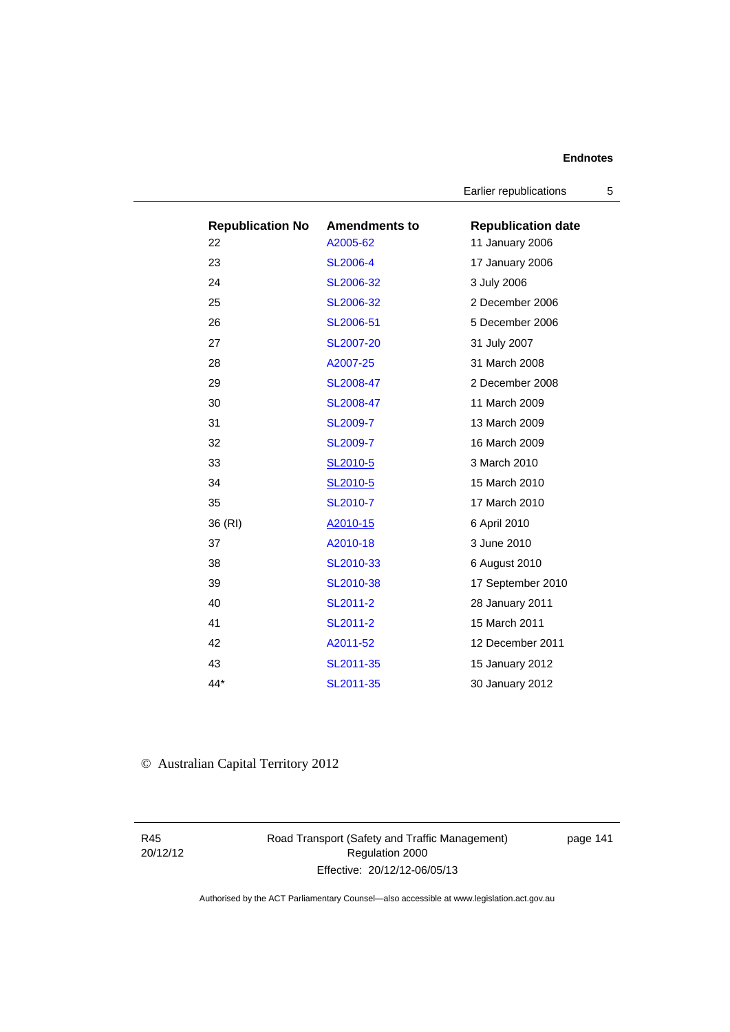| Republication No | Amendments to | Republication date |
|---|---|---|
| 22 | A2005-62 | 11 January 2006 |
| 23 | SL2006-4 | 17 January 2006 |
| 24 | SL2006-32 | 3 July 2006 |
| 25 | SL2006-32 | 2 December 2006 |
| 26 | SL2006-51 | 5 December 2006 |
| 27 | SL2007-20 | 31 July 2007 |
| 28 | A2007-25 | 31 March 2008 |
| 29 | SL2008-47 | 2 December 2008 |
| 30 | SL2008-47 | 11 March 2009 |
| 31 | SL2009-7 | 13 March 2009 |
| 32 | SL2009-7 | 16 March 2009 |
| 33 | SL2010-5 | 3 March 2010 |
| 34 | SL2010-5 | 15 March 2010 |
| 35 | SL2010-7 | 17 March 2010 |
| 36 (RI) | A2010-15 | 6 April 2010 |
| 37 | A2010-18 | 3 June 2010 |
| 38 | SL2010-33 | 6 August 2010 |
| 39 | SL2010-38 | 17 September 2010 |
| 40 | SL2011-2 | 28 January 2011 |
| 41 | SL2011-2 | 15 March 2011 |
| 42 | A2011-52 | 12 December 2011 |
| 43 | SL2011-35 | 15 January 2012 |
| 44* | SL2011-35 | 30 January 2012 |

© Australian Capital Territory 2012